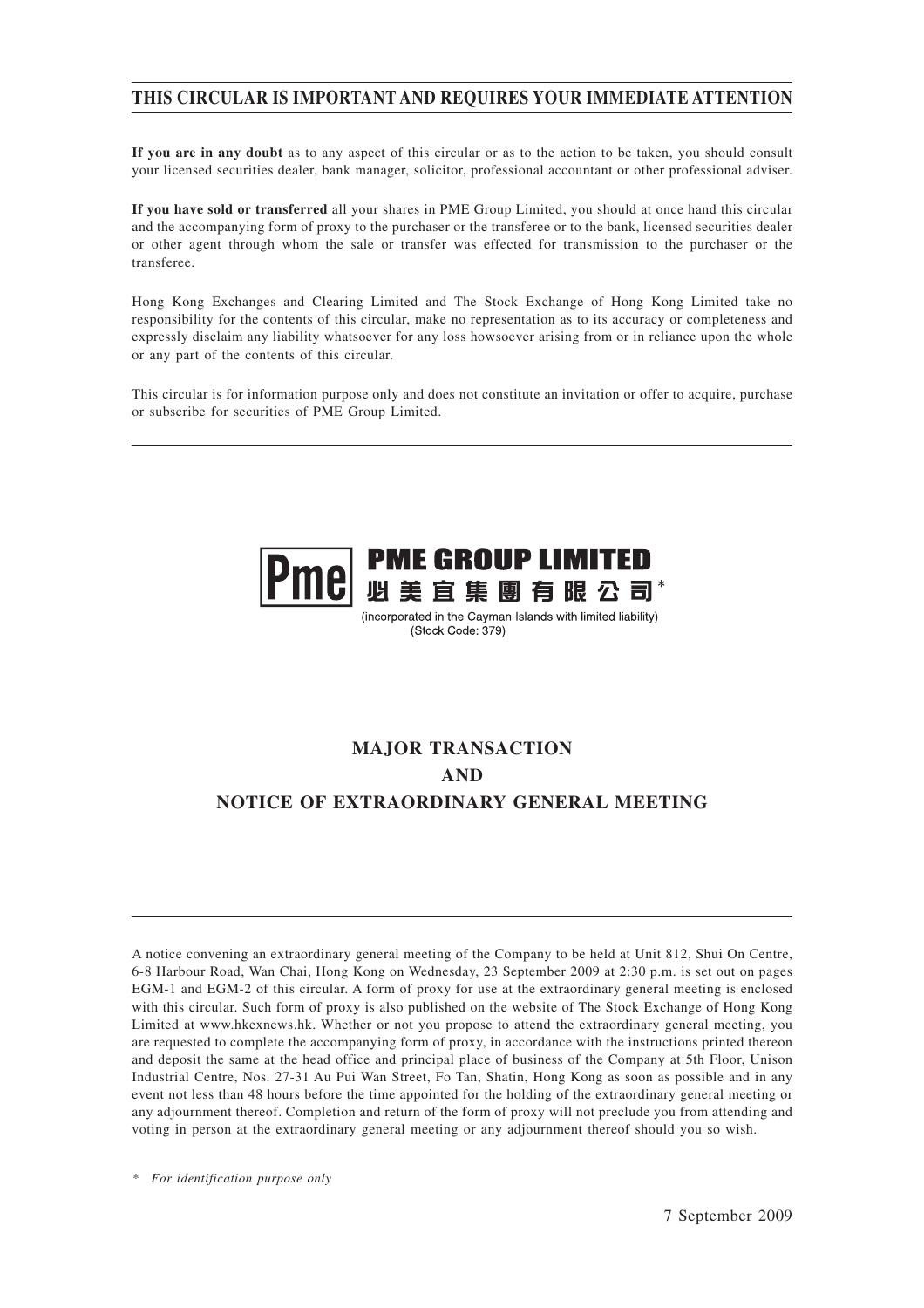**THIS CIRCULAR IS IMPORTANT AND REQUIRES YOUR IMMEDIATE ATTENTION**

**If you are in any doubt** as to any aspect of this circular or as to the action to be taken, you should consult your licensed securities dealer, bank manager, solicitor, professional accountant or other professional adviser.

**If you have sold or transferred** all your shares in PME Group Limited, you should at once hand this circular and the accompanying form of proxy to the purchaser or the transferee or to the bank, licensed securities dealer or other agent through whom the sale or transfer was effected for transmission to the purchaser or the transferee.

Hong Kong Exchanges and Clearing Limited and The Stock Exchange of Hong Kong Limited take no responsibility for the contents of this circular, make no representation as to its accuracy or completeness and expressly disclaim any liability whatsoever for any loss howsoever arising from or in reliance upon the whole or any part of the contents of this circular.

This circular is for information purpose only and does not constitute an invitation or offer to acquire, purchase or subscribe for securities of PME Group Limited.

**PME GROUP LIMITED**
**必美宜集團有限公司***
(incorporated in the Cayman Islands with limited liability)
(Stock Code: 379)

# MAJOR TRANSACTION
# AND
# NOTICE OF EXTRAORDINARY GENERAL MEETING

A notice convening an extraordinary general meeting of the Company to be held at Unit 812, Shui On Centre, 6-8 Harbour Road, Wan Chai, Hong Kong on Wednesday, 23 September 2009 at 2:30 p.m. is set out on pages EGM-1 and EGM-2 of this circular. A form of proxy for use at the extraordinary general meeting is enclosed with this circular. Such form of proxy is also published on the website of The Stock Exchange of Hong Kong Limited at www.hkexnews.hk. Whether or not you propose to attend the extraordinary general meeting, you are requested to complete the accompanying form of proxy, in accordance with the instructions printed thereon and deposit the same at the head office and principal place of business of the Company at 5th Floor, Unison Industrial Centre, Nos. 27-31 Au Pui Wan Street, Fo Tan, Shatin, Hong Kong as soon as possible and in any event not less than 48 hours before the time appointed for the holding of the extraordinary general meeting or any adjournment thereof. Completion and return of the form of proxy will not preclude you from attending and voting in person at the extraordinary general meeting or any adjournment thereof should you so wish.

\* *For identification purpose only*

7 September 2009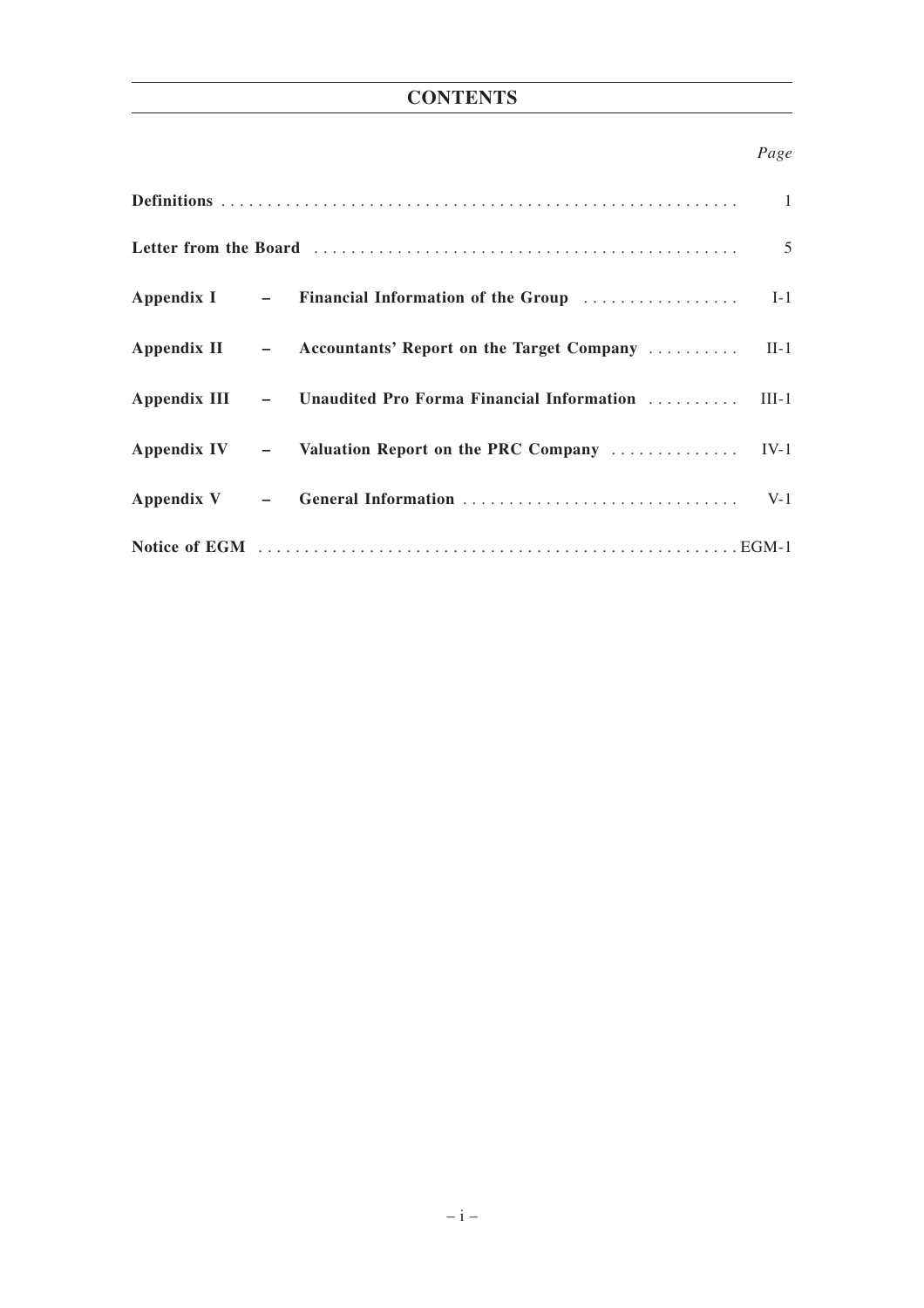# CONTENTS

| | Page |
|---|---|
| **Definitions** | 1 |
| **Letter from the Board** | 5 |
| **Appendix I – Financial Information of the Group** | I-1 |
| **Appendix II – Accountants' Report on the Target Company** | II-1 |
| **Appendix III – Unaudited Pro Forma Financial Information** | III-1 |
| **Appendix IV – Valuation Report on the PRC Company** | IV-1 |
| **Appendix V – General Information** | V-1 |
| **Notice of EGM** | EGM-1 |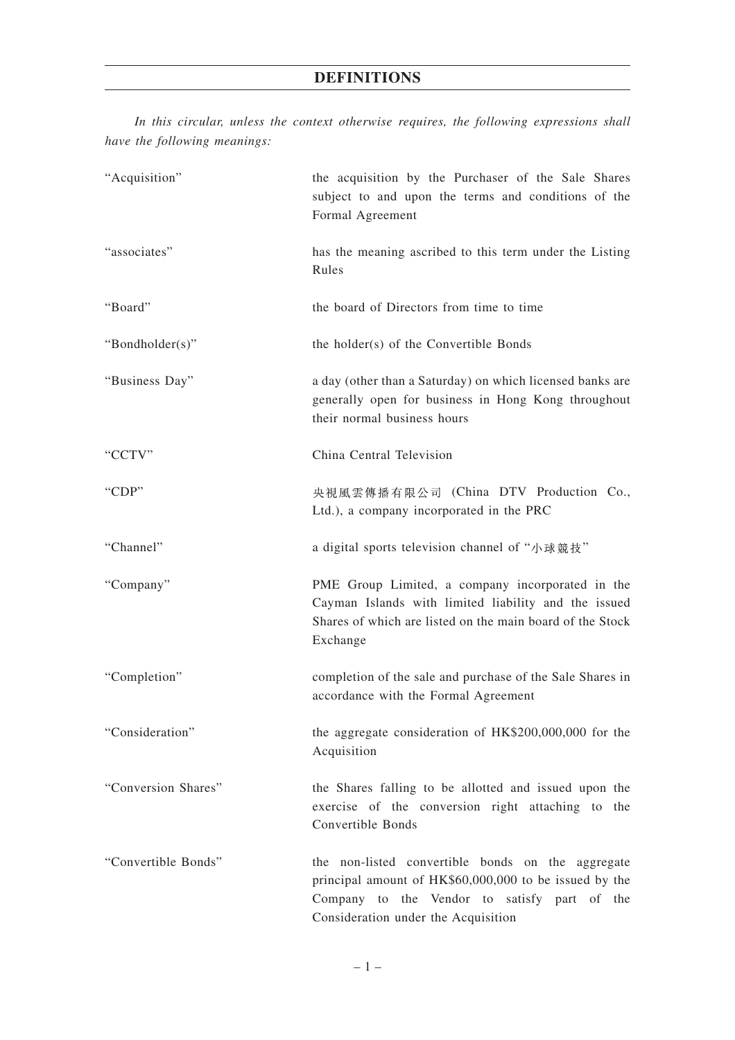# DEFINITIONS

*In this circular, unless the context otherwise requires, the following expressions shall have the following meanings:*

| | |
|---|---|
| "Acquisition" | the acquisition by the Purchaser of the Sale Shares subject to and upon the terms and conditions of the Formal Agreement |
| "associates" | has the meaning ascribed to this term under the Listing Rules |
| "Board" | the board of Directors from time to time |
| "Bondholder(s)" | the holder(s) of the Convertible Bonds |
| "Business Day" | a day (other than a Saturday) on which licensed banks are generally open for business in Hong Kong throughout their normal business hours |
| "CCTV" | China Central Television |
| "CDP" | 央視風雲傳播有限公司 (China DTV Production Co., Ltd.), a company incorporated in the PRC |
| "Channel" | a digital sports television channel of "小球競技" |
| "Company" | PME Group Limited, a company incorporated in the Cayman Islands with limited liability and the issued Shares of which are listed on the main board of the Stock Exchange |
| "Completion" | completion of the sale and purchase of the Sale Shares in accordance with the Formal Agreement |
| "Consideration" | the aggregate consideration of HK$200,000,000 for the Acquisition |
| "Conversion Shares" | the Shares falling to be allotted and issued upon the exercise of the conversion right attaching to the Convertible Bonds |
| "Convertible Bonds" | the non-listed convertible bonds on the aggregate principal amount of HK$60,000,000 to be issued by the Company to the Vendor to satisfy part of the Consideration under the Acquisition |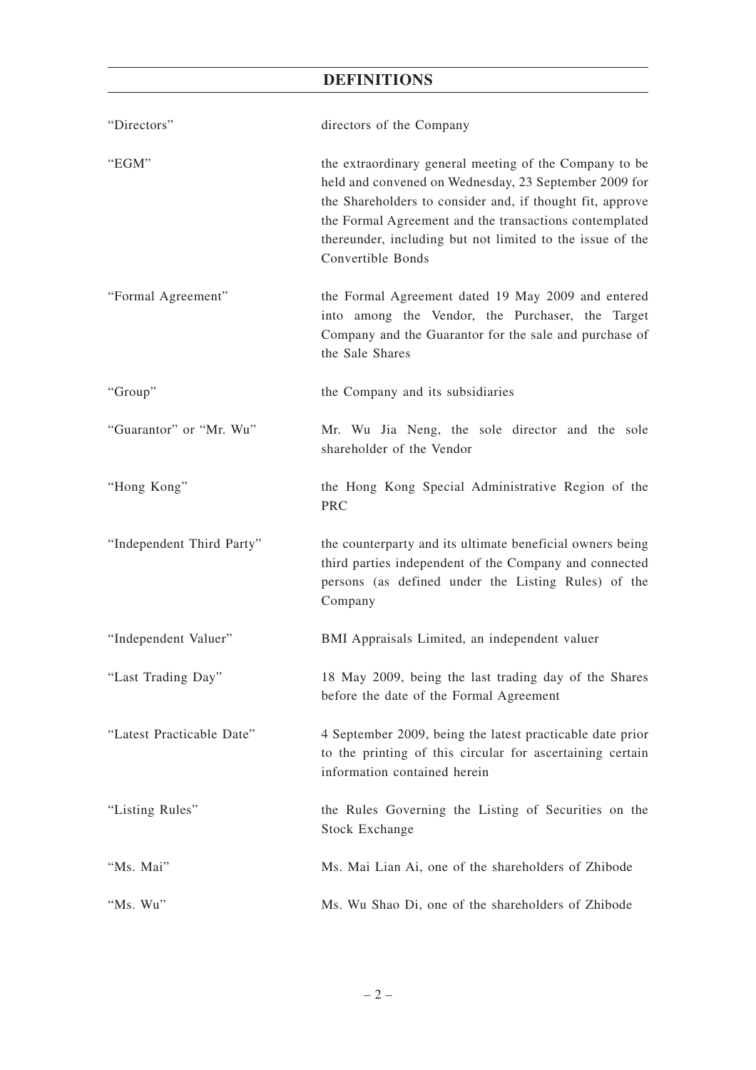# DEFINITIONS

| | |
|---|---|
| "Directors" | directors of the Company |
| "EGM" | the extraordinary general meeting of the Company to be held and convened on Wednesday, 23 September 2009 for the Shareholders to consider and, if thought fit, approve the Formal Agreement and the transactions contemplated thereunder, including but not limited to the issue of the Convertible Bonds |
| "Formal Agreement" | the Formal Agreement dated 19 May 2009 and entered into among the Vendor, the Purchaser, the Target Company and the Guarantor for the sale and purchase of the Sale Shares |
| "Group" | the Company and its subsidiaries |
| "Guarantor" or "Mr. Wu" | Mr. Wu Jia Neng, the sole director and the sole shareholder of the Vendor |
| "Hong Kong" | the Hong Kong Special Administrative Region of the PRC |
| "Independent Third Party" | the counterparty and its ultimate beneficial owners being third parties independent of the Company and connected persons (as defined under the Listing Rules) of the Company |
| "Independent Valuer" | BMI Appraisals Limited, an independent valuer |
| "Last Trading Day" | 18 May 2009, being the last trading day of the Shares before the date of the Formal Agreement |
| "Latest Practicable Date" | 4 September 2009, being the latest practicable date prior to the printing of this circular for ascertaining certain information contained herein |
| "Listing Rules" | the Rules Governing the Listing of Securities on the Stock Exchange |
| "Ms. Mai" | Ms. Mai Lian Ai, one of the shareholders of Zhibode |
| "Ms. Wu" | Ms. Wu Shao Di, one of the shareholders of Zhibode |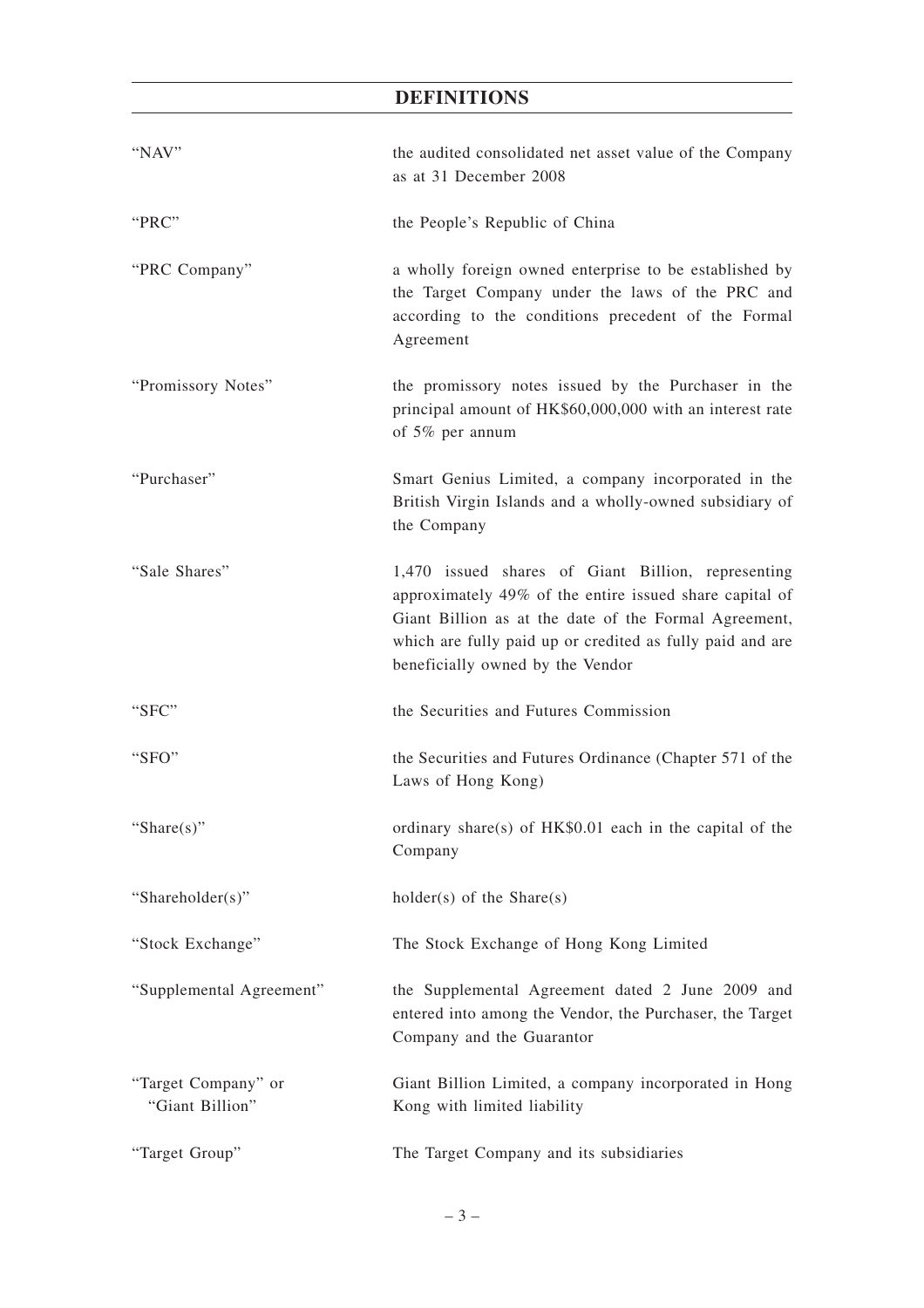## DEFINITIONS

| | |
|---|---|
| "NAV" | the audited consolidated net asset value of the Company as at 31 December 2008 |
| "PRC" | the People's Republic of China |
| "PRC Company" | a wholly foreign owned enterprise to be established by the Target Company under the laws of the PRC and according to the conditions precedent of the Formal Agreement |
| "Promissory Notes" | the promissory notes issued by the Purchaser in the principal amount of HK$60,000,000 with an interest rate of 5% per annum |
| "Purchaser" | Smart Genius Limited, a company incorporated in the British Virgin Islands and a wholly-owned subsidiary of the Company |
| "Sale Shares" | 1,470 issued shares of Giant Billion, representing approximately 49% of the entire issued share capital of Giant Billion as at the date of the Formal Agreement, which are fully paid up or credited as fully paid and are beneficially owned by the Vendor |
| "SFC" | the Securities and Futures Commission |
| "SFO" | the Securities and Futures Ordinance (Chapter 571 of the Laws of Hong Kong) |
| "Share(s)" | ordinary share(s) of HK$0.01 each in the capital of the Company |
| "Shareholder(s)" | holder(s) of the Share(s) |
| "Stock Exchange" | The Stock Exchange of Hong Kong Limited |
| "Supplemental Agreement" | the Supplemental Agreement dated 2 June 2009 and entered into among the Vendor, the Purchaser, the Target Company and the Guarantor |
| "Target Company" or "Giant Billion" | Giant Billion Limited, a company incorporated in Hong Kong with limited liability |
| "Target Group" | The Target Company and its subsidiaries |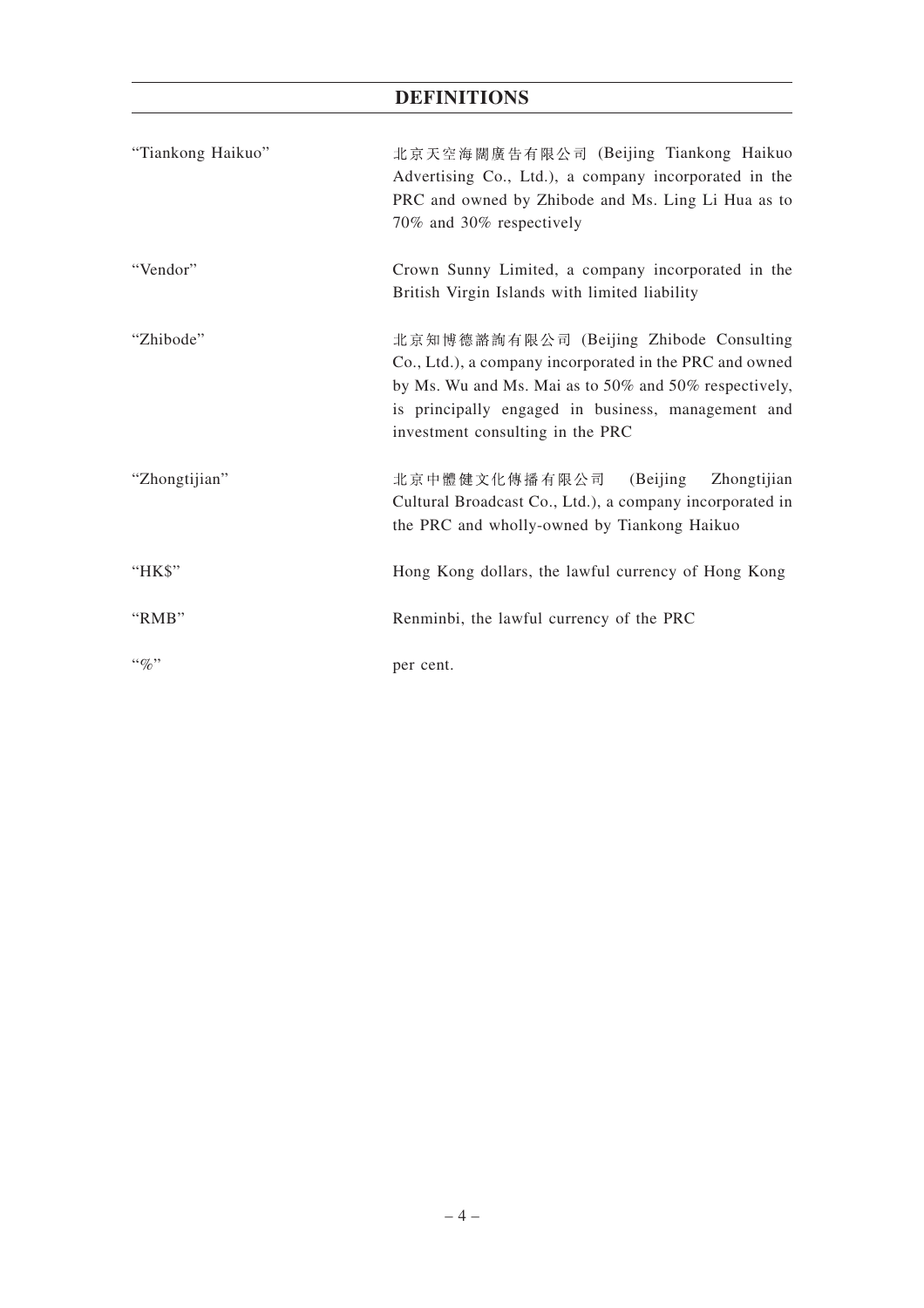# DEFINITIONS

| | |
|---|---|
| "Tiankong Haikuo" | 北京天空海闊廣告有限公司 (Beijing Tiankong Haikuo Advertising Co., Ltd.), a company incorporated in the PRC and owned by Zhibode and Ms. Ling Li Hua as to 70% and 30% respectively |
| "Vendor" | Crown Sunny Limited, a company incorporated in the British Virgin Islands with limited liability |
| "Zhibode" | 北京知博德諮詢有限公司 (Beijing Zhibode Consulting Co., Ltd.), a company incorporated in the PRC and owned by Ms. Wu and Ms. Mai as to 50% and 50% respectively, is principally engaged in business, management and investment consulting in the PRC |
| "Zhongtijian" | 北京中體健文化傳播有限公司 (Beijing Zhongtijian Cultural Broadcast Co., Ltd.), a company incorporated in the PRC and wholly-owned by Tiankong Haikuo |
| "HK$" | Hong Kong dollars, the lawful currency of Hong Kong |
| "RMB" | Renminbi, the lawful currency of the PRC |
| "%" | per cent. |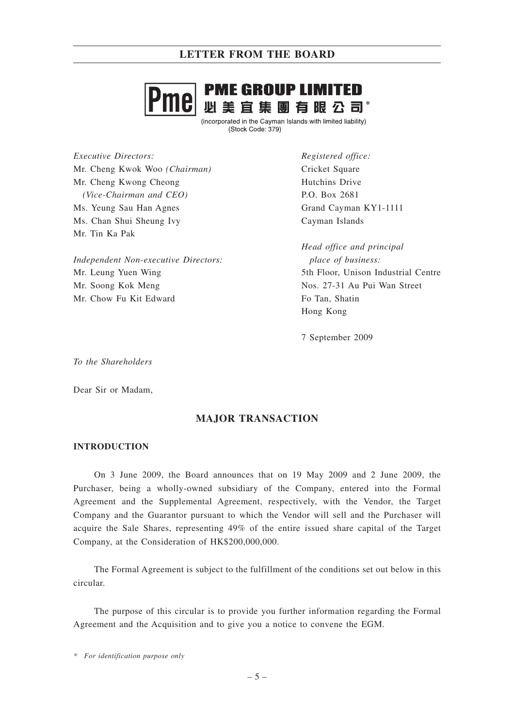# LETTER FROM THE BOARD

**PME GROUP LIMITED**
**必美宜集團有限公司***

(incorporated in the Cayman Islands with limited liability)
(Stock Code: 379)

*Executive Directors:*
Mr. Cheng Kwok Woo *(Chairman)*
Mr. Cheng Kwong Cheong
*(Vice-Chairman and CEO)*
Ms. Yeung Sau Han Agnes
Ms. Chan Shui Sheung Ivy
Mr. Tin Ka Pak

*Independent Non-executive Directors:*
Mr. Leung Yuen Wing
Mr. Soong Kok Meng
Mr. Chow Fu Kit Edward

*Registered office:*
Cricket Square
Hutchins Drive
P.O. Box 2681
Grand Cayman KY1-1111
Cayman Islands

*Head office and principal place of business:*
5th Floor, Unison Industrial Centre
Nos. 27-31 Au Pui Wan Street
Fo Tan, Shatin
Hong Kong

7 September 2009

*To the Shareholders*

Dear Sir or Madam,

## MAJOR TRANSACTION

### INTRODUCTION

On 3 June 2009, the Board announces that on 19 May 2009 and 2 June 2009, the Purchaser, being a wholly-owned subsidiary of the Company, entered into the Formal Agreement and the Supplemental Agreement, respectively, with the Vendor, the Target Company and the Guarantor pursuant to which the Vendor will sell and the Purchaser will acquire the Sale Shares, representing 49% of the entire issued share capital of the Target Company, at the Consideration of HK$200,000,000.

The Formal Agreement is subject to the fulfillment of the conditions set out below in this circular.

The purpose of this circular is to provide you further information regarding the Formal Agreement and the Acquisition and to give you a notice to convene the EGM.

\* *For identification purpose only*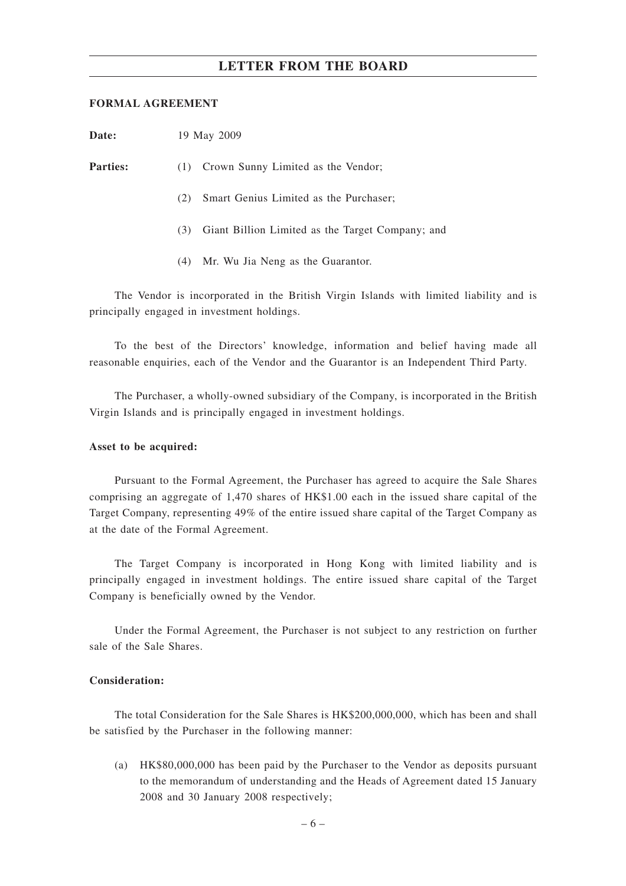## LETTER FROM THE BOARD

**FORMAL AGREEMENT**

**Date:** 19 May 2009

**Parties:**

(1) Crown Sunny Limited as the Vendor;

(2) Smart Genius Limited as the Purchaser;

(3) Giant Billion Limited as the Target Company; and

(4) Mr. Wu Jia Neng as the Guarantor.

The Vendor is incorporated in the British Virgin Islands with limited liability and is principally engaged in investment holdings.

To the best of the Directors' knowledge, information and belief having made all reasonable enquiries, each of the Vendor and the Guarantor is an Independent Third Party.

The Purchaser, a wholly-owned subsidiary of the Company, is incorporated in the British Virgin Islands and is principally engaged in investment holdings.

**Asset to be acquired:**

Pursuant to the Formal Agreement, the Purchaser has agreed to acquire the Sale Shares comprising an aggregate of 1,470 shares of HK$1.00 each in the issued share capital of the Target Company, representing 49% of the entire issued share capital of the Target Company as at the date of the Formal Agreement.

The Target Company is incorporated in Hong Kong with limited liability and is principally engaged in investment holdings. The entire issued share capital of the Target Company is beneficially owned by the Vendor.

Under the Formal Agreement, the Purchaser is not subject to any restriction on further sale of the Sale Shares.

**Consideration:**

The total Consideration for the Sale Shares is HK$200,000,000, which has been and shall be satisfied by the Purchaser in the following manner:

(a) HK$80,000,000 has been paid by the Purchaser to the Vendor as deposits pursuant to the memorandum of understanding and the Heads of Agreement dated 15 January 2008 and 30 January 2008 respectively;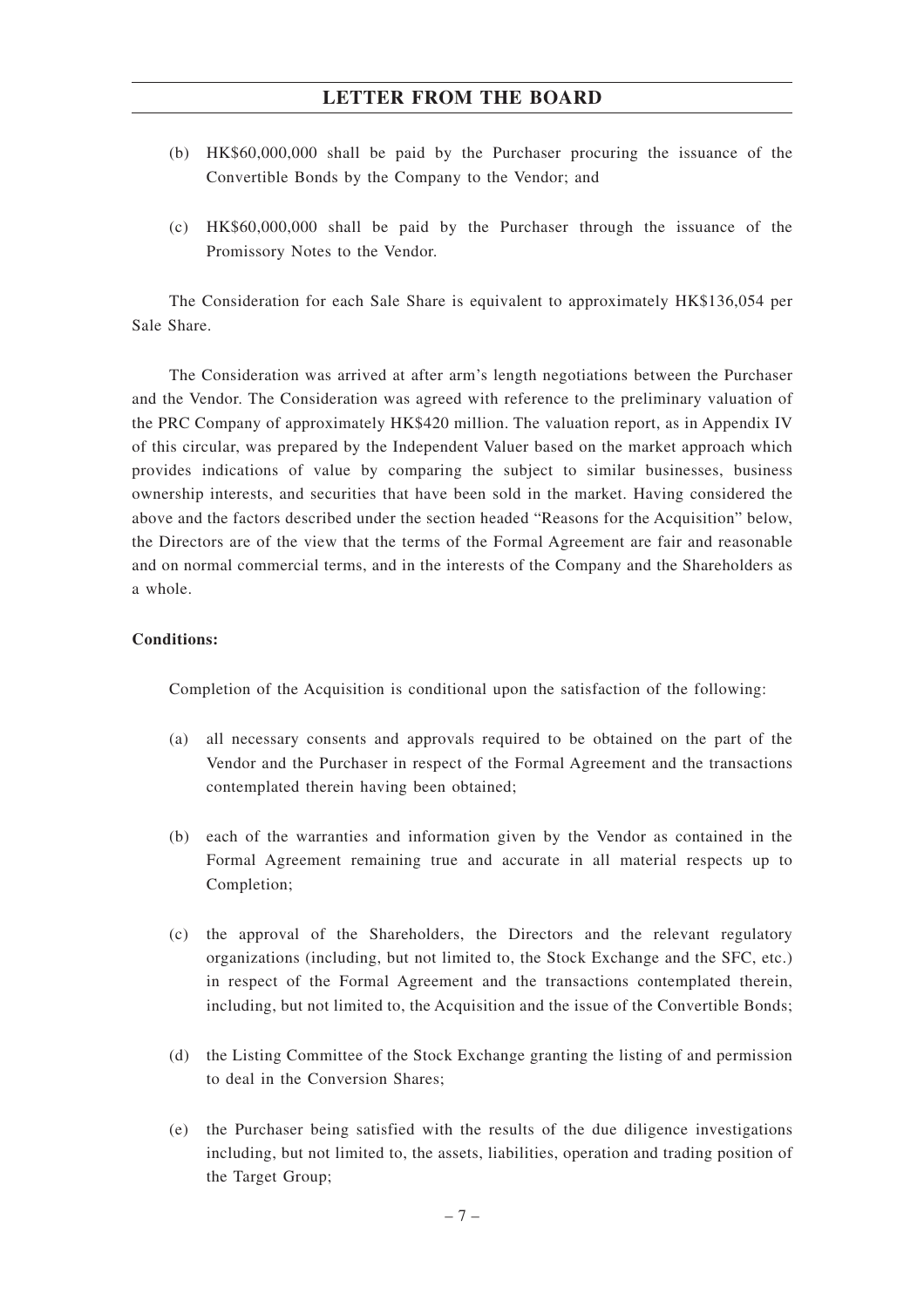(b) HK$60,000,000 shall be paid by the Purchaser procuring the issuance of the Convertible Bonds by the Company to the Vendor; and

(c) HK$60,000,000 shall be paid by the Purchaser through the issuance of the Promissory Notes to the Vendor.

The Consideration for each Sale Share is equivalent to approximately HK$136,054 per Sale Share.

The Consideration was arrived at after arm's length negotiations between the Purchaser and the Vendor. The Consideration was agreed with reference to the preliminary valuation of the PRC Company of approximately HK$420 million. The valuation report, as in Appendix IV of this circular, was prepared by the Independent Valuer based on the market approach which provides indications of value by comparing the subject to similar businesses, business ownership interests, and securities that have been sold in the market. Having considered the above and the factors described under the section headed "Reasons for the Acquisition" below, the Directors are of the view that the terms of the Formal Agreement are fair and reasonable and on normal commercial terms, and in the interests of the Company and the Shareholders as a whole.

**Conditions:**

Completion of the Acquisition is conditional upon the satisfaction of the following:

(a) all necessary consents and approvals required to be obtained on the part of the Vendor and the Purchaser in respect of the Formal Agreement and the transactions contemplated therein having been obtained;

(b) each of the warranties and information given by the Vendor as contained in the Formal Agreement remaining true and accurate in all material respects up to Completion;

(c) the approval of the Shareholders, the Directors and the relevant regulatory organizations (including, but not limited to, the Stock Exchange and the SFC, etc.) in respect of the Formal Agreement and the transactions contemplated therein, including, but not limited to, the Acquisition and the issue of the Convertible Bonds;

(d) the Listing Committee of the Stock Exchange granting the listing of and permission to deal in the Conversion Shares;

(e) the Purchaser being satisfied with the results of the due diligence investigations including, but not limited to, the assets, liabilities, operation and trading position of the Target Group;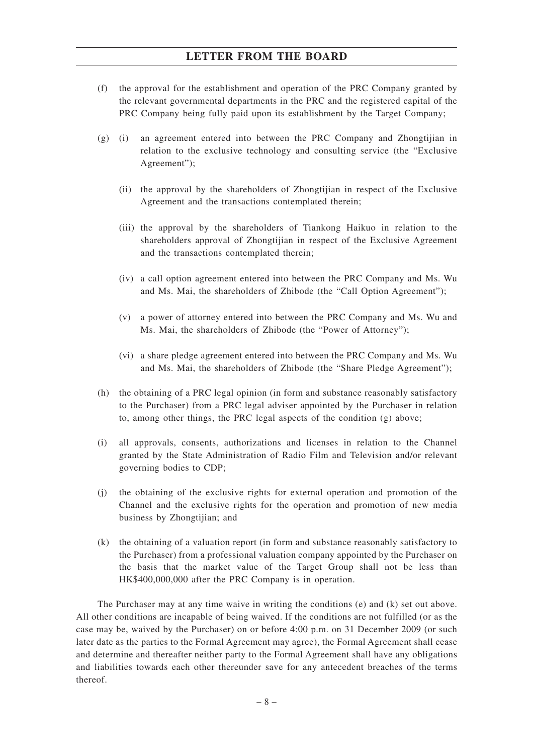(f) the approval for the establishment and operation of the PRC Company granted by the relevant governmental departments in the PRC and the registered capital of the PRC Company being fully paid upon its establishment by the Target Company;

(g) (i) an agreement entered into between the PRC Company and Zhongtijian in relation to the exclusive technology and consulting service (the "Exclusive Agreement");

(ii) the approval by the shareholders of Zhongtijian in respect of the Exclusive Agreement and the transactions contemplated therein;

(iii) the approval by the shareholders of Tiankong Haikuo in relation to the shareholders approval of Zhongtijian in respect of the Exclusive Agreement and the transactions contemplated therein;

(iv) a call option agreement entered into between the PRC Company and Ms. Wu and Ms. Mai, the shareholders of Zhibode (the "Call Option Agreement");

(v) a power of attorney entered into between the PRC Company and Ms. Wu and Ms. Mai, the shareholders of Zhibode (the "Power of Attorney");

(vi) a share pledge agreement entered into between the PRC Company and Ms. Wu and Ms. Mai, the shareholders of Zhibode (the "Share Pledge Agreement");

(h) the obtaining of a PRC legal opinion (in form and substance reasonably satisfactory to the Purchaser) from a PRC legal adviser appointed by the Purchaser in relation to, among other things, the PRC legal aspects of the condition (g) above;

(i) all approvals, consents, authorizations and licenses in relation to the Channel granted by the State Administration of Radio Film and Television and/or relevant governing bodies to CDP;

(j) the obtaining of the exclusive rights for external operation and promotion of the Channel and the exclusive rights for the operation and promotion of new media business by Zhongtijian; and

(k) the obtaining of a valuation report (in form and substance reasonably satisfactory to the Purchaser) from a professional valuation company appointed by the Purchaser on the basis that the market value of the Target Group shall not be less than HK$400,000,000 after the PRC Company is in operation.

The Purchaser may at any time waive in writing the conditions (e) and (k) set out above. All other conditions are incapable of being waived. If the conditions are not fulfilled (or as the case may be, waived by the Purchaser) on or before 4:00 p.m. on 31 December 2009 (or such later date as the parties to the Formal Agreement may agree), the Formal Agreement shall cease and determine and thereafter neither party to the Formal Agreement shall have any obligations and liabilities towards each other thereunder save for any antecedent breaches of the terms thereof.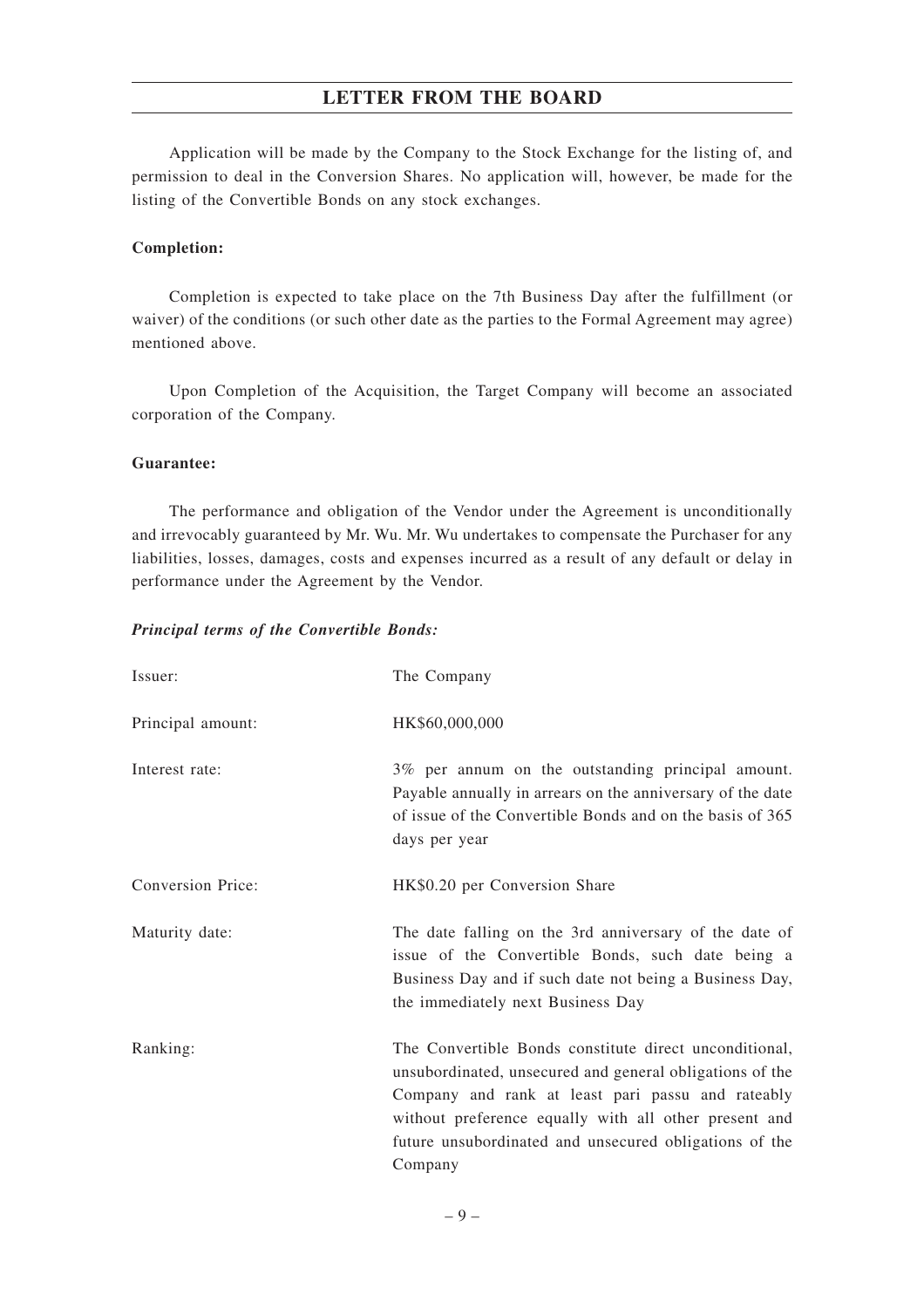Application will be made by the Company to the Stock Exchange for the listing of, and permission to deal in the Conversion Shares. No application will, however, be made for the listing of the Convertible Bonds on any stock exchanges.

**Completion:**

Completion is expected to take place on the 7th Business Day after the fulfillment (or waiver) of the conditions (or such other date as the parties to the Formal Agreement may agree) mentioned above.

Upon Completion of the Acquisition, the Target Company will become an associated corporation of the Company.

**Guarantee:**

The performance and obligation of the Vendor under the Agreement is unconditionally and irrevocably guaranteed by Mr. Wu. Mr. Wu undertakes to compensate the Purchaser for any liabilities, losses, damages, costs and expenses incurred as a result of any default or delay in performance under the Agreement by the Vendor.

***Principal terms of the Convertible Bonds:***

| | |
|---|---|
| Issuer: | The Company |
| Principal amount: | HK$60,000,000 |
| Interest rate: | 3% per annum on the outstanding principal amount. Payable annually in arrears on the anniversary of the date of issue of the Convertible Bonds and on the basis of 365 days per year |
| Conversion Price: | HK$0.20 per Conversion Share |
| Maturity date: | The date falling on the 3rd anniversary of the date of issue of the Convertible Bonds, such date being a Business Day and if such date not being a Business Day, the immediately next Business Day |
| Ranking: | The Convertible Bonds constitute direct unconditional, unsubordinated, unsecured and general obligations of the Company and rank at least pari passu and rateably without preference equally with all other present and future unsubordinated and unsecured obligations of the Company |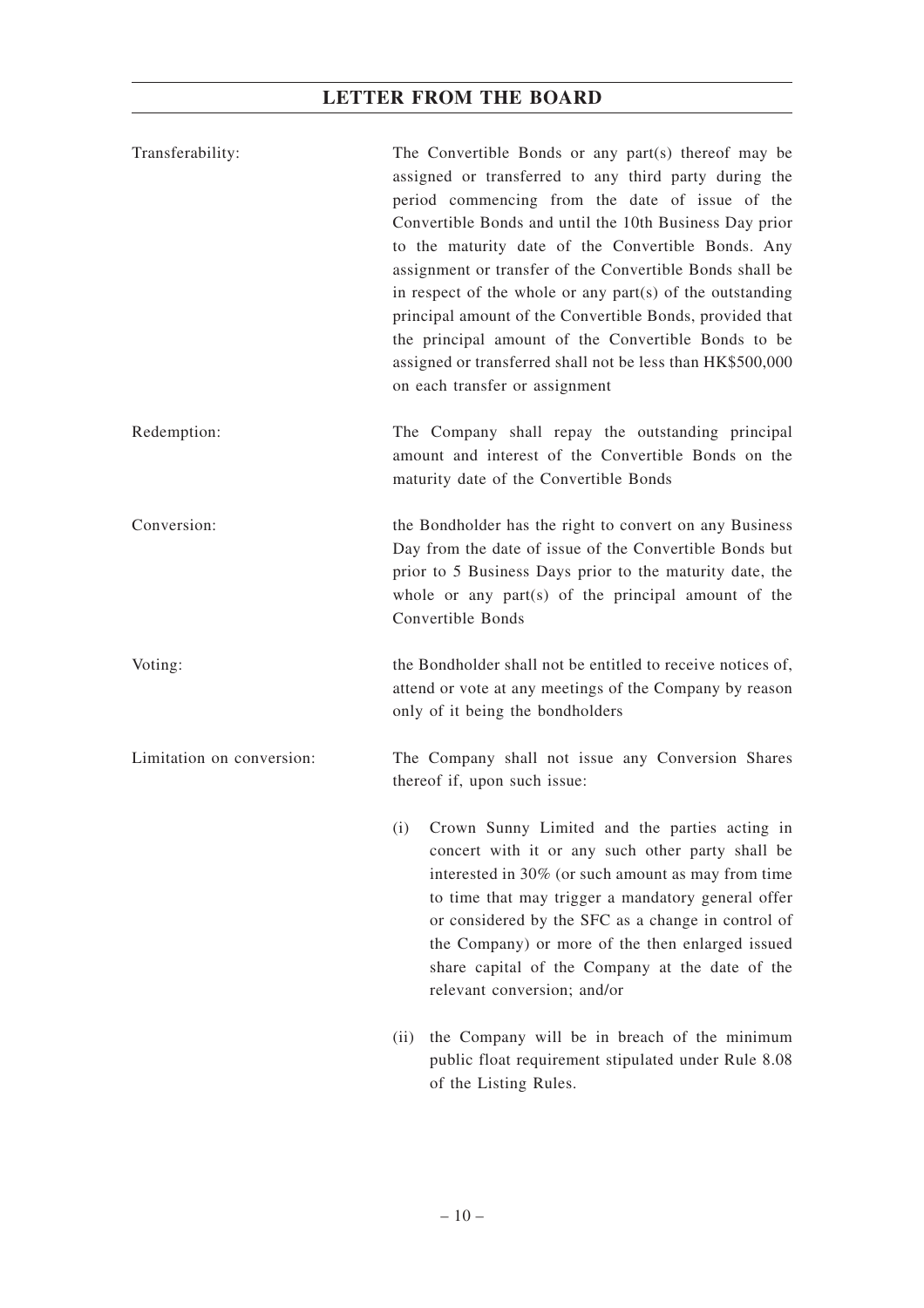| | |
|---|---|
| Transferability: | The Convertible Bonds or any part(s) thereof may be assigned or transferred to any third party during the period commencing from the date of issue of the Convertible Bonds and until the 10th Business Day prior to the maturity date of the Convertible Bonds. Any assignment or transfer of the Convertible Bonds shall be in respect of the whole or any part(s) of the outstanding principal amount of the Convertible Bonds, provided that the principal amount of the Convertible Bonds to be assigned or transferred shall not be less than HK$500,000 on each transfer or assignment |
| Redemption: | The Company shall repay the outstanding principal amount and interest of the Convertible Bonds on the maturity date of the Convertible Bonds |
| Conversion: | the Bondholder has the right to convert on any Business Day from the date of issue of the Convertible Bonds but prior to 5 Business Days prior to the maturity date, the whole or any part(s) of the principal amount of the Convertible Bonds |
| Voting: | the Bondholder shall not be entitled to receive notices of, attend or vote at any meetings of the Company by reason only of it being the bondholders |
| Limitation on conversion: | The Company shall not issue any Conversion Shares thereof if, upon such issue:<br><br>(i) Crown Sunny Limited and the parties acting in concert with it or any such other party shall be interested in 30% (or such amount as may from time to time that may trigger a mandatory general offer or considered by the SFC as a change in control of the Company) or more of the then enlarged issued share capital of the Company at the date of the relevant conversion; and/or<br><br>(ii) the Company will be in breach of the minimum public float requirement stipulated under Rule 8.08 of the Listing Rules. |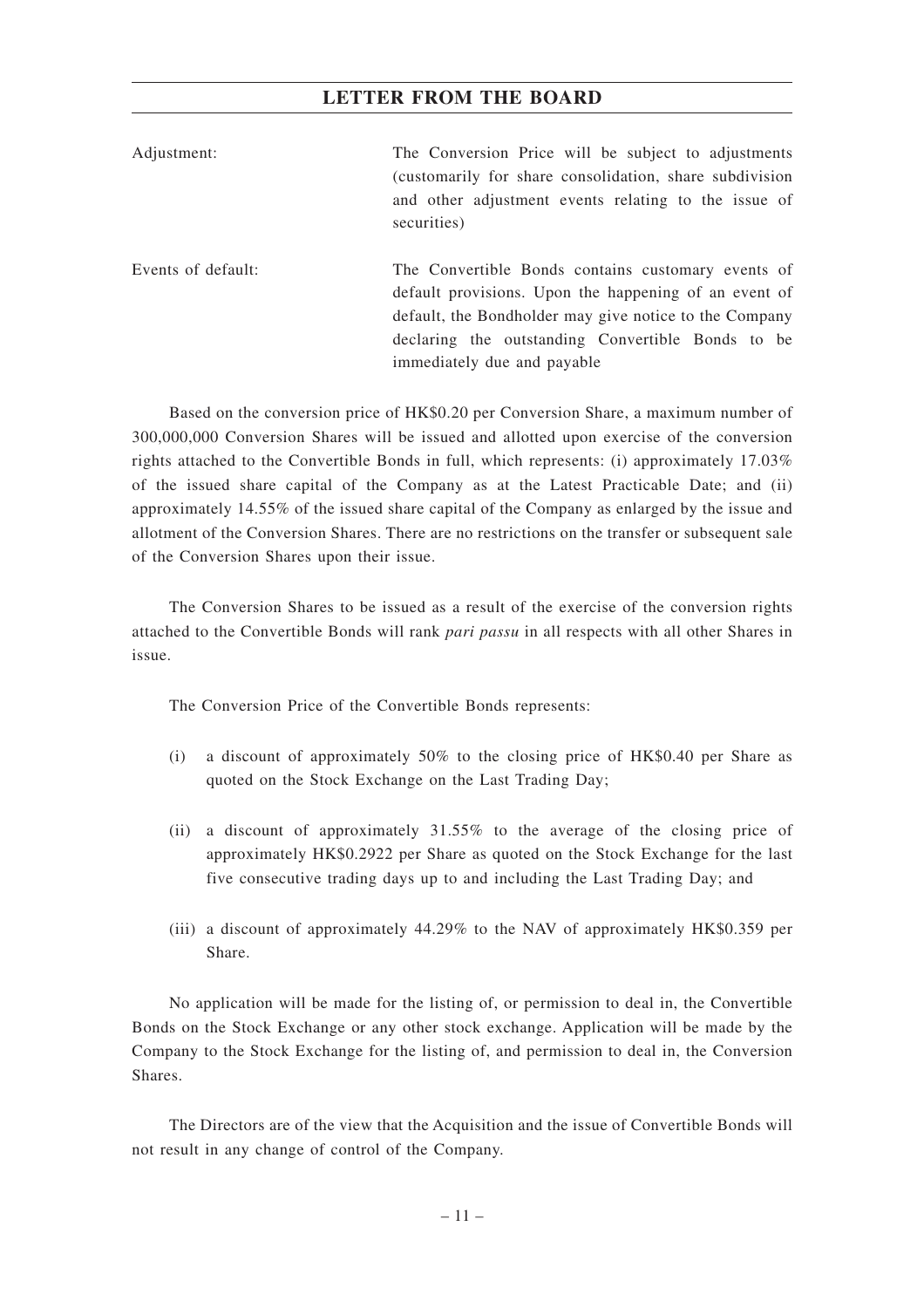| | |
|---|---|
| Adjustment: | The Conversion Price will be subject to adjustments (customarily for share consolidation, share subdivision and other adjustment events relating to the issue of securities) |
| Events of default: | The Convertible Bonds contains customary events of default provisions. Upon the happening of an event of default, the Bondholder may give notice to the Company declaring the outstanding Convertible Bonds to be immediately due and payable |

Based on the conversion price of HK$0.20 per Conversion Share, a maximum number of 300,000,000 Conversion Shares will be issued and allotted upon exercise of the conversion rights attached to the Convertible Bonds in full, which represents: (i) approximately 17.03% of the issued share capital of the Company as at the Latest Practicable Date; and (ii) approximately 14.55% of the issued share capital of the Company as enlarged by the issue and allotment of the Conversion Shares. There are no restrictions on the transfer or subsequent sale of the Conversion Shares upon their issue.

The Conversion Shares to be issued as a result of the exercise of the conversion rights attached to the Convertible Bonds will rank *pari passu* in all respects with all other Shares in issue.

The Conversion Price of the Convertible Bonds represents:

(i) a discount of approximately 50% to the closing price of HK$0.40 per Share as quoted on the Stock Exchange on the Last Trading Day;

(ii) a discount of approximately 31.55% to the average of the closing price of approximately HK$0.2922 per Share as quoted on the Stock Exchange for the last five consecutive trading days up to and including the Last Trading Day; and

(iii) a discount of approximately 44.29% to the NAV of approximately HK$0.359 per Share.

No application will be made for the listing of, or permission to deal in, the Convertible Bonds on the Stock Exchange or any other stock exchange. Application will be made by the Company to the Stock Exchange for the listing of, and permission to deal in, the Conversion Shares.

The Directors are of the view that the Acquisition and the issue of Convertible Bonds will not result in any change of control of the Company.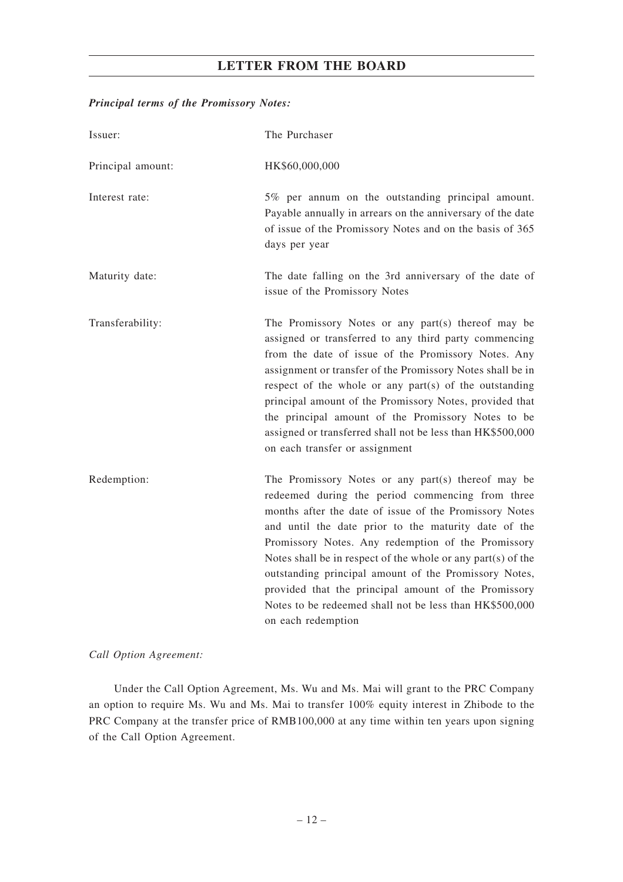***Principal terms of the Promissory Notes:***

| | |
|---|---|
| Issuer: | The Purchaser |
| Principal amount: | HK$60,000,000 |
| Interest rate: | 5% per annum on the outstanding principal amount. Payable annually in arrears on the anniversary of the date of issue of the Promissory Notes and on the basis of 365 days per year |
| Maturity date: | The date falling on the 3rd anniversary of the date of issue of the Promissory Notes |
| Transferability: | The Promissory Notes or any part(s) thereof may be assigned or transferred to any third party commencing from the date of issue of the Promissory Notes. Any assignment or transfer of the Promissory Notes shall be in respect of the whole or any part(s) of the outstanding principal amount of the Promissory Notes, provided that the principal amount of the Promissory Notes to be assigned or transferred shall not be less than HK$500,000 on each transfer or assignment |
| Redemption: | The Promissory Notes or any part(s) thereof may be redeemed during the period commencing from three months after the date of issue of the Promissory Notes and until the date prior to the maturity date of the Promissory Notes. Any redemption of the Promissory Notes shall be in respect of the whole or any part(s) of the outstanding principal amount of the Promissory Notes, provided that the principal amount of the Promissory Notes to be redeemed shall not be less than HK$500,000 on each redemption |

*Call Option Agreement:*

Under the Call Option Agreement, Ms. Wu and Ms. Mai will grant to the PRC Company an option to require Ms. Wu and Ms. Mai to transfer 100% equity interest in Zhibode to the PRC Company at the transfer price of RMB100,000 at any time within ten years upon signing of the Call Option Agreement.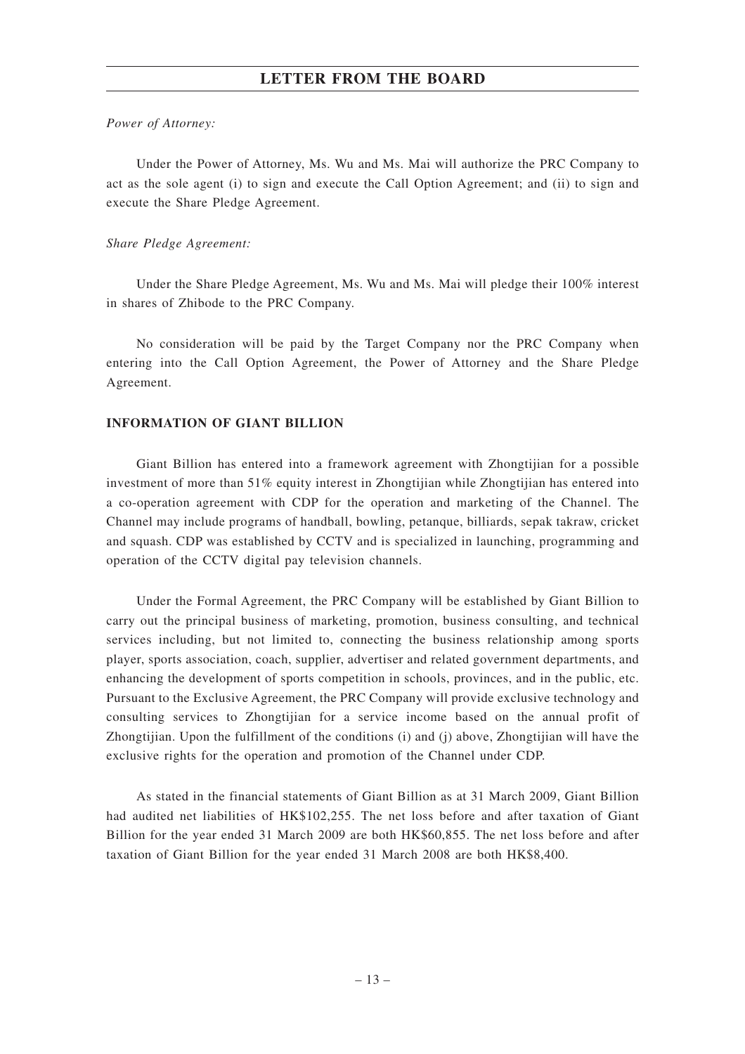*Power of Attorney:*

Under the Power of Attorney, Ms. Wu and Ms. Mai will authorize the PRC Company to act as the sole agent (i) to sign and execute the Call Option Agreement; and (ii) to sign and execute the Share Pledge Agreement.

*Share Pledge Agreement:*

Under the Share Pledge Agreement, Ms. Wu and Ms. Mai will pledge their 100% interest in shares of Zhibode to the PRC Company.

No consideration will be paid by the Target Company nor the PRC Company when entering into the Call Option Agreement, the Power of Attorney and the Share Pledge Agreement.

**INFORMATION OF GIANT BILLION**

Giant Billion has entered into a framework agreement with Zhongtijian for a possible investment of more than 51% equity interest in Zhongtijian while Zhongtijian has entered into a co-operation agreement with CDP for the operation and marketing of the Channel. The Channel may include programs of handball, bowling, petanque, billiards, sepak takraw, cricket and squash. CDP was established by CCTV and is specialized in launching, programming and operation of the CCTV digital pay television channels.

Under the Formal Agreement, the PRC Company will be established by Giant Billion to carry out the principal business of marketing, promotion, business consulting, and technical services including, but not limited to, connecting the business relationship among sports player, sports association, coach, supplier, advertiser and related government departments, and enhancing the development of sports competition in schools, provinces, and in the public, etc. Pursuant to the Exclusive Agreement, the PRC Company will provide exclusive technology and consulting services to Zhongtijian for a service income based on the annual profit of Zhongtijian. Upon the fulfillment of the conditions (i) and (j) above, Zhongtijian will have the exclusive rights for the operation and promotion of the Channel under CDP.

As stated in the financial statements of Giant Billion as at 31 March 2009, Giant Billion had audited net liabilities of HK$102,255. The net loss before and after taxation of Giant Billion for the year ended 31 March 2009 are both HK$60,855. The net loss before and after taxation of Giant Billion for the year ended 31 March 2008 are both HK$8,400.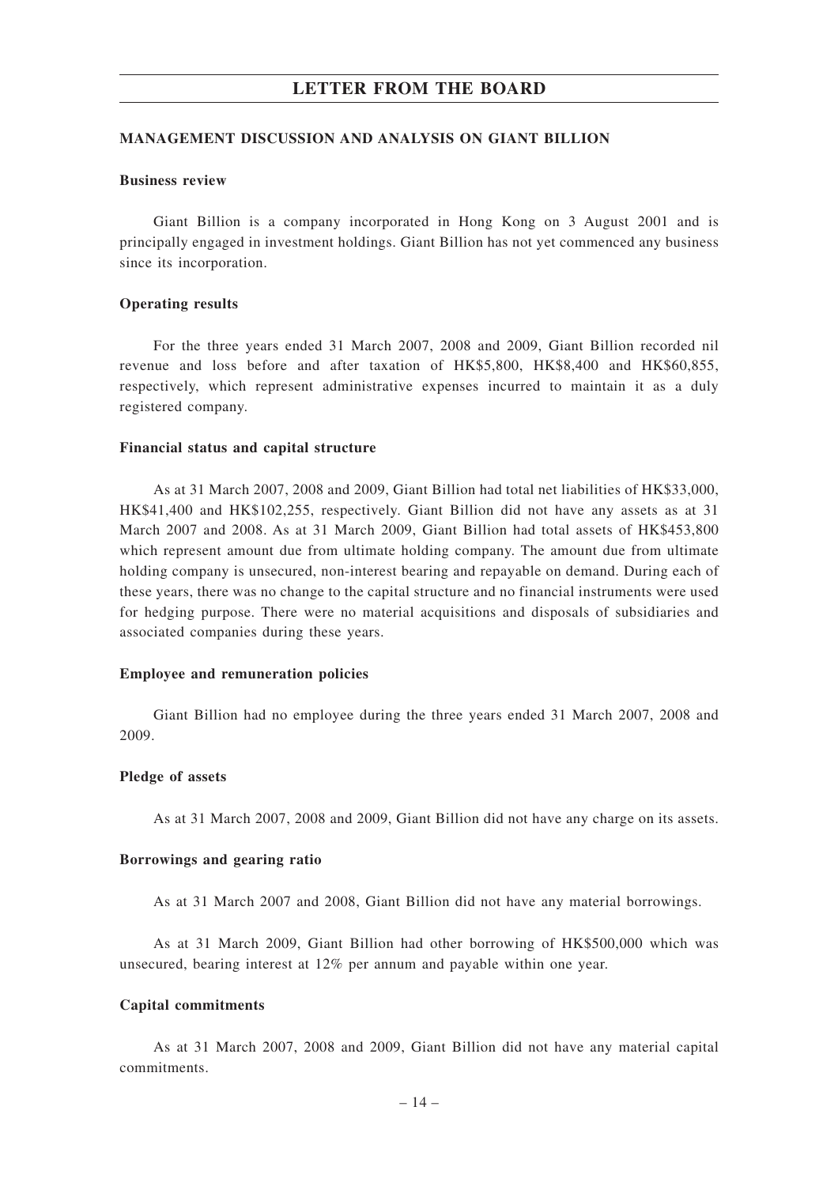## MANAGEMENT DISCUSSION AND ANALYSIS ON GIANT BILLION

### Business review

Giant Billion is a company incorporated in Hong Kong on 3 August 2001 and is principally engaged in investment holdings. Giant Billion has not yet commenced any business since its incorporation.

### Operating results

For the three years ended 31 March 2007, 2008 and 2009, Giant Billion recorded nil revenue and loss before and after taxation of HK$5,800, HK$8,400 and HK$60,855, respectively, which represent administrative expenses incurred to maintain it as a duly registered company.

### Financial status and capital structure

As at 31 March 2007, 2008 and 2009, Giant Billion had total net liabilities of HK$33,000, HK$41,400 and HK$102,255, respectively. Giant Billion did not have any assets as at 31 March 2007 and 2008. As at 31 March 2009, Giant Billion had total assets of HK$453,800 which represent amount due from ultimate holding company. The amount due from ultimate holding company is unsecured, non-interest bearing and repayable on demand. During each of these years, there was no change to the capital structure and no financial instruments were used for hedging purpose. There were no material acquisitions and disposals of subsidiaries and associated companies during these years.

### Employee and remuneration policies

Giant Billion had no employee during the three years ended 31 March 2007, 2008 and 2009.

### Pledge of assets

As at 31 March 2007, 2008 and 2009, Giant Billion did not have any charge on its assets.

### Borrowings and gearing ratio

As at 31 March 2007 and 2008, Giant Billion did not have any material borrowings.

As at 31 March 2009, Giant Billion had other borrowing of HK$500,000 which was unsecured, bearing interest at 12% per annum and payable within one year.

### Capital commitments

As at 31 March 2007, 2008 and 2009, Giant Billion did not have any material capital commitments.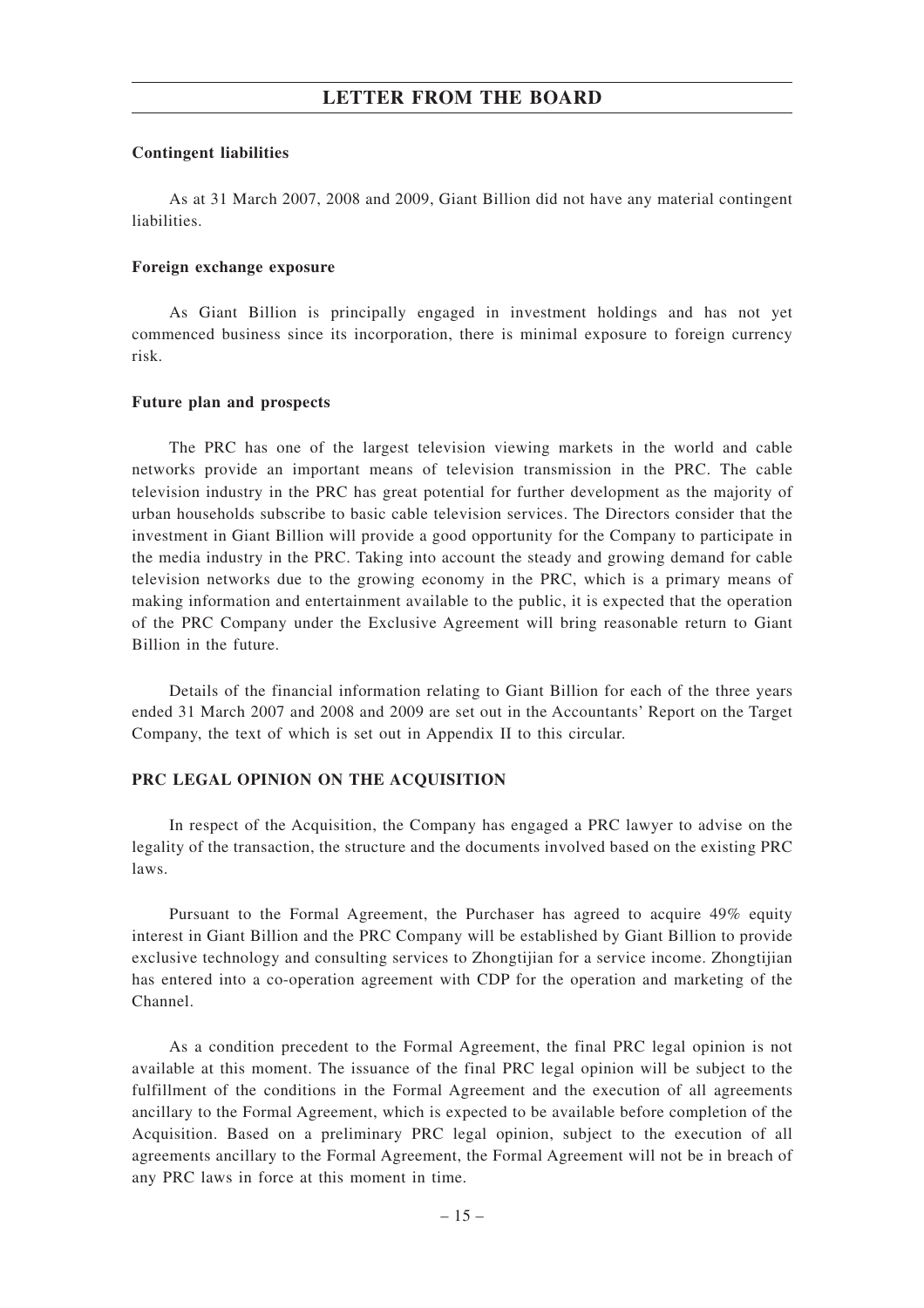**Contingent liabilities**

As at 31 March 2007, 2008 and 2009, Giant Billion did not have any material contingent liabilities.

**Foreign exchange exposure**

As Giant Billion is principally engaged in investment holdings and has not yet commenced business since its incorporation, there is minimal exposure to foreign currency risk.

**Future plan and prospects**

The PRC has one of the largest television viewing markets in the world and cable networks provide an important means of television transmission in the PRC. The cable television industry in the PRC has great potential for further development as the majority of urban households subscribe to basic cable television services. The Directors consider that the investment in Giant Billion will provide a good opportunity for the Company to participate in the media industry in the PRC. Taking into account the steady and growing demand for cable television networks due to the growing economy in the PRC, which is a primary means of making information and entertainment available to the public, it is expected that the operation of the PRC Company under the Exclusive Agreement will bring reasonable return to Giant Billion in the future.

Details of the financial information relating to Giant Billion for each of the three years ended 31 March 2007 and 2008 and 2009 are set out in the Accountants' Report on the Target Company, the text of which is set out in Appendix II to this circular.

## PRC LEGAL OPINION ON THE ACQUISITION

In respect of the Acquisition, the Company has engaged a PRC lawyer to advise on the legality of the transaction, the structure and the documents involved based on the existing PRC laws.

Pursuant to the Formal Agreement, the Purchaser has agreed to acquire 49% equity interest in Giant Billion and the PRC Company will be established by Giant Billion to provide exclusive technology and consulting services to Zhongtijian for a service income. Zhongtijian has entered into a co-operation agreement with CDP for the operation and marketing of the Channel.

As a condition precedent to the Formal Agreement, the final PRC legal opinion is not available at this moment. The issuance of the final PRC legal opinion will be subject to the fulfillment of the conditions in the Formal Agreement and the execution of all agreements ancillary to the Formal Agreement, which is expected to be available before completion of the Acquisition. Based on a preliminary PRC legal opinion, subject to the execution of all agreements ancillary to the Formal Agreement, the Formal Agreement will not be in breach of any PRC laws in force at this moment in time.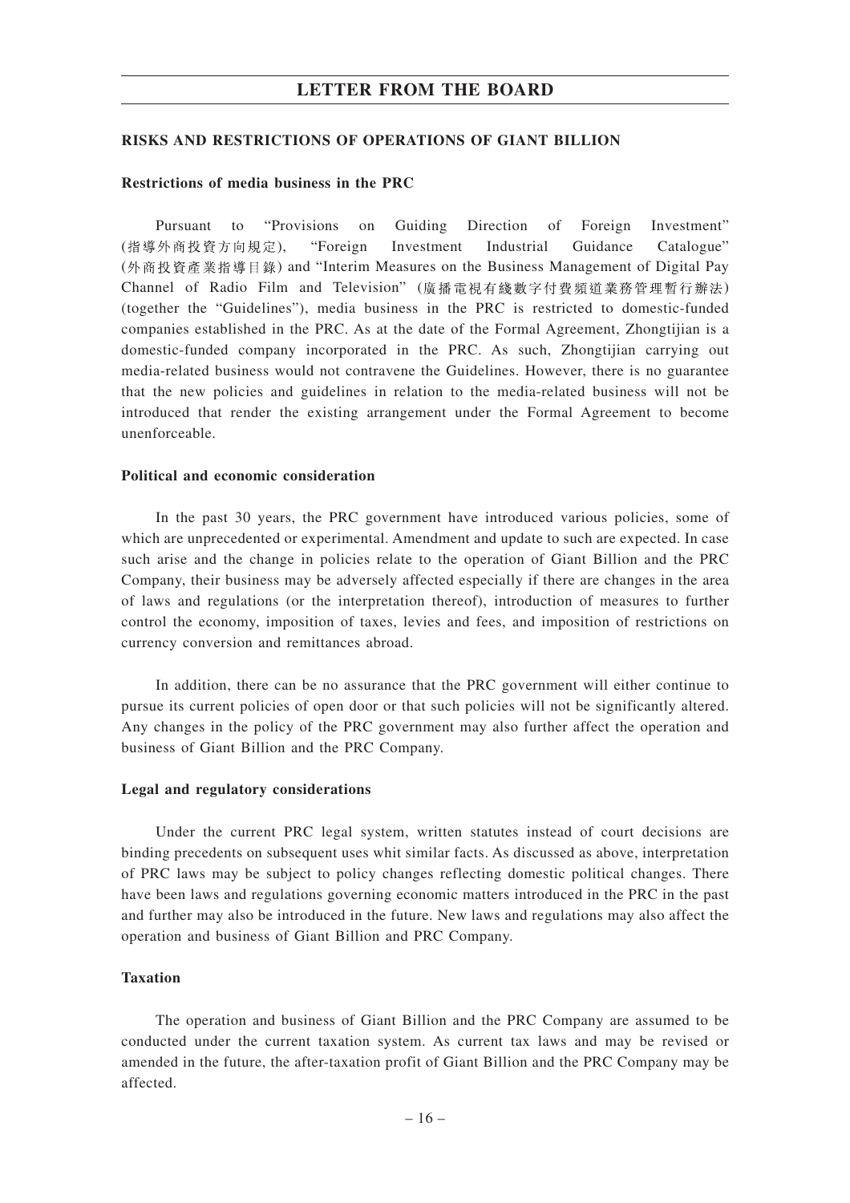## RISKS AND RESTRICTIONS OF OPERATIONS OF GIANT BILLION

### Restrictions of media business in the PRC

Pursuant to "Provisions on Guiding Direction of Foreign Investment" (指導外商投資方向規定), "Foreign Investment Industrial Guidance Catalogue" (外商投資產業指導目錄) and "Interim Measures on the Business Management of Digital Pay Channel of Radio Film and Television" (廣播電視有綫數字付費頻道業務管理暫行辦法) (together the "Guidelines"), media business in the PRC is restricted to domestic-funded companies established in the PRC. As at the date of the Formal Agreement, Zhongtijian is a domestic-funded company incorporated in the PRC. As such, Zhongtijian carrying out media-related business would not contravene the Guidelines. However, there is no guarantee that the new policies and guidelines in relation to the media-related business will not be introduced that render the existing arrangement under the Formal Agreement to become unenforceable.

### Political and economic consideration

In the past 30 years, the PRC government have introduced various policies, some of which are unprecedented or experimental. Amendment and update to such are expected. In case such arise and the change in policies relate to the operation of Giant Billion and the PRC Company, their business may be adversely affected especially if there are changes in the area of laws and regulations (or the interpretation thereof), introduction of measures to further control the economy, imposition of taxes, levies and fees, and imposition of restrictions on currency conversion and remittances abroad.

In addition, there can be no assurance that the PRC government will either continue to pursue its current policies of open door or that such policies will not be significantly altered. Any changes in the policy of the PRC government may also further affect the operation and business of Giant Billion and the PRC Company.

### Legal and regulatory considerations

Under the current PRC legal system, written statutes instead of court decisions are binding precedents on subsequent uses whit similar facts. As discussed as above, interpretation of PRC laws may be subject to policy changes reflecting domestic political changes. There have been laws and regulations governing economic matters introduced in the PRC in the past and further may also be introduced in the future. New laws and regulations may also affect the operation and business of Giant Billion and PRC Company.

### Taxation

The operation and business of Giant Billion and the PRC Company are assumed to be conducted under the current taxation system. As current tax laws and may be revised or amended in the future, the after-taxation profit of Giant Billion and the PRC Company may be affected.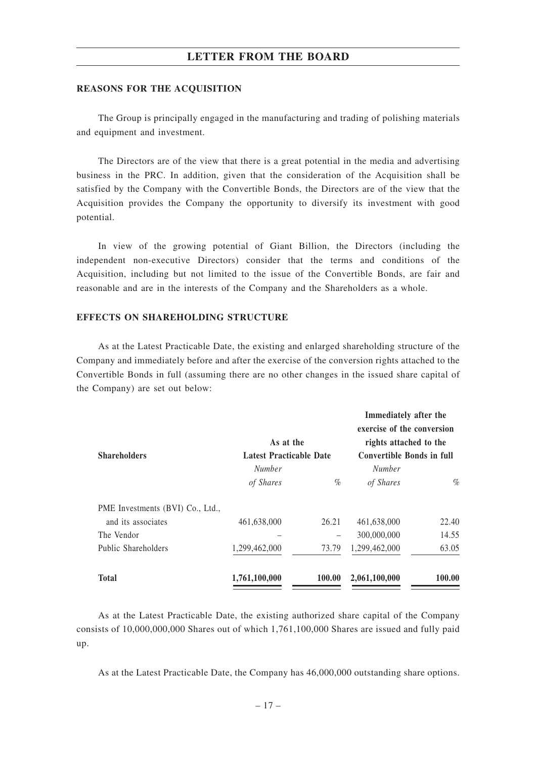## REASONS FOR THE ACQUISITION

The Group is principally engaged in the manufacturing and trading of polishing materials and equipment and investment.

The Directors are of the view that there is a great potential in the media and advertising business in the PRC. In addition, given that the consideration of the Acquisition shall be satisfied by the Company with the Convertible Bonds, the Directors are of the view that the Acquisition provides the Company the opportunity to diversify its investment with good potential.

In view of the growing potential of Giant Billion, the Directors (including the independent non-executive Directors) consider that the terms and conditions of the Acquisition, including but not limited to the issue of the Convertible Bonds, are fair and reasonable and are in the interests of the Company and the Shareholders as a whole.

## EFFECTS ON SHAREHOLDING STRUCTURE

As at the Latest Practicable Date, the existing and enlarged shareholding structure of the Company and immediately before and after the exercise of the conversion rights attached to the Convertible Bonds in full (assuming there are no other changes in the issued share capital of the Company) are set out below:

| Shareholders | As at the Latest Practicable Date | | Immediately after the exercise of the conversion rights attached to the Convertible Bonds in full | |
|---|---|---|---|---|
| | *Number of Shares* | *%* | *Number of Shares* | *%* |
| PME Investments (BVI) Co., Ltd., and its associates | 461,638,000 | 26.21 | 461,638,000 | 22.40 |
| The Vendor | – | – | 300,000,000 | 14.55 |
| Public Shareholders | 1,299,462,000 | 73.79 | 1,299,462,000 | 63.05 |
| **Total** | **1,761,100,000** | **100.00** | **2,061,100,000** | **100.00** |

As at the Latest Practicable Date, the existing authorized share capital of the Company consists of 10,000,000,000 Shares out of which 1,761,100,000 Shares are issued and fully paid up.

As at the Latest Practicable Date, the Company has 46,000,000 outstanding share options.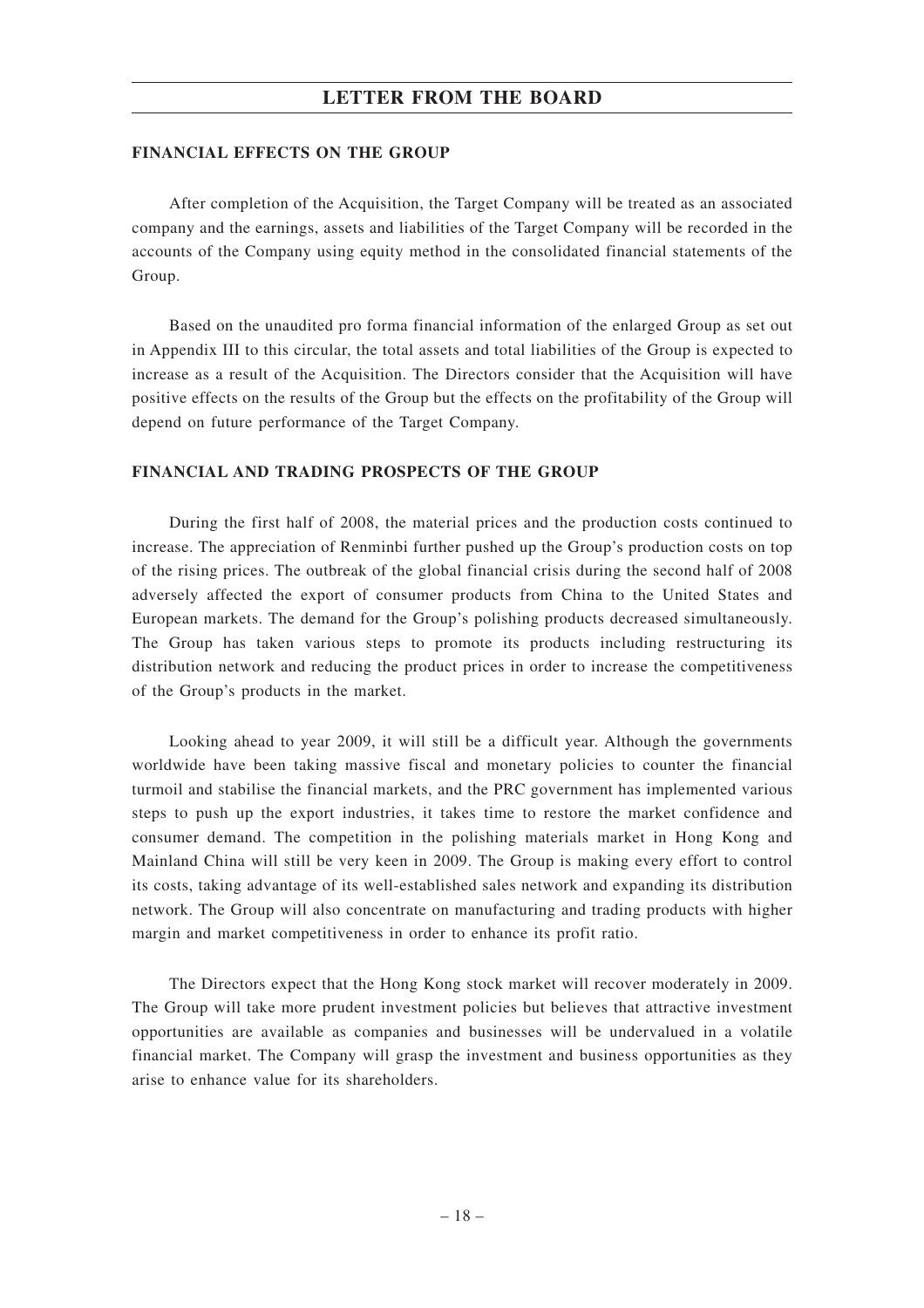## FINANCIAL EFFECTS ON THE GROUP

After completion of the Acquisition, the Target Company will be treated as an associated company and the earnings, assets and liabilities of the Target Company will be recorded in the accounts of the Company using equity method in the consolidated financial statements of the Group.

Based on the unaudited pro forma financial information of the enlarged Group as set out in Appendix III to this circular, the total assets and total liabilities of the Group is expected to increase as a result of the Acquisition. The Directors consider that the Acquisition will have positive effects on the results of the Group but the effects on the profitability of the Group will depend on future performance of the Target Company.

## FINANCIAL AND TRADING PROSPECTS OF THE GROUP

During the first half of 2008, the material prices and the production costs continued to increase. The appreciation of Renminbi further pushed up the Group's production costs on top of the rising prices. The outbreak of the global financial crisis during the second half of 2008 adversely affected the export of consumer products from China to the United States and European markets. The demand for the Group's polishing products decreased simultaneously. The Group has taken various steps to promote its products including restructuring its distribution network and reducing the product prices in order to increase the competitiveness of the Group's products in the market.

Looking ahead to year 2009, it will still be a difficult year. Although the governments worldwide have been taking massive fiscal and monetary policies to counter the financial turmoil and stabilise the financial markets, and the PRC government has implemented various steps to push up the export industries, it takes time to restore the market confidence and consumer demand. The competition in the polishing materials market in Hong Kong and Mainland China will still be very keen in 2009. The Group is making every effort to control its costs, taking advantage of its well-established sales network and expanding its distribution network. The Group will also concentrate on manufacturing and trading products with higher margin and market competitiveness in order to enhance its profit ratio.

The Directors expect that the Hong Kong stock market will recover moderately in 2009. The Group will take more prudent investment policies but believes that attractive investment opportunities are available as companies and businesses will be undervalued in a volatile financial market. The Company will grasp the investment and business opportunities as they arise to enhance value for its shareholders.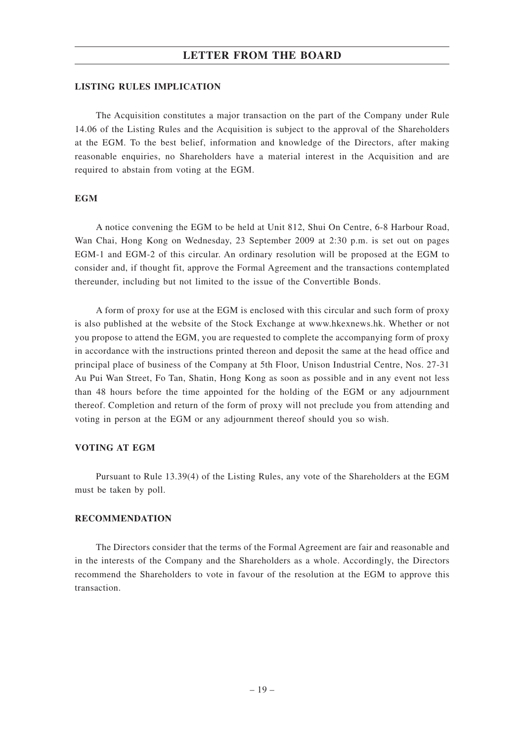## LISTING RULES IMPLICATION

The Acquisition constitutes a major transaction on the part of the Company under Rule 14.06 of the Listing Rules and the Acquisition is subject to the approval of the Shareholders at the EGM. To the best belief, information and knowledge of the Directors, after making reasonable enquiries, no Shareholders have a material interest in the Acquisition and are required to abstain from voting at the EGM.

## EGM

A notice convening the EGM to be held at Unit 812, Shui On Centre, 6-8 Harbour Road, Wan Chai, Hong Kong on Wednesday, 23 September 2009 at 2:30 p.m. is set out on pages EGM-1 and EGM-2 of this circular. An ordinary resolution will be proposed at the EGM to consider and, if thought fit, approve the Formal Agreement and the transactions contemplated thereunder, including but not limited to the issue of the Convertible Bonds.

A form of proxy for use at the EGM is enclosed with this circular and such form of proxy is also published at the website of the Stock Exchange at www.hkexnews.hk. Whether or not you propose to attend the EGM, you are requested to complete the accompanying form of proxy in accordance with the instructions printed thereon and deposit the same at the head office and principal place of business of the Company at 5th Floor, Unison Industrial Centre, Nos. 27-31 Au Pui Wan Street, Fo Tan, Shatin, Hong Kong as soon as possible and in any event not less than 48 hours before the time appointed for the holding of the EGM or any adjournment thereof. Completion and return of the form of proxy will not preclude you from attending and voting in person at the EGM or any adjournment thereof should you so wish.

## VOTING AT EGM

Pursuant to Rule 13.39(4) of the Listing Rules, any vote of the Shareholders at the EGM must be taken by poll.

## RECOMMENDATION

The Directors consider that the terms of the Formal Agreement are fair and reasonable and in the interests of the Company and the Shareholders as a whole. Accordingly, the Directors recommend the Shareholders to vote in favour of the resolution at the EGM to approve this transaction.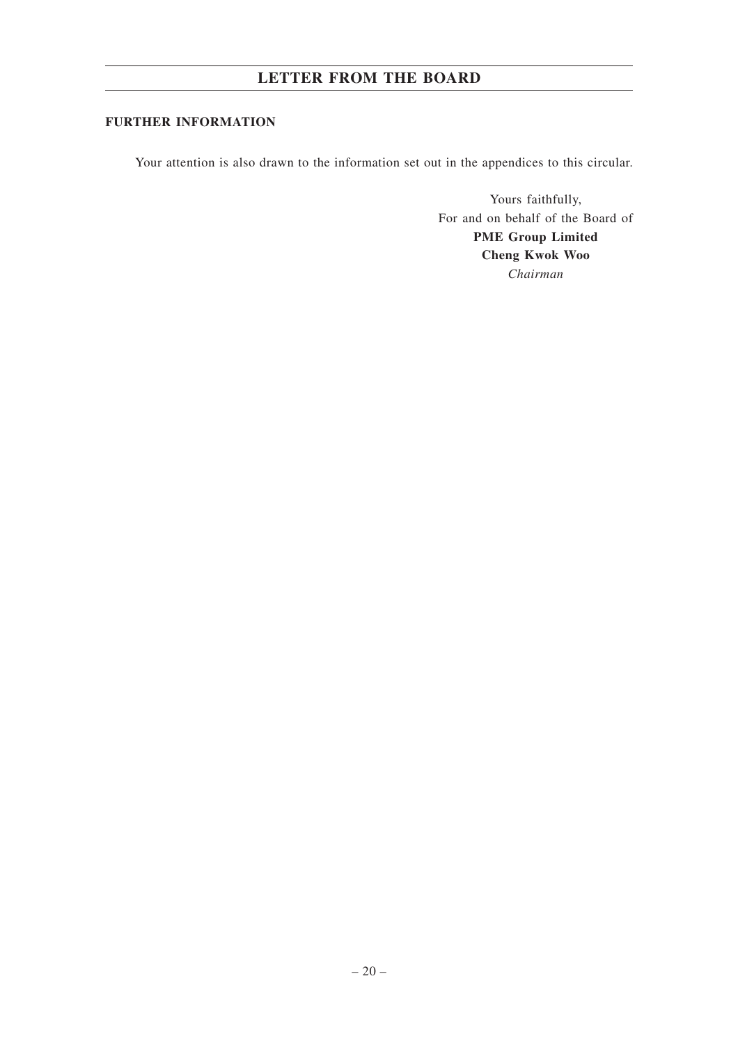**FURTHER INFORMATION**

Your attention is also drawn to the information set out in the appendices to this circular.

Yours faithfully,
For and on behalf of the Board of
**PME Group Limited**
**Cheng Kwok Woo**
*Chairman*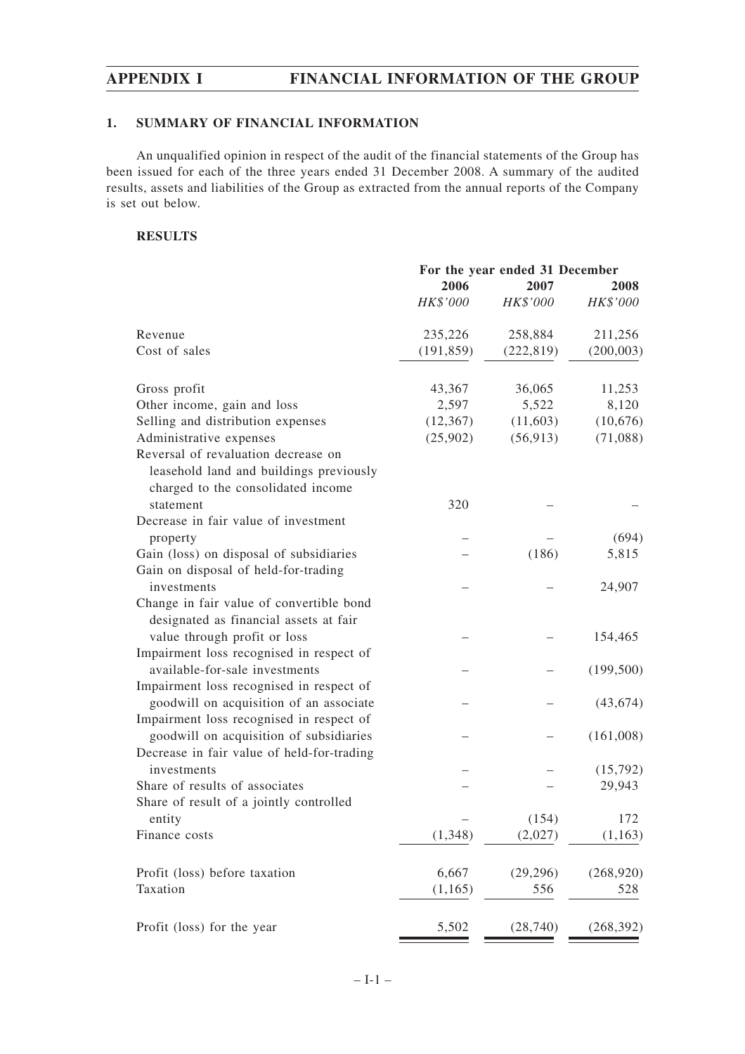# APPENDIX I FINANCIAL INFORMATION OF THE GROUP

## 1. SUMMARY OF FINANCIAL INFORMATION

An unqualified opinion in respect of the audit of the financial statements of the Group has been issued for each of the three years ended 31 December 2008. A summary of the audited results, assets and liabilities of the Group as extracted from the annual reports of the Company is set out below.

### RESULTS

| | For the year ended 31 December | | |
|---|---|---|---|
| | **2006** | **2007** | **2008** |
| | *HK$'000* | *HK$'000* | *HK$'000* |
| Revenue | 235,226 | 258,884 | 211,256 |
| Cost of sales | (191,859) | (222,819) | (200,003) |
| Gross profit | 43,367 | 36,065 | 11,253 |
| Other income, gain and loss | 2,597 | 5,522 | 8,120 |
| Selling and distribution expenses | (12,367) | (11,603) | (10,676) |
| Administrative expenses | (25,902) | (56,913) | (71,088) |
| Reversal of revaluation decrease on leasehold land and buildings previously charged to the consolidated income statement | 320 | – | – |
| Decrease in fair value of investment property | – | – | (694) |
| Gain (loss) on disposal of subsidiaries | – | (186) | 5,815 |
| Gain on disposal of held-for-trading investments | – | – | 24,907 |
| Change in fair value of convertible bond designated as financial assets at fair value through profit or loss | – | – | 154,465 |
| Impairment loss recognised in respect of available-for-sale investments | – | – | (199,500) |
| Impairment loss recognised in respect of goodwill on acquisition of an associate | – | – | (43,674) |
| Impairment loss recognised in respect of goodwill on acquisition of subsidiaries | – | – | (161,008) |
| Decrease in fair value of held-for-trading investments | – | – | (15,792) |
| Share of results of associates | – | – | 29,943 |
| Share of result of a jointly controlled entity | – | (154) | 172 |
| Finance costs | (1,348) | (2,027) | (1,163) |
| Profit (loss) before taxation | 6,667 | (29,296) | (268,920) |
| Taxation | (1,165) | 556 | 528 |
| Profit (loss) for the year | 5,502 | (28,740) | (268,392) |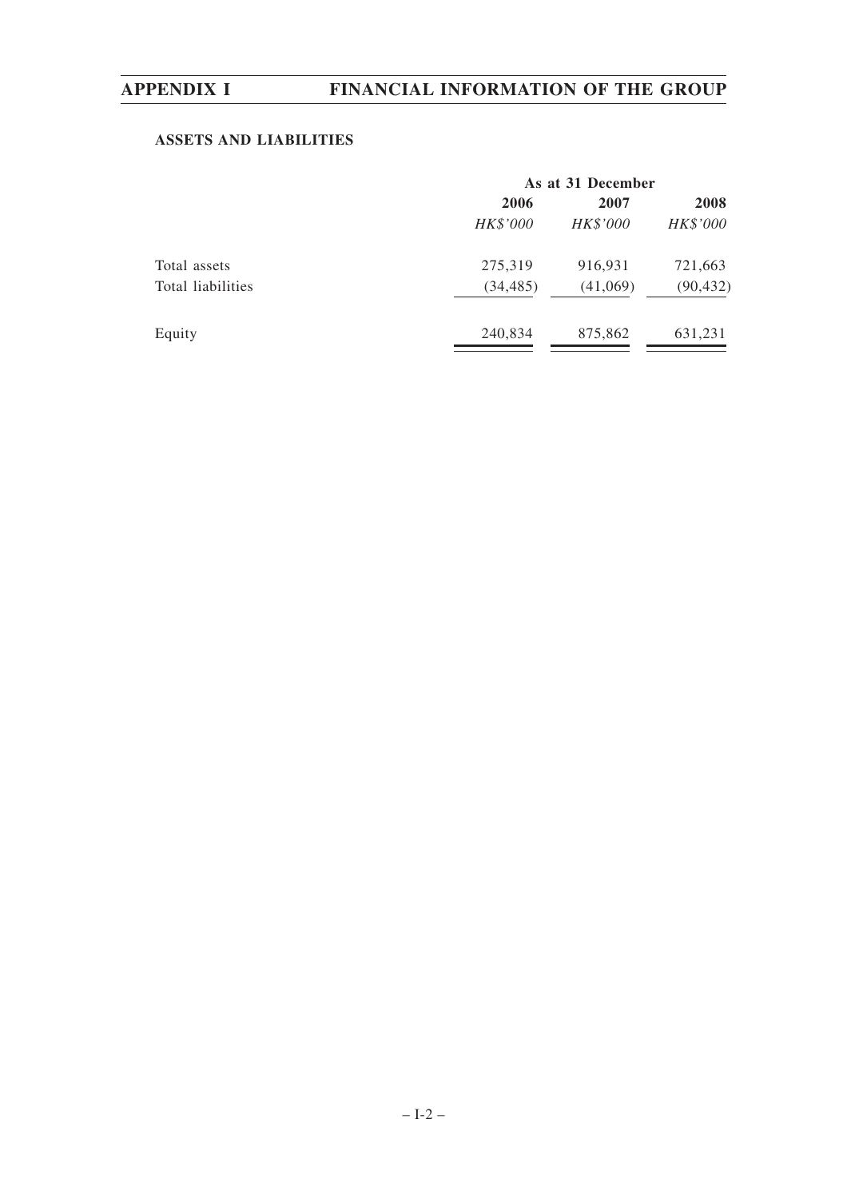**ASSETS AND LIABILITIES**

| | As at 31 December | | |
|---|---|---|---|
| | **2006** | **2007** | **2008** |
| | *HK$'000* | *HK$'000* | *HK$'000* |
| Total assets | 275,319 | 916,931 | 721,663 |
| Total liabilities | (34,485) | (41,069) | (90,432) |
| Equity | 240,834 | 875,862 | 631,231 |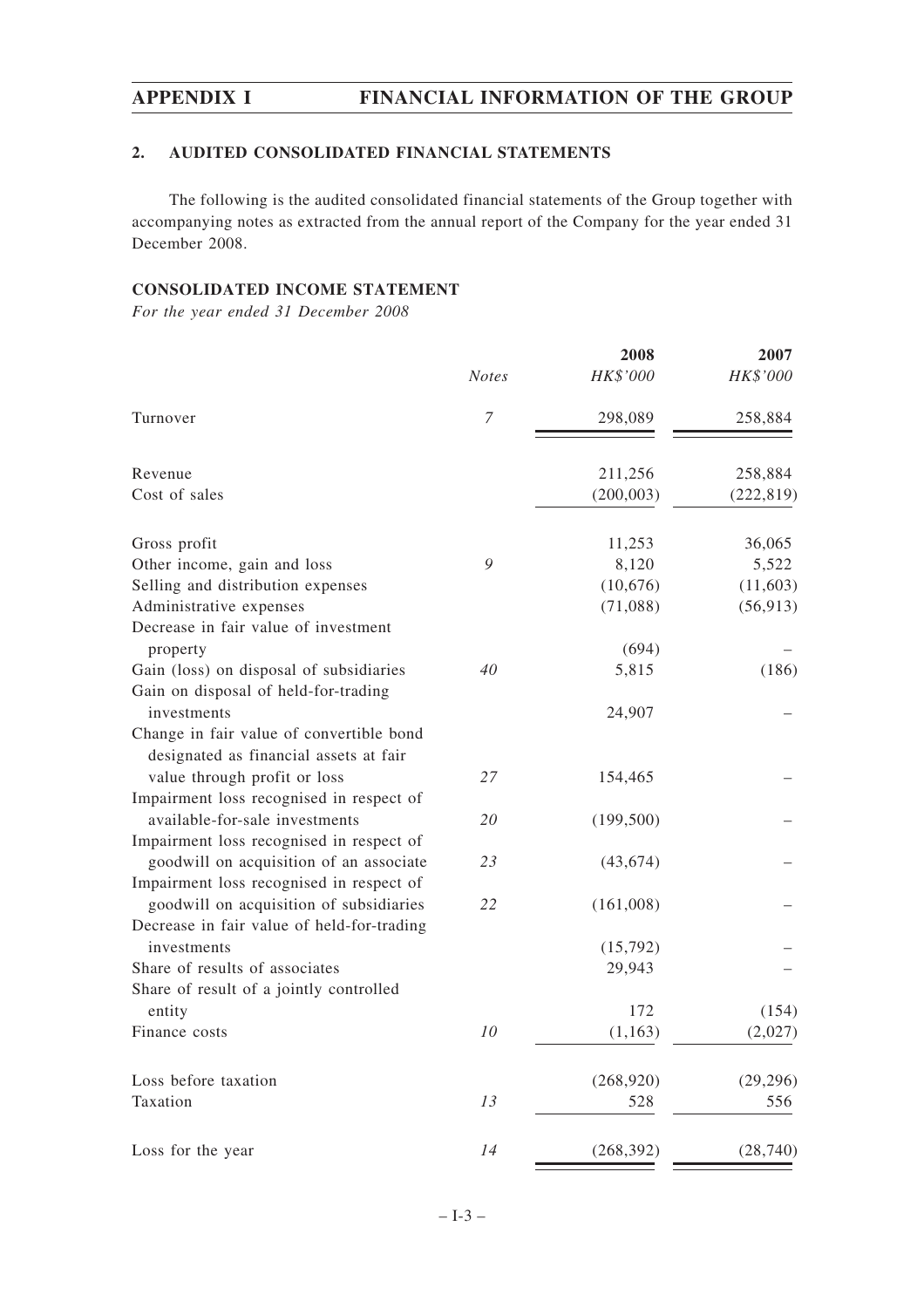## 2. AUDITED CONSOLIDATED FINANCIAL STATEMENTS

The following is the audited consolidated financial statements of the Group together with accompanying notes as extracted from the annual report of the Company for the year ended 31 December 2008.

### CONSOLIDATED INCOME STATEMENT

*For the year ended 31 December 2008*

| | *Notes* | 2008<br>*HK$'000* | 2007<br>*HK$'000* |
|---|---|---|---|
| Turnover | *7* | 298,089 | 258,884 |
| | | | |
| Revenue | | 211,256 | 258,884 |
| Cost of sales | | (200,003) | (222,819) |
| | | | |
| Gross profit | | 11,253 | 36,065 |
| Other income, gain and loss | *9* | 8,120 | 5,522 |
| Selling and distribution expenses | | (10,676) | (11,603) |
| Administrative expenses | | (71,088) | (56,913) |
| Decrease in fair value of investment property | | (694) | – |
| Gain (loss) on disposal of subsidiaries | *40* | 5,815 | (186) |
| Gain on disposal of held-for-trading investments | | 24,907 | – |
| Change in fair value of convertible bond designated as financial assets at fair value through profit or loss | *27* | 154,465 | – |
| Impairment loss recognised in respect of available-for-sale investments | *20* | (199,500) | – |
| Impairment loss recognised in respect of goodwill on acquisition of an associate | *23* | (43,674) | – |
| Impairment loss recognised in respect of goodwill on acquisition of subsidiaries | *22* | (161,008) | – |
| Decrease in fair value of held-for-trading investments | | (15,792) | – |
| Share of results of associates | | 29,943 | – |
| Share of result of a jointly controlled entity | | 172 | (154) |
| Finance costs | *10* | (1,163) | (2,027) |
| | | | |
| Loss before taxation | | (268,920) | (29,296) |
| Taxation | *13* | 528 | 556 |
| | | | |
| Loss for the year | *14* | (268,392) | (28,740) |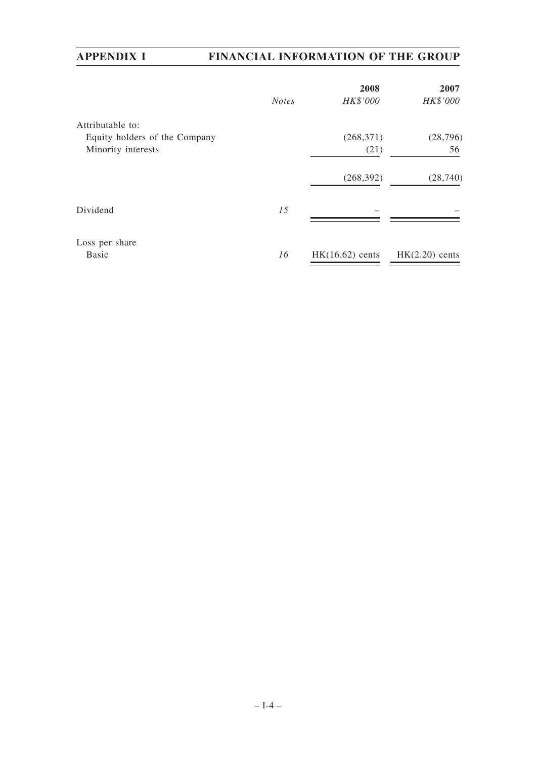| | Notes | 2008 HK$'000 | 2007 HK$'000 |
|---|---|---|---|
| Attributable to: | | | |
| Equity holders of the Company | | (268,371) | (28,796) |
| Minority interests | | (21) | 56 |
| | | (268,392) | (28,740) |
| Dividend | 15 | – | – |
| Loss per share | | | |
| Basic | 16 | HK(16.62) cents | HK(2.20) cents |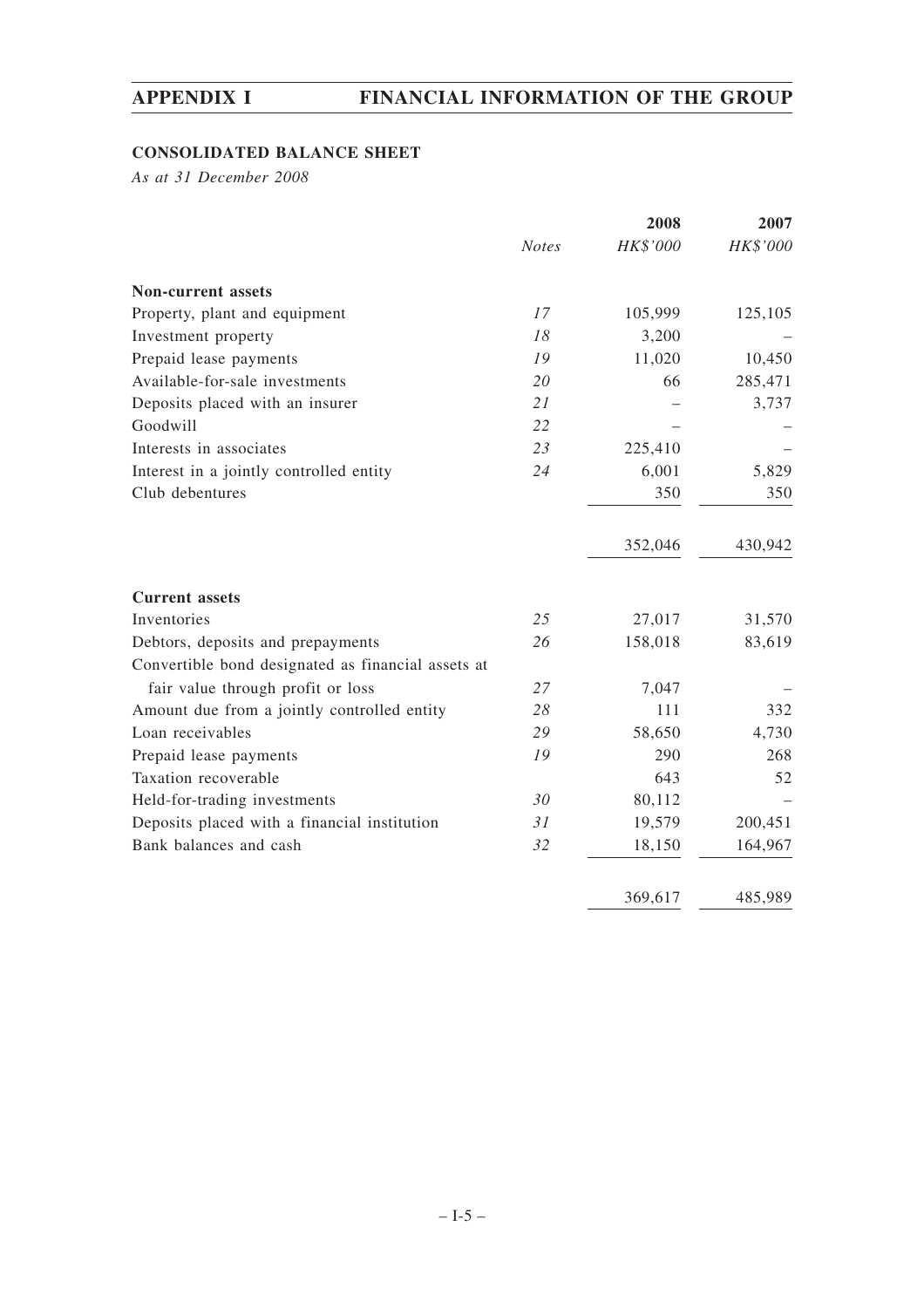**CONSOLIDATED BALANCE SHEET**

*As at 31 December 2008*

| | *Notes* | 2008 *HK$'000* | 2007 *HK$'000* |
|---|---|---|---|
| **Non-current assets** | | | |
| Property, plant and equipment | *17* | 105,999 | 125,105 |
| Investment property | *18* | 3,200 | – |
| Prepaid lease payments | *19* | 11,020 | 10,450 |
| Available-for-sale investments | *20* | 66 | 285,471 |
| Deposits placed with an insurer | *21* | – | 3,737 |
| Goodwill | *22* | – | – |
| Interests in associates | *23* | 225,410 | – |
| Interest in a jointly controlled entity | *24* | 6,001 | 5,829 |
| Club debentures | | 350 | 350 |
| | | 352,046 | 430,942 |
| **Current assets** | | | |
| Inventories | *25* | 27,017 | 31,570 |
| Debtors, deposits and prepayments | *26* | 158,018 | 83,619 |
| Convertible bond designated as financial assets at fair value through profit or loss | *27* | 7,047 | – |
| Amount due from a jointly controlled entity | *28* | 111 | 332 |
| Loan receivables | *29* | 58,650 | 4,730 |
| Prepaid lease payments | *19* | 290 | 268 |
| Taxation recoverable | | 643 | 52 |
| Held-for-trading investments | *30* | 80,112 | – |
| Deposits placed with a financial institution | *31* | 19,579 | 200,451 |
| Bank balances and cash | *32* | 18,150 | 164,967 |
| | | 369,617 | 485,989 |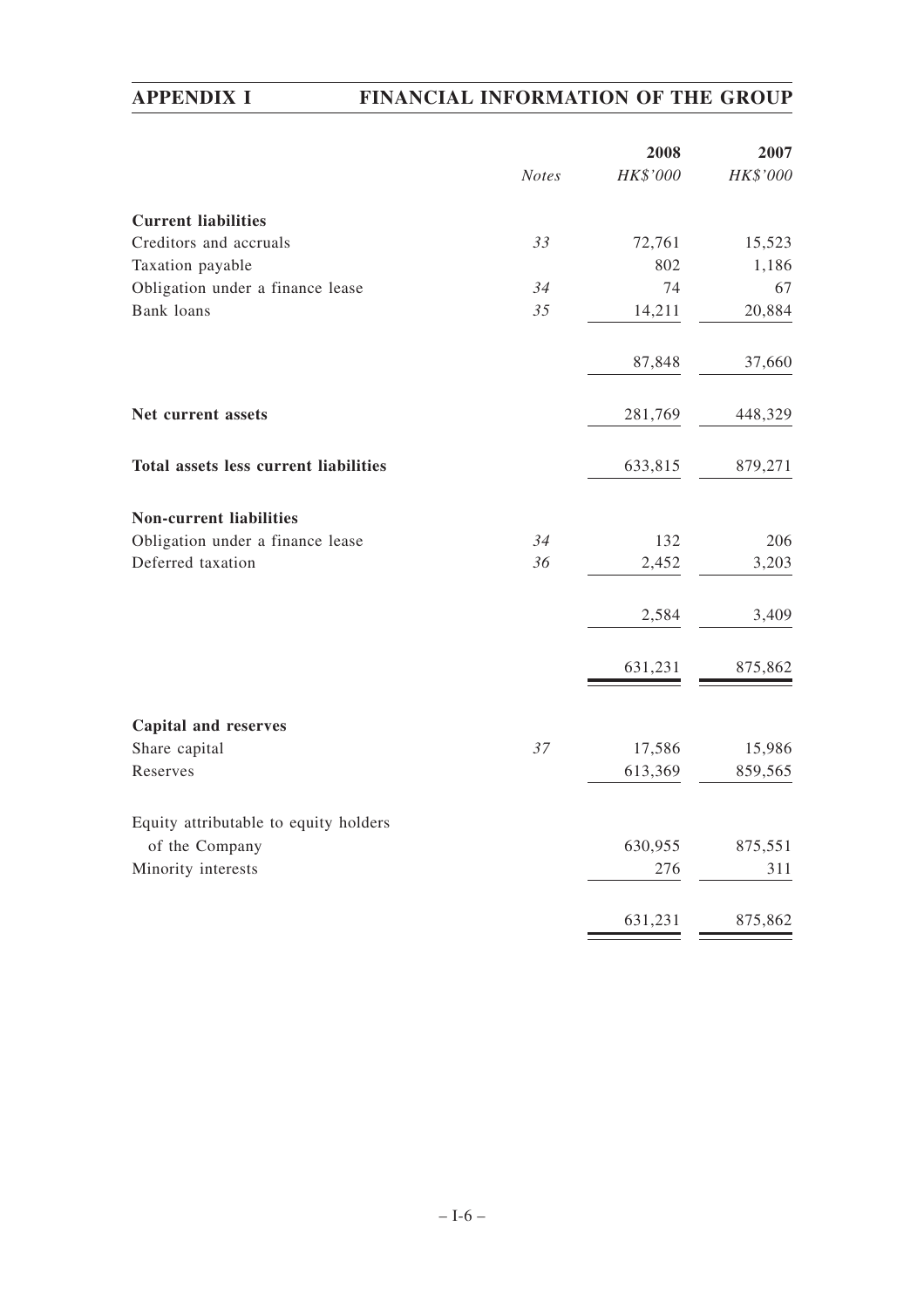| | Notes | 2008 HK$'000 | 2007 HK$'000 |
|---|---|---|---|
| **Current liabilities** | | | |
| Creditors and accruals | 33 | 72,761 | 15,523 |
| Taxation payable | | 802 | 1,186 |
| Obligation under a finance lease | 34 | 74 | 67 |
| Bank loans | 35 | 14,211 | 20,884 |
| | | 87,848 | 37,660 |
| **Net current assets** | | 281,769 | 448,329 |
| **Total assets less current liabilities** | | 633,815 | 879,271 |
| **Non-current liabilities** | | | |
| Obligation under a finance lease | 34 | 132 | 206 |
| Deferred taxation | 36 | 2,452 | 3,203 |
| | | 2,584 | 3,409 |
| | | 631,231 | 875,862 |
| **Capital and reserves** | | | |
| Share capital | 37 | 17,586 | 15,986 |
| Reserves | | 613,369 | 859,565 |
| Equity attributable to equity holders of the Company | | 630,955 | 875,551 |
| Minority interests | | 276 | 311 |
| | | 631,231 | 875,862 |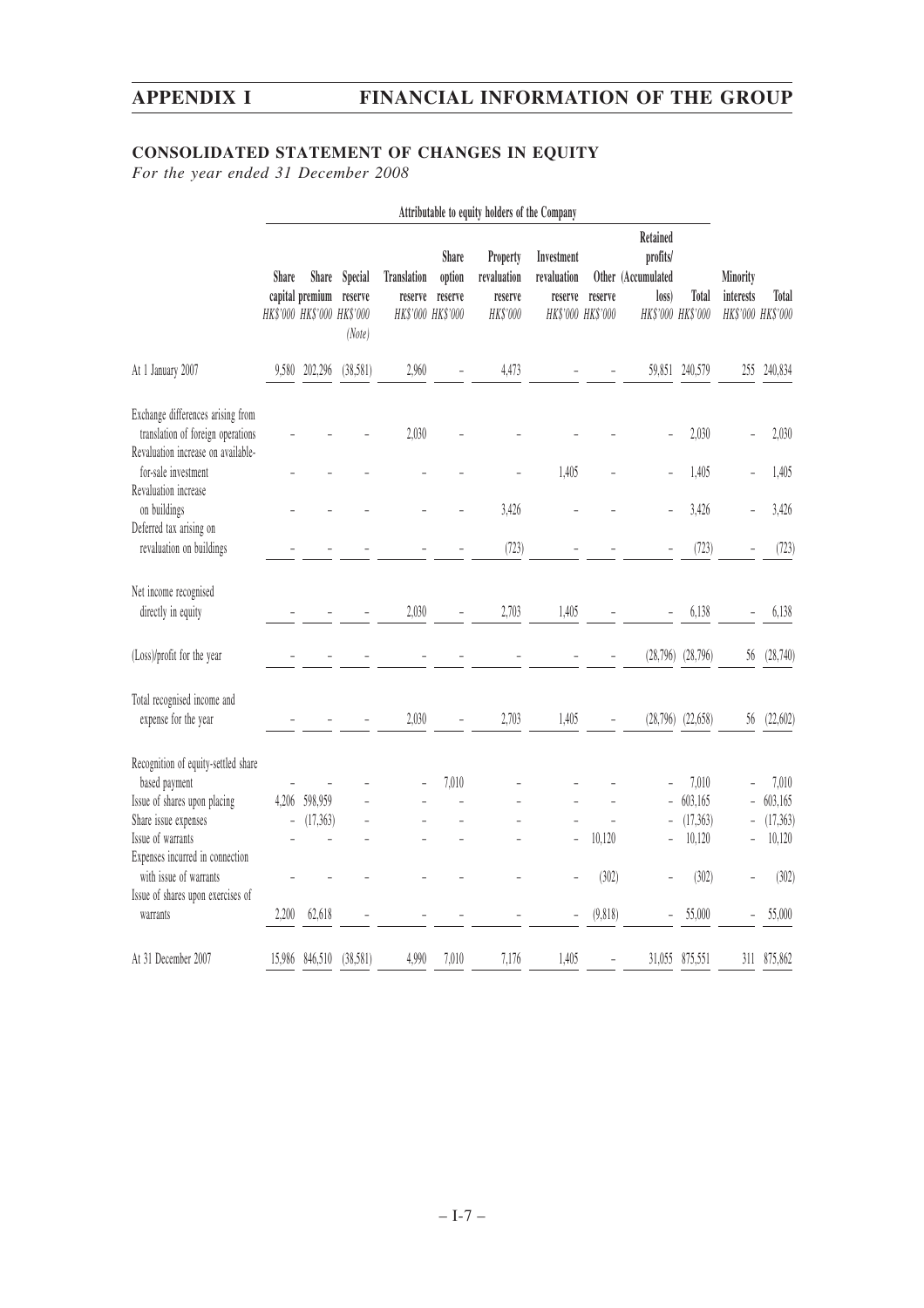## CONSOLIDATED STATEMENT OF CHANGES IN EQUITY

*For the year ended 31 December 2008*

| | Attributable to equity holders of the Company | | | | | | | | | | | |
|---|---|---|---|---|---|---|---|---|---|---|---|---|
| | Share capital HK$'000 | Share premium HK$'000 | Special reserve HK$'000 (Note) | Translation reserve HK$'000 | Share option reserve HK$'000 | Property revaluation reserve HK$'000 | Investment revaluation reserve HK$'000 | Other reserve HK$'000 | Retained profits/ (Accumulated loss) HK$'000 | Total HK$'000 | Minority interests HK$'000 | Total HK$'000 |
| At 1 January 2007 | 9,580 | 202,296 | (38,581) | 2,960 | – | 4,473 | – | – | 59,851 | 240,579 | 255 | 240,834 |
| Exchange differences arising from translation of foreign operations | – | – | – | 2,030 | – | – | – | – | – | 2,030 | – | 2,030 |
| Revaluation increase on available-for-sale investment | – | – | – | – | – | – | 1,405 | – | – | 1,405 | – | 1,405 |
| Revaluation increase on buildings | – | – | – | – | – | 3,426 | – | – | – | 3,426 | – | 3,426 |
| Deferred tax arising on revaluation on buildings | – | – | – | – | – | (723) | – | – | – | (723) | – | (723) |
| Net income recognised directly in equity | – | – | – | 2,030 | – | 2,703 | 1,405 | – | – | 6,138 | – | 6,138 |
| (Loss)/profit for the year | – | – | – | – | – | – | – | – | (28,796) | (28,796) | 56 | (28,740) |
| Total recognised income and expense for the year | – | – | – | 2,030 | – | 2,703 | 1,405 | – | (28,796) | (22,658) | 56 | (22,602) |
| Recognition of equity-settled share based payment | – | – | – | – | 7,010 | – | – | – | – | 7,010 | – | 7,010 |
| Issue of shares upon placing | 4,206 | 598,959 | – | – | – | – | – | – | – | 603,165 | – | 603,165 |
| Share issue expenses | – | (17,363) | – | – | – | – | – | – | – | (17,363) | – | (17,363) |
| Issue of warrants | – | – | – | – | – | – | – | 10,120 | – | 10,120 | – | 10,120 |
| Expenses incurred in connection with issue of warrants | – | – | – | – | – | – | – | (302) | – | (302) | – | (302) |
| Issue of shares upon exercises of warrants | 2,200 | 62,618 | – | – | – | – | – | (9,818) | – | 55,000 | – | 55,000 |
| At 31 December 2007 | 15,986 | 846,510 | (38,581) | 4,990 | 7,010 | 7,176 | 1,405 | – | 31,055 | 875,551 | 311 | 875,862 |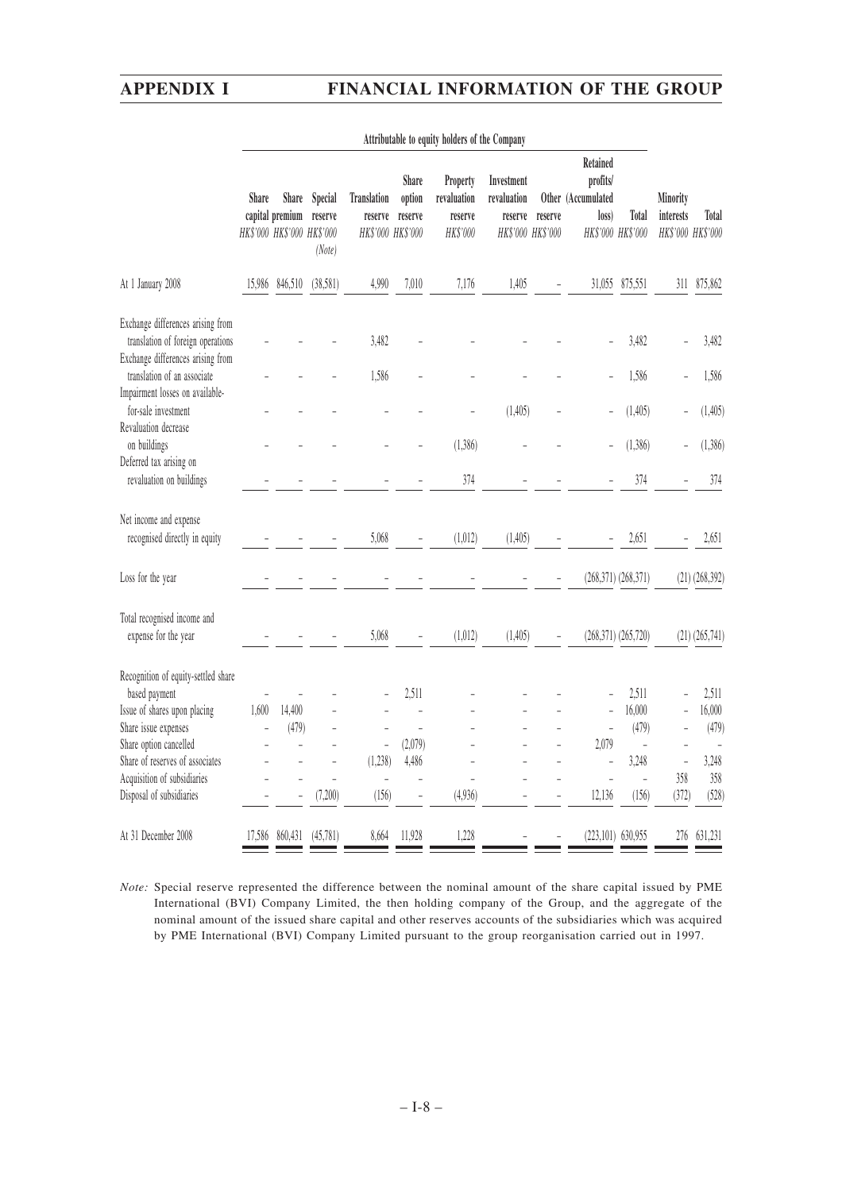|  | Attributable to equity holders of the Company | | | | | | | | | | | | |
|---|---|---|---|---|---|---|---|---|---|---|---|---|---|
|  | Share capital | Share premium | Special reserve | Translation reserve | Share option reserve | Property revaluation reserve | Investment revaluation reserve | Other reserve | Retained profits/ (Accumulated loss) | Total | Minority interests | Total |
|  | HK$'000 | HK$'000 | HK$'000 (Note) | HK$'000 | HK$'000 | HK$'000 | HK$'000 | HK$'000 | HK$'000 | HK$'000 | HK$'000 | HK$'000 |
| At 1 January 2008 | 15,986 | 846,510 | (38,581) | 4,990 | 7,010 | 7,176 | 1,405 | – | 31,055 | 875,551 | 311 | 875,862 |
| Exchange differences arising from translation of foreign operations | – | – | – | 3,482 | – | – | – | – | – | 3,482 | – | 3,482 |
| Exchange differences arising from translation of an associate | – | – | – | 1,586 | – | – | – | – | – | 1,586 | – | 1,586 |
| Impairment losses on available-for-sale investment | – | – | – | – | – | – | (1,405) | – | – | (1,405) | – | (1,405) |
| Revaluation decrease on buildings | – | – | – | – | – | (1,386) | – | – | – | (1,386) | – | (1,386) |
| Deferred tax arising on revaluation on buildings | – | – | – | – | – | 374 | – | – | – | 374 | – | 374 |
| Net income and expense recognised directly in equity | – | – | – | 5,068 | – | (1,012) | (1,405) | – | – | 2,651 | – | 2,651 |
| Loss for the year | – | – | – | – | – | – | – | – | (268,371) | (268,371) | (21) | (268,392) |
| Total recognised income and expense for the year | – | – | – | 5,068 | – | (1,012) | (1,405) | – | (268,371) | (265,720) | (21) | (265,741) |
| Recognition of equity-settled share based payment | – | – | – | – | 2,511 | – | – | – | – | 2,511 | – | 2,511 |
| Issue of shares upon placing | 1,600 | 14,400 | – | – | – | – | – | – | – | 16,000 | – | 16,000 |
| Share issue expenses | – | (479) | – | – | – | – | – | – | – | (479) | – | (479) |
| Share option cancelled | – | – | – | – | (2,079) | – | – | – | 2,079 | – | – | – |
| Share of reserves of associates | – | – | – | (1,238) | 4,486 | – | – | – | – | 3,248 | – | 3,248 |
| Acquisition of subsidiaries | – | – | – | – | – | – | – | – | – | – | 358 | 358 |
| Disposal of subsidiaries | – | – | (7,200) | (156) | – | (4,936) | – | – | 12,136 | (156) | (372) | (528) |
| At 31 December 2008 | 17,586 | 860,431 | (45,781) | 8,664 | 11,928 | 1,228 | – | – | (223,101) | 630,955 | 276 | 631,231 |

*Note:* Special reserve represented the difference between the nominal amount of the share capital issued by PME International (BVI) Company Limited, the then holding company of the Group, and the aggregate of the nominal amount of the issued share capital and other reserves accounts of the subsidiaries which was acquired by PME International (BVI) Company Limited pursuant to the group reorganisation carried out in 1997.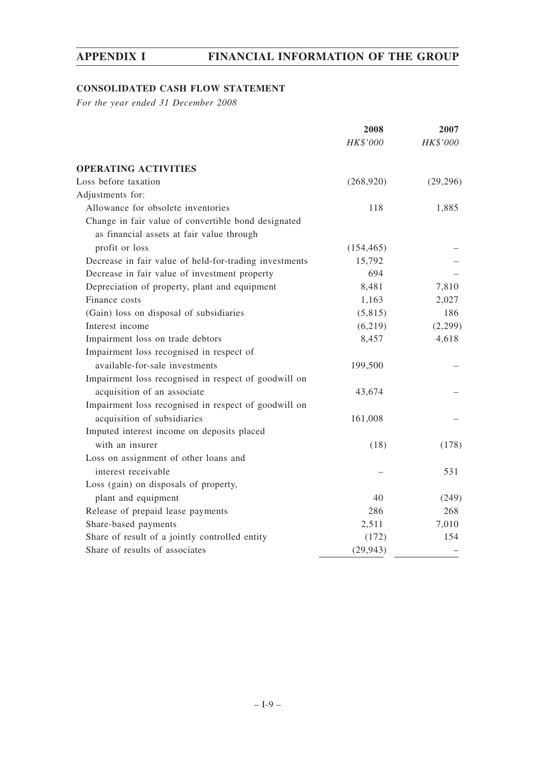## CONSOLIDATED CASH FLOW STATEMENT

*For the year ended 31 December 2008*

| | 2008 | 2007 |
|---|---|---|
| | *HK$'000* | *HK$'000* |
| **OPERATING ACTIVITIES** | | |
| Loss before taxation | (268,920) | (29,296) |
| Adjustments for: | | |
| Allowance for obsolete inventories | 118 | 1,885 |
| Change in fair value of convertible bond designated as financial assets at fair value through profit or loss | (154,465) | – |
| Decrease in fair value of held-for-trading investments | 15,792 | – |
| Decrease in fair value of investment property | 694 | – |
| Depreciation of property, plant and equipment | 8,481 | 7,810 |
| Finance costs | 1,163 | 2,027 |
| (Gain) loss on disposal of subsidiaries | (5,815) | 186 |
| Interest income | (6,219) | (2,299) |
| Impairment loss on trade debtors | 8,457 | 4,618 |
| Impairment loss recognised in respect of available-for-sale investments | 199,500 | – |
| Impairment loss recognised in respect of goodwill on acquisition of an associate | 43,674 | – |
| Impairment loss recognised in respect of goodwill on acquisition of subsidiaries | 161,008 | – |
| Imputed interest income on deposits placed with an insurer | (18) | (178) |
| Loss on assignment of other loans and interest receivable | – | 531 |
| Loss (gain) on disposals of property, plant and equipment | 40 | (249) |
| Release of prepaid lease payments | 286 | 268 |
| Share-based payments | 2,511 | 7,010 |
| Share of result of a jointly controlled entity | (172) | 154 |
| Share of results of associates | (29,943) | – |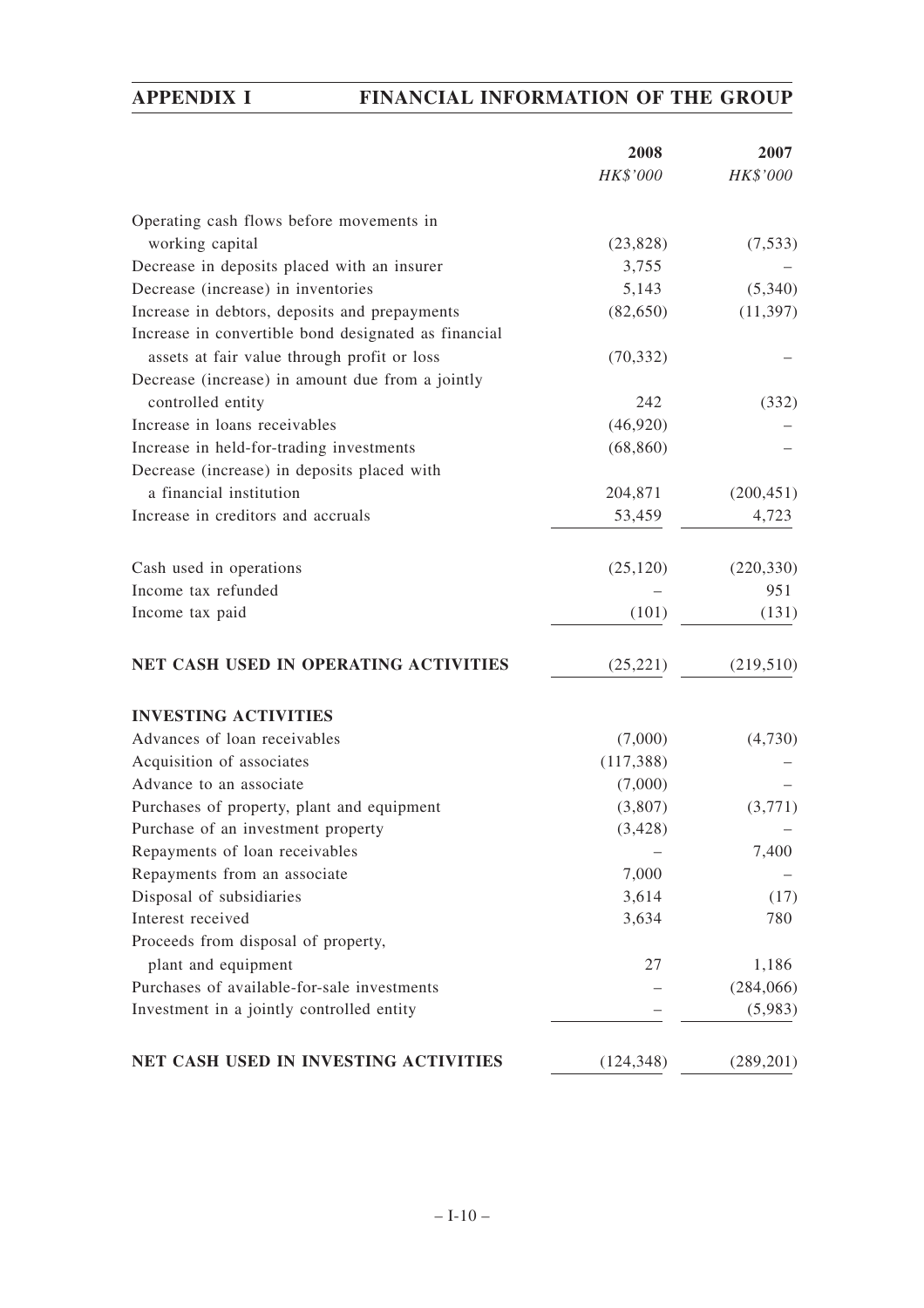| | 2008 | 2007 |
|---|---|---|
| | *HK$'000* | *HK$'000* |
| Operating cash flows before movements in working capital | (23,828) | (7,533) |
| Decrease in deposits placed with an insurer | 3,755 | – |
| Decrease (increase) in inventories | 5,143 | (5,340) |
| Increase in debtors, deposits and prepayments | (82,650) | (11,397) |
| Increase in convertible bond designated as financial assets at fair value through profit or loss | (70,332) | – |
| Decrease (increase) in amount due from a jointly controlled entity | 242 | (332) |
| Increase in loans receivables | (46,920) | – |
| Increase in held-for-trading investments | (68,860) | – |
| Decrease (increase) in deposits placed with a financial institution | 204,871 | (200,451) |
| Increase in creditors and accruals | 53,459 | 4,723 |
| Cash used in operations | (25,120) | (220,330) |
| Income tax refunded | – | 951 |
| Income tax paid | (101) | (131) |
| **NET CASH USED IN OPERATING ACTIVITIES** | (25,221) | (219,510) |
| **INVESTING ACTIVITIES** | | |
| Advances of loan receivables | (7,000) | (4,730) |
| Acquisition of associates | (117,388) | – |
| Advance to an associate | (7,000) | – |
| Purchases of property, plant and equipment | (3,807) | (3,771) |
| Purchase of an investment property | (3,428) | – |
| Repayments of loan receivables | – | 7,400 |
| Repayments from an associate | 7,000 | – |
| Disposal of subsidiaries | 3,614 | (17) |
| Interest received | 3,634 | 780 |
| Proceeds from disposal of property, plant and equipment | 27 | 1,186 |
| Purchases of available-for-sale investments | – | (284,066) |
| Investment in a jointly controlled entity | – | (5,983) |
| **NET CASH USED IN INVESTING ACTIVITIES** | (124,348) | (289,201) |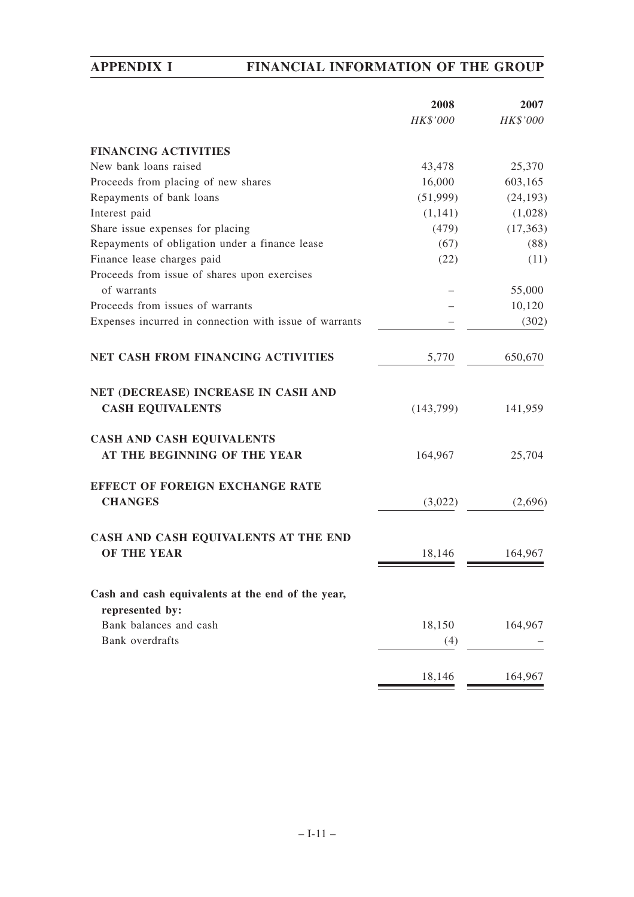| | 2008 | 2007 |
|---|---|---|
| | *HK$'000* | *HK$'000* |
| **FINANCING ACTIVITIES** | | |
| New bank loans raised | 43,478 | 25,370 |
| Proceeds from placing of new shares | 16,000 | 603,165 |
| Repayments of bank loans | (51,999) | (24,193) |
| Interest paid | (1,141) | (1,028) |
| Share issue expenses for placing | (479) | (17,363) |
| Repayments of obligation under a finance lease | (67) | (88) |
| Finance lease charges paid | (22) | (11) |
| Proceeds from issue of shares upon exercises of warrants | – | 55,000 |
| Proceeds from issues of warrants | – | 10,120 |
| Expenses incurred in connection with issue of warrants | – | (302) |
| **NET CASH FROM FINANCING ACTIVITIES** | 5,770 | 650,670 |
| **NET (DECREASE) INCREASE IN CASH AND CASH EQUIVALENTS** | (143,799) | 141,959 |
| **CASH AND CASH EQUIVALENTS AT THE BEGINNING OF THE YEAR** | 164,967 | 25,704 |
| **EFFECT OF FOREIGN EXCHANGE RATE CHANGES** | (3,022) | (2,696) |
| **CASH AND CASH EQUIVALENTS AT THE END OF THE YEAR** | 18,146 | 164,967 |
| **Cash and cash equivalents at the end of the year, represented by:** | | |
| Bank balances and cash | 18,150 | 164,967 |
| Bank overdrafts | (4) | – |
| | 18,146 | 164,967 |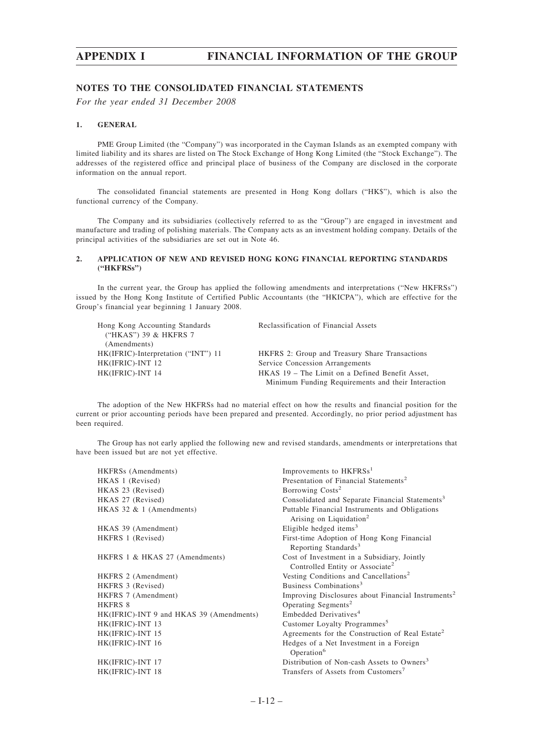## NOTES TO THE CONSOLIDATED FINANCIAL STATEMENTS

*For the year ended 31 December 2008*

### 1. GENERAL

PME Group Limited (the "Company") was incorporated in the Cayman Islands as an exempted company with limited liability and its shares are listed on The Stock Exchange of Hong Kong Limited (the "Stock Exchange"). The addresses of the registered office and principal place of business of the Company are disclosed in the corporate information on the annual report.

The consolidated financial statements are presented in Hong Kong dollars ("HK$"), which is also the functional currency of the Company.

The Company and its subsidiaries (collectively referred to as the "Group") are engaged in investment and manufacture and trading of polishing materials. The Company acts as an investment holding company. Details of the principal activities of the subsidiaries are set out in Note 46.

### 2. APPLICATION OF NEW AND REVISED HONG KONG FINANCIAL REPORTING STANDARDS ("HKFRSs")

In the current year, the Group has applied the following amendments and interpretations ("New HKFRSs") issued by the Hong Kong Institute of Certified Public Accountants (the "HKICPA"), which are effective for the Group's financial year beginning 1 January 2008.

| | |
|---|---|
| Hong Kong Accounting Standards ("HKAS") 39 & HKFRS 7 (Amendments) | Reclassification of Financial Assets |
| HK(IFRIC)-Interpretation ("INT") 11 | HKFRS 2: Group and Treasury Share Transactions |
| HK(IFRIC)-INT 12 | Service Concession Arrangements |
| HK(IFRIC)-INT 14 | HKAS 19 – The Limit on a Defined Benefit Asset, Minimum Funding Requirements and their Interaction |

The adoption of the New HKFRSs had no material effect on how the results and financial position for the current or prior accounting periods have been prepared and presented. Accordingly, no prior period adjustment has been required.

The Group has not early applied the following new and revised standards, amendments or interpretations that have been issued but are not yet effective.

| | |
|---|---|
| HKFRSs (Amendments) | Improvements to HKFRSs[1] |
| HKAS 1 (Revised) | Presentation of Financial Statements[2] |
| HKAS 23 (Revised) | Borrowing Costs[2] |
| HKAS 27 (Revised) | Consolidated and Separate Financial Statements[3] |
| HKAS 32 & 1 (Amendments) | Puttable Financial Instruments and Obligations Arising on Liquidation[2] |
| HKAS 39 (Amendment) | Eligible hedged items[3] |
| HKFRS 1 (Revised) | First-time Adoption of Hong Kong Financial Reporting Standards[3] |
| HKFRS 1 & HKAS 27 (Amendments) | Cost of Investment in a Subsidiary, Jointly Controlled Entity or Associate[2] |
| HKFRS 2 (Amendment) | Vesting Conditions and Cancellations[2] |
| HKFRS 3 (Revised) | Business Combinations[3] |
| HKFRS 7 (Amendment) | Improving Disclosures about Financial Instruments[2] |
| HKFRS 8 | Operating Segments[2] |
| HK(IFRIC)-INT 9 and HKAS 39 (Amendments) | Embedded Derivatives[4] |
| HK(IFRIC)-INT 13 | Customer Loyalty Programmes[5] |
| HK(IFRIC)-INT 15 | Agreements for the Construction of Real Estate[2] |
| HK(IFRIC)-INT 16 | Hedges of a Net Investment in a Foreign Operation[6] |
| HK(IFRIC)-INT 17 | Distribution of Non-cash Assets to Owners[3] |
| HK(IFRIC)-INT 18 | Transfers of Assets from Customers[7] |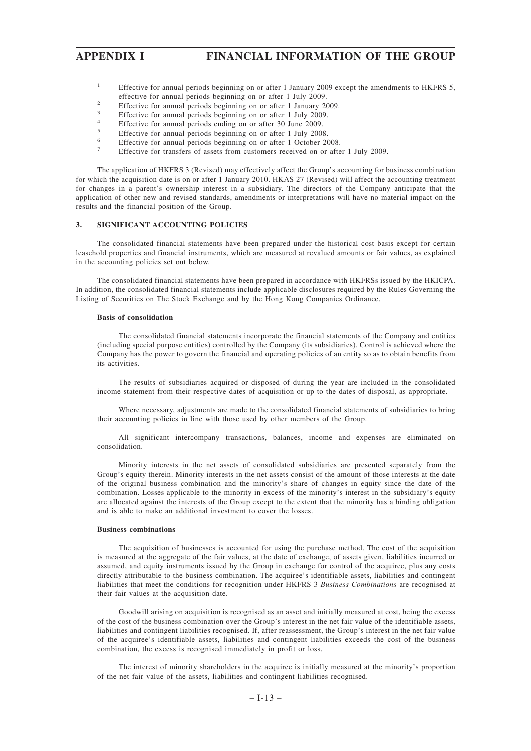[1] Effective for annual periods beginning on or after 1 January 2009 except the amendments to HKFRS 5, effective for annual periods beginning on or after 1 July 2009.

[2] Effective for annual periods beginning on or after 1 January 2009.

[3] Effective for annual periods beginning on or after 1 July 2009.

[4] Effective for annual periods ending on or after 30 June 2009.

[5] Effective for annual periods beginning on or after 1 July 2008.

[6] Effective for annual periods beginning on or after 1 October 2008.

[7] Effective for transfers of assets from customers received on or after 1 July 2009.

The application of HKFRS 3 (Revised) may effectively affect the Group's accounting for business combination for which the acquisition date is on or after 1 January 2010. HKAS 27 (Revised) will affect the accounting treatment for changes in a parent's ownership interest in a subsidiary. The directors of the Company anticipate that the application of other new and revised standards, amendments or interpretations will have no material impact on the results and the financial position of the Group.

## 3. SIGNIFICANT ACCOUNTING POLICIES

The consolidated financial statements have been prepared under the historical cost basis except for certain leasehold properties and financial instruments, which are measured at revalued amounts or fair values, as explained in the accounting policies set out below.

The consolidated financial statements have been prepared in accordance with HKFRSs issued by the HKICPA. In addition, the consolidated financial statements include applicable disclosures required by the Rules Governing the Listing of Securities on The Stock Exchange and by the Hong Kong Companies Ordinance.

### Basis of consolidation

The consolidated financial statements incorporate the financial statements of the Company and entities (including special purpose entities) controlled by the Company (its subsidiaries). Control is achieved where the Company has the power to govern the financial and operating policies of an entity so as to obtain benefits from its activities.

The results of subsidiaries acquired or disposed of during the year are included in the consolidated income statement from their respective dates of acquisition or up to the dates of disposal, as appropriate.

Where necessary, adjustments are made to the consolidated financial statements of subsidiaries to bring their accounting policies in line with those used by other members of the Group.

All significant intercompany transactions, balances, income and expenses are eliminated on consolidation.

Minority interests in the net assets of consolidated subsidiaries are presented separately from the Group's equity therein. Minority interests in the net assets consist of the amount of those interests at the date of the original business combination and the minority's share of changes in equity since the date of the combination. Losses applicable to the minority in excess of the minority's interest in the subsidiary's equity are allocated against the interests of the Group except to the extent that the minority has a binding obligation and is able to make an additional investment to cover the losses.

### Business combinations

The acquisition of businesses is accounted for using the purchase method. The cost of the acquisition is measured at the aggregate of the fair values, at the date of exchange, of assets given, liabilities incurred or assumed, and equity instruments issued by the Group in exchange for control of the acquiree, plus any costs directly attributable to the business combination. The acquiree's identifiable assets, liabilities and contingent liabilities that meet the conditions for recognition under HKFRS 3 *Business Combinations* are recognised at their fair values at the acquisition date.

Goodwill arising on acquisition is recognised as an asset and initially measured at cost, being the excess of the cost of the business combination over the Group's interest in the net fair value of the identifiable assets, liabilities and contingent liabilities recognised. If, after reassessment, the Group's interest in the net fair value of the acquiree's identifiable assets, liabilities and contingent liabilities exceeds the cost of the business combination, the excess is recognised immediately in profit or loss.

The interest of minority shareholders in the acquiree is initially measured at the minority's proportion of the net fair value of the assets, liabilities and contingent liabilities recognised.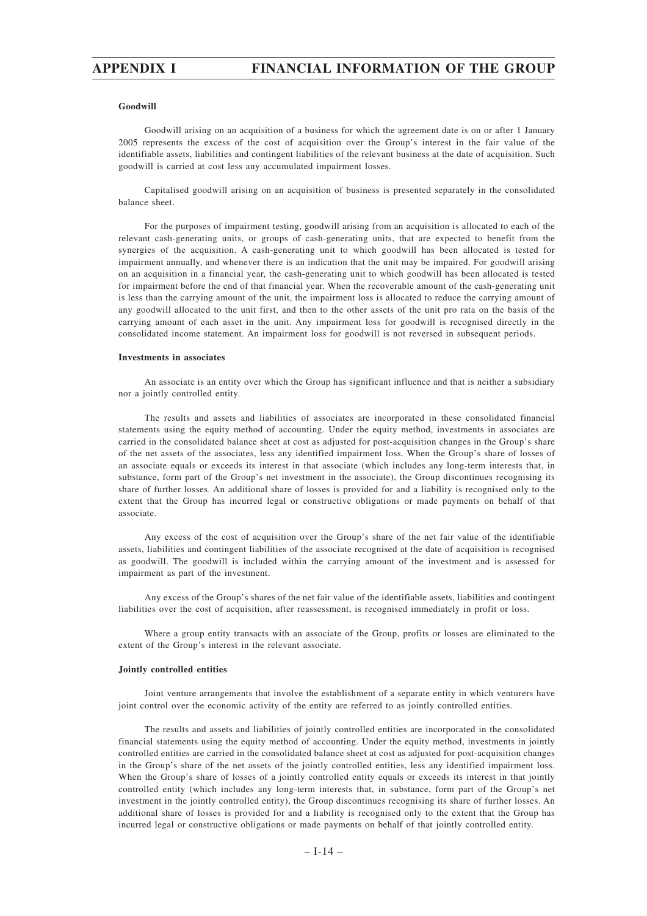#### Goodwill

Goodwill arising on an acquisition of a business for which the agreement date is on or after 1 January 2005 represents the excess of the cost of acquisition over the Group's interest in the fair value of the identifiable assets, liabilities and contingent liabilities of the relevant business at the date of acquisition. Such goodwill is carried at cost less any accumulated impairment losses.

Capitalised goodwill arising on an acquisition of business is presented separately in the consolidated balance sheet.

For the purposes of impairment testing, goodwill arising from an acquisition is allocated to each of the relevant cash-generating units, or groups of cash-generating units, that are expected to benefit from the synergies of the acquisition. A cash-generating unit to which goodwill has been allocated is tested for impairment annually, and whenever there is an indication that the unit may be impaired. For goodwill arising on an acquisition in a financial year, the cash-generating unit to which goodwill has been allocated is tested for impairment before the end of that financial year. When the recoverable amount of the cash-generating unit is less than the carrying amount of the unit, the impairment loss is allocated to reduce the carrying amount of any goodwill allocated to the unit first, and then to the other assets of the unit pro rata on the basis of the carrying amount of each asset in the unit. Any impairment loss for goodwill is recognised directly in the consolidated income statement. An impairment loss for goodwill is not reversed in subsequent periods.

#### Investments in associates

An associate is an entity over which the Group has significant influence and that is neither a subsidiary nor a jointly controlled entity.

The results and assets and liabilities of associates are incorporated in these consolidated financial statements using the equity method of accounting. Under the equity method, investments in associates are carried in the consolidated balance sheet at cost as adjusted for post-acquisition changes in the Group's share of the net assets of the associates, less any identified impairment loss. When the Group's share of losses of an associate equals or exceeds its interest in that associate (which includes any long-term interests that, in substance, form part of the Group's net investment in the associate), the Group discontinues recognising its share of further losses. An additional share of losses is provided for and a liability is recognised only to the extent that the Group has incurred legal or constructive obligations or made payments on behalf of that associate.

Any excess of the cost of acquisition over the Group's share of the net fair value of the identifiable assets, liabilities and contingent liabilities of the associate recognised at the date of acquisition is recognised as goodwill. The goodwill is included within the carrying amount of the investment and is assessed for impairment as part of the investment.

Any excess of the Group's shares of the net fair value of the identifiable assets, liabilities and contingent liabilities over the cost of acquisition, after reassessment, is recognised immediately in profit or loss.

Where a group entity transacts with an associate of the Group, profits or losses are eliminated to the extent of the Group's interest in the relevant associate.

#### Jointly controlled entities

Joint venture arrangements that involve the establishment of a separate entity in which venturers have joint control over the economic activity of the entity are referred to as jointly controlled entities.

The results and assets and liabilities of jointly controlled entities are incorporated in the consolidated financial statements using the equity method of accounting. Under the equity method, investments in jointly controlled entities are carried in the consolidated balance sheet at cost as adjusted for post-acquisition changes in the Group's share of the net assets of the jointly controlled entities, less any identified impairment loss. When the Group's share of losses of a jointly controlled entity equals or exceeds its interest in that jointly controlled entity (which includes any long-term interests that, in substance, form part of the Group's net investment in the jointly controlled entity), the Group discontinues recognising its share of further losses. An additional share of losses is provided for and a liability is recognised only to the extent that the Group has incurred legal or constructive obligations or made payments on behalf of that jointly controlled entity.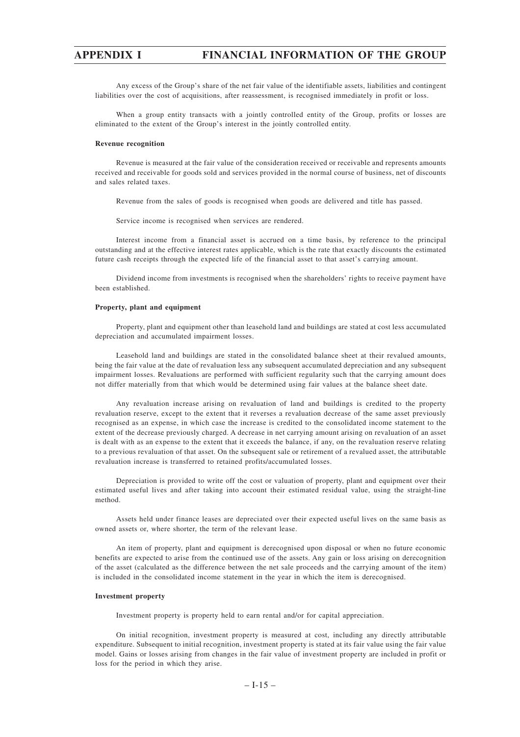Any excess of the Group's share of the net fair value of the identifiable assets, liabilities and contingent liabilities over the cost of acquisitions, after reassessment, is recognised immediately in profit or loss.

When a group entity transacts with a jointly controlled entity of the Group, profits or losses are eliminated to the extent of the Group's interest in the jointly controlled entity.

**Revenue recognition**

Revenue is measured at the fair value of the consideration received or receivable and represents amounts received and receivable for goods sold and services provided in the normal course of business, net of discounts and sales related taxes.

Revenue from the sales of goods is recognised when goods are delivered and title has passed.

Service income is recognised when services are rendered.

Interest income from a financial asset is accrued on a time basis, by reference to the principal outstanding and at the effective interest rates applicable, which is the rate that exactly discounts the estimated future cash receipts through the expected life of the financial asset to that asset's carrying amount.

Dividend income from investments is recognised when the shareholders' rights to receive payment have been established.

**Property, plant and equipment**

Property, plant and equipment other than leasehold land and buildings are stated at cost less accumulated depreciation and accumulated impairment losses.

Leasehold land and buildings are stated in the consolidated balance sheet at their revalued amounts, being the fair value at the date of revaluation less any subsequent accumulated depreciation and any subsequent impairment losses. Revaluations are performed with sufficient regularity such that the carrying amount does not differ materially from that which would be determined using fair values at the balance sheet date.

Any revaluation increase arising on revaluation of land and buildings is credited to the property revaluation reserve, except to the extent that it reverses a revaluation decrease of the same asset previously recognised as an expense, in which case the increase is credited to the consolidated income statement to the extent of the decrease previously charged. A decrease in net carrying amount arising on revaluation of an asset is dealt with as an expense to the extent that it exceeds the balance, if any, on the revaluation reserve relating to a previous revaluation of that asset. On the subsequent sale or retirement of a revalued asset, the attributable revaluation increase is transferred to retained profits/accumulated losses.

Depreciation is provided to write off the cost or valuation of property, plant and equipment over their estimated useful lives and after taking into account their estimated residual value, using the straight-line method.

Assets held under finance leases are depreciated over their expected useful lives on the same basis as owned assets or, where shorter, the term of the relevant lease.

An item of property, plant and equipment is derecognised upon disposal or when no future economic benefits are expected to arise from the continued use of the assets. Any gain or loss arising on derecognition of the asset (calculated as the difference between the net sale proceeds and the carrying amount of the item) is included in the consolidated income statement in the year in which the item is derecognised.

**Investment property**

Investment property is property held to earn rental and/or for capital appreciation.

On initial recognition, investment property is measured at cost, including any directly attributable expenditure. Subsequent to initial recognition, investment property is stated at its fair value using the fair value model. Gains or losses arising from changes in the fair value of investment property are included in profit or loss for the period in which they arise.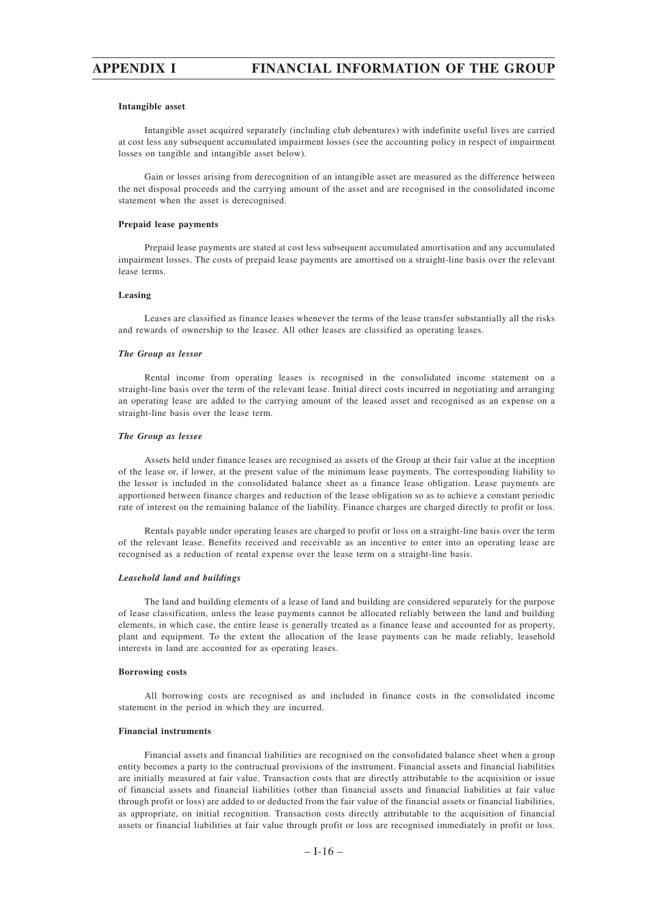**Intangible asset**

Intangible asset acquired separately (including club debentures) with indefinite useful lives are carried at cost less any subsequent accumulated impairment losses (see the accounting policy in respect of impairment losses on tangible and intangible asset below).

Gain or losses arising from derecognition of an intangible asset are measured as the difference between the net disposal proceeds and the carrying amount of the asset and are recognised in the consolidated income statement when the asset is derecognised.

**Prepaid lease payments**

Prepaid lease payments are stated at cost less subsequent accumulated amortisation and any accumulated impairment losses. The costs of prepaid lease payments are amortised on a straight-line basis over the relevant lease terms.

**Leasing**

Leases are classified as finance leases whenever the terms of the lease transfer substantially all the risks and rewards of ownership to the leasee. All other leases are classified as operating leases.

***The Group as lessor***

Rental income from operating leases is recognised in the consolidated income statement on a straight-line basis over the term of the relevant lease. Initial direct costs incurred in negotiating and arranging an operating lease are added to the carrying amount of the leased asset and recognised as an expense on a straight-line basis over the lease term.

***The Group as lessee***

Assets held under finance leases are recognised as assets of the Group at their fair value at the inception of the lease or, if lower, at the present value of the minimum lease payments. The corresponding liability to the lessor is included in the consolidated balance sheet as a finance lease obligation. Lease payments are apportioned between finance charges and reduction of the lease obligation so as to achieve a constant periodic rate of interest on the remaining balance of the liability. Finance charges are charged directly to profit or loss.

Rentals payable under operating leases are charged to profit or loss on a straight-line basis over the term of the relevant lease. Benefits received and receivable as an incentive to enter into an operating lease are recognised as a reduction of rental expense over the lease term on a straight-line basis.

***Leasehold land and buildings***

The land and building elements of a lease of land and building are considered separately for the purpose of lease classification, unless the lease payments cannot be allocated reliably between the land and building elements, in which case, the entire lease is generally treated as a finance lease and accounted for as property, plant and equipment. To the extent the allocation of the lease payments can be made reliably, leasehold interests in land are accounted for as operating leases.

**Borrowing costs**

All borrowing costs are recognised as and included in finance costs in the consolidated income statement in the period in which they are incurred.

**Financial instruments**

Financial assets and financial liabilities are recognised on the consolidated balance sheet when a group entity becomes a party to the contractual provisions of the instrument. Financial assets and financial liabilities are initially measured at fair value. Transaction costs that are directly attributable to the acquisition or issue of financial assets and financial liabilities (other than financial assets and financial liabilities at fair value through profit or loss) are added to or deducted from the fair value of the financial assets or financial liabilities, as appropriate, on initial recognition. Transaction costs directly attributable to the acquisition of financial assets or financial liabilities at fair value through profit or loss are recognised immediately in profit or loss.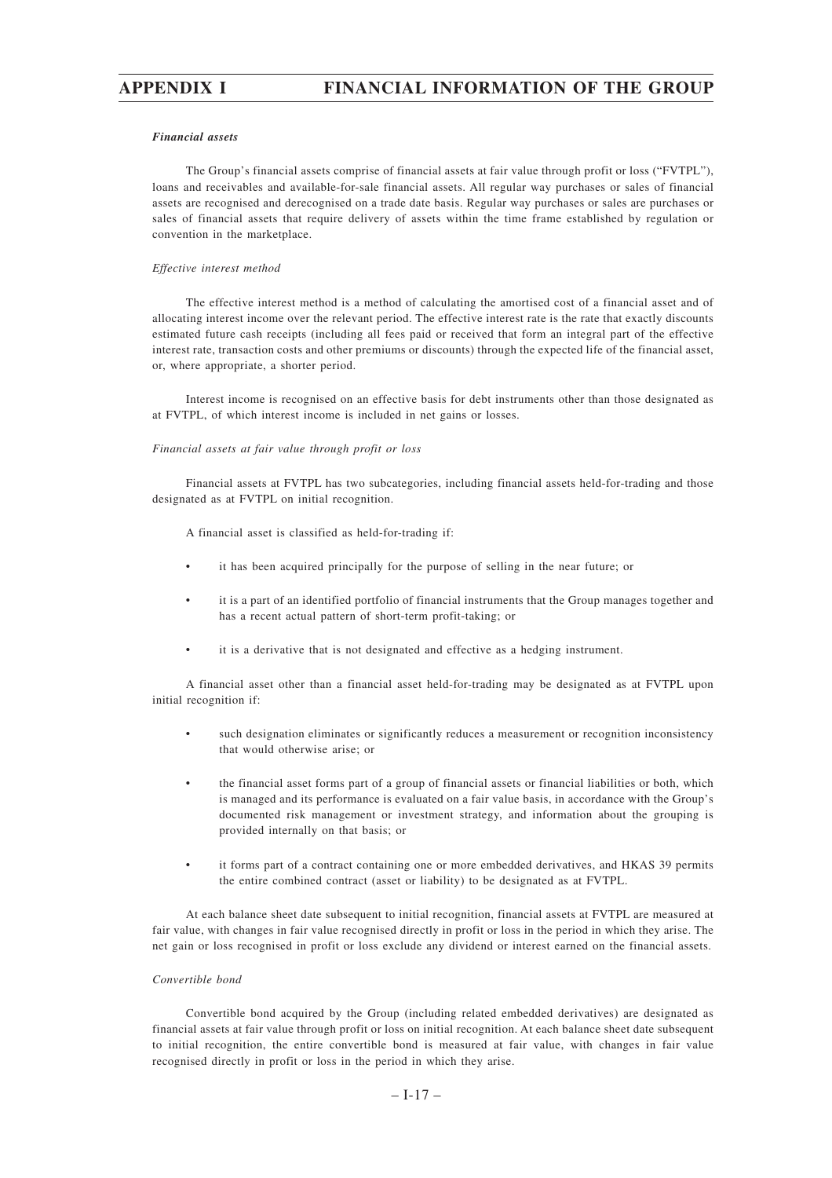***Financial assets***

The Group's financial assets comprise of financial assets at fair value through profit or loss ("FVTPL"), loans and receivables and available-for-sale financial assets. All regular way purchases or sales of financial assets are recognised and derecognised on a trade date basis. Regular way purchases or sales are purchases or sales of financial assets that require delivery of assets within the time frame established by regulation or convention in the marketplace.

*Effective interest method*

The effective interest method is a method of calculating the amortised cost of a financial asset and of allocating interest income over the relevant period. The effective interest rate is the rate that exactly discounts estimated future cash receipts (including all fees paid or received that form an integral part of the effective interest rate, transaction costs and other premiums or discounts) through the expected life of the financial asset, or, where appropriate, a shorter period.

Interest income is recognised on an effective basis for debt instruments other than those designated as at FVTPL, of which interest income is included in net gains or losses.

*Financial assets at fair value through profit or loss*

Financial assets at FVTPL has two subcategories, including financial assets held-for-trading and those designated as at FVTPL on initial recognition.

A financial asset is classified as held-for-trading if:

- it has been acquired principally for the purpose of selling in the near future; or
- it is a part of an identified portfolio of financial instruments that the Group manages together and has a recent actual pattern of short-term profit-taking; or
- it is a derivative that is not designated and effective as a hedging instrument.

A financial asset other than a financial asset held-for-trading may be designated as at FVTPL upon initial recognition if:

- such designation eliminates or significantly reduces a measurement or recognition inconsistency that would otherwise arise; or
- the financial asset forms part of a group of financial assets or financial liabilities or both, which is managed and its performance is evaluated on a fair value basis, in accordance with the Group's documented risk management or investment strategy, and information about the grouping is provided internally on that basis; or
- it forms part of a contract containing one or more embedded derivatives, and HKAS 39 permits the entire combined contract (asset or liability) to be designated as at FVTPL.

At each balance sheet date subsequent to initial recognition, financial assets at FVTPL are measured at fair value, with changes in fair value recognised directly in profit or loss in the period in which they arise. The net gain or loss recognised in profit or loss exclude any dividend or interest earned on the financial assets.

*Convertible bond*

Convertible bond acquired by the Group (including related embedded derivatives) are designated as financial assets at fair value through profit or loss on initial recognition. At each balance sheet date subsequent to initial recognition, the entire convertible bond is measured at fair value, with changes in fair value recognised directly in profit or loss in the period in which they arise.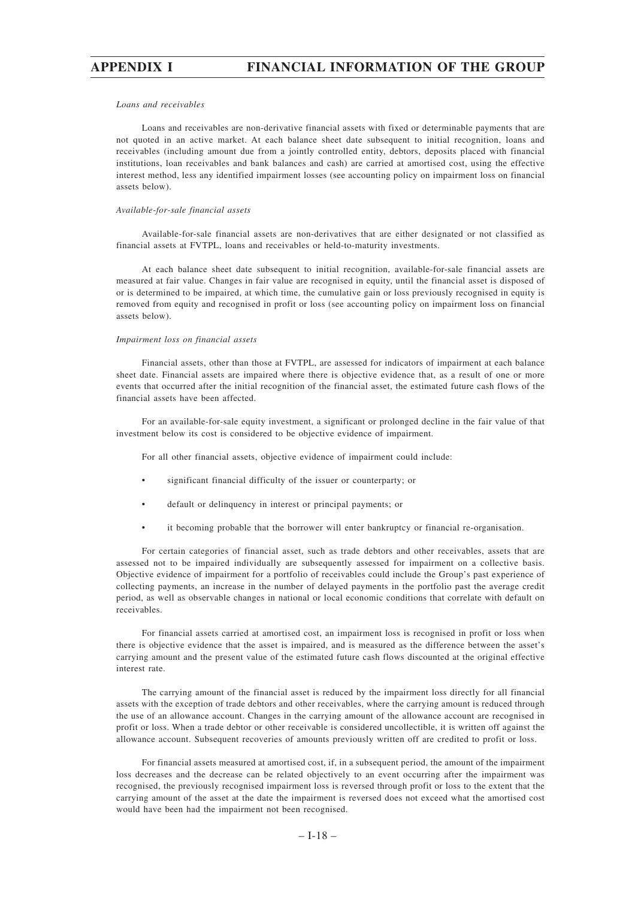*Loans and receivables*

Loans and receivables are non-derivative financial assets with fixed or determinable payments that are not quoted in an active market. At each balance sheet date subsequent to initial recognition, loans and receivables (including amount due from a jointly controlled entity, debtors, deposits placed with financial institutions, loan receivables and bank balances and cash) are carried at amortised cost, using the effective interest method, less any identified impairment losses (see accounting policy on impairment loss on financial assets below).

*Available-for-sale financial assets*

Available-for-sale financial assets are non-derivatives that are either designated or not classified as financial assets at FVTPL, loans and receivables or held-to-maturity investments.

At each balance sheet date subsequent to initial recognition, available-for-sale financial assets are measured at fair value. Changes in fair value are recognised in equity, until the financial asset is disposed of or is determined to be impaired, at which time, the cumulative gain or loss previously recognised in equity is removed from equity and recognised in profit or loss (see accounting policy on impairment loss on financial assets below).

*Impairment loss on financial assets*

Financial assets, other than those at FVTPL, are assessed for indicators of impairment at each balance sheet date. Financial assets are impaired where there is objective evidence that, as a result of one or more events that occurred after the initial recognition of the financial asset, the estimated future cash flows of the financial assets have been affected.

For an available-for-sale equity investment, a significant or prolonged decline in the fair value of that investment below its cost is considered to be objective evidence of impairment.

For all other financial assets, objective evidence of impairment could include:

- significant financial difficulty of the issuer or counterparty; or
- default or delinquency in interest or principal payments; or
- it becoming probable that the borrower will enter bankruptcy or financial re-organisation.

For certain categories of financial asset, such as trade debtors and other receivables, assets that are assessed not to be impaired individually are subsequently assessed for impairment on a collective basis. Objective evidence of impairment for a portfolio of receivables could include the Group's past experience of collecting payments, an increase in the number of delayed payments in the portfolio past the average credit period, as well as observable changes in national or local economic conditions that correlate with default on receivables.

For financial assets carried at amortised cost, an impairment loss is recognised in profit or loss when there is objective evidence that the asset is impaired, and is measured as the difference between the asset's carrying amount and the present value of the estimated future cash flows discounted at the original effective interest rate.

The carrying amount of the financial asset is reduced by the impairment loss directly for all financial assets with the exception of trade debtors and other receivables, where the carrying amount is reduced through the use of an allowance account. Changes in the carrying amount of the allowance account are recognised in profit or loss. When a trade debtor or other receivable is considered uncollectible, it is written off against the allowance account. Subsequent recoveries of amounts previously written off are credited to profit or loss.

For financial assets measured at amortised cost, if, in a subsequent period, the amount of the impairment loss decreases and the decrease can be related objectively to an event occurring after the impairment was recognised, the previously recognised impairment loss is reversed through profit or loss to the extent that the carrying amount of the asset at the date the impairment is reversed does not exceed what the amortised cost would have been had the impairment not been recognised.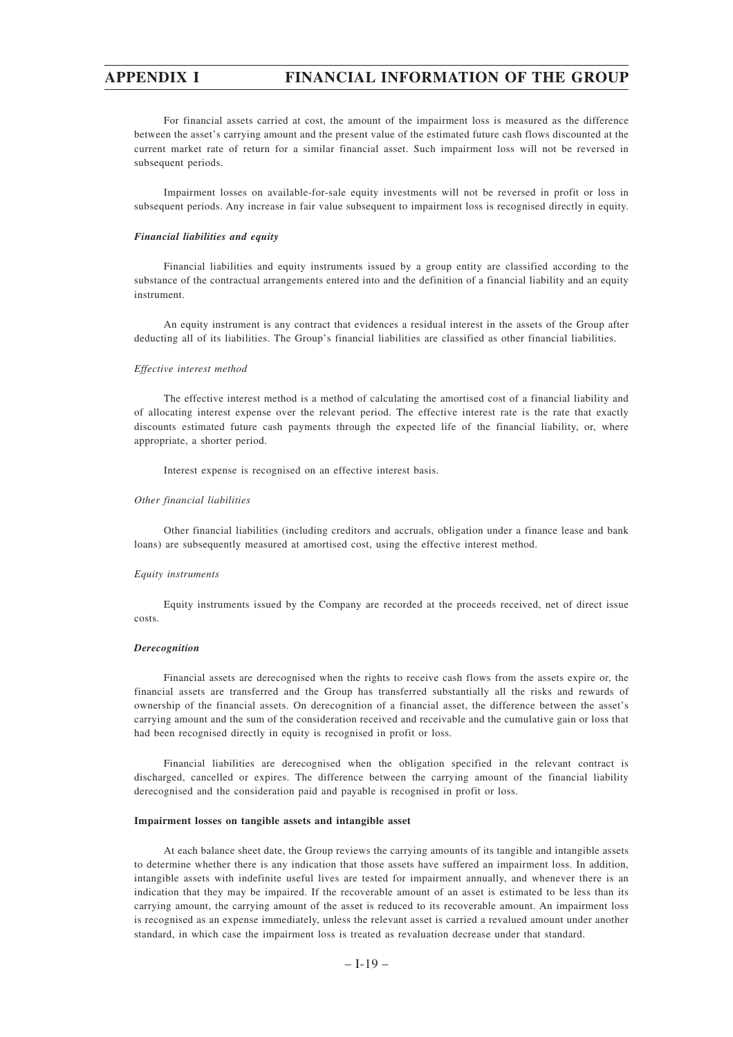For financial assets carried at cost, the amount of the impairment loss is measured as the difference between the asset's carrying amount and the present value of the estimated future cash flows discounted at the current market rate of return for a similar financial asset. Such impairment loss will not be reversed in subsequent periods.

Impairment losses on available-for-sale equity investments will not be reversed in profit or loss in subsequent periods. Any increase in fair value subsequent to impairment loss is recognised directly in equity.

***Financial liabilities and equity***

Financial liabilities and equity instruments issued by a group entity are classified according to the substance of the contractual arrangements entered into and the definition of a financial liability and an equity instrument.

An equity instrument is any contract that evidences a residual interest in the assets of the Group after deducting all of its liabilities. The Group's financial liabilities are classified as other financial liabilities.

*Effective interest method*

The effective interest method is a method of calculating the amortised cost of a financial liability and of allocating interest expense over the relevant period. The effective interest rate is the rate that exactly discounts estimated future cash payments through the expected life of the financial liability, or, where appropriate, a shorter period.

Interest expense is recognised on an effective interest basis.

*Other financial liabilities*

Other financial liabilities (including creditors and accruals, obligation under a finance lease and bank loans) are subsequently measured at amortised cost, using the effective interest method.

*Equity instruments*

Equity instruments issued by the Company are recorded at the proceeds received, net of direct issue costs.

***Derecognition***

Financial assets are derecognised when the rights to receive cash flows from the assets expire or, the financial assets are transferred and the Group has transferred substantially all the risks and rewards of ownership of the financial assets. On derecognition of a financial asset, the difference between the asset's carrying amount and the sum of the consideration received and receivable and the cumulative gain or loss that had been recognised directly in equity is recognised in profit or loss.

Financial liabilities are derecognised when the obligation specified in the relevant contract is discharged, cancelled or expires. The difference between the carrying amount of the financial liability derecognised and the consideration paid and payable is recognised in profit or loss.

**Impairment losses on tangible assets and intangible asset**

At each balance sheet date, the Group reviews the carrying amounts of its tangible and intangible assets to determine whether there is any indication that those assets have suffered an impairment loss. In addition, intangible assets with indefinite useful lives are tested for impairment annually, and whenever there is an indication that they may be impaired. If the recoverable amount of an asset is estimated to be less than its carrying amount, the carrying amount of the asset is reduced to its recoverable amount. An impairment loss is recognised as an expense immediately, unless the relevant asset is carried a revalued amount under another standard, in which case the impairment loss is treated as revaluation decrease under that standard.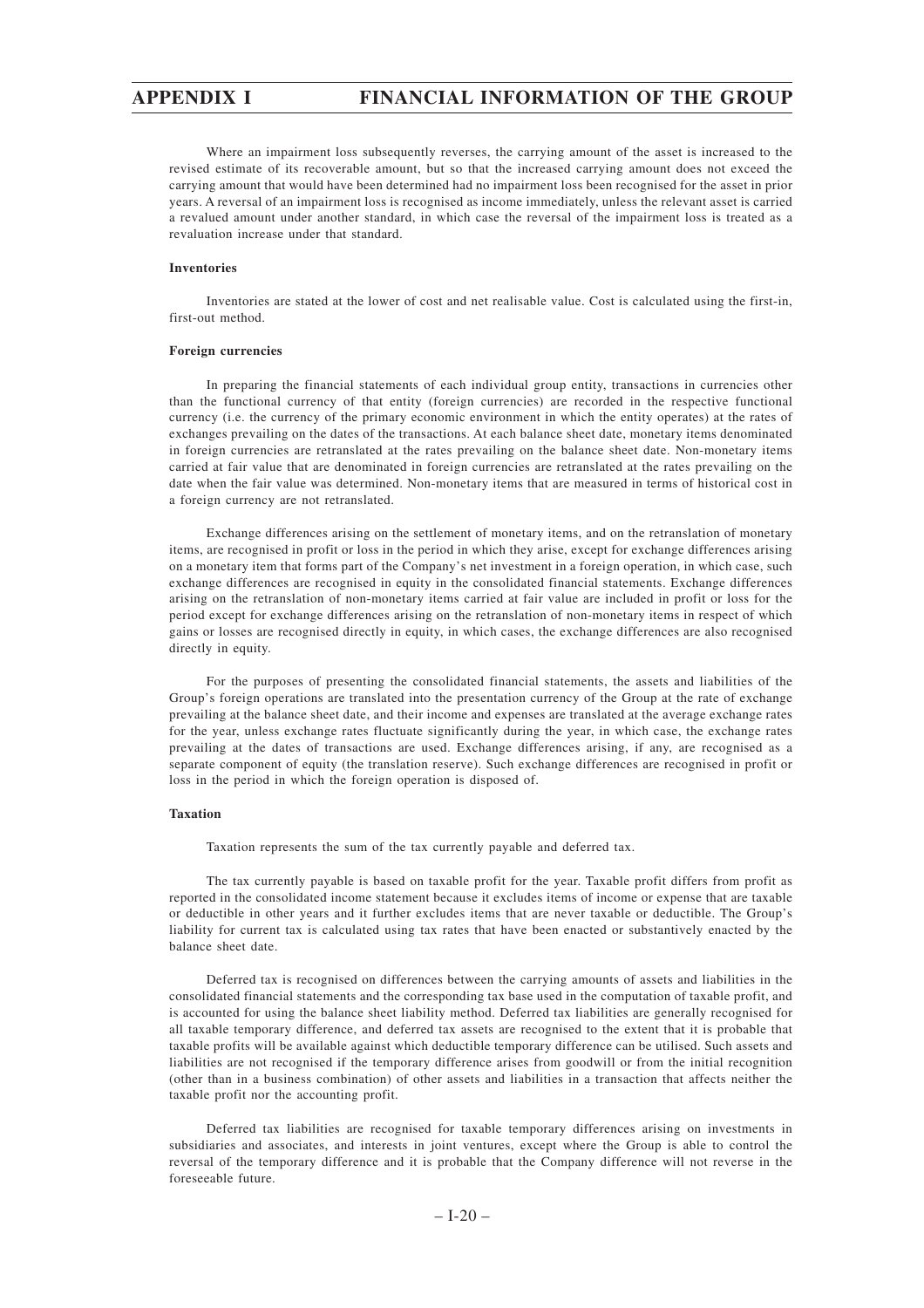Where an impairment loss subsequently reverses, the carrying amount of the asset is increased to the revised estimate of its recoverable amount, but so that the increased carrying amount does not exceed the carrying amount that would have been determined had no impairment loss been recognised for the asset in prior years. A reversal of an impairment loss is recognised as income immediately, unless the relevant asset is carried a revalued amount under another standard, in which case the reversal of the impairment loss is treated as a revaluation increase under that standard.

**Inventories**

Inventories are stated at the lower of cost and net realisable value. Cost is calculated using the first-in, first-out method.

**Foreign currencies**

In preparing the financial statements of each individual group entity, transactions in currencies other than the functional currency of that entity (foreign currencies) are recorded in the respective functional currency (i.e. the currency of the primary economic environment in which the entity operates) at the rates of exchanges prevailing on the dates of the transactions. At each balance sheet date, monetary items denominated in foreign currencies are retranslated at the rates prevailing on the balance sheet date. Non-monetary items carried at fair value that are denominated in foreign currencies are retranslated at the rates prevailing on the date when the fair value was determined. Non-monetary items that are measured in terms of historical cost in a foreign currency are not retranslated.

Exchange differences arising on the settlement of monetary items, and on the retranslation of monetary items, are recognised in profit or loss in the period in which they arise, except for exchange differences arising on a monetary item that forms part of the Company's net investment in a foreign operation, in which case, such exchange differences are recognised in equity in the consolidated financial statements. Exchange differences arising on the retranslation of non-monetary items carried at fair value are included in profit or loss for the period except for exchange differences arising on the retranslation of non-monetary items in respect of which gains or losses are recognised directly in equity, in which cases, the exchange differences are also recognised directly in equity.

For the purposes of presenting the consolidated financial statements, the assets and liabilities of the Group's foreign operations are translated into the presentation currency of the Group at the rate of exchange prevailing at the balance sheet date, and their income and expenses are translated at the average exchange rates for the year, unless exchange rates fluctuate significantly during the year, in which case, the exchange rates prevailing at the dates of transactions are used. Exchange differences arising, if any, are recognised as a separate component of equity (the translation reserve). Such exchange differences are recognised in profit or loss in the period in which the foreign operation is disposed of.

**Taxation**

Taxation represents the sum of the tax currently payable and deferred tax.

The tax currently payable is based on taxable profit for the year. Taxable profit differs from profit as reported in the consolidated income statement because it excludes items of income or expense that are taxable or deductible in other years and it further excludes items that are never taxable or deductible. The Group's liability for current tax is calculated using tax rates that have been enacted or substantively enacted by the balance sheet date.

Deferred tax is recognised on differences between the carrying amounts of assets and liabilities in the consolidated financial statements and the corresponding tax base used in the computation of taxable profit, and is accounted for using the balance sheet liability method. Deferred tax liabilities are generally recognised for all taxable temporary difference, and deferred tax assets are recognised to the extent that it is probable that taxable profits will be available against which deductible temporary difference can be utilised. Such assets and liabilities are not recognised if the temporary difference arises from goodwill or from the initial recognition (other than in a business combination) of other assets and liabilities in a transaction that affects neither the taxable profit nor the accounting profit.

Deferred tax liabilities are recognised for taxable temporary differences arising on investments in subsidiaries and associates, and interests in joint ventures, except where the Group is able to control the reversal of the temporary difference and it is probable that the Company difference will not reverse in the foreseeable future.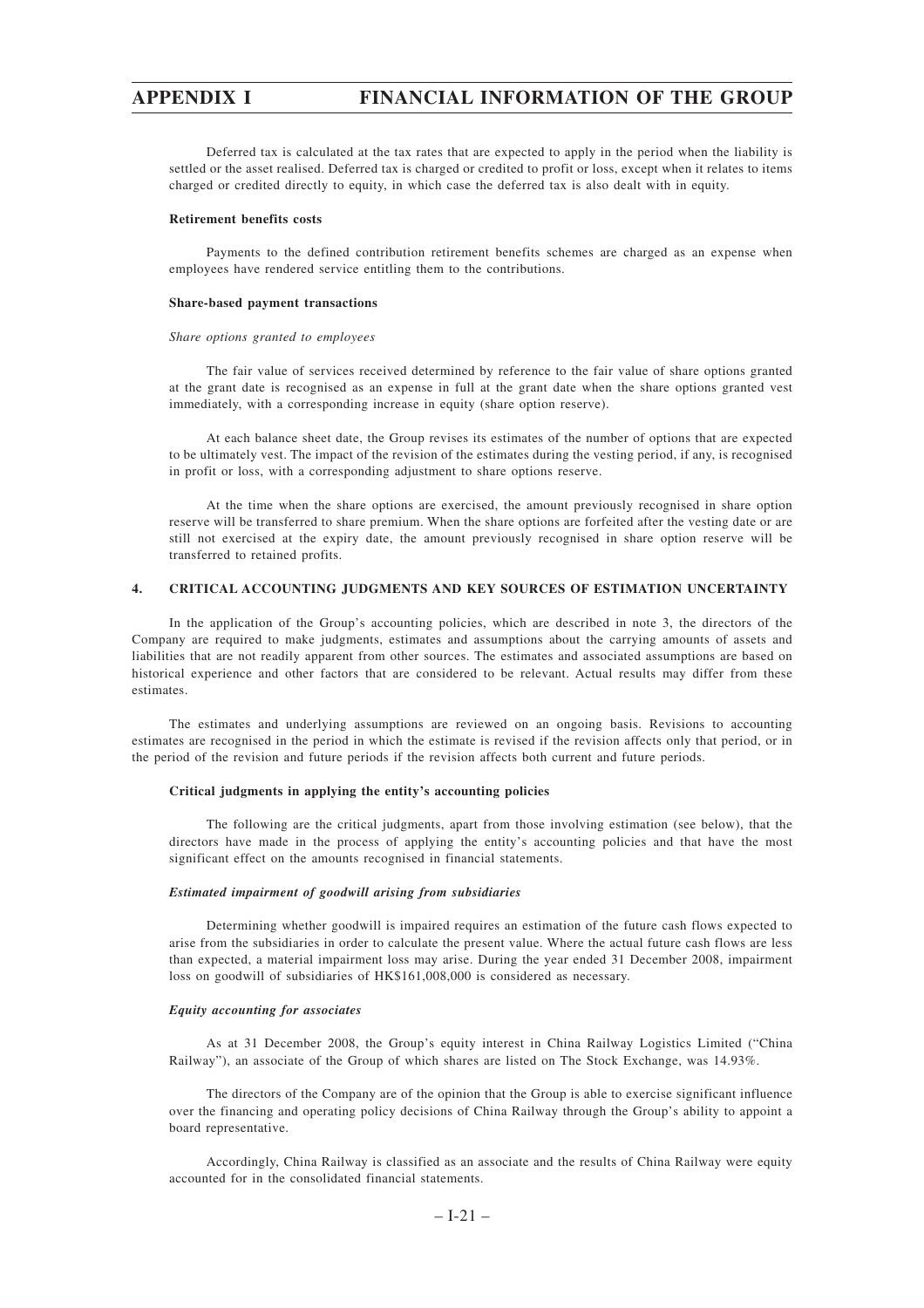Deferred tax is calculated at the tax rates that are expected to apply in the period when the liability is settled or the asset realised. Deferred tax is charged or credited to profit or loss, except when it relates to items charged or credited directly to equity, in which case the deferred tax is also dealt with in equity.

**Retirement benefits costs**

Payments to the defined contribution retirement benefits schemes are charged as an expense when employees have rendered service entitling them to the contributions.

**Share-based payment transactions**

*Share options granted to employees*

The fair value of services received determined by reference to the fair value of share options granted at the grant date is recognised as an expense in full at the grant date when the share options granted vest immediately, with a corresponding increase in equity (share option reserve).

At each balance sheet date, the Group revises its estimates of the number of options that are expected to be ultimately vest. The impact of the revision of the estimates during the vesting period, if any, is recognised in profit or loss, with a corresponding adjustment to share options reserve.

At the time when the share options are exercised, the amount previously recognised in share option reserve will be transferred to share premium. When the share options are forfeited after the vesting date or are still not exercised at the expiry date, the amount previously recognised in share option reserve will be transferred to retained profits.

## 4. CRITICAL ACCOUNTING JUDGMENTS AND KEY SOURCES OF ESTIMATION UNCERTAINTY

In the application of the Group's accounting policies, which are described in note 3, the directors of the Company are required to make judgments, estimates and assumptions about the carrying amounts of assets and liabilities that are not readily apparent from other sources. The estimates and associated assumptions are based on historical experience and other factors that are considered to be relevant. Actual results may differ from these estimates.

The estimates and underlying assumptions are reviewed on an ongoing basis. Revisions to accounting estimates are recognised in the period in which the estimate is revised if the revision affects only that period, or in the period of the revision and future periods if the revision affects both current and future periods.

**Critical judgments in applying the entity's accounting policies**

The following are the critical judgments, apart from those involving estimation (see below), that the directors have made in the process of applying the entity's accounting policies and that have the most significant effect on the amounts recognised in financial statements.

***Estimated impairment of goodwill arising from subsidiaries***

Determining whether goodwill is impaired requires an estimation of the future cash flows expected to arise from the subsidiaries in order to calculate the present value. Where the actual future cash flows are less than expected, a material impairment loss may arise. During the year ended 31 December 2008, impairment loss on goodwill of subsidiaries of HK$161,008,000 is considered as necessary.

***Equity accounting for associates***

As at 31 December 2008, the Group's equity interest in China Railway Logistics Limited ("China Railway"), an associate of the Group of which shares are listed on The Stock Exchange, was 14.93%.

The directors of the Company are of the opinion that the Group is able to exercise significant influence over the financing and operating policy decisions of China Railway through the Group's ability to appoint a board representative.

Accordingly, China Railway is classified as an associate and the results of China Railway were equity accounted for in the consolidated financial statements.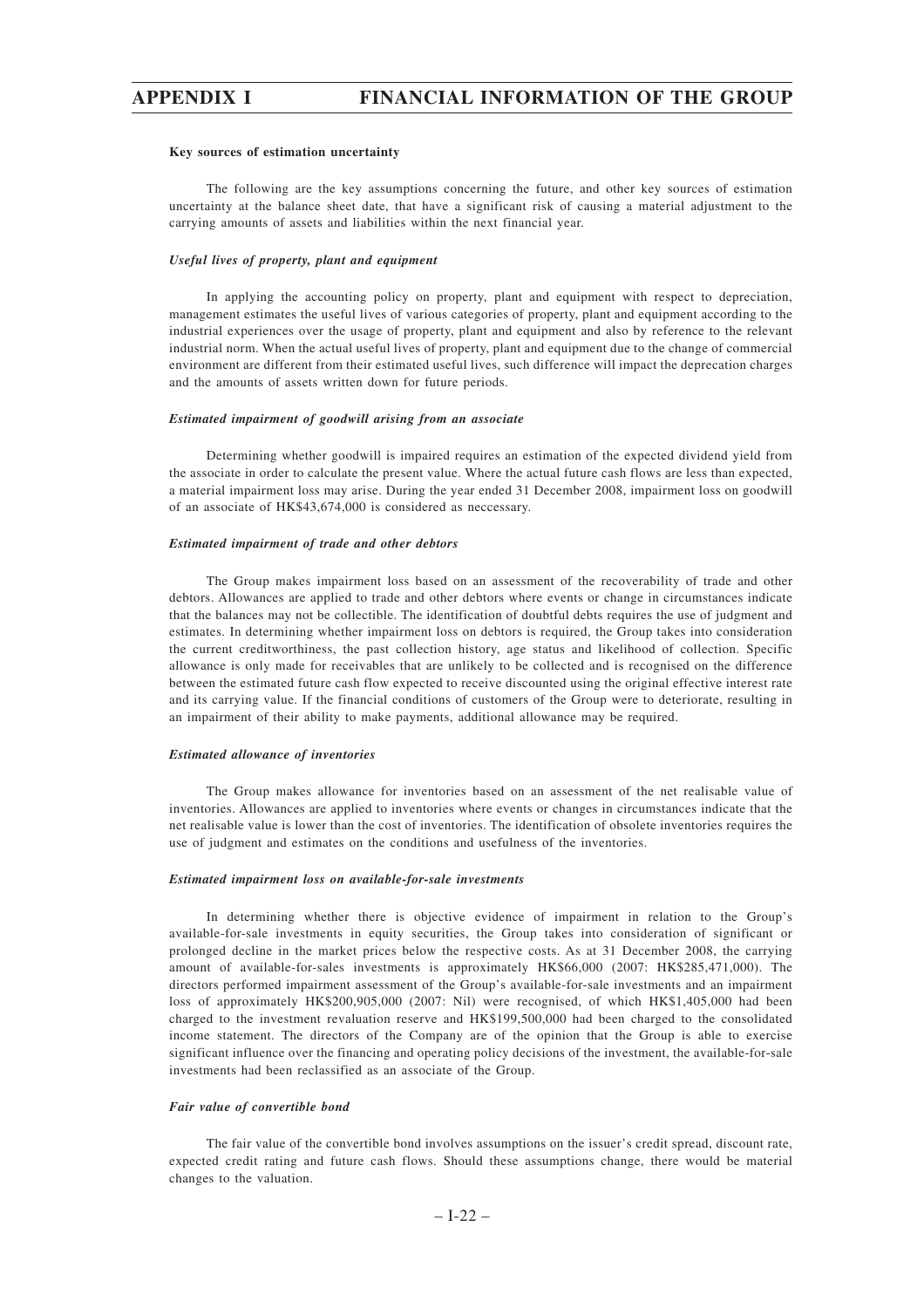**Key sources of estimation uncertainty**

The following are the key assumptions concerning the future, and other key sources of estimation uncertainty at the balance sheet date, that have a significant risk of causing a material adjustment to the carrying amounts of assets and liabilities within the next financial year.

***Useful lives of property, plant and equipment***

In applying the accounting policy on property, plant and equipment with respect to depreciation, management estimates the useful lives of various categories of property, plant and equipment according to the industrial experiences over the usage of property, plant and equipment and also by reference to the relevant industrial norm. When the actual useful lives of property, plant and equipment due to the change of commercial environment are different from their estimated useful lives, such difference will impact the deprecation charges and the amounts of assets written down for future periods.

***Estimated impairment of goodwill arising from an associate***

Determining whether goodwill is impaired requires an estimation of the expected dividend yield from the associate in order to calculate the present value. Where the actual future cash flows are less than expected, a material impairment loss may arise. During the year ended 31 December 2008, impairment loss on goodwill of an associate of HK$43,674,000 is considered as neccessary.

***Estimated impairment of trade and other debtors***

The Group makes impairment loss based on an assessment of the recoverability of trade and other debtors. Allowances are applied to trade and other debtors where events or change in circumstances indicate that the balances may not be collectible. The identification of doubtful debts requires the use of judgment and estimates. In determining whether impairment loss on debtors is required, the Group takes into consideration the current creditworthiness, the past collection history, age status and likelihood of collection. Specific allowance is only made for receivables that are unlikely to be collected and is recognised on the difference between the estimated future cash flow expected to receive discounted using the original effective interest rate and its carrying value. If the financial conditions of customers of the Group were to deteriorate, resulting in an impairment of their ability to make payments, additional allowance may be required.

***Estimated allowance of inventories***

The Group makes allowance for inventories based on an assessment of the net realisable value of inventories. Allowances are applied to inventories where events or changes in circumstances indicate that the net realisable value is lower than the cost of inventories. The identification of obsolete inventories requires the use of judgment and estimates on the conditions and usefulness of the inventories.

***Estimated impairment loss on available-for-sale investments***

In determining whether there is objective evidence of impairment in relation to the Group's available-for-sale investments in equity securities, the Group takes into consideration of significant or prolonged decline in the market prices below the respective costs. As at 31 December 2008, the carrying amount of available-for-sales investments is approximately HK$66,000 (2007: HK$285,471,000). The directors performed impairment assessment of the Group's available-for-sale investments and an impairment loss of approximately HK$200,905,000 (2007: Nil) were recognised, of which HK$1,405,000 had been charged to the investment revaluation reserve and HK$199,500,000 had been charged to the consolidated income statement. The directors of the Company are of the opinion that the Group is able to exercise significant influence over the financing and operating policy decisions of the investment, the available-for-sale investments had been reclassified as an associate of the Group.

***Fair value of convertible bond***

The fair value of the convertible bond involves assumptions on the issuer's credit spread, discount rate, expected credit rating and future cash flows. Should these assumptions change, there would be material changes to the valuation.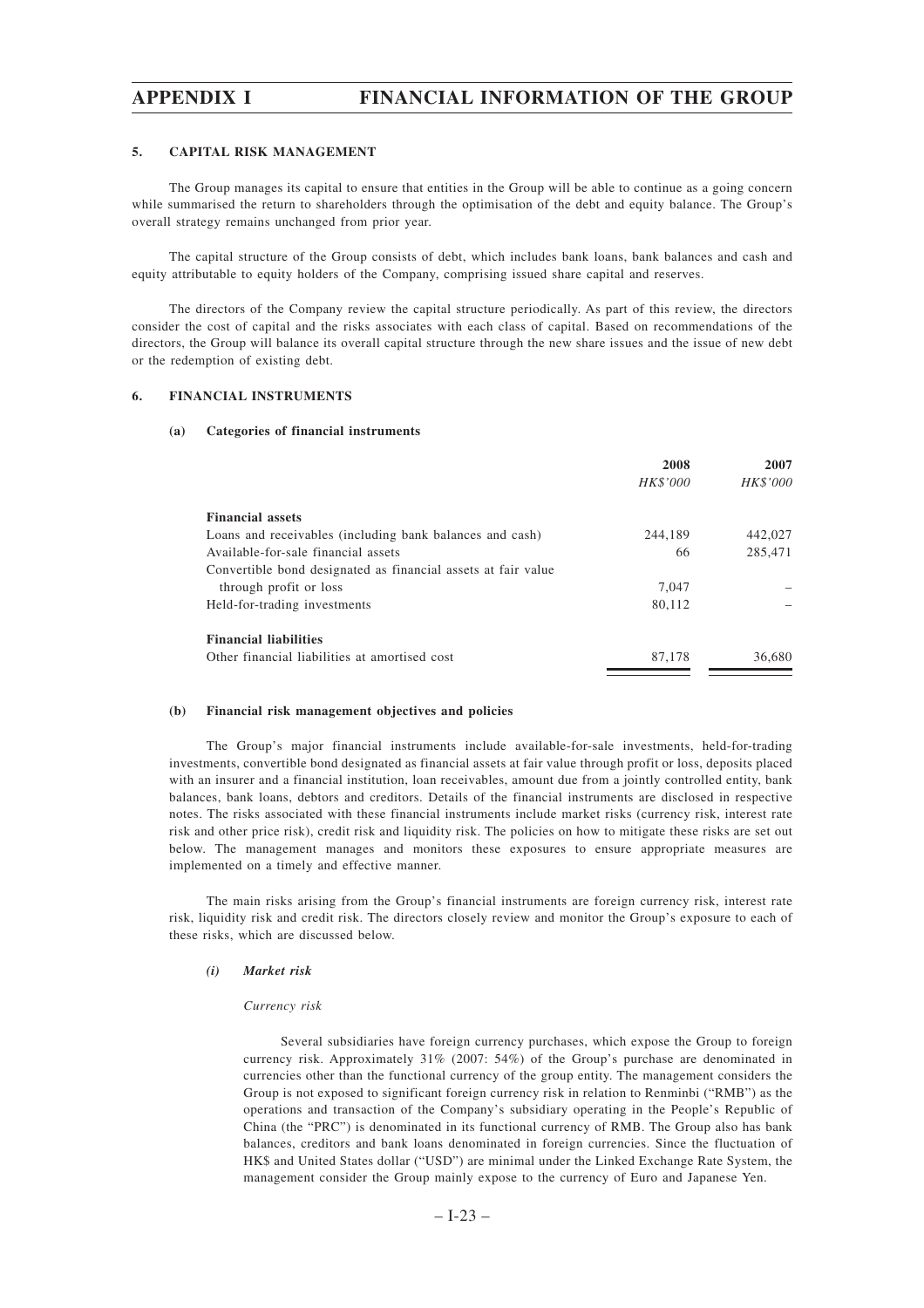### 5. CAPITAL RISK MANAGEMENT

The Group manages its capital to ensure that entities in the Group will be able to continue as a going concern while summarised the return to shareholders through the optimisation of the debt and equity balance. The Group's overall strategy remains unchanged from prior year.

The capital structure of the Group consists of debt, which includes bank loans, bank balances and cash and equity attributable to equity holders of the Company, comprising issued share capital and reserves.

The directors of the Company review the capital structure periodically. As part of this review, the directors consider the cost of capital and the risks associates with each class of capital. Based on recommendations of the directors, the Group will balance its overall capital structure through the new share issues and the issue of new debt or the redemption of existing debt.

### 6. FINANCIAL INSTRUMENTS

#### (a) Categories of financial instruments

| | 2008<br>*HK$'000* | 2007<br>*HK$'000* |
|---|---|---|
| **Financial assets** | | |
| Loans and receivables (including bank balances and cash) | 244,189 | 442,027 |
| Available-for-sale financial assets | 66 | 285,471 |
| Convertible bond designated as financial assets at fair value through profit or loss | 7,047 | – |
| Held-for-trading investments | 80,112 | – |
| **Financial liabilities** | | |
| Other financial liabilities at amortised cost | 87,178 | 36,680 |

#### (b) Financial risk management objectives and policies

The Group's major financial instruments include available-for-sale investments, held-for-trading investments, convertible bond designated as financial assets at fair value through profit or loss, deposits placed with an insurer and a financial institution, loan receivables, amount due from a jointly controlled entity, bank balances, bank loans, debtors and creditors. Details of the financial instruments are disclosed in respective notes. The risks associated with these financial instruments include market risks (currency risk, interest rate risk and other price risk), credit risk and liquidity risk. The policies on how to mitigate these risks are set out below. The management manages and monitors these exposures to ensure appropriate measures are implemented on a timely and effective manner.

The main risks arising from the Group's financial instruments are foreign currency risk, interest rate risk, liquidity risk and credit risk. The directors closely review and monitor the Group's exposure to each of these risks, which are discussed below.

##### *(i) Market risk*

*Currency risk*

Several subsidiaries have foreign currency purchases, which expose the Group to foreign currency risk. Approximately 31% (2007: 54%) of the Group's purchase are denominated in currencies other than the functional currency of the group entity. The management considers the Group is not exposed to significant foreign currency risk in relation to Renminbi ("RMB") as the operations and transaction of the Company's subsidiary operating in the People's Republic of China (the "PRC") is denominated in its functional currency of RMB. The Group also has bank balances, creditors and bank loans denominated in foreign currencies. Since the fluctuation of HK$ and United States dollar ("USD") are minimal under the Linked Exchange Rate System, the management consider the Group mainly expose to the currency of Euro and Japanese Yen.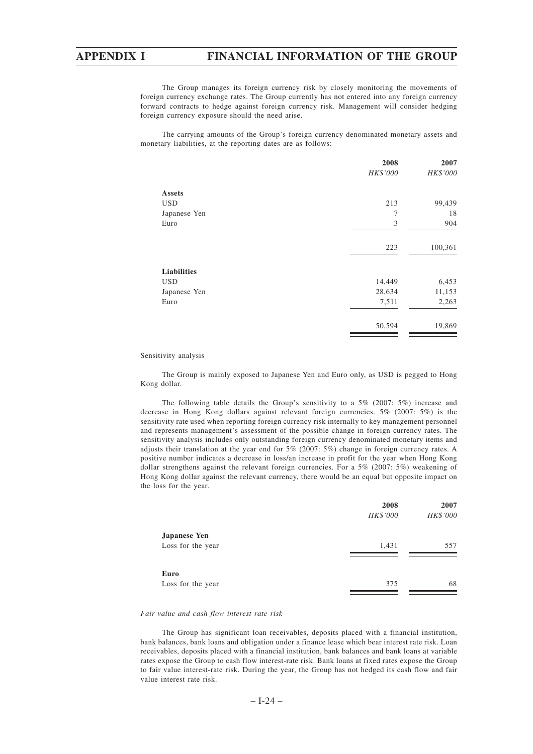The Group manages its foreign currency risk by closely monitoring the movements of foreign currency exchange rates. The Group currently has not entered into any foreign currency forward contracts to hedge against foreign currency risk. Management will consider hedging foreign currency exposure should the need arise.

The carrying amounts of the Group's foreign currency denominated monetary assets and monetary liabilities, at the reporting dates are as follows:

| | 2008 | 2007 |
|---|---|---|
| | *HK$'000* | *HK$'000* |
| **Assets** | | |
| USD | 213 | 99,439 |
| Japanese Yen | 7 | 18 |
| Euro | 3 | 904 |
| | 223 | 100,361 |
| **Liabilities** | | |
| USD | 14,449 | 6,453 |
| Japanese Yen | 28,634 | 11,153 |
| Euro | 7,511 | 2,263 |
| | 50,594 | 19,869 |

Sensitivity analysis

The Group is mainly exposed to Japanese Yen and Euro only, as USD is pegged to Hong Kong dollar.

The following table details the Group's sensitivity to a 5% (2007: 5%) increase and decrease in Hong Kong dollars against relevant foreign currencies. 5% (2007: 5%) is the sensitivity rate used when reporting foreign currency risk internally to key management personnel and represents management's assessment of the possible change in foreign currency rates. The sensitivity analysis includes only outstanding foreign currency denominated monetary items and adjusts their translation at the year end for 5% (2007: 5%) change in foreign currency rates. A positive number indicates a decrease in loss/an increase in profit for the year when Hong Kong dollar strengthens against the relevant foreign currencies. For a 5% (2007: 5%) weakening of Hong Kong dollar against the relevant currency, there would be an equal but opposite impact on the loss for the year.

| | 2008 | 2007 |
|---|---|---|
| | *HK$'000* | *HK$'000* |
| **Japanese Yen** | | |
| Loss for the year | 1,431 | 557 |
| **Euro** | | |
| Loss for the year | 375 | 68 |

*Fair value and cash flow interest rate risk*

The Group has significant loan receivables, deposits placed with a financial institution, bank balances, bank loans and obligation under a finance lease which bear interest rate risk. Loan receivables, deposits placed with a financial institution, bank balances and bank loans at variable rates expose the Group to cash flow interest-rate risk. Bank loans at fixed rates expose the Group to fair value interest-rate risk. During the year, the Group has not hedged its cash flow and fair value interest rate risk.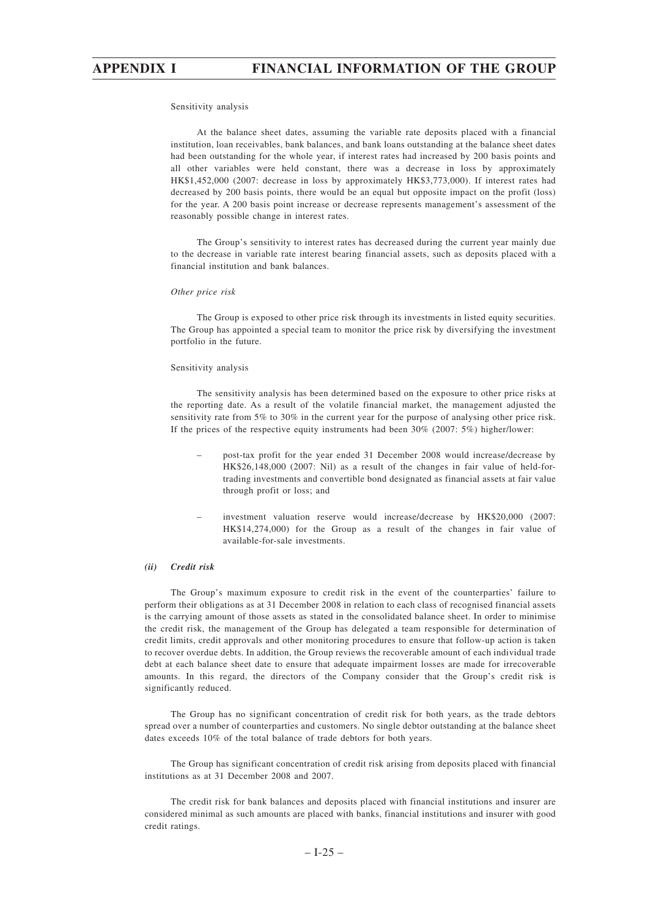Sensitivity analysis

At the balance sheet dates, assuming the variable rate deposits placed with a financial institution, loan receivables, bank balances, and bank loans outstanding at the balance sheet dates had been outstanding for the whole year, if interest rates had increased by 200 basis points and all other variables were held constant, there was a decrease in loss by approximately HK$1,452,000 (2007: decrease in loss by approximately HK$3,773,000). If interest rates had decreased by 200 basis points, there would be an equal but opposite impact on the profit (loss) for the year. A 200 basis point increase or decrease represents management's assessment of the reasonably possible change in interest rates.

The Group's sensitivity to interest rates has decreased during the current year mainly due to the decrease in variable rate interest bearing financial assets, such as deposits placed with a financial institution and bank balances.

*Other price risk*

The Group is exposed to other price risk through its investments in listed equity securities. The Group has appointed a special team to monitor the price risk by diversifying the investment portfolio in the future.

Sensitivity analysis

The sensitivity analysis has been determined based on the exposure to other price risks at the reporting date. As a result of the volatile financial market, the management adjusted the sensitivity rate from 5% to 30% in the current year for the purpose of analysing other price risk. If the prices of the respective equity instruments had been 30% (2007: 5%) higher/lower:

- post-tax profit for the year ended 31 December 2008 would increase/decrease by HK$26,148,000 (2007: Nil) as a result of the changes in fair value of held-for-trading investments and convertible bond designated as financial assets at fair value through profit or loss; and
- investment valuation reserve would increase/decrease by HK$20,000 (2007: HK$14,274,000) for the Group as a result of the changes in fair value of available-for-sale investments.

### *(ii) Credit risk*

The Group's maximum exposure to credit risk in the event of the counterparties' failure to perform their obligations as at 31 December 2008 in relation to each class of recognised financial assets is the carrying amount of those assets as stated in the consolidated balance sheet. In order to minimise the credit risk, the management of the Group has delegated a team responsible for determination of credit limits, credit approvals and other monitoring procedures to ensure that follow-up action is taken to recover overdue debts. In addition, the Group reviews the recoverable amount of each individual trade debt at each balance sheet date to ensure that adequate impairment losses are made for irrecoverable amounts. In this regard, the directors of the Company consider that the Group's credit risk is significantly reduced.

The Group has no significant concentration of credit risk for both years, as the trade debtors spread over a number of counterparties and customers. No single debtor outstanding at the balance sheet dates exceeds 10% of the total balance of trade debtors for both years.

The Group has significant concentration of credit risk arising from deposits placed with financial institutions as at 31 December 2008 and 2007.

The credit risk for bank balances and deposits placed with financial institutions and insurer are considered minimal as such amounts are placed with banks, financial institutions and insurer with good credit ratings.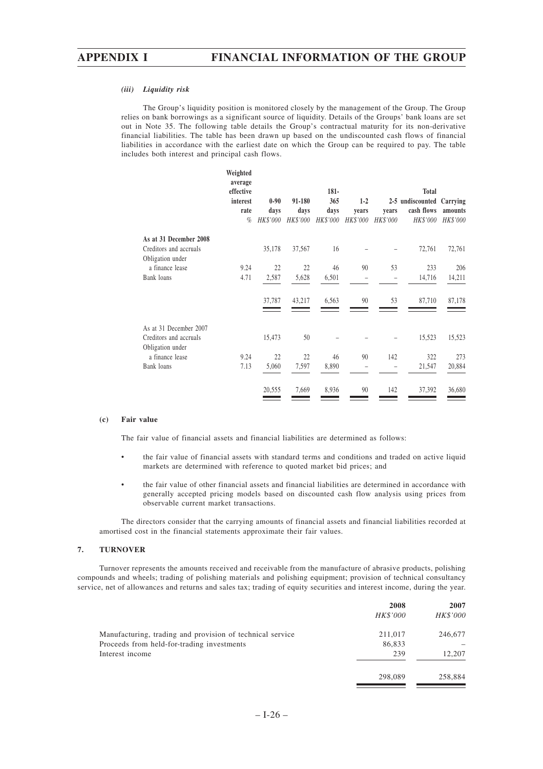#### *(iii) Liquidity risk*

The Group's liquidity position is monitored closely by the management of the Group. The Group relies on bank borrowings as a significant source of liquidity. Details of the Groups' bank loans are set out in Note 35. The following table details the Group's contractual maturity for its non-derivative financial liabilities. The table has been drawn up based on the undiscounted cash flows of financial liabilities in accordance with the earliest date on which the Group can be required to pay. The table includes both interest and principal cash flows.

| | Weighted average effective interest rate | 0-90 days | 91-180 days | 181-365 days | 1-2 years | 2-5 years | Total undiscounted cash flows | Carrying amounts |
|---|---|---|---|---|---|---|---|---|
| | % | HK$'000 | HK$'000 | HK$'000 | HK$'000 | HK$'000 | HK$'000 | HK$'000 |
| **As at 31 December 2008** | | | | | | | | |
| Creditors and accruals | | 35,178 | 37,567 | 16 | – | – | 72,761 | 72,761 |
| Obligation under a finance lease | 9.24 | 22 | 22 | 46 | 90 | 53 | 233 | 206 |
| Bank loans | 4.71 | 2,587 | 5,628 | 6,501 | – | – | 14,716 | 14,211 |
| | | 37,787 | 43,217 | 6,563 | 90 | 53 | 87,710 | 87,178 |
| As at 31 December 2007 | | | | | | | | |
| Creditors and accruals | | 15,473 | 50 | – | – | – | 15,523 | 15,523 |
| Obligation under a finance lease | 9.24 | 22 | 22 | 46 | 90 | 142 | 322 | 273 |
| Bank loans | 7.13 | 5,060 | 7,597 | 8,890 | – | – | 21,547 | 20,884 |
| | | 20,555 | 7,669 | 8,936 | 90 | 142 | 37,392 | 36,680 |

### (c) Fair value

The fair value of financial assets and financial liabilities are determined as follows:

- the fair value of financial assets with standard terms and conditions and traded on active liquid markets are determined with reference to quoted market bid prices; and
- the fair value of other financial assets and financial liabilities are determined in accordance with generally accepted pricing models based on discounted cash flow analysis using prices from observable current market transactions.

The directors consider that the carrying amounts of financial assets and financial liabilities recorded at amortised cost in the financial statements approximate their fair values.

## 7. TURNOVER

Turnover represents the amounts received and receivable from the manufacture of abrasive products, polishing compounds and wheels; trading of polishing materials and polishing equipment; provision of technical consultancy service, net of allowances and returns and sales tax; trading of equity securities and interest income, during the year.

| | 2008 | 2007 |
|---|---|---|
| | HK$'000 | HK$'000 |
| Manufacturing, trading and provision of technical service | 211,017 | 246,677 |
| Proceeds from held-for-trading investments | 86,833 | – |
| Interest income | 239 | 12,207 |
| | 298,089 | 258,884 |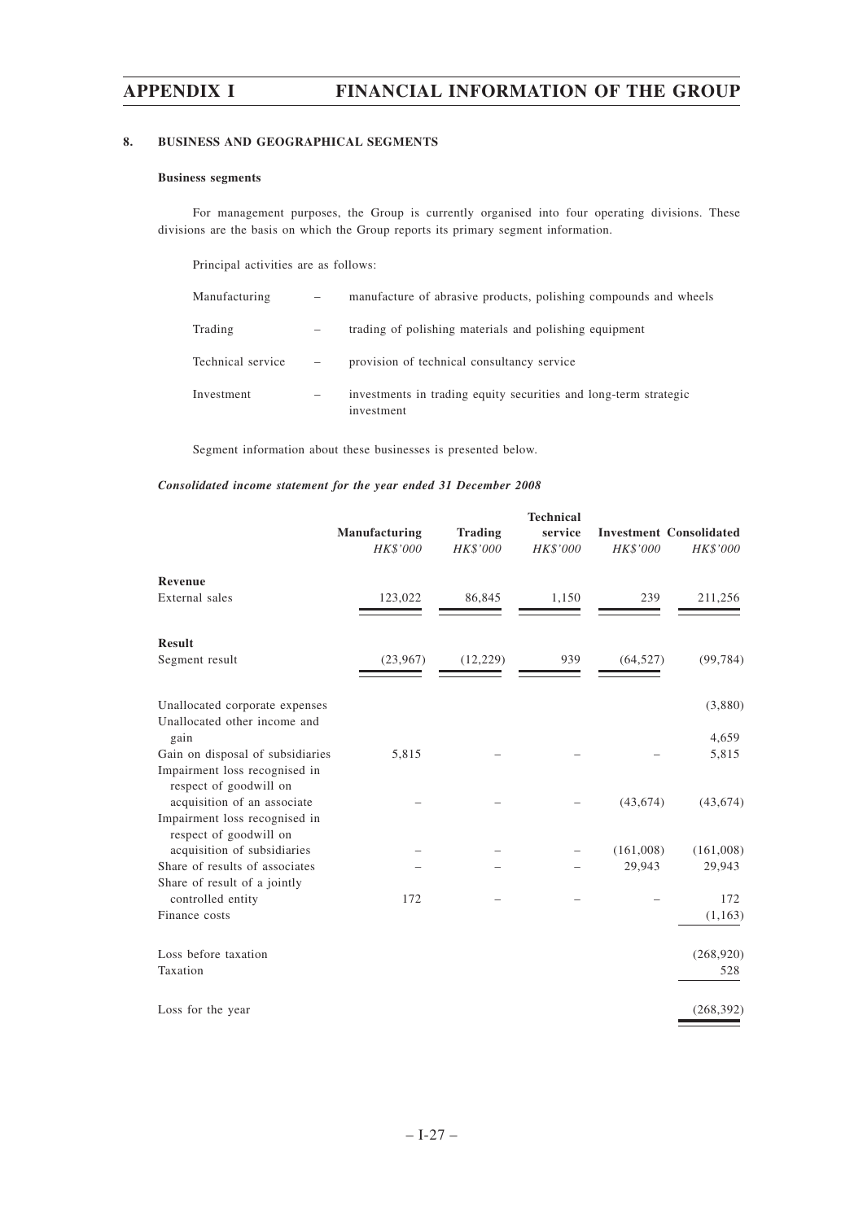## 8. BUSINESS AND GEOGRAPHICAL SEGMENTS

### Business segments

For management purposes, the Group is currently organised into four operating divisions. These divisions are the basis on which the Group reports its primary segment information.

Principal activities are as follows:

| | | |
|---|---|---|
| Manufacturing | – | manufacture of abrasive products, polishing compounds and wheels |
| Trading | – | trading of polishing materials and polishing equipment |
| Technical service | – | provision of technical consultancy service |
| Investment | – | investments in trading equity securities and long-term strategic investment |

Segment information about these businesses is presented below.

***Consolidated income statement for the year ended 31 December 2008***

| | Manufacturing | Trading | Technical service | Investment | Consolidated |
|---|---|---|---|---|---|
| | *HK$'000* | *HK$'000* | *HK$'000* | *HK$'000* | *HK$'000* |
| **Revenue** | | | | | |
| External sales | 123,022 | 86,845 | 1,150 | 239 | 211,256 |
| **Result** | | | | | |
| Segment result | (23,967) | (12,229) | 939 | (64,527) | (99,784) |
| Unallocated corporate expenses | | | | | (3,880) |
| Unallocated other income and gain | | | | | 4,659 |
| Gain on disposal of subsidiaries | 5,815 | – | – | – | 5,815 |
| Impairment loss recognised in respect of goodwill on acquisition of an associate | – | – | – | (43,674) | (43,674) |
| Impairment loss recognised in respect of goodwill on acquisition of subsidiaries | – | – | – | (161,008) | (161,008) |
| Share of results of associates | – | – | – | 29,943 | 29,943 |
| Share of result of a jointly controlled entity | 172 | – | – | – | 172 |
| Finance costs | | | | | (1,163) |
| Loss before taxation | | | | | (268,920) |
| Taxation | | | | | 528 |
| Loss for the year | | | | | (268,392) |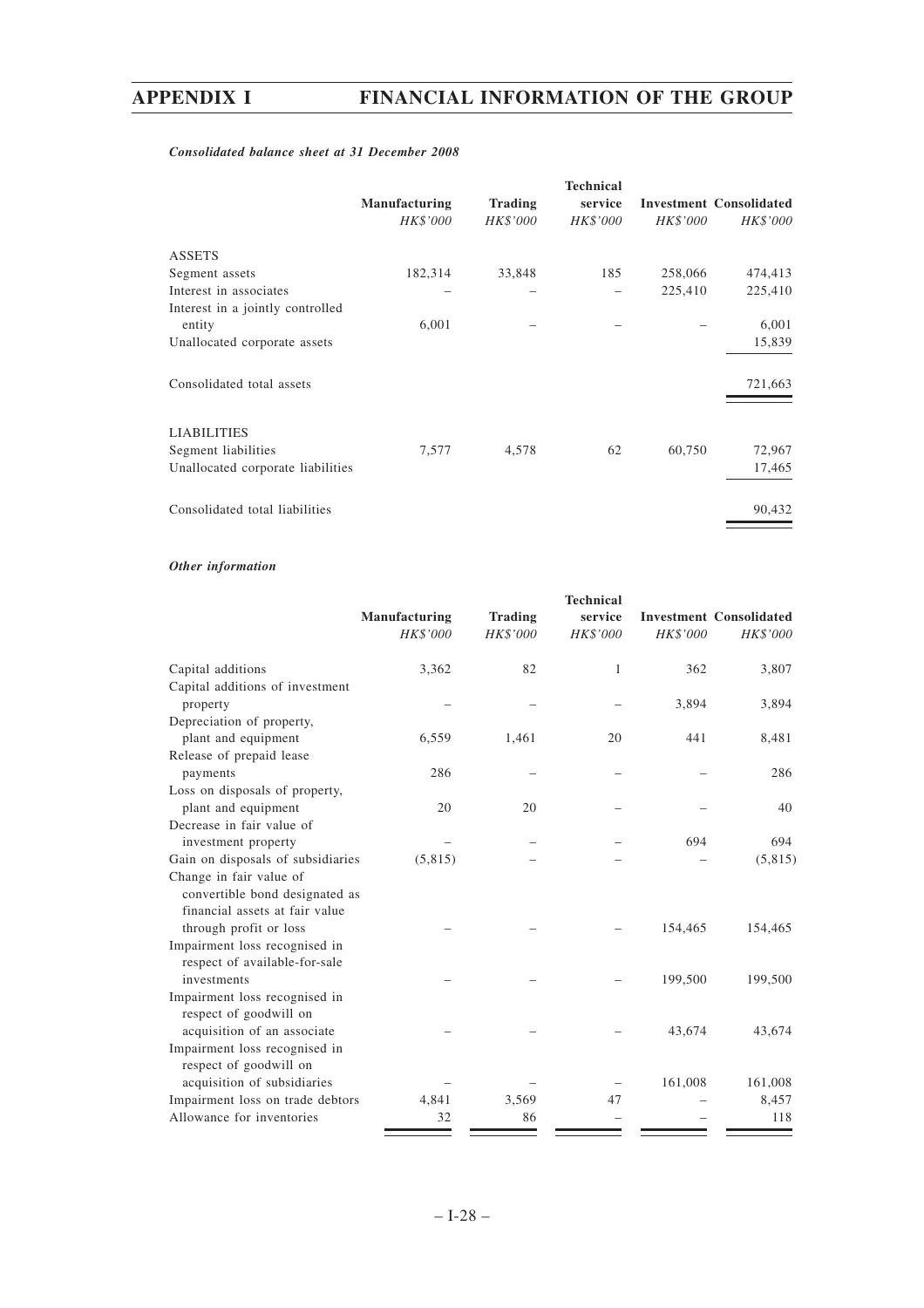*Consolidated balance sheet at 31 December 2008*

| | Manufacturing | Trading | Technical service | Investment | Consolidated |
|---|---|---|---|---|---|
| | *HK$'000* | *HK$'000* | *HK$'000* | *HK$'000* | *HK$'000* |
| ASSETS | | | | | |
| Segment assets | 182,314 | 33,848 | 185 | 258,066 | 474,413 |
| Interest in associates | – | – | – | 225,410 | 225,410 |
| Interest in a jointly controlled entity | 6,001 | – | – | – | 6,001 |
| Unallocated corporate assets | | | | | 15,839 |
| Consolidated total assets | | | | | 721,663 |
| LIABILITIES | | | | | |
| Segment liabilities | 7,577 | 4,578 | 62 | 60,750 | 72,967 |
| Unallocated corporate liabilities | | | | | 17,465 |
| Consolidated total liabilities | | | | | 90,432 |

*Other information*

| | Manufacturing | Trading | Technical service | Investment | Consolidated |
|---|---|---|---|---|---|
| | *HK$'000* | *HK$'000* | *HK$'000* | *HK$'000* | *HK$'000* |
| Capital additions | 3,362 | 82 | 1 | 362 | 3,807 |
| Capital additions of investment property | – | – | – | 3,894 | 3,894 |
| Depreciation of property, plant and equipment | 6,559 | 1,461 | 20 | 441 | 8,481 |
| Release of prepaid lease payments | 286 | – | – | – | 286 |
| Loss on disposals of property, plant and equipment | 20 | 20 | – | – | 40 |
| Decrease in fair value of investment property | – | – | – | 694 | 694 |
| Gain on disposals of subsidiaries | (5,815) | – | – | – | (5,815) |
| Change in fair value of convertible bond designated as financial assets at fair value through profit or loss | – | – | – | 154,465 | 154,465 |
| Impairment loss recognised in respect of available-for-sale investments | – | – | – | 199,500 | 199,500 |
| Impairment loss recognised in respect of goodwill on acquisition of an associate | – | – | – | 43,674 | 43,674 |
| Impairment loss recognised in respect of goodwill on acquisition of subsidiaries | – | – | – | 161,008 | 161,008 |
| Impairment loss on trade debtors | 4,841 | 3,569 | 47 | – | 8,457 |
| Allowance for inventories | 32 | 86 | – | – | 118 |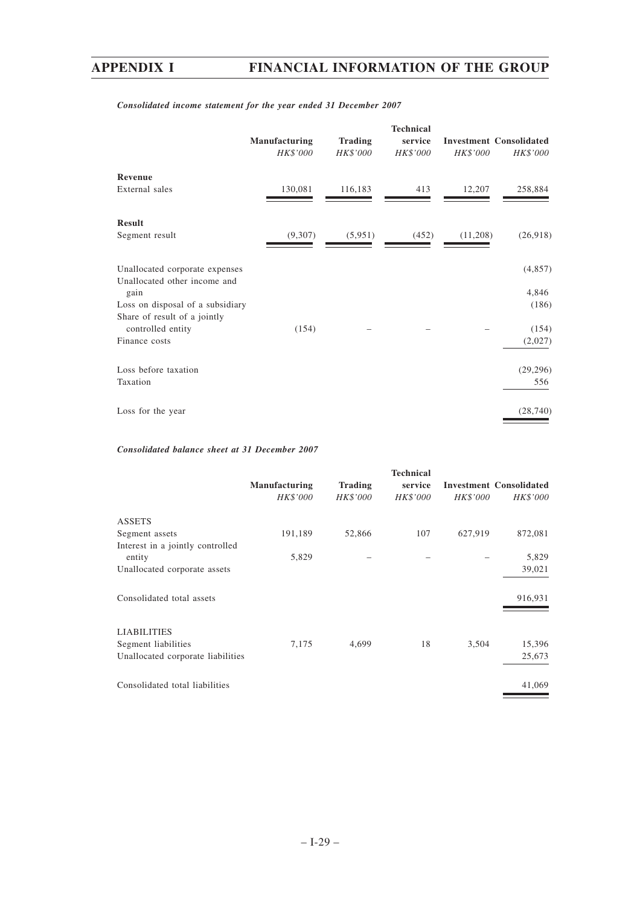***Consolidated income statement for the year ended 31 December 2007***

| | Manufacturing | Trading | Technical service | Investment | Consolidated |
|---|---|---|---|---|---|
| | *HK$'000* | *HK$'000* | *HK$'000* | *HK$'000* | *HK$'000* |
| **Revenue** | | | | | |
| External sales | 130,081 | 116,183 | 413 | 12,207 | 258,884 |
| **Result** | | | | | |
| Segment result | (9,307) | (5,951) | (452) | (11,208) | (26,918) |
| Unallocated corporate expenses | | | | | (4,857) |
| Unallocated other income and gain | | | | | 4,846 |
| Loss on disposal of a subsidiary | | | | | (186) |
| Share of result of a jointly controlled entity | (154) | – | – | – | (154) |
| Finance costs | | | | | (2,027) |
| Loss before taxation | | | | | (29,296) |
| Taxation | | | | | 556 |
| Loss for the year | | | | | (28,740) |

***Consolidated balance sheet at 31 December 2007***

| | Manufacturing | Trading | Technical service | Investment | Consolidated |
|---|---|---|---|---|---|
| | *HK$'000* | *HK$'000* | *HK$'000* | *HK$'000* | *HK$'000* |
| ASSETS | | | | | |
| Segment assets | 191,189 | 52,866 | 107 | 627,919 | 872,081 |
| Interest in a jointly controlled entity | 5,829 | – | – | – | 5,829 |
| Unallocated corporate assets | | | | | 39,021 |
| Consolidated total assets | | | | | 916,931 |
| LIABILITIES | | | | | |
| Segment liabilities | 7,175 | 4,699 | 18 | 3,504 | 15,396 |
| Unallocated corporate liabilities | | | | | 25,673 |
| Consolidated total liabilities | | | | | 41,069 |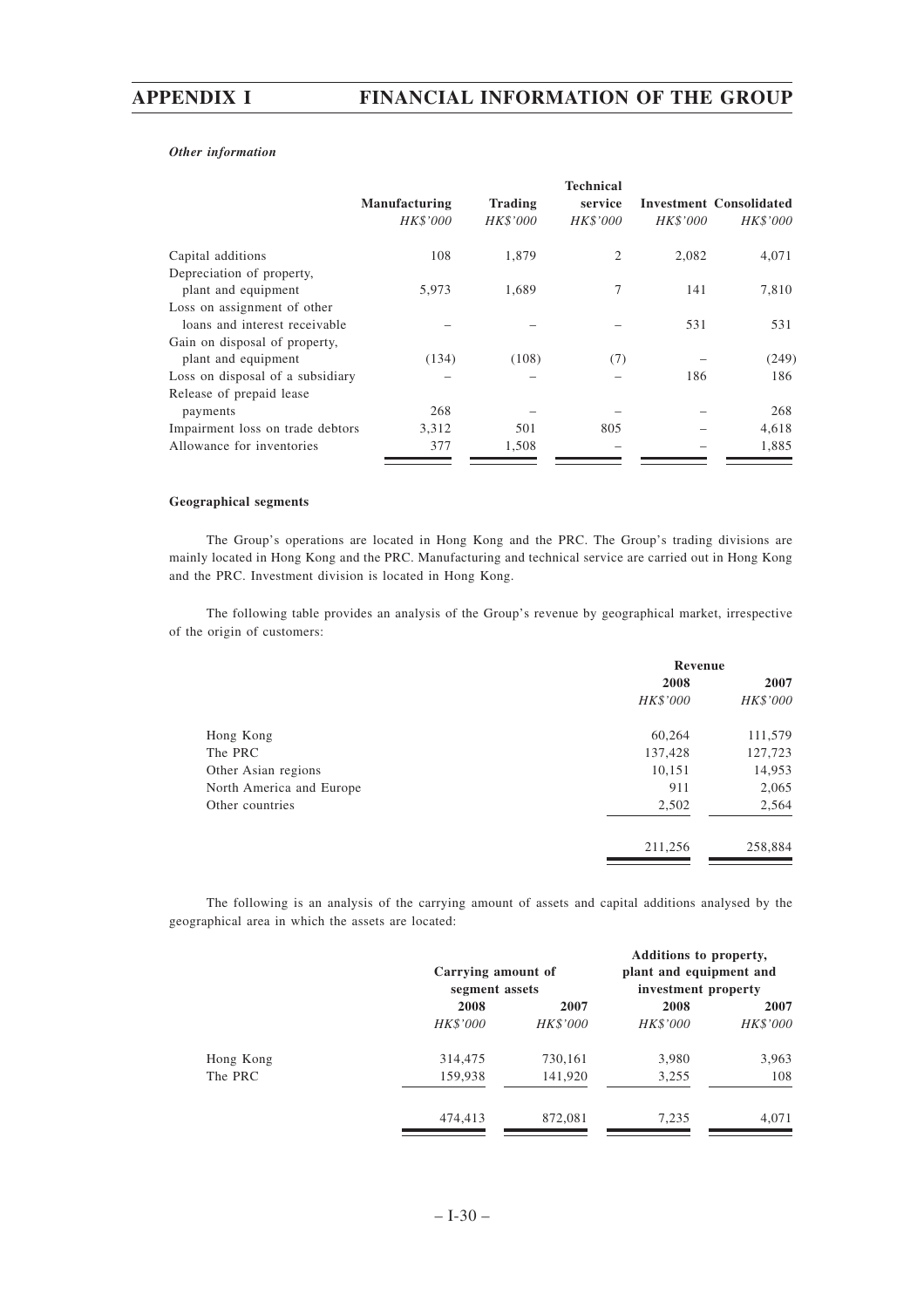*Other information*

| | Manufacturing | Trading | Technical service | Investment | Consolidated |
|---|---|---|---|---|---|
| | *HK$'000* | *HK$'000* | *HK$'000* | *HK$'000* | *HK$'000* |
| Capital additions | 108 | 1,879 | 2 | 2,082 | 4,071 |
| Depreciation of property, plant and equipment | 5,973 | 1,689 | 7 | 141 | 7,810 |
| Loss on assignment of other loans and interest receivable | – | – | – | 531 | 531 |
| Gain on disposal of property, plant and equipment | (134) | (108) | (7) | – | (249) |
| Loss on disposal of a subsidiary | – | – | – | 186 | 186 |
| Release of prepaid lease payments | 268 | – | – | – | 268 |
| Impairment loss on trade debtors | 3,312 | 501 | 805 | – | 4,618 |
| Allowance for inventories | 377 | 1,508 | – | – | 1,885 |

**Geographical segments**

The Group's operations are located in Hong Kong and the PRC. The Group's trading divisions are mainly located in Hong Kong and the PRC. Manufacturing and technical service are carried out in Hong Kong and the PRC. Investment division is located in Hong Kong.

The following table provides an analysis of the Group's revenue by geographical market, irrespective of the origin of customers:

| | Revenue | |
|---|---|---|
| | 2008 | 2007 |
| | *HK$'000* | *HK$'000* |
| Hong Kong | 60,264 | 111,579 |
| The PRC | 137,428 | 127,723 |
| Other Asian regions | 10,151 | 14,953 |
| North America and Europe | 911 | 2,065 |
| Other countries | 2,502 | 2,564 |
| | 211,256 | 258,884 |

The following is an analysis of the carrying amount of assets and capital additions analysed by the geographical area in which the assets are located:

| | Carrying amount of segment assets | | Additions to property, plant and equipment and investment property | |
|---|---|---|---|---|
| | 2008 | 2007 | 2008 | 2007 |
| | *HK$'000* | *HK$'000* | *HK$'000* | *HK$'000* |
| Hong Kong | 314,475 | 730,161 | 3,980 | 3,963 |
| The PRC | 159,938 | 141,920 | 3,255 | 108 |
| | 474,413 | 872,081 | 7,235 | 4,071 |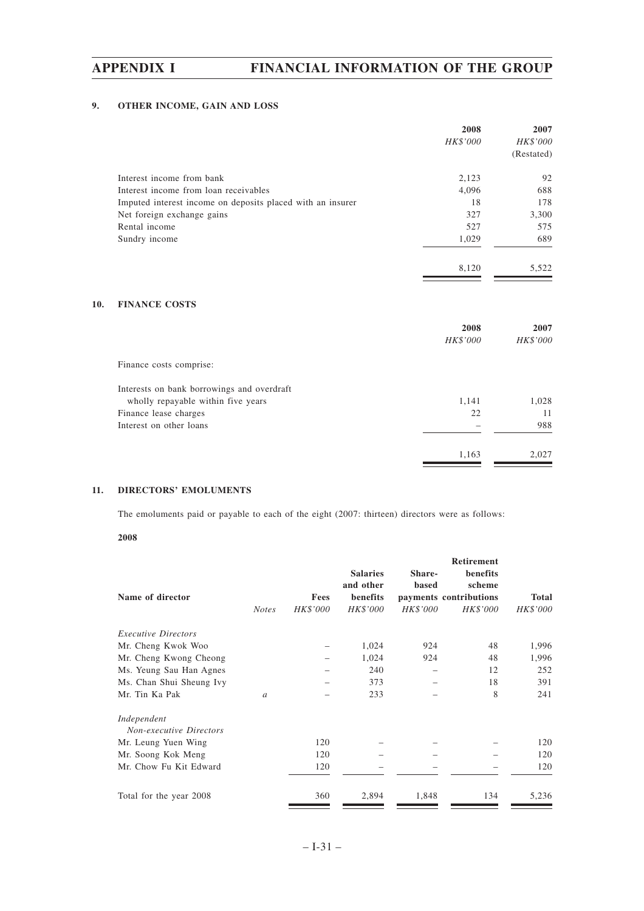## 9. OTHER INCOME, GAIN AND LOSS

| | 2008 | 2007 |
|---|---|---|
| | *HK$'000* | *HK$'000* |
| | | (Restated) |
| Interest income from bank | 2,123 | 92 |
| Interest income from loan receivables | 4,096 | 688 |
| Imputed interest income on deposits placed with an insurer | 18 | 178 |
| Net foreign exchange gains | 327 | 3,300 |
| Rental income | 527 | 575 |
| Sundry income | 1,029 | 689 |
| | 8,120 | 5,522 |

## 10. FINANCE COSTS

| | 2008 | 2007 |
|---|---|---|
| | *HK$'000* | *HK$'000* |
| Finance costs comprise: | | |
| Interests on bank borrowings and overdraft wholly repayable within five years | 1,141 | 1,028 |
| Finance lease charges | 22 | 11 |
| Interest on other loans | – | 988 |
| | 1,163 | 2,027 |

## 11. DIRECTORS' EMOLUMENTS

The emoluments paid or payable to each of the eight (2007: thirteen) directors were as follows:

**2008**

| Name of director | *Notes* | Fees *HK$'000* | Salaries and other benefits *HK$'000* | Share-based payments *HK$'000* | Retirement benefits scheme contributions *HK$'000* | Total *HK$'000* |
|---|---|---|---|---|---|---|
| *Executive Directors* | | | | | | |
| Mr. Cheng Kwok Woo | | – | 1,024 | 924 | 48 | 1,996 |
| Mr. Cheng Kwong Cheong | | – | 1,024 | 924 | 48 | 1,996 |
| Ms. Yeung Sau Han Agnes | | – | 240 | – | 12 | 252 |
| Ms. Chan Shui Sheung Ivy | | – | 373 | – | 18 | 391 |
| Mr. Tin Ka Pak | *a* | – | 233 | – | 8 | 241 |
| *Independent Non-executive Directors* | | | | | | |
| Mr. Leung Yuen Wing | | 120 | – | – | – | 120 |
| Mr. Soong Kok Meng | | 120 | – | – | – | 120 |
| Mr. Chow Fu Kit Edward | | 120 | – | – | – | 120 |
| Total for the year 2008 | | 360 | 2,894 | 1,848 | 134 | 5,236 |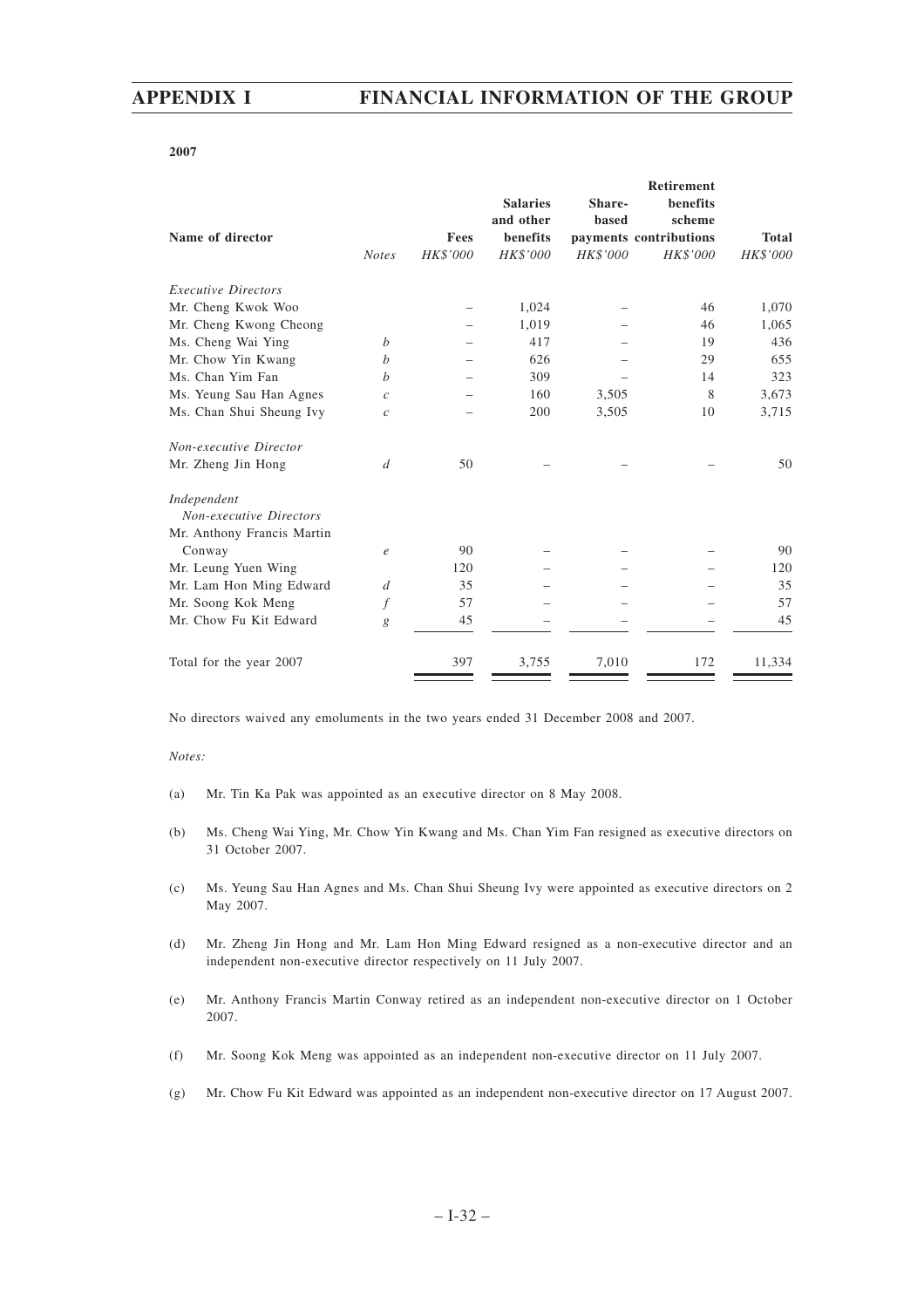**2007**

| Name of director | Notes | Fees | Salaries and other benefits | Share-based payments | Retirement benefits scheme contributions | Total |
|---|---|---|---|---|---|---|
| | | *HK$'000* | *HK$'000* | *HK$'000* | *HK$'000* | *HK$'000* |
| *Executive Directors* | | | | | | |
| Mr. Cheng Kwok Woo | | – | 1,024 | – | 46 | 1,070 |
| Mr. Cheng Kwong Cheong | | – | 1,019 | – | 46 | 1,065 |
| Ms. Cheng Wai Ying | *b* | – | 417 | – | 19 | 436 |
| Mr. Chow Yin Kwang | *b* | – | 626 | – | 29 | 655 |
| Ms. Chan Yim Fan | *b* | – | 309 | – | 14 | 323 |
| Ms. Yeung Sau Han Agnes | *c* | – | 160 | 3,505 | 8 | 3,673 |
| Ms. Chan Shui Sheung Ivy | *c* | – | 200 | 3,505 | 10 | 3,715 |
| *Non-executive Director* | | | | | | |
| Mr. Zheng Jin Hong | *d* | 50 | – | – | – | 50 |
| *Independent Non-executive Directors* | | | | | | |
| Mr. Anthony Francis Martin Conway | *e* | 90 | – | – | – | 90 |
| Mr. Leung Yuen Wing | | 120 | – | – | – | 120 |
| Mr. Lam Hon Ming Edward | *d* | 35 | – | – | – | 35 |
| Mr. Soong Kok Meng | *f* | 57 | – | – | – | 57 |
| Mr. Chow Fu Kit Edward | *g* | 45 | – | – | – | 45 |
| Total for the year 2007 | | 397 | 3,755 | 7,010 | 172 | 11,334 |

No directors waived any emoluments in the two years ended 31 December 2008 and 2007.

*Notes:*

(a) Mr. Tin Ka Pak was appointed as an executive director on 8 May 2008.

(b) Ms. Cheng Wai Ying, Mr. Chow Yin Kwang and Ms. Chan Yim Fan resigned as executive directors on 31 October 2007.

(c) Ms. Yeung Sau Han Agnes and Ms. Chan Shui Sheung Ivy were appointed as executive directors on 2 May 2007.

(d) Mr. Zheng Jin Hong and Mr. Lam Hon Ming Edward resigned as a non-executive director and an independent non-executive director respectively on 11 July 2007.

(e) Mr. Anthony Francis Martin Conway retired as an independent non-executive director on 1 October 2007.

(f) Mr. Soong Kok Meng was appointed as an independent non-executive director on 11 July 2007.

(g) Mr. Chow Fu Kit Edward was appointed as an independent non-executive director on 17 August 2007.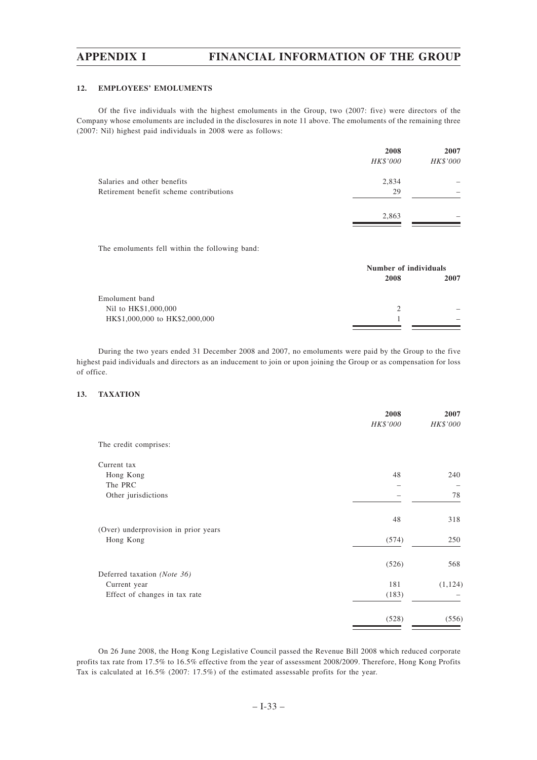## 12. EMPLOYEES' EMOLUMENTS

Of the five individuals with the highest emoluments in the Group, two (2007: five) were directors of the Company whose emoluments are included in the disclosures in note 11 above. The emoluments of the remaining three (2007: Nil) highest paid individuals in 2008 were as follows:

| | 2008 | 2007 |
|---|---|---|
| | *HK$'000* | *HK$'000* |
| Salaries and other benefits | 2,834 | – |
| Retirement benefit scheme contributions | 29 | – |
| | 2,863 | – |

The emoluments fell within the following band:

| | Number of individuals | |
|---|---|---|
| | 2008 | 2007 |
| Emolument band | | |
| Nil to HK$1,000,000 | 2 | – |
| HK$1,000,000 to HK$2,000,000 | 1 | – |

During the two years ended 31 December 2008 and 2007, no emoluments were paid by the Group to the five highest paid individuals and directors as an inducement to join or upon joining the Group or as compensation for loss of office.

## 13. TAXATION

| | 2008 | 2007 |
|---|---|---|
| | *HK$'000* | *HK$'000* |
| The credit comprises: | | |
| Current tax | | |
| Hong Kong | 48 | 240 |
| The PRC | – | – |
| Other jurisdictions | – | 78 |
| | 48 | 318 |
| (Over) underprovision in prior years | | |
| Hong Kong | (574) | 250 |
| | (526) | 568 |
| Deferred taxation *(Note 36)* | | |
| Current year | 181 | (1,124) |
| Effect of changes in tax rate | (183) | – |
| | (528) | (556) |

On 26 June 2008, the Hong Kong Legislative Council passed the Revenue Bill 2008 which reduced corporate profits tax rate from 17.5% to 16.5% effective from the year of assessment 2008/2009. Therefore, Hong Kong Profits Tax is calculated at 16.5% (2007: 17.5%) of the estimated assessable profits for the year.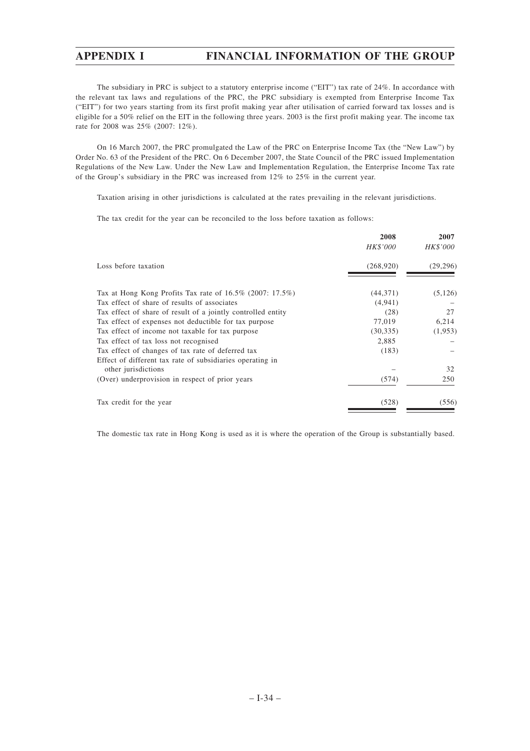The subsidiary in PRC is subject to a statutory enterprise income ("EIT") tax rate of 24%. In accordance with the relevant tax laws and regulations of the PRC, the PRC subsidiary is exempted from Enterprise Income Tax ("EIT") for two years starting from its first profit making year after utilisation of carried forward tax losses and is eligible for a 50% relief on the EIT in the following three years. 2003 is the first profit making year. The income tax rate for 2008 was 25% (2007: 12%).

On 16 March 2007, the PRC promulgated the Law of the PRC on Enterprise Income Tax (the "New Law") by Order No. 63 of the President of the PRC. On 6 December 2007, the State Council of the PRC issued Implementation Regulations of the New Law. Under the New Law and Implementation Regulation, the Enterprise Income Tax rate of the Group's subsidiary in the PRC was increased from 12% to 25% in the current year.

Taxation arising in other jurisdictions is calculated at the rates prevailing in the relevant jurisdictions.

The tax credit for the year can be reconciled to the loss before taxation as follows:

| | 2008 | 2007 |
|---|---|---|
| | *HK$'000* | *HK$'000* |
| Loss before taxation | (268,920) | (29,296) |
| Tax at Hong Kong Profits Tax rate of 16.5% (2007: 17.5%) | (44,371) | (5,126) |
| Tax effect of share of results of associates | (4,941) | – |
| Tax effect of share of result of a jointly controlled entity | (28) | 27 |
| Tax effect of expenses not deductible for tax purpose | 77,019 | 6,214 |
| Tax effect of income not taxable for tax purpose | (30,335) | (1,953) |
| Tax effect of tax loss not recognised | 2,885 | – |
| Tax effect of changes of tax rate of deferred tax | (183) | – |
| Effect of different tax rate of subsidiaries operating in other jurisdictions | – | 32 |
| (Over) underprovision in respect of prior years | (574) | 250 |
| Tax credit for the year | (528) | (556) |

The domestic tax rate in Hong Kong is used as it is where the operation of the Group is substantially based.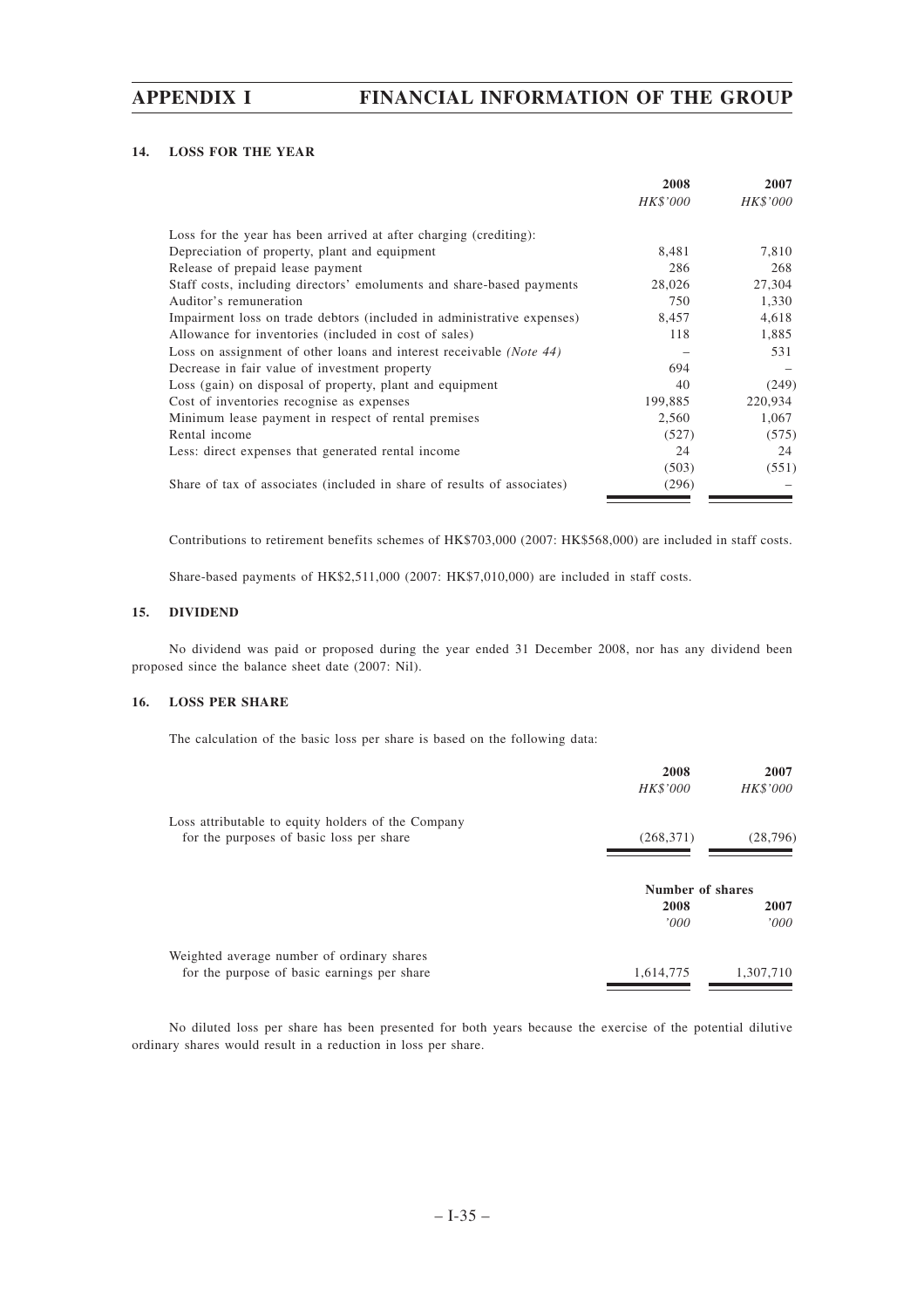### 14. LOSS FOR THE YEAR

| | 2008 | 2007 |
|---|---|---|
| | *HK$'000* | *HK$'000* |
| Loss for the year has been arrived at after charging (crediting): | | |
| Depreciation of property, plant and equipment | 8,481 | 7,810 |
| Release of prepaid lease payment | 286 | 268 |
| Staff costs, including directors' emoluments and share-based payments | 28,026 | 27,304 |
| Auditor's remuneration | 750 | 1,330 |
| Impairment loss on trade debtors (included in administrative expenses) | 8,457 | 4,618 |
| Allowance for inventories (included in cost of sales) | 118 | 1,885 |
| Loss on assignment of other loans and interest receivable *(Note 44)* | – | 531 |
| Decrease in fair value of investment property | 694 | – |
| Loss (gain) on disposal of property, plant and equipment | 40 | (249) |
| Cost of inventories recognise as expenses | 199,885 | 220,934 |
| Minimum lease payment in respect of rental premises | 2,560 | 1,067 |
| Rental income | (527) | (575) |
| Less: direct expenses that generated rental income | 24 | 24 |
| | (503) | (551) |
| Share of tax of associates (included in share of results of associates) | (296) | – |

Contributions to retirement benefits schemes of HK$703,000 (2007: HK$568,000) are included in staff costs.

Share-based payments of HK$2,511,000 (2007: HK$7,010,000) are included in staff costs.

### 15. DIVIDEND

No dividend was paid or proposed during the year ended 31 December 2008, nor has any dividend been proposed since the balance sheet date (2007: Nil).

### 16. LOSS PER SHARE

The calculation of the basic loss per share is based on the following data:

| | 2008 | 2007 |
|---|---|---|
| | *HK$'000* | *HK$'000* |
| Loss attributable to equity holders of the Company for the purposes of basic loss per share | (268,371) | (28,796) |

| | Number of shares | |
|---|---|---|
| | 2008 | 2007 |
| | *'000* | *'000* |
| Weighted average number of ordinary shares for the purpose of basic earnings per share | 1,614,775 | 1,307,710 |

No diluted loss per share has been presented for both years because the exercise of the potential dilutive ordinary shares would result in a reduction in loss per share.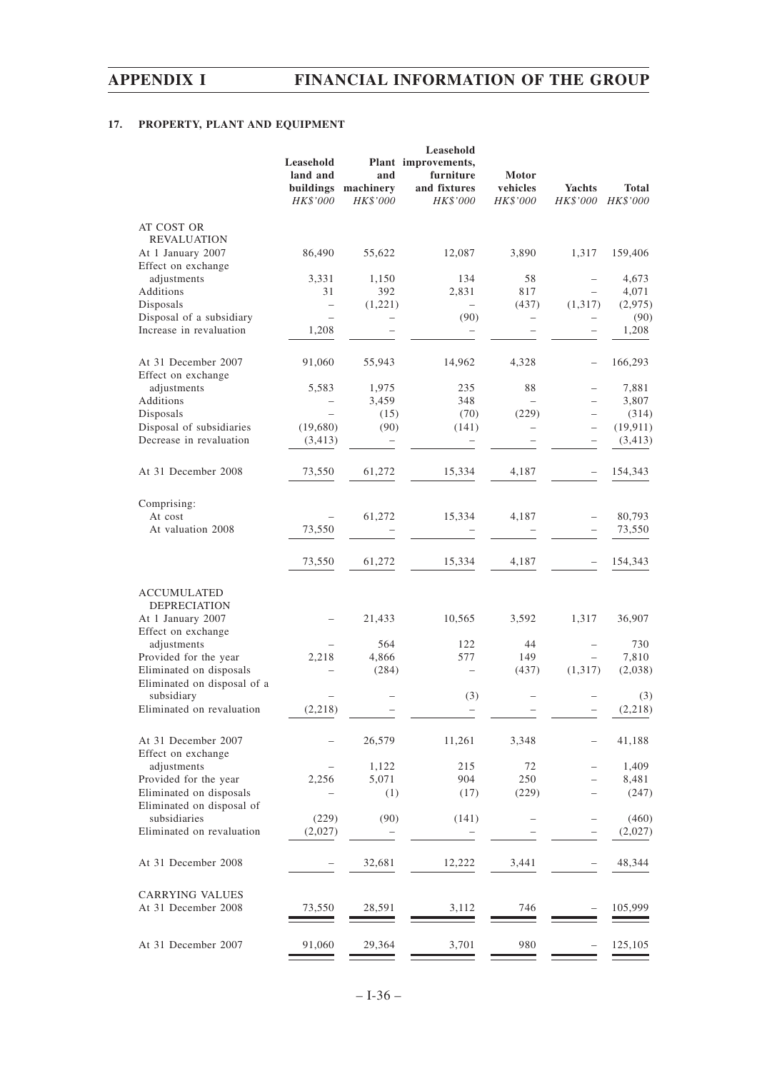### 17. PROPERTY, PLANT AND EQUIPMENT

| | Leasehold land and buildings | Plant and machinery | Leasehold improvements, furniture and fixtures | Motor vehicles | Yachts | Total |
|---|---|---|---|---|---|---|
| | *HK$'000* | *HK$'000* | *HK$'000* | *HK$'000* | *HK$'000* | *HK$'000* |
| AT COST OR REVALUATION | | | | | | |
| At 1 January 2007 | 86,490 | 55,622 | 12,087 | 3,890 | 1,317 | 159,406 |
| Effect on exchange adjustments | 3,331 | 1,150 | 134 | 58 | – | 4,673 |
| Additions | 31 | 392 | 2,831 | 817 | – | 4,071 |
| Disposals | – | (1,221) | – | (437) | (1,317) | (2,975) |
| Disposal of a subsidiary | – | – | (90) | – | – | (90) |
| Increase in revaluation | 1,208 | – | – | – | – | 1,208 |
| At 31 December 2007 | 91,060 | 55,943 | 14,962 | 4,328 | – | 166,293 |
| Effect on exchange adjustments | 5,583 | 1,975 | 235 | 88 | – | 7,881 |
| Additions | – | 3,459 | 348 | – | – | 3,807 |
| Disposals | – | (15) | (70) | (229) | – | (314) |
| Disposal of subsidiaries | (19,680) | (90) | (141) | – | – | (19,911) |
| Decrease in revaluation | (3,413) | – | – | – | – | (3,413) |
| At 31 December 2008 | 73,550 | 61,272 | 15,334 | 4,187 | – | 154,343 |
| Comprising: | | | | | | |
| At cost | – | 61,272 | 15,334 | 4,187 | – | 80,793 |
| At valuation 2008 | 73,550 | – | – | – | – | 73,550 |
| | 73,550 | 61,272 | 15,334 | 4,187 | – | 154,343 |
| ACCUMULATED DEPRECIATION | | | | | | |
| At 1 January 2007 | – | 21,433 | 10,565 | 3,592 | 1,317 | 36,907 |
| Effect on exchange adjustments | – | 564 | 122 | 44 | – | 730 |
| Provided for the year | 2,218 | 4,866 | 577 | 149 | – | 7,810 |
| Eliminated on disposals | – | (284) | – | (437) | (1,317) | (2,038) |
| Eliminated on disposal of a subsidiary | – | – | (3) | – | – | (3) |
| Eliminated on revaluation | (2,218) | – | – | – | – | (2,218) |
| At 31 December 2007 | – | 26,579 | 11,261 | 3,348 | – | 41,188 |
| Effect on exchange adjustments | – | 1,122 | 215 | 72 | – | 1,409 |
| Provided for the year | 2,256 | 5,071 | 904 | 250 | – | 8,481 |
| Eliminated on disposals | – | (1) | (17) | (229) | – | (247) |
| Eliminated on disposal of subsidiaries | (229) | (90) | (141) | – | – | (460) |
| Eliminated on revaluation | (2,027) | – | – | – | – | (2,027) |
| At 31 December 2008 | – | 32,681 | 12,222 | 3,441 | – | 48,344 |
| CARRYING VALUES | | | | | | |
| At 31 December 2008 | 73,550 | 28,591 | 3,112 | 746 | – | 105,999 |
| At 31 December 2007 | 91,060 | 29,364 | 3,701 | 980 | – | 125,105 |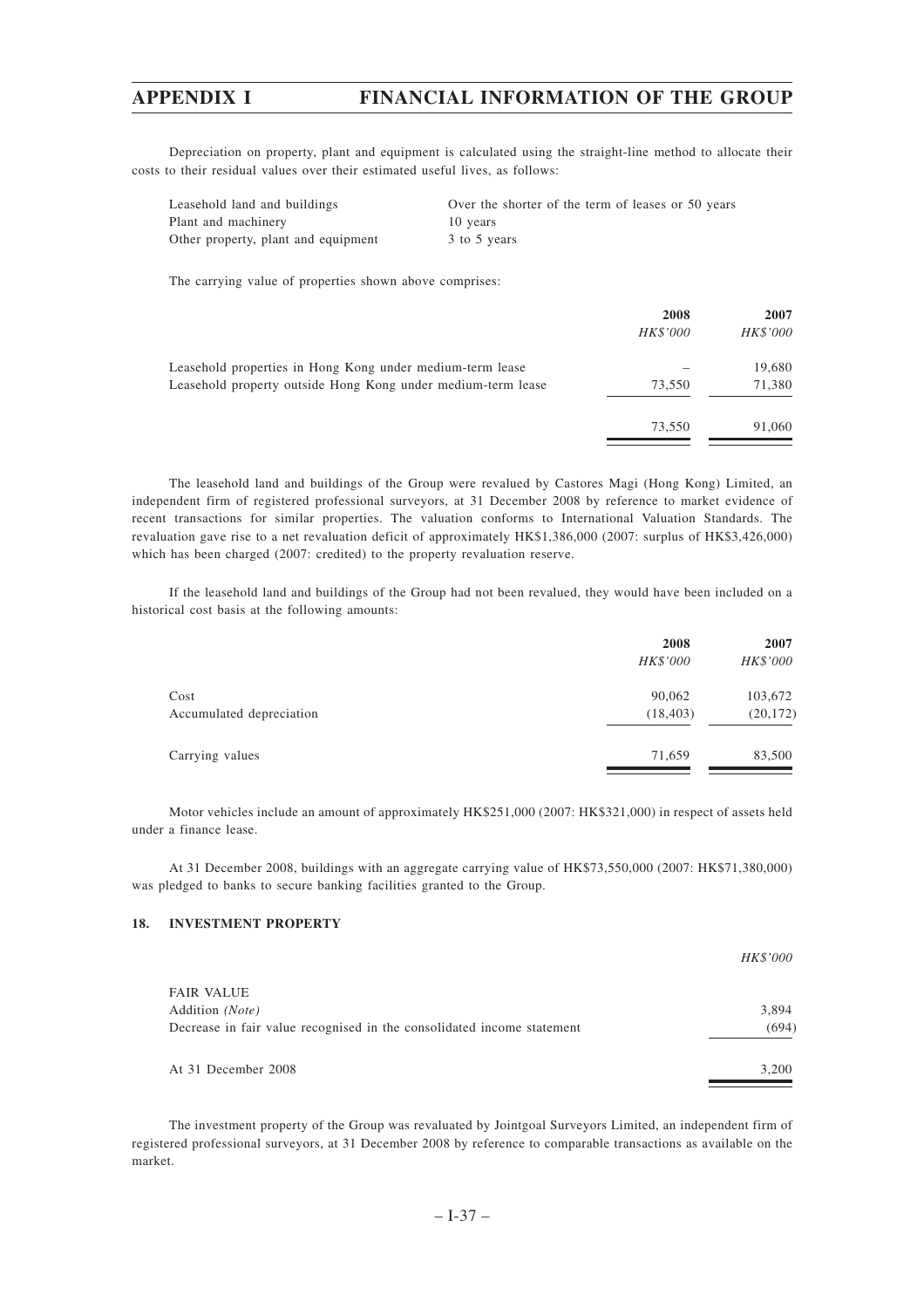Depreciation on property, plant and equipment is calculated using the straight-line method to allocate their costs to their residual values over their estimated useful lives, as follows:

| | |
|---|---|
| Leasehold land and buildings | Over the shorter of the term of leases or 50 years |
| Plant and machinery | 10 years |
| Other property, plant and equipment | 3 to 5 years |

The carrying value of properties shown above comprises:

| | 2008 | 2007 |
|---|---|---|
| | *HK$'000* | *HK$'000* |
| Leasehold properties in Hong Kong under medium-term lease | – | 19,680 |
| Leasehold property outside Hong Kong under medium-term lease | 73,550 | 71,380 |
| | 73,550 | 91,060 |

The leasehold land and buildings of the Group were revalued by Castores Magi (Hong Kong) Limited, an independent firm of registered professional surveyors, at 31 December 2008 by reference to market evidence of recent transactions for similar properties. The valuation conforms to International Valuation Standards. The revaluation gave rise to a net revaluation deficit of approximately HK$1,386,000 (2007: surplus of HK$3,426,000) which has been charged (2007: credited) to the property revaluation reserve.

If the leasehold land and buildings of the Group had not been revalued, they would have been included on a historical cost basis at the following amounts:

| | 2008 | 2007 |
|---|---|---|
| | *HK$'000* | *HK$'000* |
| Cost | 90,062 | 103,672 |
| Accumulated depreciation | (18,403) | (20,172) |
| Carrying values | 71,659 | 83,500 |

Motor vehicles include an amount of approximately HK$251,000 (2007: HK$321,000) in respect of assets held under a finance lease.

At 31 December 2008, buildings with an aggregate carrying value of HK$73,550,000 (2007: HK$71,380,000) was pledged to banks to secure banking facilities granted to the Group.

## 18. INVESTMENT PROPERTY

| | *HK$'000* |
|---|---|
| FAIR VALUE | |
| Addition *(Note)* | 3,894 |
| Decrease in fair value recognised in the consolidated income statement | (694) |
| At 31 December 2008 | 3,200 |

The investment property of the Group was revaluated by Jointgoal Surveyors Limited, an independent firm of registered professional surveyors, at 31 December 2008 by reference to comparable transactions as available on the market.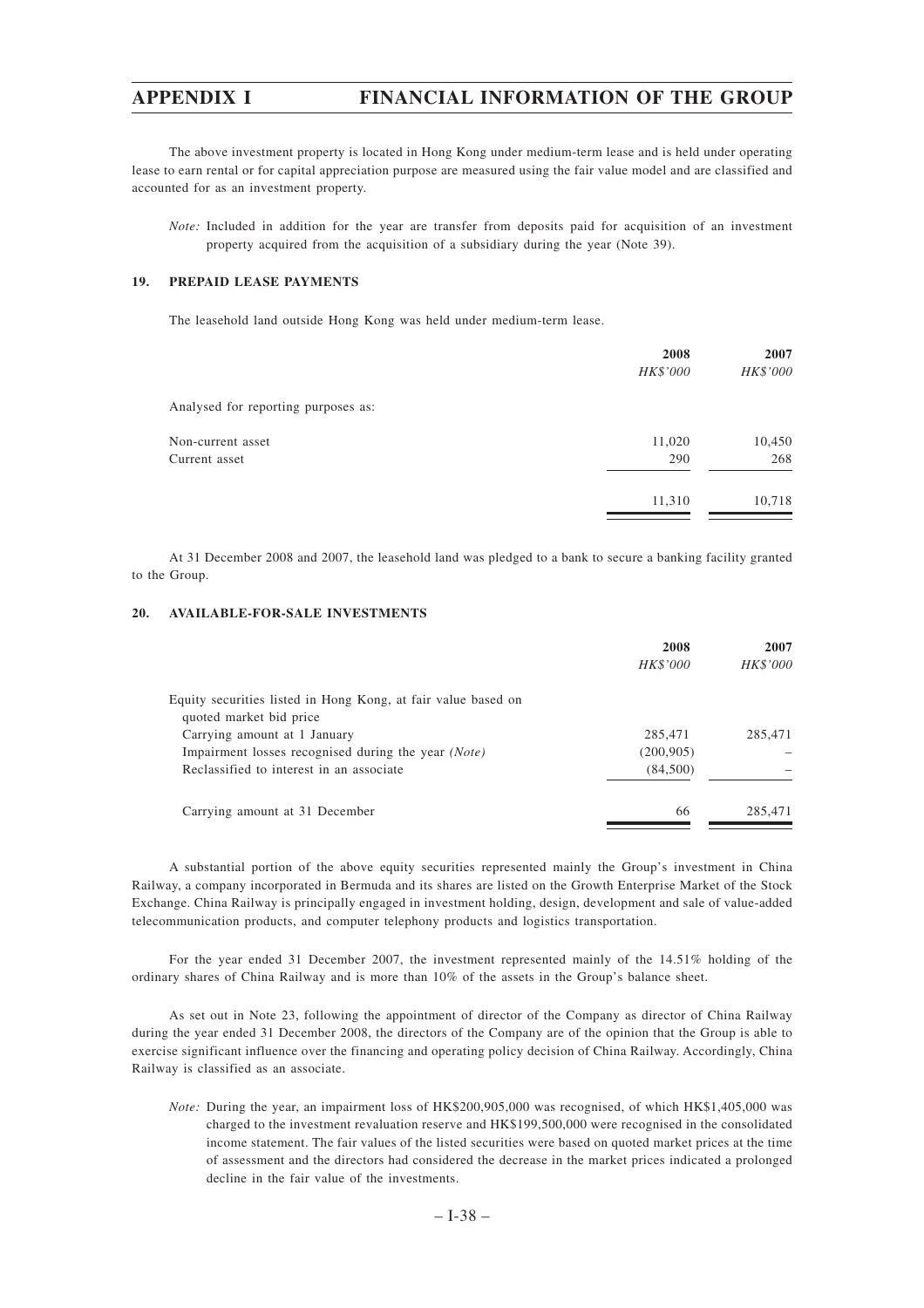The above investment property is located in Hong Kong under medium-term lease and is held under operating lease to earn rental or for capital appreciation purpose are measured using the fair value model and are classified and accounted for as an investment property.

*Note:* Included in addition for the year are transfer from deposits paid for acquisition of an investment property acquired from the acquisition of a subsidiary during the year (Note 39).

### 19. PREPAID LEASE PAYMENTS

The leasehold land outside Hong Kong was held under medium-term lease.

| | 2008 | 2007 |
|---|---|---|
| | *HK$'000* | *HK$'000* |
| Analysed for reporting purposes as: | | |
| Non-current asset | 11,020 | 10,450 |
| Current asset | 290 | 268 |
| | 11,310 | 10,718 |

At 31 December 2008 and 2007, the leasehold land was pledged to a bank to secure a banking facility granted to the Group.

### 20. AVAILABLE-FOR-SALE INVESTMENTS

| | 2008 | 2007 |
|---|---|---|
| | *HK$'000* | *HK$'000* |
| Equity securities listed in Hong Kong, at fair value based on quoted market bid price | | |
| Carrying amount at 1 January | 285,471 | 285,471 |
| Impairment losses recognised during the year *(Note)* | (200,905) | – |
| Reclassified to interest in an associate | (84,500) | – |
| Carrying amount at 31 December | 66 | 285,471 |

A substantial portion of the above equity securities represented mainly the Group's investment in China Railway, a company incorporated in Bermuda and its shares are listed on the Growth Enterprise Market of the Stock Exchange. China Railway is principally engaged in investment holding, design, development and sale of value-added telecommunication products, and computer telephony products and logistics transportation.

For the year ended 31 December 2007, the investment represented mainly of the 14.51% holding of the ordinary shares of China Railway and is more than 10% of the assets in the Group's balance sheet.

As set out in Note 23, following the appointment of director of the Company as director of China Railway during the year ended 31 December 2008, the directors of the Company are of the opinion that the Group is able to exercise significant influence over the financing and operating policy decision of China Railway. Accordingly, China Railway is classified as an associate.

*Note:* During the year, an impairment loss of HK$200,905,000 was recognised, of which HK$1,405,000 was charged to the investment revaluation reserve and HK$199,500,000 were recognised in the consolidated income statement. The fair values of the listed securities were based on quoted market prices at the time of assessment and the directors had considered the decrease in the market prices indicated a prolonged decline in the fair value of the investments.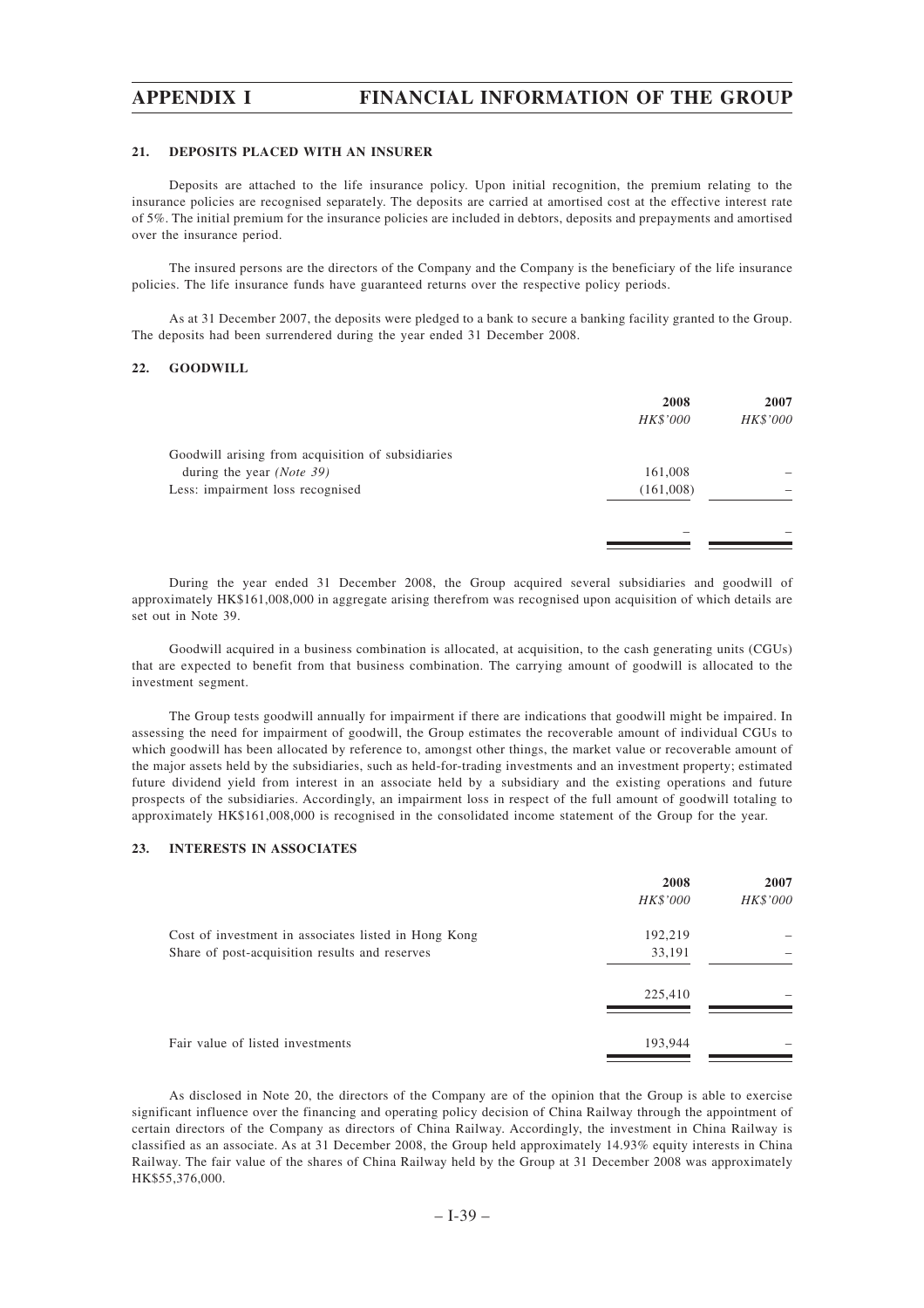## 21. DEPOSITS PLACED WITH AN INSURER

Deposits are attached to the life insurance policy. Upon initial recognition, the premium relating to the insurance policies are recognised separately. The deposits are carried at amortised cost at the effective interest rate of 5%. The initial premium for the insurance policies are included in debtors, deposits and prepayments and amortised over the insurance period.

The insured persons are the directors of the Company and the Company is the beneficiary of the life insurance policies. The life insurance funds have guaranteed returns over the respective policy periods.

As at 31 December 2007, the deposits were pledged to a bank to secure a banking facility granted to the Group. The deposits had been surrendered during the year ended 31 December 2008.

## 22. GOODWILL

| | 2008 | 2007 |
|---|---|---|
| | *HK$'000* | *HK$'000* |
| Goodwill arising from acquisition of subsidiaries during the year *(Note 39)* | 161,008 | – |
| Less: impairment loss recognised | (161,008) | – |
| | – | – |

During the year ended 31 December 2008, the Group acquired several subsidiaries and goodwill of approximately HK$161,008,000 in aggregate arising therefrom was recognised upon acquisition of which details are set out in Note 39.

Goodwill acquired in a business combination is allocated, at acquisition, to the cash generating units (CGUs) that are expected to benefit from that business combination. The carrying amount of goodwill is allocated to the investment segment.

The Group tests goodwill annually for impairment if there are indications that goodwill might be impaired. In assessing the need for impairment of goodwill, the Group estimates the recoverable amount of individual CGUs to which goodwill has been allocated by reference to, amongst other things, the market value or recoverable amount of the major assets held by the subsidiaries, such as held-for-trading investments and an investment property; estimated future dividend yield from interest in an associate held by a subsidiary and the existing operations and future prospects of the subsidiaries. Accordingly, an impairment loss in respect of the full amount of goodwill totaling to approximately HK$161,008,000 is recognised in the consolidated income statement of the Group for the year.

## 23. INTERESTS IN ASSOCIATES

| | 2008 | 2007 |
|---|---|---|
| | *HK$'000* | *HK$'000* |
| Cost of investment in associates listed in Hong Kong | 192,219 | – |
| Share of post-acquisition results and reserves | 33,191 | – |
| | 225,410 | – |
| Fair value of listed investments | 193,944 | – |

As disclosed in Note 20, the directors of the Company are of the opinion that the Group is able to exercise significant influence over the financing and operating policy decision of China Railway through the appointment of certain directors of the Company as directors of China Railway. Accordingly, the investment in China Railway is classified as an associate. As at 31 December 2008, the Group held approximately 14.93% equity interests in China Railway. The fair value of the shares of China Railway held by the Group at 31 December 2008 was approximately HK$55,376,000.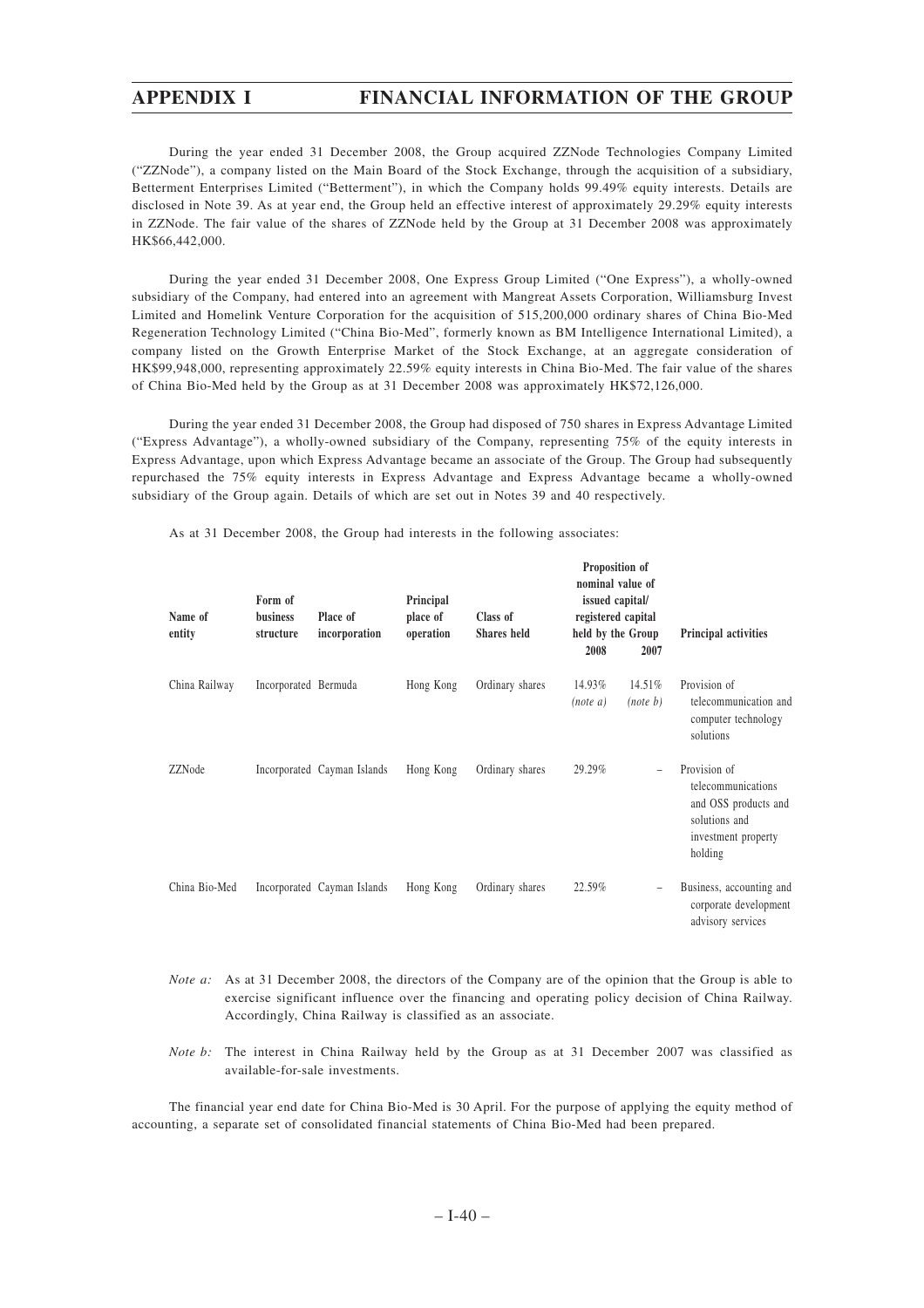During the year ended 31 December 2008, the Group acquired ZZNode Technologies Company Limited ("ZZNode"), a company listed on the Main Board of the Stock Exchange, through the acquisition of a subsidiary, Betterment Enterprises Limited ("Betterment"), in which the Company holds 99.49% equity interests. Details are disclosed in Note 39. As at year end, the Group held an effective interest of approximately 29.29% equity interests in ZZNode. The fair value of the shares of ZZNode held by the Group at 31 December 2008 was approximately HK$66,442,000.

During the year ended 31 December 2008, One Express Group Limited ("One Express"), a wholly-owned subsidiary of the Company, had entered into an agreement with Mangreat Assets Corporation, Williamsburg Invest Limited and Homelink Venture Corporation for the acquisition of 515,200,000 ordinary shares of China Bio-Med Regeneration Technology Limited ("China Bio-Med", formerly known as BM Intelligence International Limited), a company listed on the Growth Enterprise Market of the Stock Exchange, at an aggregate consideration of HK$99,948,000, representing approximately 22.59% equity interests in China Bio-Med. The fair value of the shares of China Bio-Med held by the Group as at 31 December 2008 was approximately HK$72,126,000.

During the year ended 31 December 2008, the Group had disposed of 750 shares in Express Advantage Limited ("Express Advantage"), a wholly-owned subsidiary of the Company, representing 75% of the equity interests in Express Advantage, upon which Express Advantage became an associate of the Group. The Group had subsequently repurchased the 75% equity interests in Express Advantage and Express Advantage became a wholly-owned subsidiary of the Group again. Details of which are set out in Notes 39 and 40 respectively.

As at 31 December 2008, the Group had interests in the following associates:

| Name of entity | Form of business structure | Place of incorporation | Principal place of operation | Class of Shares held | Proposition of nominal value of issued capital/ registered capital held by the Group 2008 | 2007 | Principal activities |
|---|---|---|---|---|---|---|---|
| China Railway | Incorporated | Bermuda | Hong Kong | Ordinary shares | 14.93% *(note a)* | 14.51% *(note b)* | Provision of telecommunication and computer technology solutions |
| ZZNode | Incorporated | Cayman Islands | Hong Kong | Ordinary shares | 29.29% | – | Provision of telecommunications and OSS products and solutions and investment property holding |
| China Bio-Med | Incorporated | Cayman Islands | Hong Kong | Ordinary shares | 22.59% | – | Business, accounting and corporate development advisory services |

*Note a:* As at 31 December 2008, the directors of the Company are of the opinion that the Group is able to exercise significant influence over the financing and operating policy decision of China Railway. Accordingly, China Railway is classified as an associate.

*Note b:* The interest in China Railway held by the Group as at 31 December 2007 was classified as available-for-sale investments.

The financial year end date for China Bio-Med is 30 April. For the purpose of applying the equity method of accounting, a separate set of consolidated financial statements of China Bio-Med had been prepared.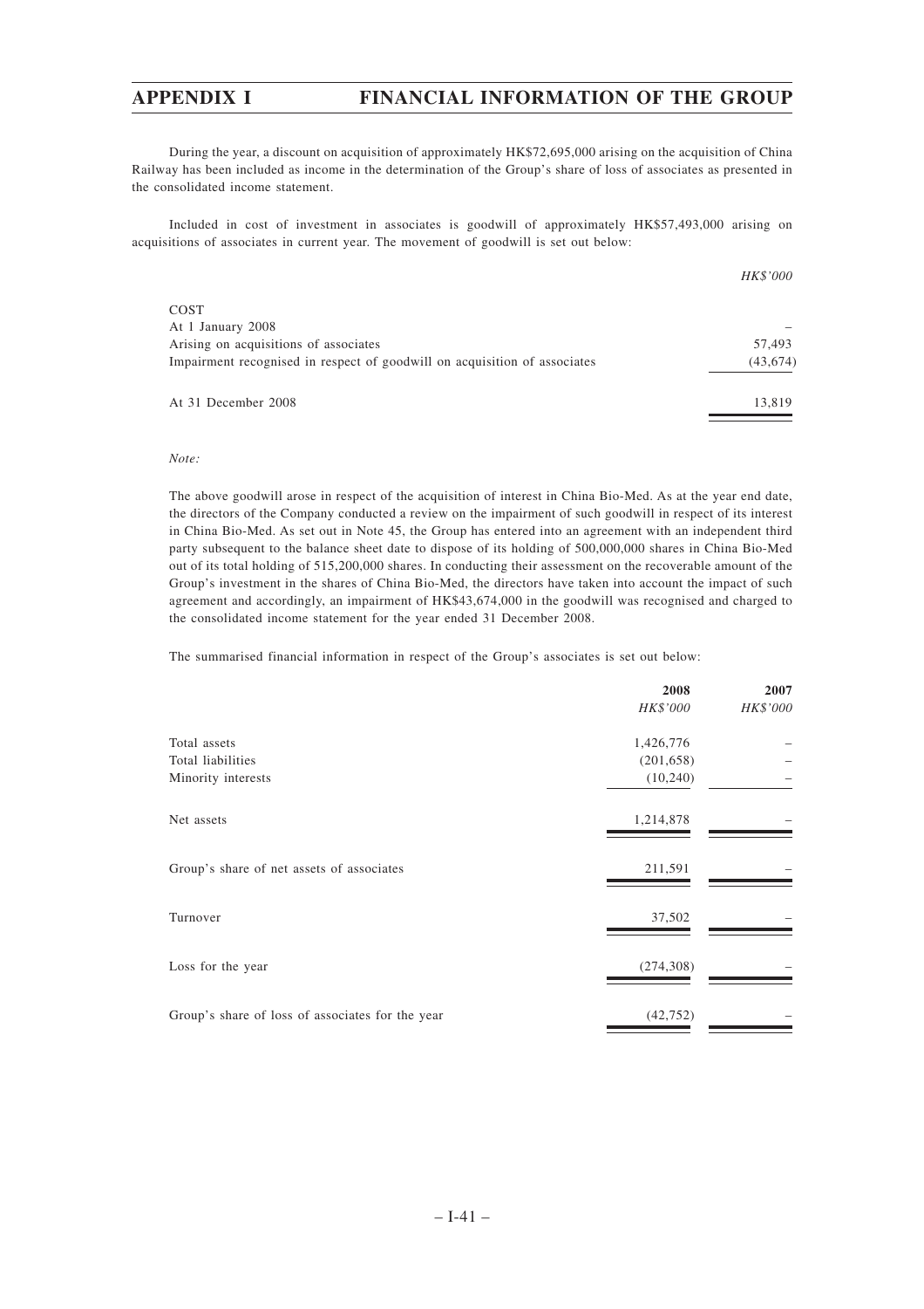During the year, a discount on acquisition of approximately HK$72,695,000 arising on the acquisition of China Railway has been included as income in the determination of the Group's share of loss of associates as presented in the consolidated income statement.

Included in cost of investment in associates is goodwill of approximately HK$57,493,000 arising on acquisitions of associates in current year. The movement of goodwill is set out below:

| | *HK$'000* |
|---|---|
| COST | |
| At 1 January 2008 | – |
| Arising on acquisitions of associates | 57,493 |
| Impairment recognised in respect of goodwill on acquisition of associates | (43,674) |
| At 31 December 2008 | 13,819 |

*Note:*

The above goodwill arose in respect of the acquisition of interest in China Bio-Med. As at the year end date, the directors of the Company conducted a review on the impairment of such goodwill in respect of its interest in China Bio-Med. As set out in Note 45, the Group has entered into an agreement with an independent third party subsequent to the balance sheet date to dispose of its holding of 500,000,000 shares in China Bio-Med out of its total holding of 515,200,000 shares. In conducting their assessment on the recoverable amount of the Group's investment in the shares of China Bio-Med, the directors have taken into account the impact of such agreement and accordingly, an impairment of HK$43,674,000 in the goodwill was recognised and charged to the consolidated income statement for the year ended 31 December 2008.

The summarised financial information in respect of the Group's associates is set out below:

| | **2008** | **2007** |
|---|---|---|
| | *HK$'000* | *HK$'000* |
| Total assets | 1,426,776 | – |
| Total liabilities | (201,658) | – |
| Minority interests | (10,240) | – |
| Net assets | 1,214,878 | – |
| Group's share of net assets of associates | 211,591 | – |
| Turnover | 37,502 | – |
| Loss for the year | (274,308) | – |
| Group's share of loss of associates for the year | (42,752) | – |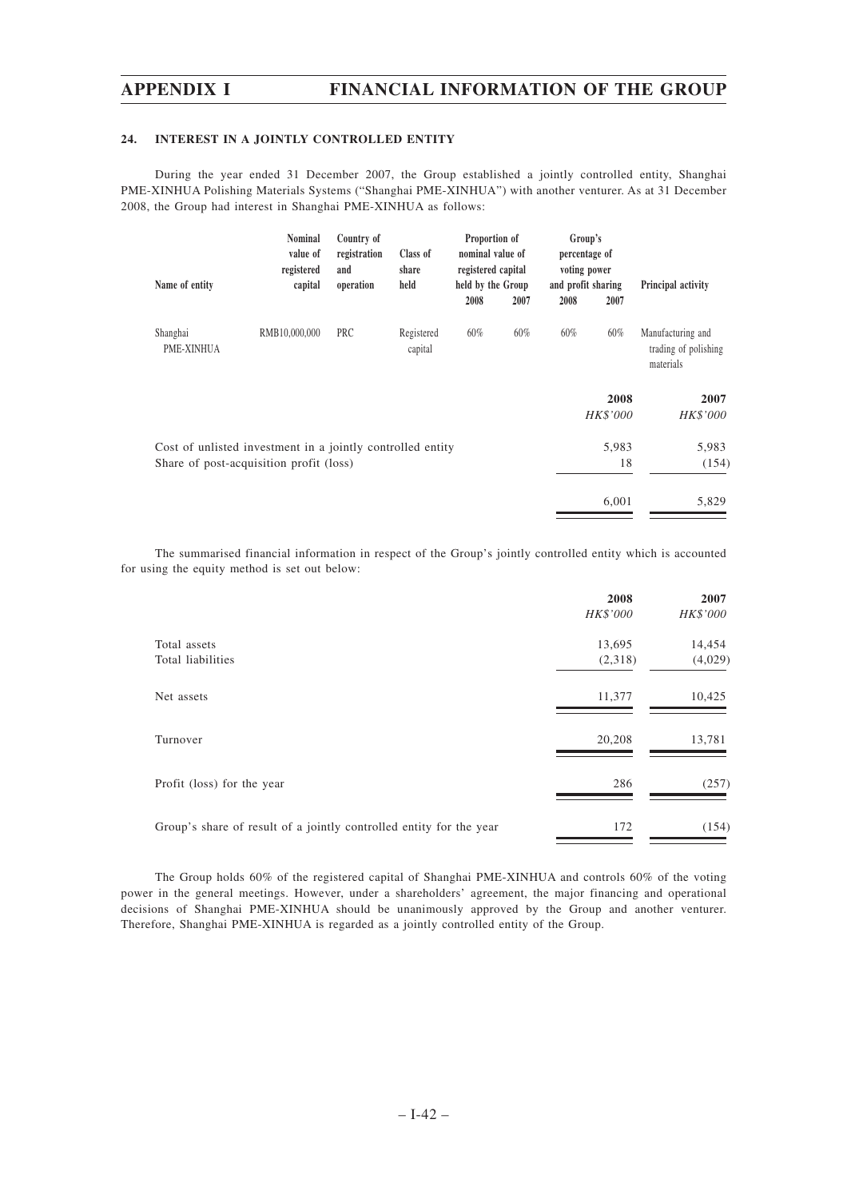## 24. INTEREST IN A JOINTLY CONTROLLED ENTITY

During the year ended 31 December 2007, the Group established a jointly controlled entity, Shanghai PME-XINHUA Polishing Materials Systems ("Shanghai PME-XINHUA") with another venturer. As at 31 December 2008, the Group had interest in Shanghai PME-XINHUA as follows:

| Name of entity | Nominal value of registered capital | Country of registration and operation | Class of share held | Proportion of nominal value of registered capital held by the Group | | Group's percentage of voting power and profit sharing | | Principal activity |
|---|---|---|---|---|---|---|---|---|
| | | | | 2008 | 2007 | 2008 | 2007 | |
| Shanghai PME-XINHUA | RMB10,000,000 | PRC | Registered capital | 60% | 60% | 60% | 60% | Manufacturing and trading of polishing materials |

| | 2008 HK$'000 | 2007 HK$'000 |
|---|---|---|
| Cost of unlisted investment in a jointly controlled entity | 5,983 | 5,983 |
| Share of post-acquisition profit (loss) | 18 | (154) |
| | 6,001 | 5,829 |

The summarised financial information in respect of the Group's jointly controlled entity which is accounted for using the equity method is set out below:

| | 2008 HK$'000 | 2007 HK$'000 |
|---|---|---|
| Total assets | 13,695 | 14,454 |
| Total liabilities | (2,318) | (4,029) |
| Net assets | 11,377 | 10,425 |
| Turnover | 20,208 | 13,781 |
| Profit (loss) for the year | 286 | (257) |
| Group's share of result of a jointly controlled entity for the year | 172 | (154) |

The Group holds 60% of the registered capital of Shanghai PME-XINHUA and controls 60% of the voting power in the general meetings. However, under a shareholders' agreement, the major financing and operational decisions of Shanghai PME-XINHUA should be unanimously approved by the Group and another venturer. Therefore, Shanghai PME-XINHUA is regarded as a jointly controlled entity of the Group.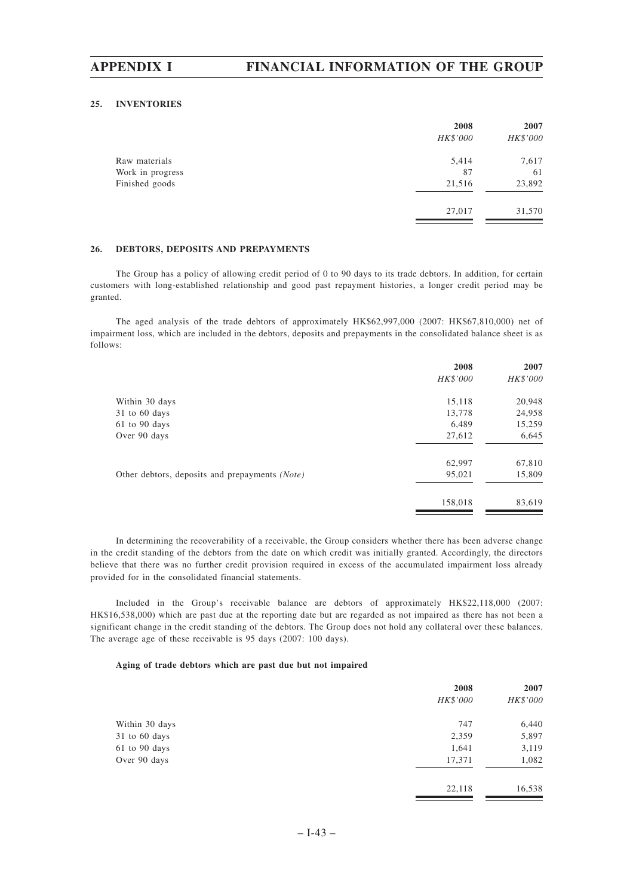## 25. INVENTORIES

| | 2008 | 2007 |
|---|---|---|
| | *HK$'000* | *HK$'000* |
| Raw materials | 5,414 | 7,617 |
| Work in progress | 87 | 61 |
| Finished goods | 21,516 | 23,892 |
| | 27,017 | 31,570 |

## 26. DEBTORS, DEPOSITS AND PREPAYMENTS

The Group has a policy of allowing credit period of 0 to 90 days to its trade debtors. In addition, for certain customers with long-established relationship and good past repayment histories, a longer credit period may be granted.

The aged analysis of the trade debtors of approximately HK$62,997,000 (2007: HK$67,810,000) net of impairment loss, which are included in the debtors, deposits and prepayments in the consolidated balance sheet is as follows:

| | 2008 | 2007 |
|---|---|---|
| | *HK$'000* | *HK$'000* |
| Within 30 days | 15,118 | 20,948 |
| 31 to 60 days | 13,778 | 24,958 |
| 61 to 90 days | 6,489 | 15,259 |
| Over 90 days | 27,612 | 6,645 |
| | 62,997 | 67,810 |
| Other debtors, deposits and prepayments *(Note)* | 95,021 | 15,809 |
| | 158,018 | 83,619 |

In determining the recoverability of a receivable, the Group considers whether there has been adverse change in the credit standing of the debtors from the date on which credit was initially granted. Accordingly, the directors believe that there was no further credit provision required in excess of the accumulated impairment loss already provided for in the consolidated financial statements.

Included in the Group's receivable balance are debtors of approximately HK$22,118,000 (2007: HK$16,538,000) which are past due at the reporting date but are regarded as not impaired as there has not been a significant change in the credit standing of the debtors. The Group does not hold any collateral over these balances. The average age of these receivable is 95 days (2007: 100 days).

**Aging of trade debtors which are past due but not impaired**

| | 2008 | 2007 |
|---|---|---|
| | *HK$'000* | *HK$'000* |
| Within 30 days | 747 | 6,440 |
| 31 to 60 days | 2,359 | 5,897 |
| 61 to 90 days | 1,641 | 3,119 |
| Over 90 days | 17,371 | 1,082 |
| | 22,118 | 16,538 |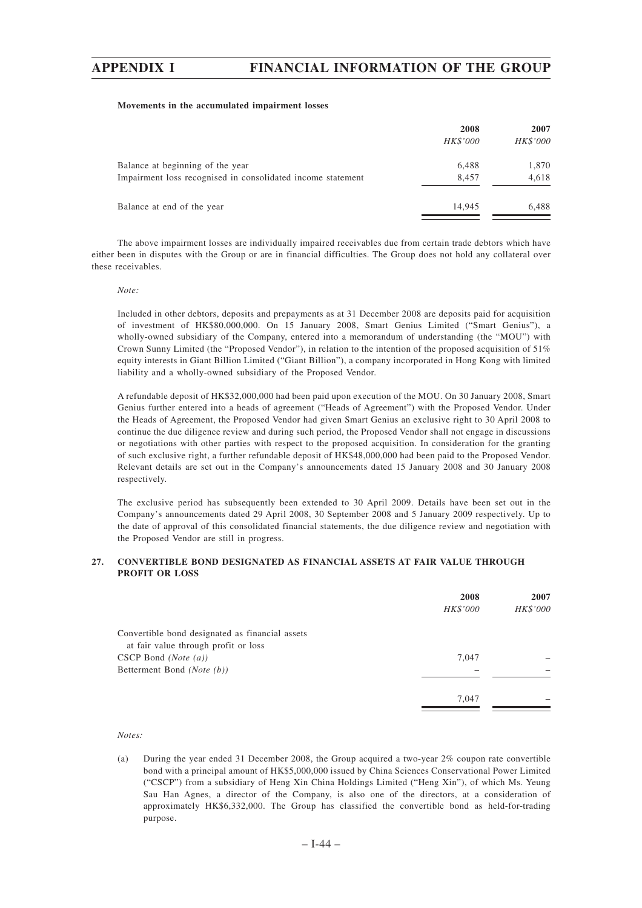**Movements in the accumulated impairment losses**

| | 2008 | 2007 |
|---|---|---|
| | *HK$'000* | *HK$'000* |
| Balance at beginning of the year | 6,488 | 1,870 |
| Impairment loss recognised in consolidated income statement | 8,457 | 4,618 |
| Balance at end of the year | 14,945 | 6,488 |

The above impairment losses are individually impaired receivables due from certain trade debtors which have either been in disputes with the Group or are in financial difficulties. The Group does not hold any collateral over these receivables.

*Note:*

Included in other debtors, deposits and prepayments as at 31 December 2008 are deposits paid for acquisition of investment of HK$80,000,000. On 15 January 2008, Smart Genius Limited ("Smart Genius"), a wholly-owned subsidiary of the Company, entered into a memorandum of understanding (the "MOU") with Crown Sunny Limited (the "Proposed Vendor"), in relation to the intention of the proposed acquisition of 51% equity interests in Giant Billion Limited ("Giant Billion"), a company incorporated in Hong Kong with limited liability and a wholly-owned subsidiary of the Proposed Vendor.

A refundable deposit of HK$32,000,000 had been paid upon execution of the MOU. On 30 January 2008, Smart Genius further entered into a heads of agreement ("Heads of Agreement") with the Proposed Vendor. Under the Heads of Agreement, the Proposed Vendor had given Smart Genius an exclusive right to 30 April 2008 to continue the due diligence review and during such period, the Proposed Vendor shall not engage in discussions or negotiations with other parties with respect to the proposed acquisition. In consideration for the granting of such exclusive right, a further refundable deposit of HK$48,000,000 had been paid to the Proposed Vendor. Relevant details are set out in the Company's announcements dated 15 January 2008 and 30 January 2008 respectively.

The exclusive period has subsequently been extended to 30 April 2009. Details have been set out in the Company's announcements dated 29 April 2008, 30 September 2008 and 5 January 2009 respectively. Up to the date of approval of this consolidated financial statements, the due diligence review and negotiation with the Proposed Vendor are still in progress.

## 27. CONVERTIBLE BOND DESIGNATED AS FINANCIAL ASSETS AT FAIR VALUE THROUGH PROFIT OR LOSS

| | 2008 | 2007 |
|---|---|---|
| | *HK$'000* | *HK$'000* |
| Convertible bond designated as financial assets at fair value through profit or loss | | |
| CSCP Bond *(Note (a))* | 7,047 | – |
| Betterment Bond *(Note (b))* | – | – |
| | 7,047 | – |

*Notes:*

(a) During the year ended 31 December 2008, the Group acquired a two-year 2% coupon rate convertible bond with a principal amount of HK$5,000,000 issued by China Sciences Conservational Power Limited ("CSCP") from a subsidiary of Heng Xin China Holdings Limited ("Heng Xin"), of which Ms. Yeung Sau Han Agnes, a director of the Company, is also one of the directors, at a consideration of approximately HK$6,332,000. The Group has classified the convertible bond as held-for-trading purpose.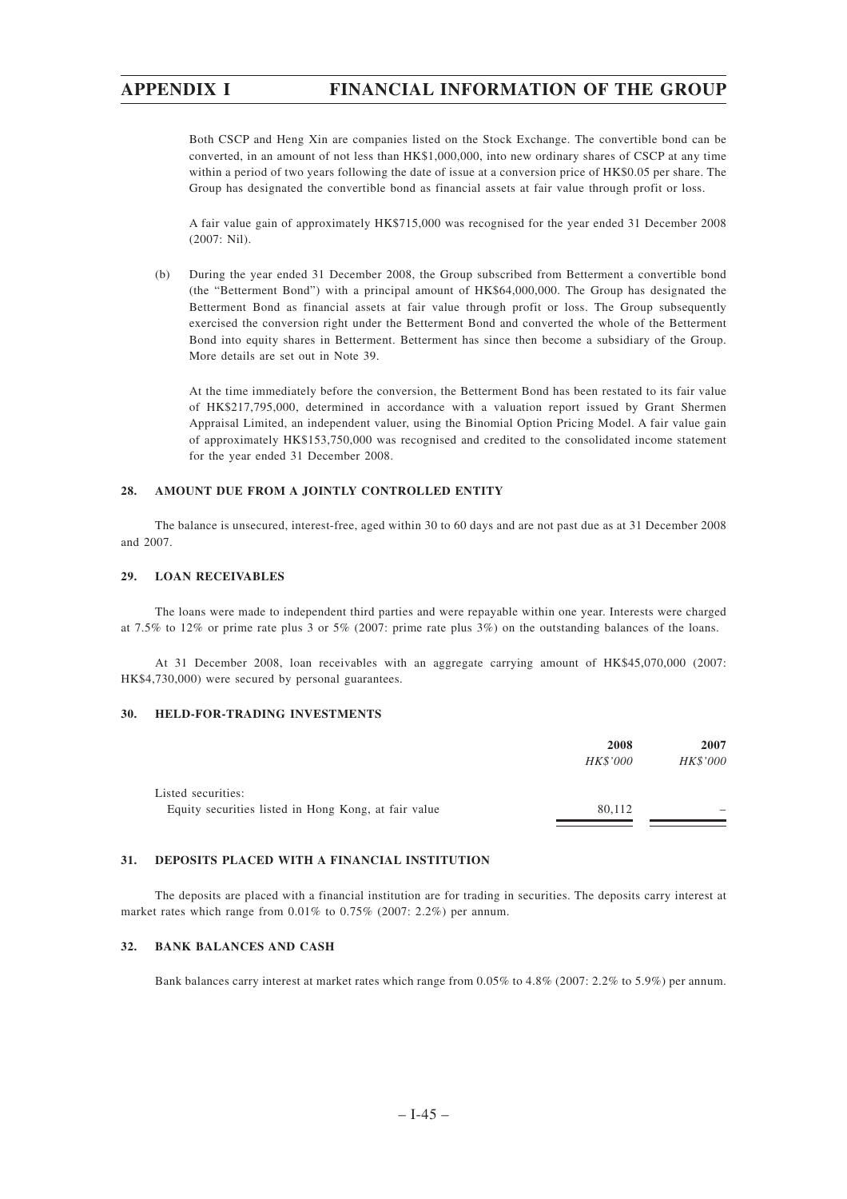Both CSCP and Heng Xin are companies listed on the Stock Exchange. The convertible bond can be converted, in an amount of not less than HK$1,000,000, into new ordinary shares of CSCP at any time within a period of two years following the date of issue at a conversion price of HK$0.05 per share. The Group has designated the convertible bond as financial assets at fair value through profit or loss.

A fair value gain of approximately HK$715,000 was recognised for the year ended 31 December 2008 (2007: Nil).

(b) During the year ended 31 December 2008, the Group subscribed from Betterment a convertible bond (the "Betterment Bond") with a principal amount of HK$64,000,000. The Group has designated the Betterment Bond as financial assets at fair value through profit or loss. The Group subsequently exercised the conversion right under the Betterment Bond and converted the whole of the Betterment Bond into equity shares in Betterment. Betterment has since then become a subsidiary of the Group. More details are set out in Note 39.

At the time immediately before the conversion, the Betterment Bond has been restated to its fair value of HK$217,795,000, determined in accordance with a valuation report issued by Grant Shermen Appraisal Limited, an independent valuer, using the Binomial Option Pricing Model. A fair value gain of approximately HK$153,750,000 was recognised and credited to the consolidated income statement for the year ended 31 December 2008.

### 28. AMOUNT DUE FROM A JOINTLY CONTROLLED ENTITY

The balance is unsecured, interest-free, aged within 30 to 60 days and are not past due as at 31 December 2008 and 2007.

### 29. LOAN RECEIVABLES

The loans were made to independent third parties and were repayable within one year. Interests were charged at 7.5% to 12% or prime rate plus 3 or 5% (2007: prime rate plus 3%) on the outstanding balances of the loans.

At 31 December 2008, loan receivables with an aggregate carrying amount of HK$45,070,000 (2007: HK$4,730,000) were secured by personal guarantees.

### 30. HELD-FOR-TRADING INVESTMENTS

| | 2008 | 2007 |
|---|---|---|
| | *HK$'000* | *HK$'000* |
| Listed securities: | | |
| Equity securities listed in Hong Kong, at fair value | 80,112 | – |

### 31. DEPOSITS PLACED WITH A FINANCIAL INSTITUTION

The deposits are placed with a financial institution are for trading in securities. The deposits carry interest at market rates which range from 0.01% to 0.75% (2007: 2.2%) per annum.

### 32. BANK BALANCES AND CASH

Bank balances carry interest at market rates which range from 0.05% to 4.8% (2007: 2.2% to 5.9%) per annum.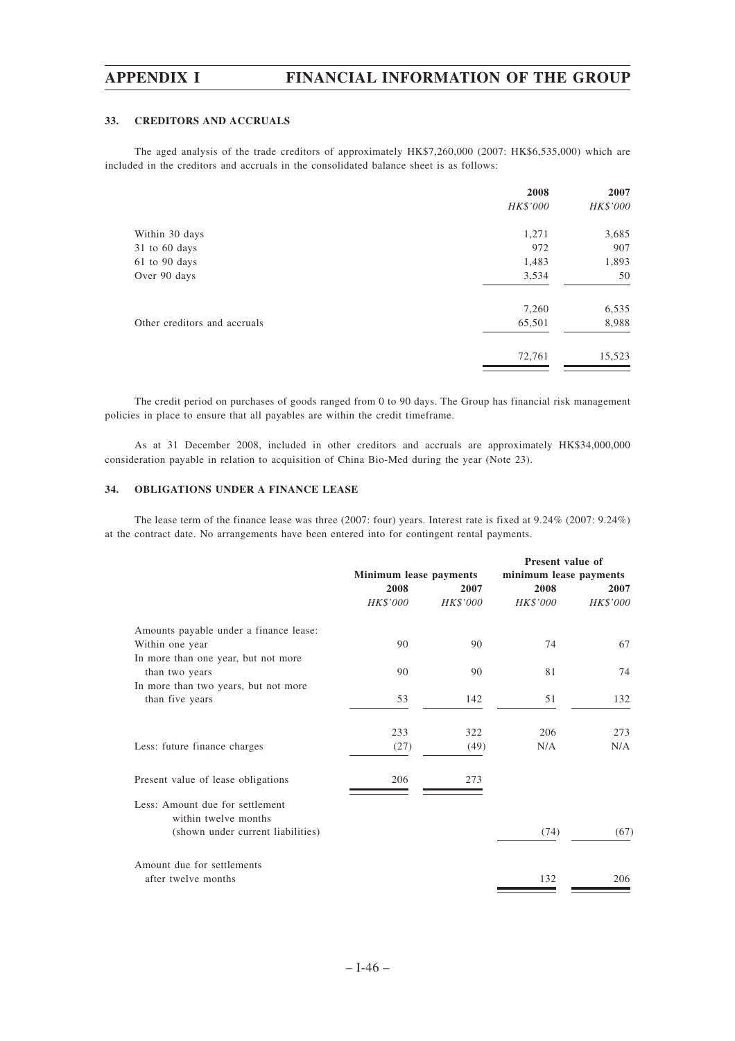### 33. CREDITORS AND ACCRUALS

The aged analysis of the trade creditors of approximately HK$7,260,000 (2007: HK$6,535,000) which are included in the creditors and accruals in the consolidated balance sheet is as follows:

| | 2008 | 2007 |
|---|---|---|
| | *HK$'000* | *HK$'000* |
| Within 30 days | 1,271 | 3,685 |
| 31 to 60 days | 972 | 907 |
| 61 to 90 days | 1,483 | 1,893 |
| Over 90 days | 3,534 | 50 |
| | 7,260 | 6,535 |
| Other creditors and accruals | 65,501 | 8,988 |
| | 72,761 | 15,523 |

The credit period on purchases of goods ranged from 0 to 90 days. The Group has financial risk management policies in place to ensure that all payables are within the credit timeframe.

As at 31 December 2008, included in other creditors and accruals are approximately HK$34,000,000 consideration payable in relation to acquisition of China Bio-Med during the year (Note 23).

### 34. OBLIGATIONS UNDER A FINANCE LEASE

The lease term of the finance lease was three (2007: four) years. Interest rate is fixed at 9.24% (2007: 9.24%) at the contract date. No arrangements have been entered into for contingent rental payments.

| | Minimum lease payments | | Present value of minimum lease payments | |
|---|---|---|---|---|
| | 2008 | 2007 | 2008 | 2007 |
| | *HK$'000* | *HK$'000* | *HK$'000* | *HK$'000* |
| Amounts payable under a finance lease: | | | | |
| Within one year | 90 | 90 | 74 | 67 |
| In more than one year, but not more than two years | 90 | 90 | 81 | 74 |
| In more than two years, but not more than five years | 53 | 142 | 51 | 132 |
| | 233 | 322 | 206 | 273 |
| Less: future finance charges | (27) | (49) | N/A | N/A |
| Present value of lease obligations | 206 | 273 | | |
| Less: Amount due for settlement within twelve months (shown under current liabilities) | | | (74) | (67) |
| Amount due for settlements after twelve months | | | 132 | 206 |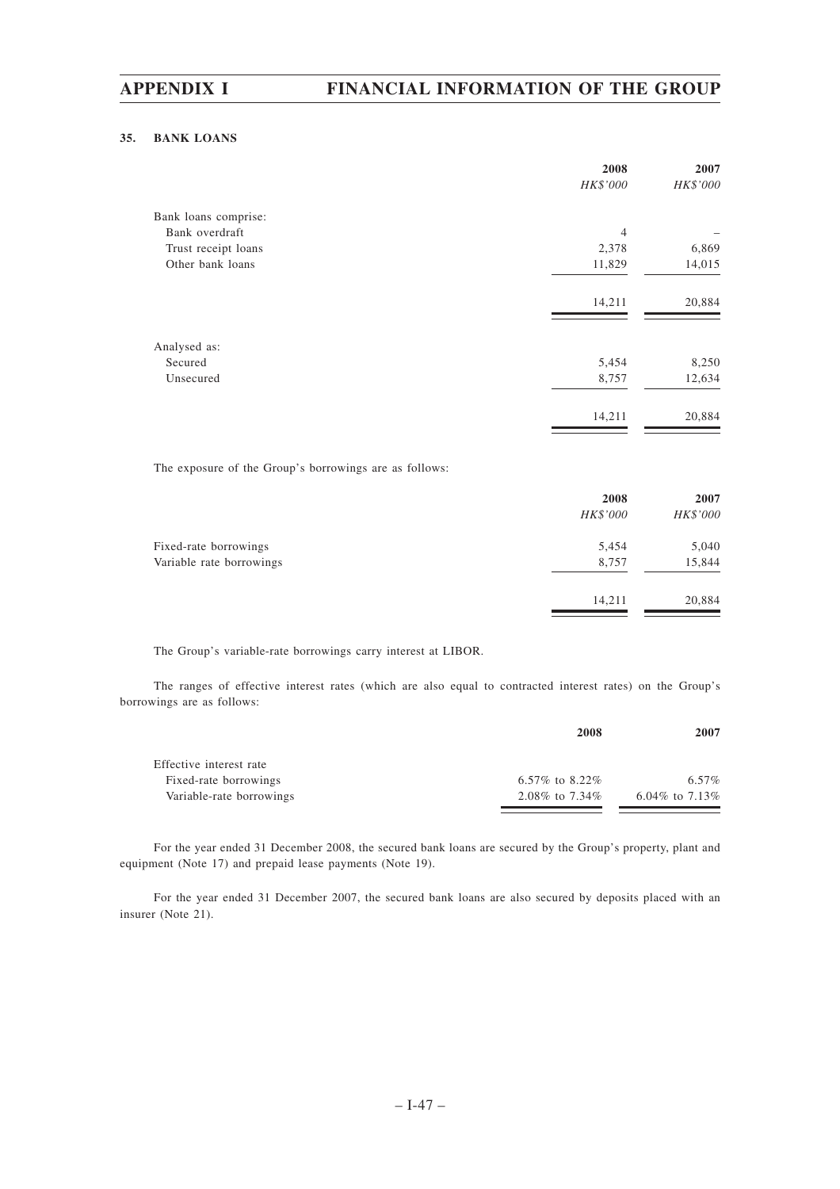### 35. BANK LOANS

| | 2008 | 2007 |
|---|---|---|
| | *HK$'000* | *HK$'000* |
| Bank loans comprise: | | |
| Bank overdraft | 4 | – |
| Trust receipt loans | 2,378 | 6,869 |
| Other bank loans | 11,829 | 14,015 |
| | 14,211 | 20,884 |
| Analysed as: | | |
| Secured | 5,454 | 8,250 |
| Unsecured | 8,757 | 12,634 |
| | 14,211 | 20,884 |

The exposure of the Group's borrowings are as follows:

| | 2008 | 2007 |
|---|---|---|
| | *HK$'000* | *HK$'000* |
| Fixed-rate borrowings | 5,454 | 5,040 |
| Variable rate borrowings | 8,757 | 15,844 |
| | 14,211 | 20,884 |

The Group's variable-rate borrowings carry interest at LIBOR.

The ranges of effective interest rates (which are also equal to contracted interest rates) on the Group's borrowings are as follows:

| | 2008 | 2007 |
|---|---|---|
| Effective interest rate | | |
| Fixed-rate borrowings | 6.57% to 8.22% | 6.57% |
| Variable-rate borrowings | 2.08% to 7.34% | 6.04% to 7.13% |

For the year ended 31 December 2008, the secured bank loans are secured by the Group's property, plant and equipment (Note 17) and prepaid lease payments (Note 19).

For the year ended 31 December 2007, the secured bank loans are also secured by deposits placed with an insurer (Note 21).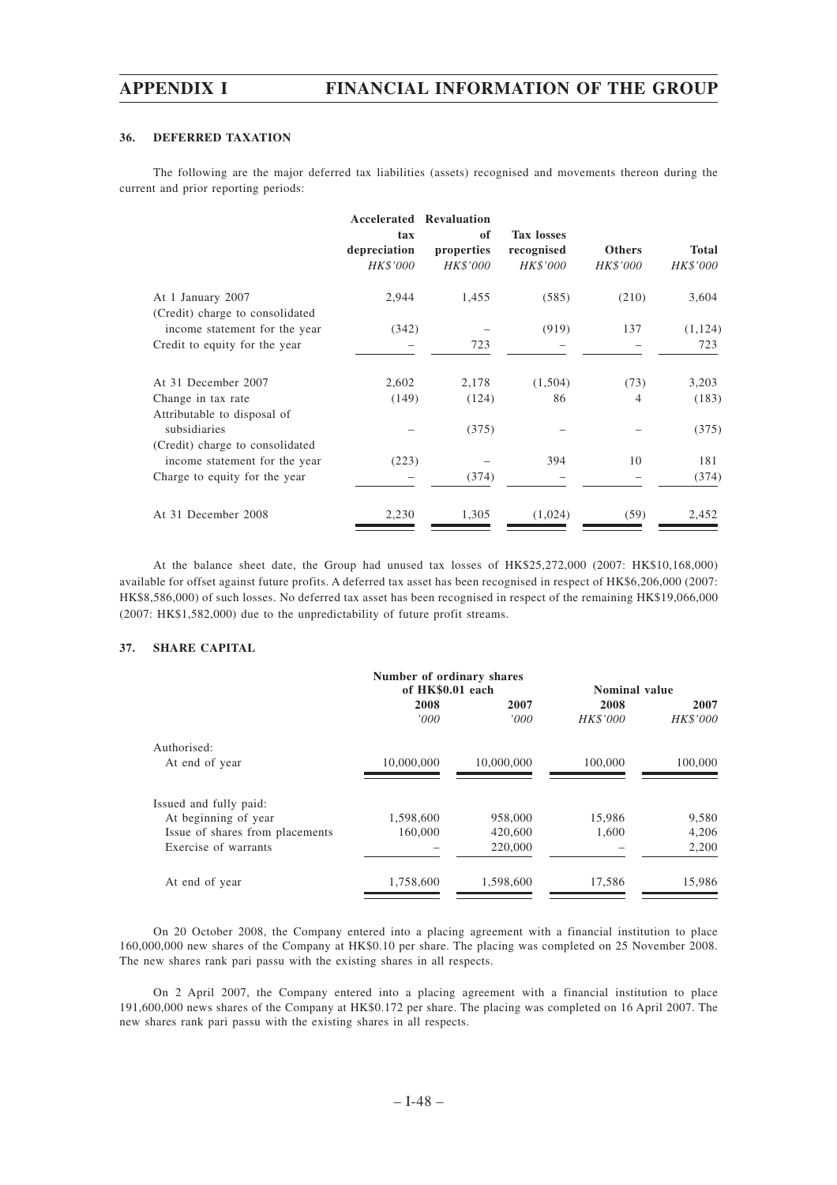### 36. DEFERRED TAXATION

The following are the major deferred tax liabilities (assets) recognised and movements thereon during the current and prior reporting periods:

| | Accelerated tax depreciation | Revaluation of properties | Tax losses recognised | Others | Total |
|---|---|---|---|---|---|
| | *HK$'000* | *HK$'000* | *HK$'000* | *HK$'000* | *HK$'000* |
| At 1 January 2007 | 2,944 | 1,455 | (585) | (210) | 3,604 |
| (Credit) charge to consolidated income statement for the year | (342) | – | (919) | 137 | (1,124) |
| Credit to equity for the year | – | 723 | – | – | 723 |
| At 31 December 2007 | 2,602 | 2,178 | (1,504) | (73) | 3,203 |
| Change in tax rate | (149) | (124) | 86 | 4 | (183) |
| Attributable to disposal of subsidiaries | – | (375) | – | – | (375) |
| (Credit) charge to consolidated income statement for the year | (223) | – | 394 | 10 | 181 |
| Charge to equity for the year | – | (374) | – | – | (374) |
| At 31 December 2008 | 2,230 | 1,305 | (1,024) | (59) | 2,452 |

At the balance sheet date, the Group had unused tax losses of HK$25,272,000 (2007: HK$10,168,000) available for offset against future profits. A deferred tax asset has been recognised in respect of HK$6,206,000 (2007: HK$8,586,000) of such losses. No deferred tax asset has been recognised in respect of the remaining HK$19,066,000 (2007: HK$1,582,000) due to the unpredictability of future profit streams.

### 37. SHARE CAPITAL

| | Number of ordinary shares of HK$0.01 each | | Nominal value | |
|---|---|---|---|---|
| | 2008 | 2007 | 2008 | 2007 |
| | *'000* | *'000* | *HK$'000* | *HK$'000* |
| Authorised: | | | | |
| At end of year | 10,000,000 | 10,000,000 | 100,000 | 100,000 |
| Issued and fully paid: | | | | |
| At beginning of year | 1,598,600 | 958,000 | 15,986 | 9,580 |
| Issue of shares from placements | 160,000 | 420,600 | 1,600 | 4,206 |
| Exercise of warrants | – | 220,000 | – | 2,200 |
| At end of year | 1,758,600 | 1,598,600 | 17,586 | 15,986 |

On 20 October 2008, the Company entered into a placing agreement with a financial institution to place 160,000,000 new shares of the Company at HK$0.10 per share. The placing was completed on 25 November 2008. The new shares rank pari passu with the existing shares in all respects.

On 2 April 2007, the Company entered into a placing agreement with a financial institution to place 191,600,000 news shares of the Company at HK$0.172 per share. The placing was completed on 16 April 2007. The new shares rank pari passu with the existing shares in all respects.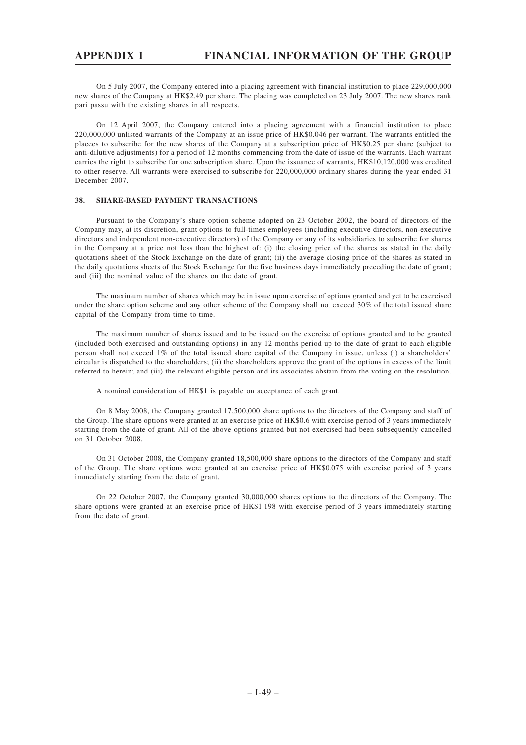On 5 July 2007, the Company entered into a placing agreement with financial institution to place 229,000,000 new shares of the Company at HK$2.49 per share. The placing was completed on 23 July 2007. The new shares rank pari passu with the existing shares in all respects.

On 12 April 2007, the Company entered into a placing agreement with a financial institution to place 220,000,000 unlisted warrants of the Company at an issue price of HK$0.046 per warrant. The warrants entitled the placees to subscribe for the new shares of the Company at a subscription price of HK$0.25 per share (subject to anti-dilutive adjustments) for a period of 12 months commencing from the date of issue of the warrants. Each warrant carries the right to subscribe for one subscription share. Upon the issuance of warrants, HK$10,120,000 was credited to other reserve. All warrants were exercised to subscribe for 220,000,000 ordinary shares during the year ended 31 December 2007.

## 38. SHARE-BASED PAYMENT TRANSACTIONS

Pursuant to the Company's share option scheme adopted on 23 October 2002, the board of directors of the Company may, at its discretion, grant options to full-times employees (including executive directors, non-executive directors and independent non-executive directors) of the Company or any of its subsidiaries to subscribe for shares in the Company at a price not less than the highest of: (i) the closing price of the shares as stated in the daily quotations sheet of the Stock Exchange on the date of grant; (ii) the average closing price of the shares as stated in the daily quotations sheets of the Stock Exchange for the five business days immediately preceding the date of grant; and (iii) the nominal value of the shares on the date of grant.

The maximum number of shares which may be in issue upon exercise of options granted and yet to be exercised under the share option scheme and any other scheme of the Company shall not exceed 30% of the total issued share capital of the Company from time to time.

The maximum number of shares issued and to be issued on the exercise of options granted and to be granted (included both exercised and outstanding options) in any 12 months period up to the date of grant to each eligible person shall not exceed 1% of the total issued share capital of the Company in issue, unless (i) a shareholders' circular is dispatched to the shareholders; (ii) the shareholders approve the grant of the options in excess of the limit referred to herein; and (iii) the relevant eligible person and its associates abstain from the voting on the resolution.

A nominal consideration of HK$1 is payable on acceptance of each grant.

On 8 May 2008, the Company granted 17,500,000 share options to the directors of the Company and staff of the Group. The share options were granted at an exercise price of HK$0.6 with exercise period of 3 years immediately starting from the date of grant. All of the above options granted but not exercised had been subsequently cancelled on 31 October 2008.

On 31 October 2008, the Company granted 18,500,000 share options to the directors of the Company and staff of the Group. The share options were granted at an exercise price of HK$0.075 with exercise period of 3 years immediately starting from the date of grant.

On 22 October 2007, the Company granted 30,000,000 shares options to the directors of the Company. The share options were granted at an exercise price of HK$1.198 with exercise period of 3 years immediately starting from the date of grant.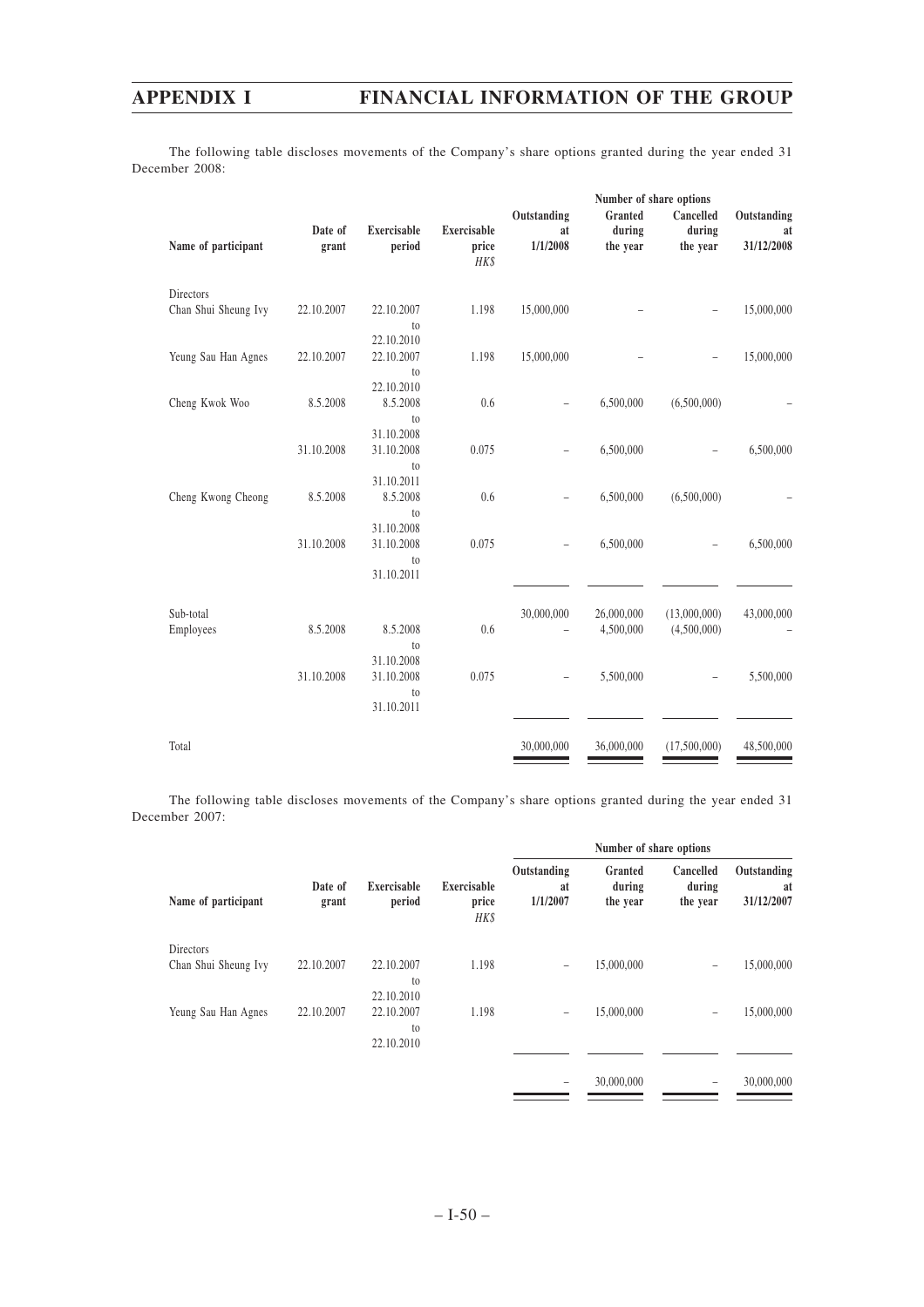The following table discloses movements of the Company's share options granted during the year ended 31 December 2008:

| Name of participant | Date of grant | Exercisable period | Exercisable price HK$ | Number of share options | | | |
|---|---|---|---|---|---|---|---|
| | | | | Outstanding at 1/1/2008 | Granted during the year | Cancelled during the year | Outstanding at 31/12/2008 |
| Directors | | | | | | | |
| Chan Shui Sheung Ivy | 22.10.2007 | 22.10.2007 to 22.10.2010 | 1.198 | 15,000,000 | – | – | 15,000,000 |
| Yeung Sau Han Agnes | 22.10.2007 | 22.10.2007 to 22.10.2010 | 1.198 | 15,000,000 | – | – | 15,000,000 |
| Cheng Kwok Woo | 8.5.2008 | 8.5.2008 to 31.10.2008 | 0.6 | – | 6,500,000 | (6,500,000) | – |
| | 31.10.2008 | 31.10.2008 to 31.10.2011 | 0.075 | – | 6,500,000 | – | 6,500,000 |
| Cheng Kwong Cheong | 8.5.2008 | 8.5.2008 to 31.10.2008 | 0.6 | – | 6,500,000 | (6,500,000) | – |
| | 31.10.2008 | 31.10.2008 to 31.10.2011 | 0.075 | – | 6,500,000 | – | 6,500,000 |
| Sub-total | | | | 30,000,000 | 26,000,000 | (13,000,000) | 43,000,000 |
| Employees | 8.5.2008 | 8.5.2008 to 31.10.2008 | 0.6 | – | 4,500,000 | (4,500,000) | – |
| | 31.10.2008 | 31.10.2008 to 31.10.2011 | 0.075 | – | 5,500,000 | – | 5,500,000 |
| Total | | | | 30,000,000 | 36,000,000 | (17,500,000) | 48,500,000 |

The following table discloses movements of the Company's share options granted during the year ended 31 December 2007:

| Name of participant | Date of grant | Exercisable period | Exercisable price HK$ | Number of share options | | | |
|---|---|---|---|---|---|---|---|
| | | | | Outstanding at 1/1/2007 | Granted during the year | Cancelled during the year | Outstanding at 31/12/2007 |
| Directors | | | | | | | |
| Chan Shui Sheung Ivy | 22.10.2007 | 22.10.2007 to 22.10.2010 | 1.198 | – | 15,000,000 | – | 15,000,000 |
| Yeung Sau Han Agnes | 22.10.2007 | 22.10.2007 to 22.10.2010 | 1.198 | – | 15,000,000 | – | 15,000,000 |
| | | | | – | 30,000,000 | – | 30,000,000 |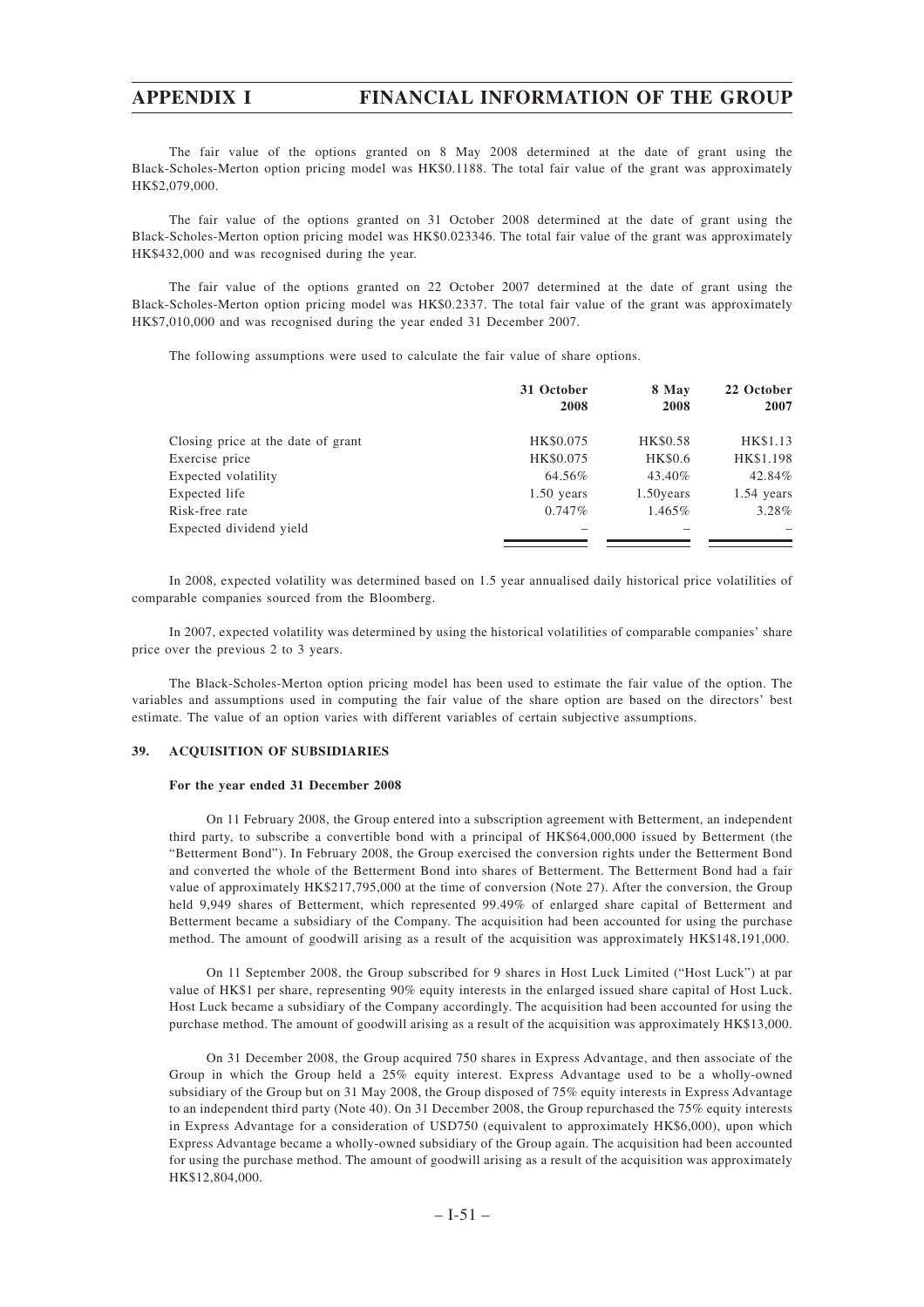The fair value of the options granted on 8 May 2008 determined at the date of grant using the Black-Scholes-Merton option pricing model was HK$0.1188. The total fair value of the grant was approximately HK$2,079,000.

The fair value of the options granted on 31 October 2008 determined at the date of grant using the Black-Scholes-Merton option pricing model was HK$0.023346. The total fair value of the grant was approximately HK$432,000 and was recognised during the year.

The fair value of the options granted on 22 October 2007 determined at the date of grant using the Black-Scholes-Merton option pricing model was HK$0.2337. The total fair value of the grant was approximately HK$7,010,000 and was recognised during the year ended 31 December 2007.

The following assumptions were used to calculate the fair value of share options.

| | 31 October 2008 | 8 May 2008 | 22 October 2007 |
|---|---|---|---|
| Closing price at the date of grant | HK$0.075 | HK$0.58 | HK$1.13 |
| Exercise price | HK$0.075 | HK$0.6 | HK$1.198 |
| Expected volatility | 64.56% | 43.40% | 42.84% |
| Expected life | 1.50 years | 1.50years | 1.54 years |
| Risk-free rate | 0.747% | 1.465% | 3.28% |
| Expected dividend yield | – | – | – |

In 2008, expected volatility was determined based on 1.5 year annualised daily historical price volatilities of comparable companies sourced from the Bloomberg.

In 2007, expected volatility was determined by using the historical volatilities of comparable companies' share price over the previous 2 to 3 years.

The Black-Scholes-Merton option pricing model has been used to estimate the fair value of the option. The variables and assumptions used in computing the fair value of the share option are based on the directors' best estimate. The value of an option varies with different variables of certain subjective assumptions.

## 39. ACQUISITION OF SUBSIDIARIES

**For the year ended 31 December 2008**

On 11 February 2008, the Group entered into a subscription agreement with Betterment, an independent third party, to subscribe a convertible bond with a principal of HK$64,000,000 issued by Betterment (the "Betterment Bond"). In February 2008, the Group exercised the conversion rights under the Betterment Bond and converted the whole of the Betterment Bond into shares of Betterment. The Betterment Bond had a fair value of approximately HK$217,795,000 at the time of conversion (Note 27). After the conversion, the Group held 9,949 shares of Betterment, which represented 99.49% of enlarged share capital of Betterment and Betterment became a subsidiary of the Company. The acquisition had been accounted for using the purchase method. The amount of goodwill arising as a result of the acquisition was approximately HK$148,191,000.

On 11 September 2008, the Group subscribed for 9 shares in Host Luck Limited ("Host Luck") at par value of HK$1 per share, representing 90% equity interests in the enlarged issued share capital of Host Luck. Host Luck became a subsidiary of the Company accordingly. The acquisition had been accounted for using the purchase method. The amount of goodwill arising as a result of the acquisition was approximately HK$13,000.

On 31 December 2008, the Group acquired 750 shares in Express Advantage, and then associate of the Group in which the Group held a 25% equity interest. Express Advantage used to be a wholly-owned subsidiary of the Group but on 31 May 2008, the Group disposed of 75% equity interests in Express Advantage to an independent third party (Note 40). On 31 December 2008, the Group repurchased the 75% equity interests in Express Advantage for a consideration of USD750 (equivalent to approximately HK$6,000), upon which Express Advantage became a wholly-owned subsidiary of the Group again. The acquisition had been accounted for using the purchase method. The amount of goodwill arising as a result of the acquisition was approximately HK$12,804,000.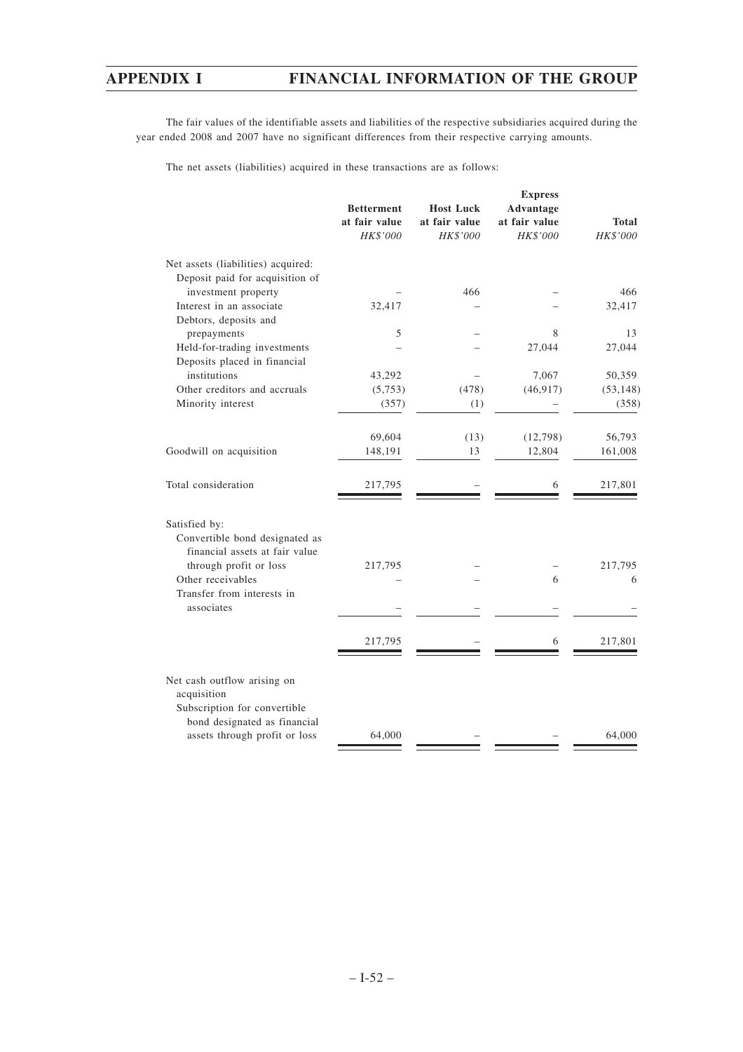The fair values of the identifiable assets and liabilities of the respective subsidiaries acquired during the year ended 2008 and 2007 have no significant differences from their respective carrying amounts.

The net assets (liabilities) acquired in these transactions are as follows:

| | Betterment at fair value *HK$'000* | Host Luck at fair value *HK$'000* | Express Advantage at fair value *HK$'000* | Total *HK$'000* |
|---|---|---|---|---|
| Net assets (liabilities) acquired: | | | | |
| Deposit paid for acquisition of investment property | – | 466 | – | 466 |
| Interest in an associate | 32,417 | – | – | 32,417 |
| Debtors, deposits and prepayments | 5 | – | 8 | 13 |
| Held-for-trading investments | – | – | 27,044 | 27,044 |
| Deposits placed in financial institutions | 43,292 | – | 7,067 | 50,359 |
| Other creditors and accruals | (5,753) | (478) | (46,917) | (53,148) |
| Minority interest | (357) | (1) | – | (358) |
| | 69,604 | (13) | (12,798) | 56,793 |
| Goodwill on acquisition | 148,191 | 13 | 12,804 | 161,008 |
| Total consideration | 217,795 | – | 6 | 217,801 |
| Satisfied by: | | | | |
| Convertible bond designated as financial assets at fair value through profit or loss | 217,795 | – | – | 217,795 |
| Other receivables | – | – | 6 | 6 |
| Transfer from interests in associates | – | – | – | – |
| | 217,795 | – | 6 | 217,801 |
| Net cash outflow arising on acquisition | | | | |
| Subscription for convertible bond designated as financial assets through profit or loss | 64,000 | – | – | 64,000 |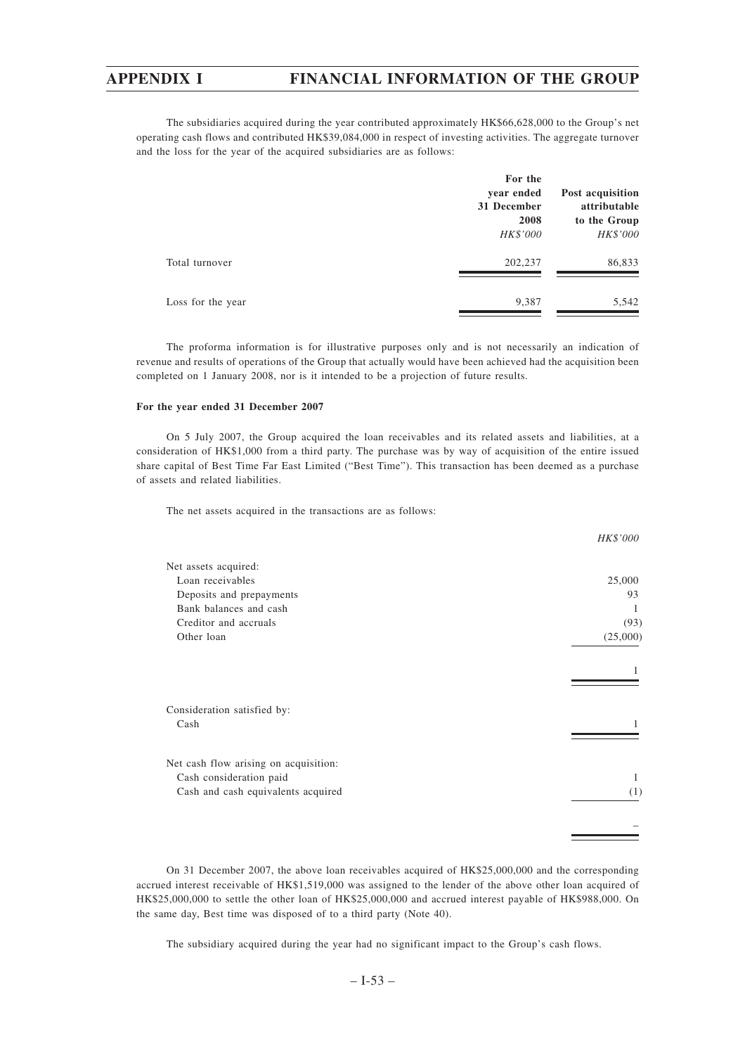The subsidiaries acquired during the year contributed approximately HK$66,628,000 to the Group's net operating cash flows and contributed HK$39,084,000 in respect of investing activities. The aggregate turnover and the loss for the year of the acquired subsidiaries are as follows:

| | For the year ended 31 December 2008 | Post acquisition attributable to the Group |
|---|---|---|
| | *HK$'000* | *HK$'000* |
| Total turnover | 202,237 | 86,833 |
| Loss for the year | 9,387 | 5,542 |

The proforma information is for illustrative purposes only and is not necessarily an indication of revenue and results of operations of the Group that actually would have been achieved had the acquisition been completed on 1 January 2008, nor is it intended to be a projection of future results.

**For the year ended 31 December 2007**

On 5 July 2007, the Group acquired the loan receivables and its related assets and liabilities, at a consideration of HK$1,000 from a third party. The purchase was by way of acquisition of the entire issued share capital of Best Time Far East Limited ("Best Time"). This transaction has been deemed as a purchase of assets and related liabilities.

The net assets acquired in the transactions are as follows:

| | *HK$'000* |
|---|---|
| Net assets acquired: | |
| Loan receivables | 25,000 |
| Deposits and prepayments | 93 |
| Bank balances and cash | 1 |
| Creditor and accruals | (93) |
| Other loan | (25,000) |
| | 1 |
| Consideration satisfied by: | |
| Cash | 1 |
| Net cash flow arising on acquisition: | |
| Cash consideration paid | 1 |
| Cash and cash equivalents acquired | (1) |
| | – |

On 31 December 2007, the above loan receivables acquired of HK$25,000,000 and the corresponding accrued interest receivable of HK$1,519,000 was assigned to the lender of the above other loan acquired of HK$25,000,000 to settle the other loan of HK$25,000,000 and accrued interest payable of HK$988,000. On the same day, Best time was disposed of to a third party (Note 40).

The subsidiary acquired during the year had no significant impact to the Group's cash flows.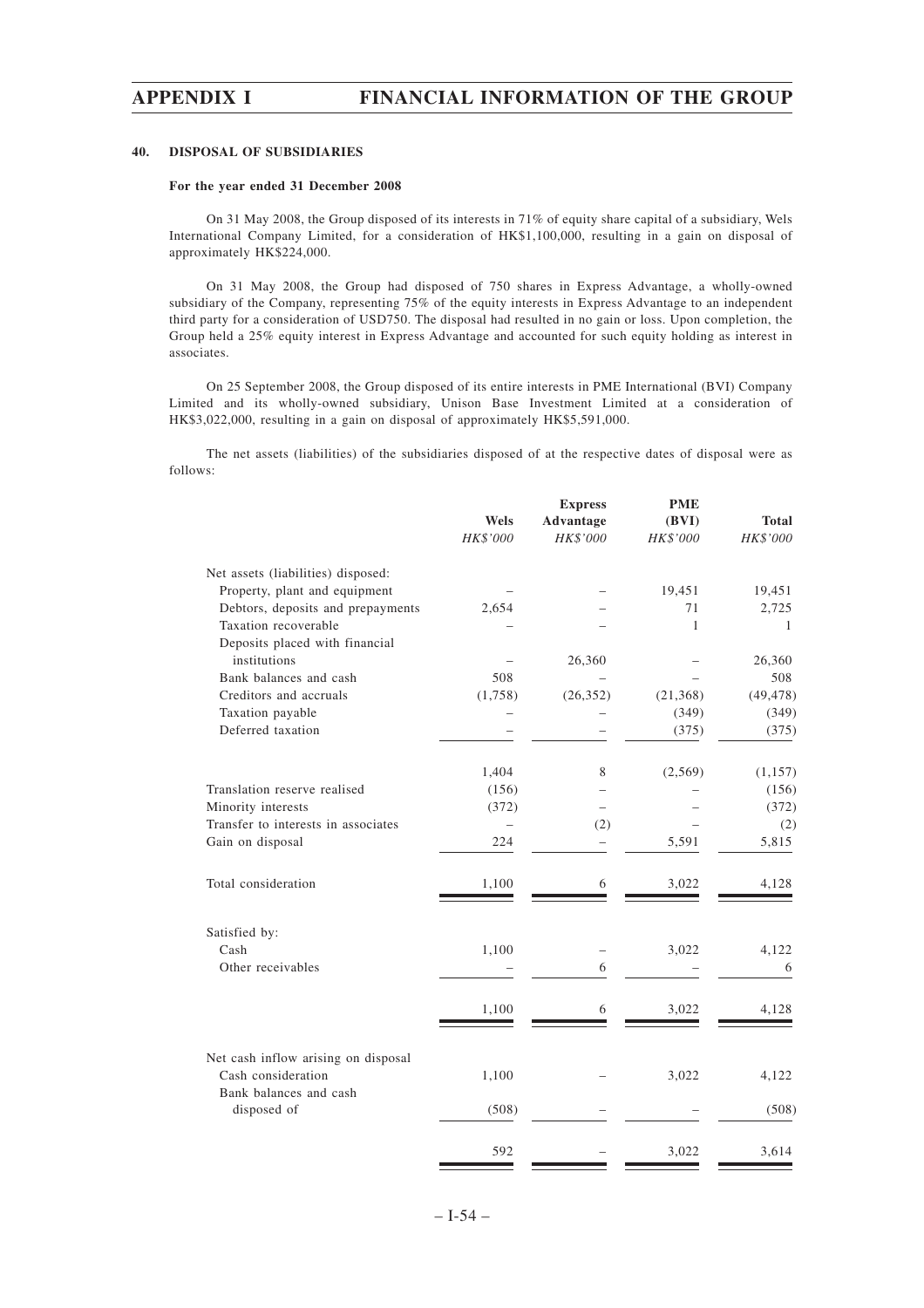### 40. DISPOSAL OF SUBSIDIARIES

**For the year ended 31 December 2008**

On 31 May 2008, the Group disposed of its interests in 71% of equity share capital of a subsidiary, Wels International Company Limited, for a consideration of HK$1,100,000, resulting in a gain on disposal of approximately HK$224,000.

On 31 May 2008, the Group had disposed of 750 shares in Express Advantage, a wholly-owned subsidiary of the Company, representing 75% of the equity interests in Express Advantage to an independent third party for a consideration of USD750. The disposal had resulted in no gain or loss. Upon completion, the Group held a 25% equity interest in Express Advantage and accounted for such equity holding as interest in associates.

On 25 September 2008, the Group disposed of its entire interests in PME International (BVI) Company Limited and its wholly-owned subsidiary, Unison Base Investment Limited at a consideration of HK$3,022,000, resulting in a gain on disposal of approximately HK$5,591,000.

The net assets (liabilities) of the subsidiaries disposed of at the respective dates of disposal were as follows:

| | Wels | Express Advantage | PME (BVI) | Total |
|---|---|---|---|---|
| | *HK$'000* | *HK$'000* | *HK$'000* | *HK$'000* |
| Net assets (liabilities) disposed: | | | | |
| Property, plant and equipment | – | – | 19,451 | 19,451 |
| Debtors, deposits and prepayments | 2,654 | – | 71 | 2,725 |
| Taxation recoverable | – | – | 1 | 1 |
| Deposits placed with financial institutions | – | 26,360 | – | 26,360 |
| Bank balances and cash | 508 | – | – | 508 |
| Creditors and accruals | (1,758) | (26,352) | (21,368) | (49,478) |
| Taxation payable | – | – | (349) | (349) |
| Deferred taxation | – | – | (375) | (375) |
| | 1,404 | 8 | (2,569) | (1,157) |
| Translation reserve realised | (156) | – | – | (156) |
| Minority interests | (372) | – | – | (372) |
| Transfer to interests in associates | – | (2) | – | (2) |
| Gain on disposal | 224 | – | 5,591 | 5,815 |
| Total consideration | 1,100 | 6 | 3,022 | 4,128 |
| Satisfied by: | | | | |
| Cash | 1,100 | – | 3,022 | 4,122 |
| Other receivables | – | 6 | – | 6 |
| | 1,100 | 6 | 3,022 | 4,128 |
| Net cash inflow arising on disposal | | | | |
| Cash consideration | 1,100 | – | 3,022 | 4,122 |
| Bank balances and cash disposed of | (508) | – | – | (508) |
| | 592 | – | 3,022 | 3,614 |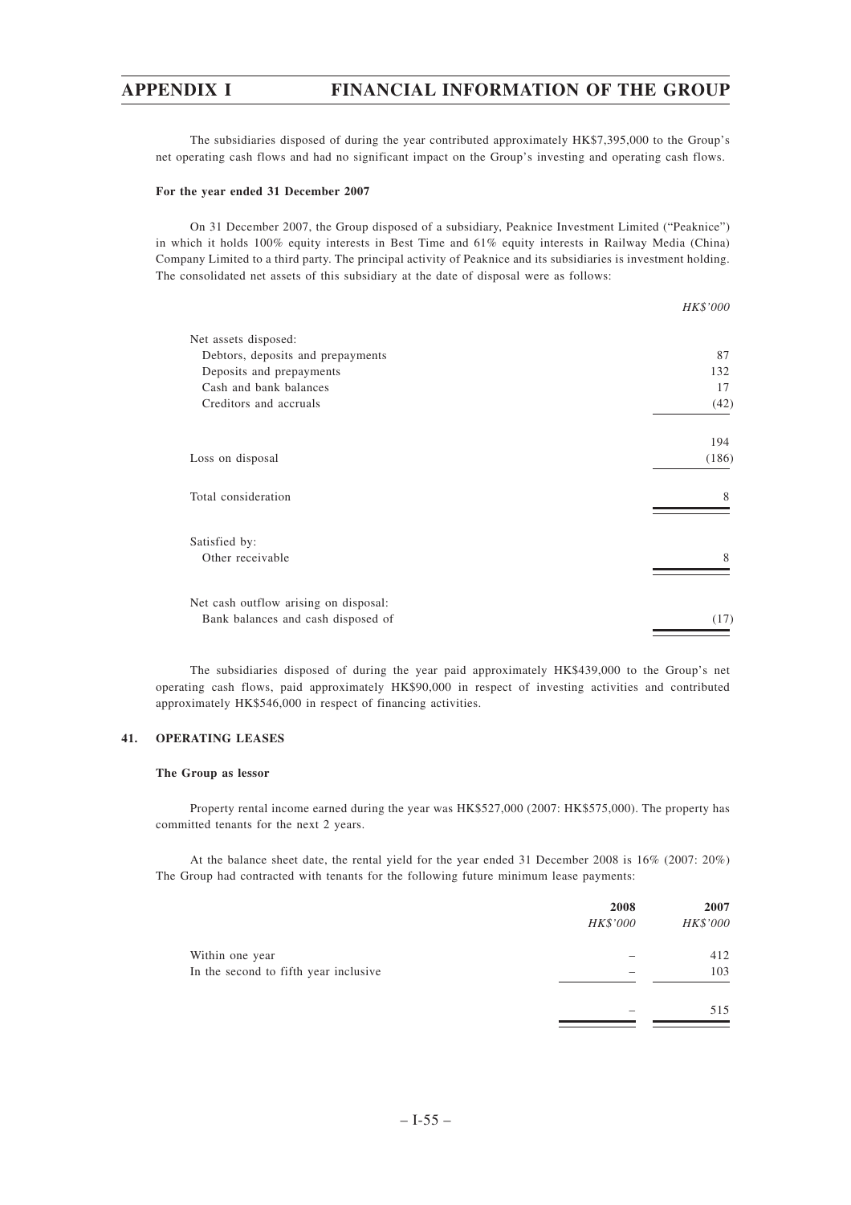The subsidiaries disposed of during the year contributed approximately HK$7,395,000 to the Group's net operating cash flows and had no significant impact on the Group's investing and operating cash flows.

**For the year ended 31 December 2007**

On 31 December 2007, the Group disposed of a subsidiary, Peaknice Investment Limited ("Peaknice") in which it holds 100% equity interests in Best Time and 61% equity interests in Railway Media (China) Company Limited to a third party. The principal activity of Peaknice and its subsidiaries is investment holding. The consolidated net assets of this subsidiary at the date of disposal were as follows:

| | *HK$'000* |
|---|---|
| Net assets disposed: | |
| Debtors, deposits and prepayments | 87 |
| Deposits and prepayments | 132 |
| Cash and bank balances | 17 |
| Creditors and accruals | (42) |
| | 194 |
| Loss on disposal | (186) |
| Total consideration | 8 |
| Satisfied by: | |
| Other receivable | 8 |
| Net cash outflow arising on disposal: | |
| Bank balances and cash disposed of | (17) |

The subsidiaries disposed of during the year paid approximately HK$439,000 to the Group's net operating cash flows, paid approximately HK$90,000 in respect of investing activities and contributed approximately HK$546,000 in respect of financing activities.

## 41. OPERATING LEASES

**The Group as lessor**

Property rental income earned during the year was HK$527,000 (2007: HK$575,000). The property has committed tenants for the next 2 years.

At the balance sheet date, the rental yield for the year ended 31 December 2008 is 16% (2007: 20%) The Group had contracted with tenants for the following future minimum lease payments:

| | **2008** | **2007** |
|---|---|---|
| | *HK$'000* | *HK$'000* |
| Within one year | – | 412 |
| In the second to fifth year inclusive | – | 103 |
| | – | 515 |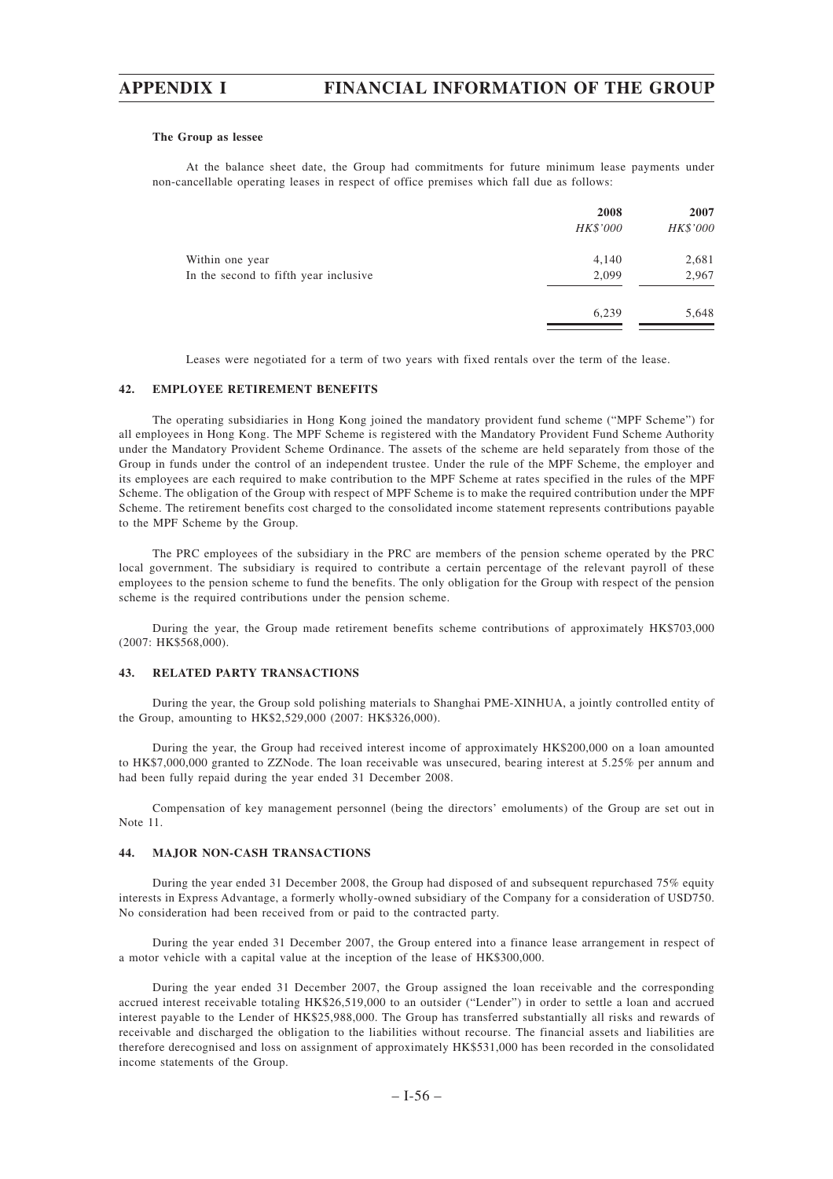**The Group as lessee**

At the balance sheet date, the Group had commitments for future minimum lease payments under non-cancellable operating leases in respect of office premises which fall due as follows:

| | 2008 | 2007 |
|---|---|---|
| | *HK$'000* | *HK$'000* |
| Within one year | 4,140 | 2,681 |
| In the second to fifth year inclusive | 2,099 | 2,967 |
| | 6,239 | 5,648 |

Leases were negotiated for a term of two years with fixed rentals over the term of the lease.

### 42. EMPLOYEE RETIREMENT BENEFITS

The operating subsidiaries in Hong Kong joined the mandatory provident fund scheme ("MPF Scheme") for all employees in Hong Kong. The MPF Scheme is registered with the Mandatory Provident Fund Scheme Authority under the Mandatory Provident Scheme Ordinance. The assets of the scheme are held separately from those of the Group in funds under the control of an independent trustee. Under the rule of the MPF Scheme, the employer and its employees are each required to make contribution to the MPF Scheme at rates specified in the rules of the MPF Scheme. The obligation of the Group with respect of MPF Scheme is to make the required contribution under the MPF Scheme. The retirement benefits cost charged to the consolidated income statement represents contributions payable to the MPF Scheme by the Group.

The PRC employees of the subsidiary in the PRC are members of the pension scheme operated by the PRC local government. The subsidiary is required to contribute a certain percentage of the relevant payroll of these employees to the pension scheme to fund the benefits. The only obligation for the Group with respect of the pension scheme is the required contributions under the pension scheme.

During the year, the Group made retirement benefits scheme contributions of approximately HK$703,000 (2007: HK$568,000).

### 43. RELATED PARTY TRANSACTIONS

During the year, the Group sold polishing materials to Shanghai PME-XINHUA, a jointly controlled entity of the Group, amounting to HK$2,529,000 (2007: HK$326,000).

During the year, the Group had received interest income of approximately HK$200,000 on a loan amounted to HK$7,000,000 granted to ZZNode. The loan receivable was unsecured, bearing interest at 5.25% per annum and had been fully repaid during the year ended 31 December 2008.

Compensation of key management personnel (being the directors' emoluments) of the Group are set out in Note 11.

### 44. MAJOR NON-CASH TRANSACTIONS

During the year ended 31 December 2008, the Group had disposed of and subsequent repurchased 75% equity interests in Express Advantage, a formerly wholly-owned subsidiary of the Company for a consideration of USD750. No consideration had been received from or paid to the contracted party.

During the year ended 31 December 2007, the Group entered into a finance lease arrangement in respect of a motor vehicle with a capital value at the inception of the lease of HK$300,000.

During the year ended 31 December 2007, the Group assigned the loan receivable and the corresponding accrued interest receivable totaling HK$26,519,000 to an outsider ("Lender") in order to settle a loan and accrued interest payable to the Lender of HK$25,988,000. The Group has transferred substantially all risks and rewards of receivable and discharged the obligation to the liabilities without recourse. The financial assets and liabilities are therefore derecognised and loss on assignment of approximately HK$531,000 has been recorded in the consolidated income statements of the Group.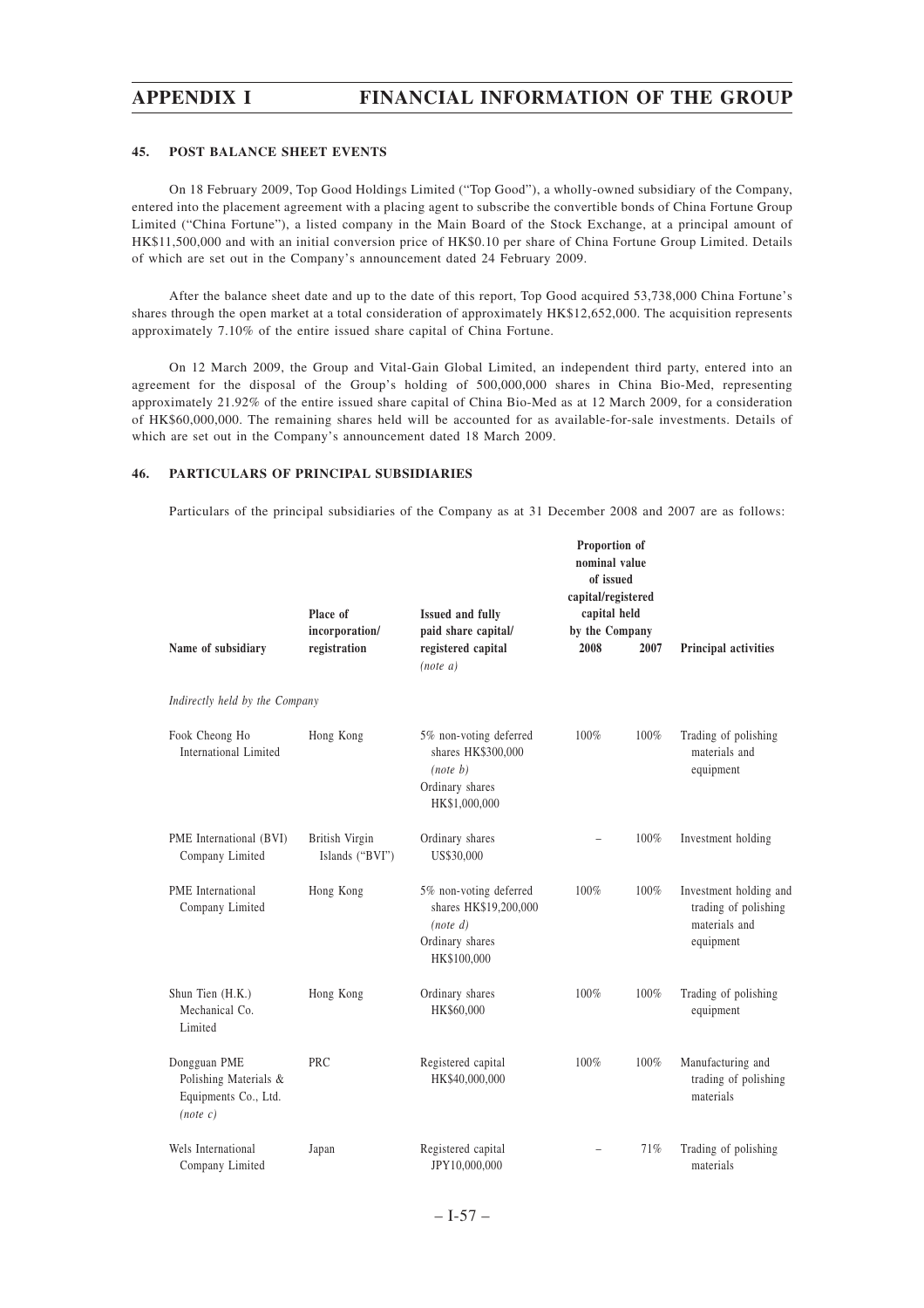### 45. POST BALANCE SHEET EVENTS

On 18 February 2009, Top Good Holdings Limited ("Top Good"), a wholly-owned subsidiary of the Company, entered into the placement agreement with a placing agent to subscribe the convertible bonds of China Fortune Group Limited ("China Fortune"), a listed company in the Main Board of the Stock Exchange, at a principal amount of HK$11,500,000 and with an initial conversion price of HK$0.10 per share of China Fortune Group Limited. Details of which are set out in the Company's announcement dated 24 February 2009.

After the balance sheet date and up to the date of this report, Top Good acquired 53,738,000 China Fortune's shares through the open market at a total consideration of approximately HK$12,652,000. The acquisition represents approximately 7.10% of the entire issued share capital of China Fortune.

On 12 March 2009, the Group and Vital-Gain Global Limited, an independent third party, entered into an agreement for the disposal of the Group's holding of 500,000,000 shares in China Bio-Med, representing approximately 21.92% of the entire issued share capital of China Bio-Med as at 12 March 2009, for a consideration of HK$60,000,000. The remaining shares held will be accounted for as available-for-sale investments. Details of which are set out in the Company's announcement dated 18 March 2009.

### 46. PARTICULARS OF PRINCIPAL SUBSIDIARIES

Particulars of the principal subsidiaries of the Company as at 31 December 2008 and 2007 are as follows:

| Name of subsidiary | Place of incorporation/ registration | Issued and fully paid share capital/ registered capital *(note a)* | Proportion of nominal value of issued capital/registered capital held by the Company 2008 | 2007 | Principal activities |
|---|---|---|---|---|---|
| *Indirectly held by the Company* | | | | | |
| Fook Cheong Ho International Limited | Hong Kong | 5% non-voting deferred shares HK$300,000 *(note b)* Ordinary shares HK$1,000,000 | 100% | 100% | Trading of polishing materials and equipment |
| PME International (BVI) Company Limited | British Virgin Islands ("BVI") | Ordinary shares US$30,000 | – | 100% | Investment holding |
| PME International Company Limited | Hong Kong | 5% non-voting deferred shares HK$19,200,000 *(note d)* Ordinary shares HK$100,000 | 100% | 100% | Investment holding and trading of polishing materials and equipment |
| Shun Tien (H.K.) Mechanical Co. Limited | Hong Kong | Ordinary shares HK$60,000 | 100% | 100% | Trading of polishing equipment |
| Dongguan PME Polishing Materials & Equipments Co., Ltd. *(note c)* | PRC | Registered capital HK$40,000,000 | 100% | 100% | Manufacturing and trading of polishing materials |
| Wels International Company Limited | Japan | Registered capital JPY10,000,000 | – | 71% | Trading of polishing materials |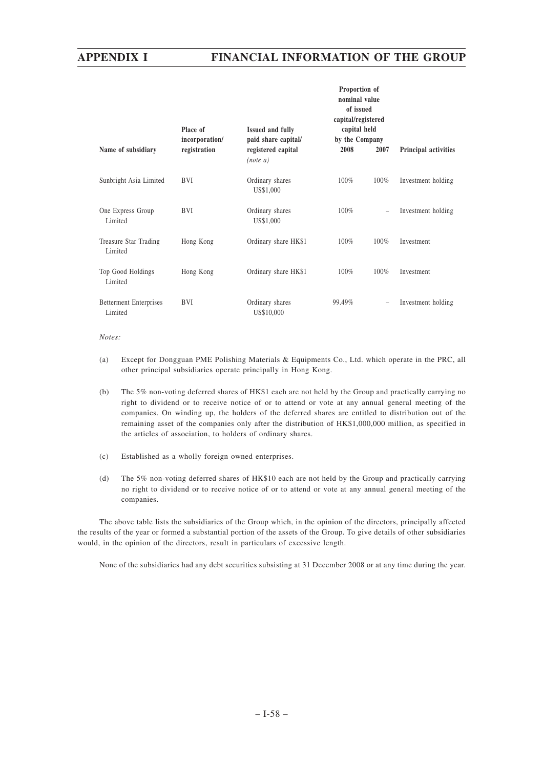| Name of subsidiary | Place of incorporation/ registration | Issued and fully paid share capital/ registered capital *(note a)* | Proportion of nominal value of issued capital/registered capital held by the Company 2008 | 2007 | Principal activities |
|---|---|---|---|---|---|
| Sunbright Asia Limited | BVI | Ordinary shares US$1,000 | 100% | 100% | Investment holding |
| One Express Group Limited | BVI | Ordinary shares US$1,000 | 100% | – | Investment holding |
| Treasure Star Trading Limited | Hong Kong | Ordinary share HK$1 | 100% | 100% | Investment |
| Top Good Holdings Limited | Hong Kong | Ordinary share HK$1 | 100% | 100% | Investment |
| Betterment Enterprises Limited | BVI | Ordinary shares US$10,000 | 99.49% | – | Investment holding |

*Notes:*

(a) Except for Dongguan PME Polishing Materials & Equipments Co., Ltd. which operate in the PRC, all other principal subsidiaries operate principally in Hong Kong.

(b) The 5% non-voting deferred shares of HK$1 each are not held by the Group and practically carrying no right to dividend or to receive notice of or to attend or vote at any annual general meeting of the companies. On winding up, the holders of the deferred shares are entitled to distribution out of the remaining asset of the companies only after the distribution of HK$1,000,000 million, as specified in the articles of association, to holders of ordinary shares.

(c) Established as a wholly foreign owned enterprises.

(d) The 5% non-voting deferred shares of HK$10 each are not held by the Group and practically carrying no right to dividend or to receive notice of or to attend or vote at any annual general meeting of the companies.

The above table lists the subsidiaries of the Group which, in the opinion of the directors, principally affected the results of the year or formed a substantial portion of the assets of the Group. To give details of other subsidiaries would, in the opinion of the directors, result in particulars of excessive length.

None of the subsidiaries had any debt securities subsisting at 31 December 2008 or at any time during the year.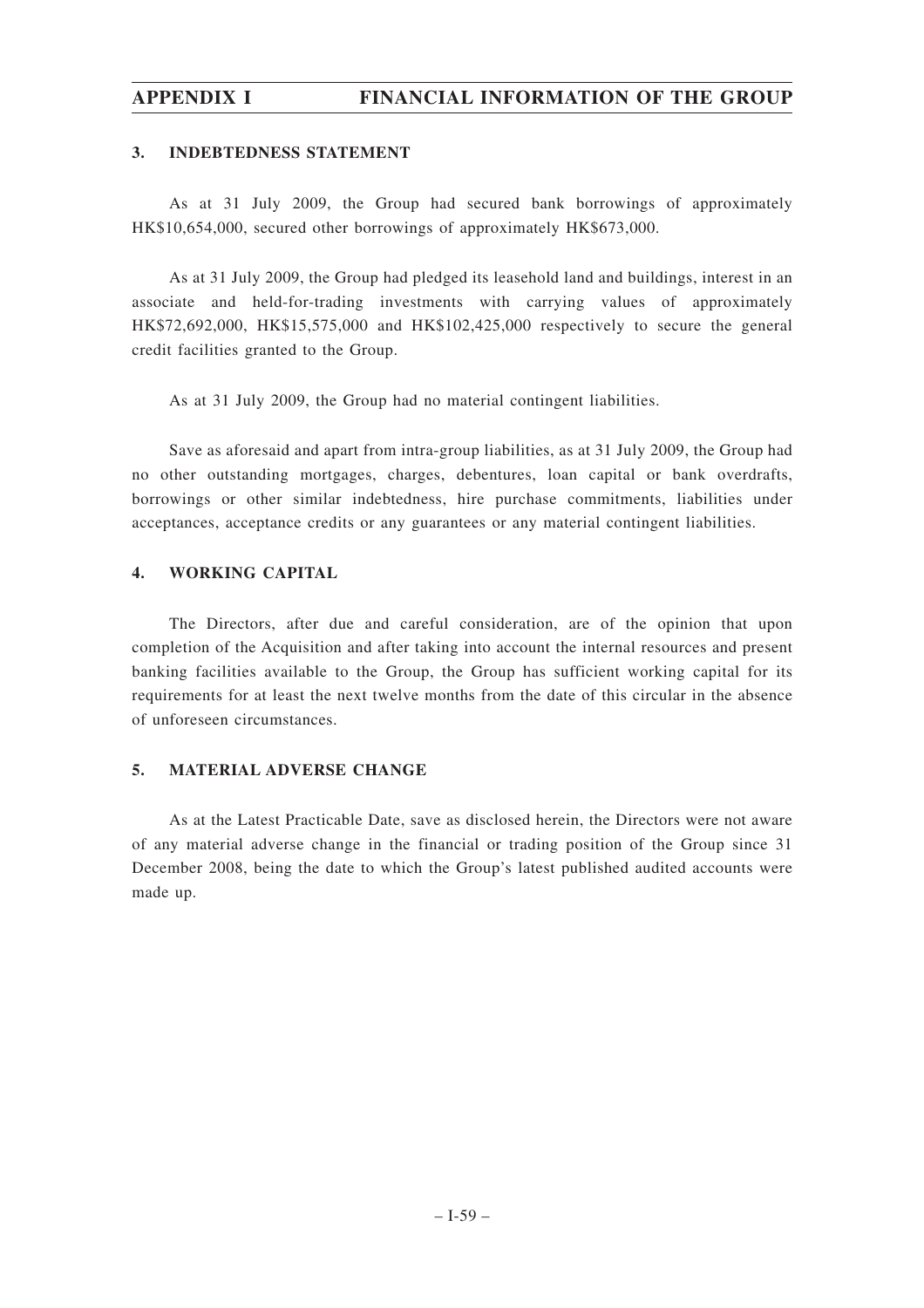### 3. INDEBTEDNESS STATEMENT

As at 31 July 2009, the Group had secured bank borrowings of approximately HK$10,654,000, secured other borrowings of approximately HK$673,000.

As at 31 July 2009, the Group had pledged its leasehold land and buildings, interest in an associate and held-for-trading investments with carrying values of approximately HK$72,692,000, HK$15,575,000 and HK$102,425,000 respectively to secure the general credit facilities granted to the Group.

As at 31 July 2009, the Group had no material contingent liabilities.

Save as aforesaid and apart from intra-group liabilities, as at 31 July 2009, the Group had no other outstanding mortgages, charges, debentures, loan capital or bank overdrafts, borrowings or other similar indebtedness, hire purchase commitments, liabilities under acceptances, acceptance credits or any guarantees or any material contingent liabilities.

### 4. WORKING CAPITAL

The Directors, after due and careful consideration, are of the opinion that upon completion of the Acquisition and after taking into account the internal resources and present banking facilities available to the Group, the Group has sufficient working capital for its requirements for at least the next twelve months from the date of this circular in the absence of unforeseen circumstances.

### 5. MATERIAL ADVERSE CHANGE

As at the Latest Practicable Date, save as disclosed herein, the Directors were not aware of any material adverse change in the financial or trading position of the Group since 31 December 2008, being the date to which the Group's latest published audited accounts were made up.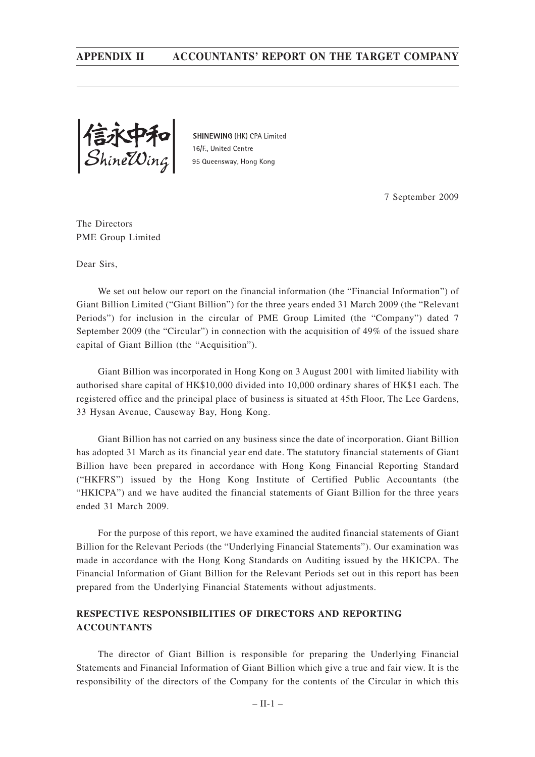信永中和
ShineWing

SHINEWING (HK) CPA Limited
16/F., United Centre
95 Queensway, Hong Kong

7 September 2009

The Directors
PME Group Limited

Dear Sirs,

We set out below our report on the financial information (the "Financial Information") of Giant Billion Limited ("Giant Billion") for the three years ended 31 March 2009 (the "Relevant Periods") for inclusion in the circular of PME Group Limited (the "Company") dated 7 September 2009 (the "Circular") in connection with the acquisition of 49% of the issued share capital of Giant Billion (the "Acquisition").

Giant Billion was incorporated in Hong Kong on 3 August 2001 with limited liability with authorised share capital of HK$10,000 divided into 10,000 ordinary shares of HK$1 each. The registered office and the principal place of business is situated at 45th Floor, The Lee Gardens, 33 Hysan Avenue, Causeway Bay, Hong Kong.

Giant Billion has not carried on any business since the date of incorporation. Giant Billion has adopted 31 March as its financial year end date. The statutory financial statements of Giant Billion have been prepared in accordance with Hong Kong Financial Reporting Standard ("HKFRS") issued by the Hong Kong Institute of Certified Public Accountants (the "HKICPA") and we have audited the financial statements of Giant Billion for the three years ended 31 March 2009.

For the purpose of this report, we have examined the audited financial statements of Giant Billion for the Relevant Periods (the "Underlying Financial Statements"). Our examination was made in accordance with the Hong Kong Standards on Auditing issued by the HKICPA. The Financial Information of Giant Billion for the Relevant Periods set out in this report has been prepared from the Underlying Financial Statements without adjustments.

## RESPECTIVE RESPONSIBILITIES OF DIRECTORS AND REPORTING ACCOUNTANTS

The director of Giant Billion is responsible for preparing the Underlying Financial Statements and Financial Information of Giant Billion which give a true and fair view. It is the responsibility of the directors of the Company for the contents of the Circular in which this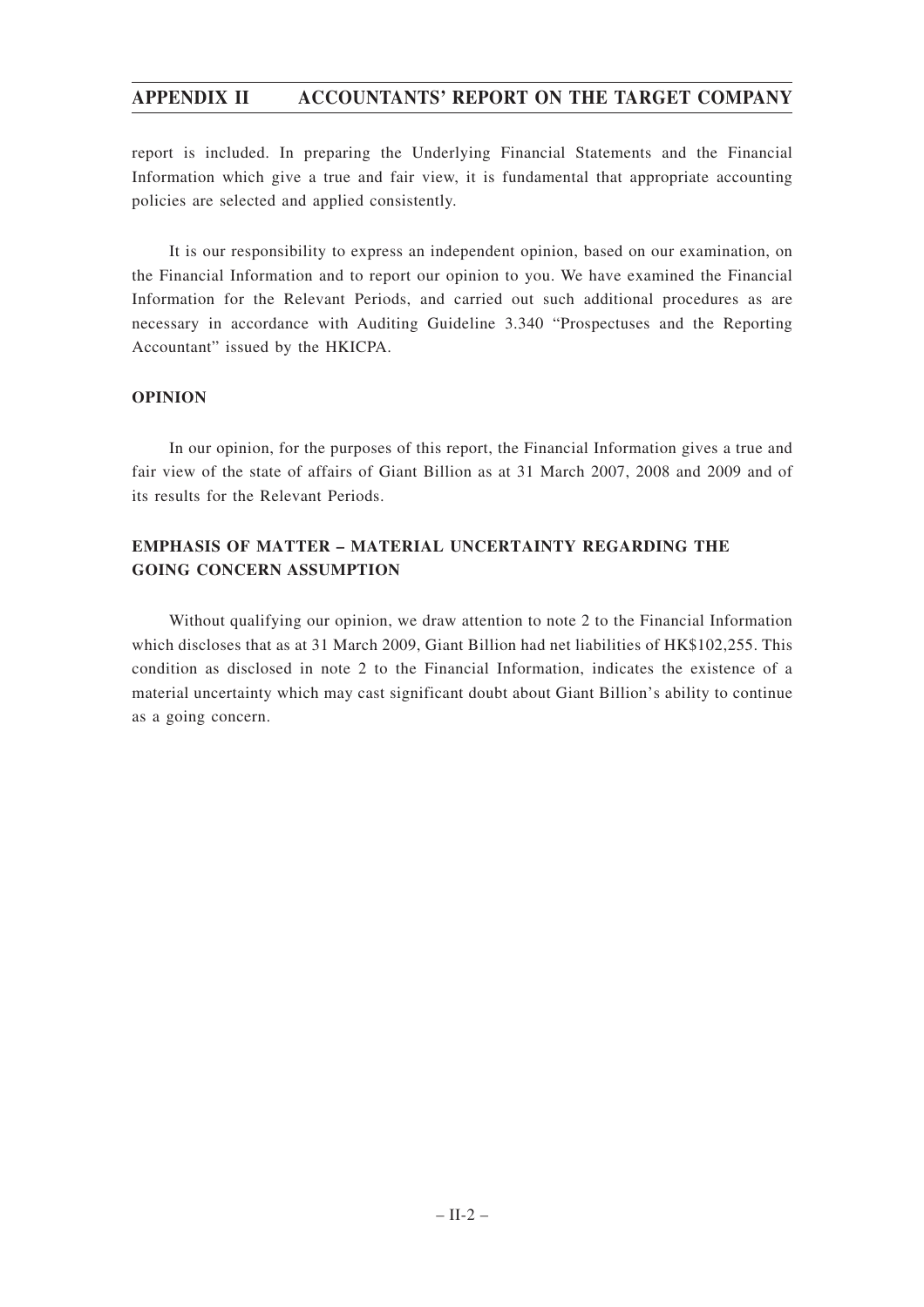report is included. In preparing the Underlying Financial Statements and the Financial Information which give a true and fair view, it is fundamental that appropriate accounting policies are selected and applied consistently.

It is our responsibility to express an independent opinion, based on our examination, on the Financial Information and to report our opinion to you. We have examined the Financial Information for the Relevant Periods, and carried out such additional procedures as are necessary in accordance with Auditing Guideline 3.340 "Prospectuses and the Reporting Accountant" issued by the HKICPA.

## OPINION

In our opinion, for the purposes of this report, the Financial Information gives a true and fair view of the state of affairs of Giant Billion as at 31 March 2007, 2008 and 2009 and of its results for the Relevant Periods.

## EMPHASIS OF MATTER – MATERIAL UNCERTAINTY REGARDING THE GOING CONCERN ASSUMPTION

Without qualifying our opinion, we draw attention to note 2 to the Financial Information which discloses that as at 31 March 2009, Giant Billion had net liabilities of HK$102,255. This condition as disclosed in note 2 to the Financial Information, indicates the existence of a material uncertainty which may cast significant doubt about Giant Billion's ability to continue as a going concern.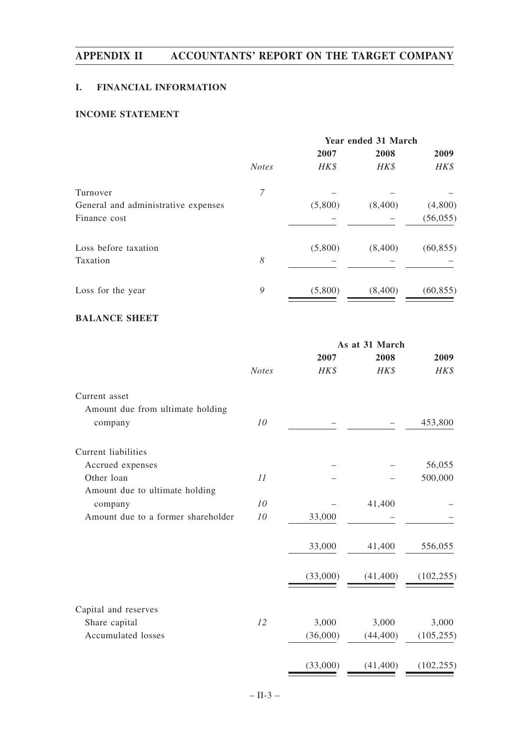## I. FINANCIAL INFORMATION

### INCOME STATEMENT

| | | Year ended 31 March | | |
|---|---|---|---|---|
| | | 2007 | 2008 | 2009 |
| | *Notes* | *HK$* | *HK$* | *HK$* |
| Turnover | 7 | – | – | – |
| General and administrative expenses | | (5,800) | (8,400) | (4,800) |
| Finance cost | | – | – | (56,055) |
| Loss before taxation | | (5,800) | (8,400) | (60,855) |
| Taxation | 8 | – | – | – |
| Loss for the year | 9 | (5,800) | (8,400) | (60,855) |

### BALANCE SHEET

| | | As at 31 March | | |
|---|---|---|---|---|
| | | 2007 | 2008 | 2009 |
| | *Notes* | *HK$* | *HK$* | *HK$* |
| Current asset | | | | |
| Amount due from ultimate holding company | 10 | – | – | 453,800 |
| Current liabilities | | | | |
| Accrued expenses | | – | – | 56,055 |
| Other loan | 11 | – | – | 500,000 |
| Amount due to ultimate holding company | 10 | – | 41,400 | – |
| Amount due to a former shareholder | 10 | 33,000 | – | – |
| | | 33,000 | 41,400 | 556,055 |
| | | (33,000) | (41,400) | (102,255) |
| Capital and reserves | | | | |
| Share capital | 12 | 3,000 | 3,000 | 3,000 |
| Accumulated losses | | (36,000) | (44,400) | (105,255) |
| | | (33,000) | (41,400) | (102,255) |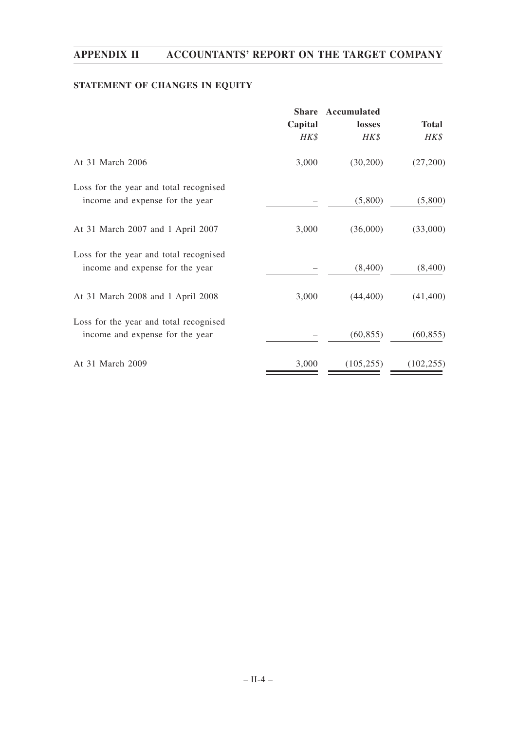## STATEMENT OF CHANGES IN EQUITY

| | Share Capital | Accumulated losses | Total |
|---|---|---|---|
| | *HK$* | *HK$* | *HK$* |
| At 31 March 2006 | 3,000 | (30,200) | (27,200) |
| Loss for the year and total recognised income and expense for the year | – | (5,800) | (5,800) |
| At 31 March 2007 and 1 April 2007 | 3,000 | (36,000) | (33,000) |
| Loss for the year and total recognised income and expense for the year | – | (8,400) | (8,400) |
| At 31 March 2008 and 1 April 2008 | 3,000 | (44,400) | (41,400) |
| Loss for the year and total recognised income and expense for the year | – | (60,855) | (60,855) |
| At 31 March 2009 | 3,000 | (105,255) | (102,255) |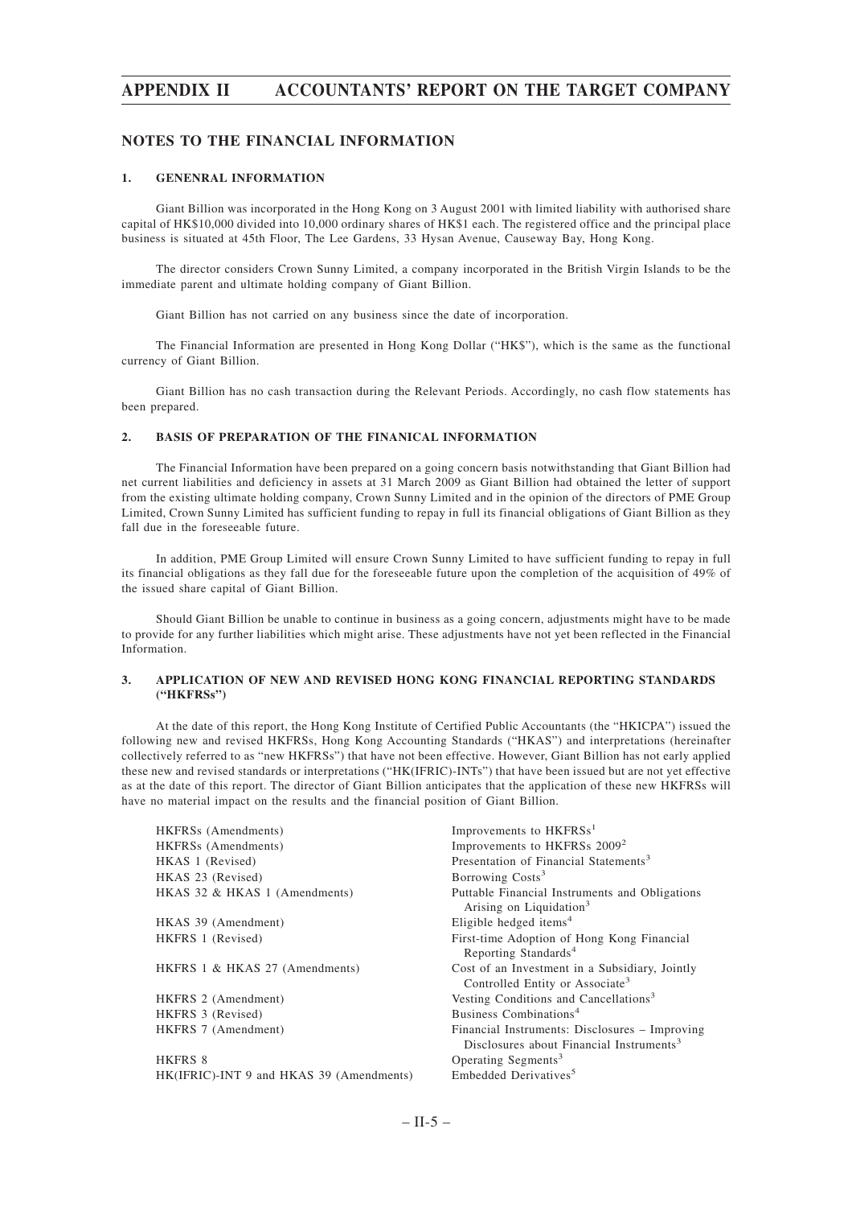## NOTES TO THE FINANCIAL INFORMATION

### 1. GENENRAL INFORMATION

Giant Billion was incorporated in the Hong Kong on 3 August 2001 with limited liability with authorised share capital of HK$10,000 divided into 10,000 ordinary shares of HK$1 each. The registered office and the principal place business is situated at 45th Floor, The Lee Gardens, 33 Hysan Avenue, Causeway Bay, Hong Kong.

The director considers Crown Sunny Limited, a company incorporated in the British Virgin Islands to be the immediate parent and ultimate holding company of Giant Billion.

Giant Billion has not carried on any business since the date of incorporation.

The Financial Information are presented in Hong Kong Dollar ("HK$"), which is the same as the functional currency of Giant Billion.

Giant Billion has no cash transaction during the Relevant Periods. Accordingly, no cash flow statements has been prepared.

### 2. BASIS OF PREPARATION OF THE FINANICAL INFORMATION

The Financial Information have been prepared on a going concern basis notwithstanding that Giant Billion had net current liabilities and deficiency in assets at 31 March 2009 as Giant Billion had obtained the letter of support from the existing ultimate holding company, Crown Sunny Limited and in the opinion of the directors of PME Group Limited, Crown Sunny Limited has sufficient funding to repay in full its financial obligations of Giant Billion as they fall due in the foreseeable future.

In addition, PME Group Limited will ensure Crown Sunny Limited to have sufficient funding to repay in full its financial obligations as they fall due for the foreseeable future upon the completion of the acquisition of 49% of the issued share capital of Giant Billion.

Should Giant Billion be unable to continue in business as a going concern, adjustments might have to be made to provide for any further liabilities which might arise. These adjustments have not yet been reflected in the Financial Information.

### 3. APPLICATION OF NEW AND REVISED HONG KONG FINANCIAL REPORTING STANDARDS ("HKFRSs")

At the date of this report, the Hong Kong Institute of Certified Public Accountants (the "HKICPA") issued the following new and revised HKFRSs, Hong Kong Accounting Standards ("HKAS") and interpretations (hereinafter collectively referred to as "new HKFRSs") that have not been effective. However, Giant Billion has not early applied these new and revised standards or interpretations ("HK(IFRIC)-INTs") that have been issued but are not yet effective as at the date of this report. The director of Giant Billion anticipates that the application of these new HKFRSs will have no material impact on the results and the financial position of Giant Billion.

| | |
|---|---|
| HKFRSs (Amendments) | Improvements to HKFRSs[1] |
| HKFRSs (Amendments) | Improvements to HKFRSs 2009[2] |
| HKAS 1 (Revised) | Presentation of Financial Statements[3] |
| HKAS 23 (Revised) | Borrowing Costs[3] |
| HKAS 32 & HKAS 1 (Amendments) | Puttable Financial Instruments and Obligations Arising on Liquidation[3] |
| HKAS 39 (Amendment) | Eligible hedged items[4] |
| HKFRS 1 (Revised) | First-time Adoption of Hong Kong Financial Reporting Standards[4] |
| HKFRS 1 & HKAS 27 (Amendments) | Cost of an Investment in a Subsidiary, Jointly Controlled Entity or Associate[3] |
| HKFRS 2 (Amendment) | Vesting Conditions and Cancellations[3] |
| HKFRS 3 (Revised) | Business Combinations[4] |
| HKFRS 7 (Amendment) | Financial Instruments: Disclosures – Improving Disclosures about Financial Instruments[3] |
| HKFRS 8 | Operating Segments[3] |
| HK(IFRIC)-INT 9 and HKAS 39 (Amendments) | Embedded Derivatives[5] |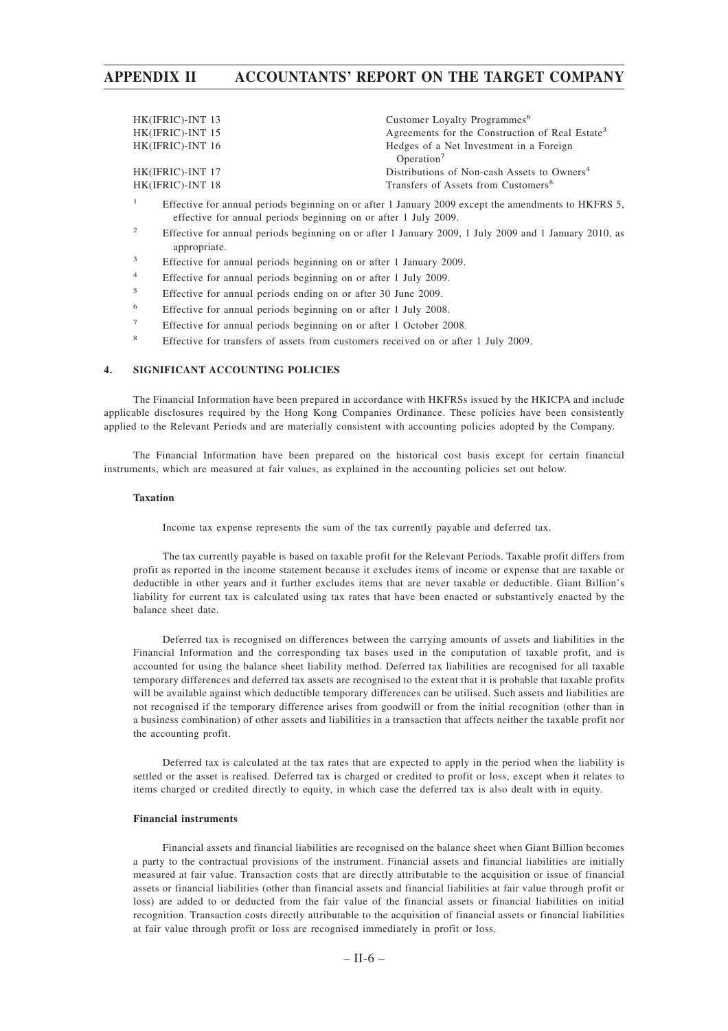| | |
|---|---|
| HK(IFRIC)-INT 13 | Customer Loyalty Programmes[6] |
| HK(IFRIC)-INT 15 | Agreements for the Construction of Real Estate[3] |
| HK(IFRIC)-INT 16 | Hedges of a Net Investment in a Foreign Operation[7] |
| HK(IFRIC)-INT 17 | Distributions of Non-cash Assets to Owners[4] |
| HK(IFRIC)-INT 18 | Transfers of Assets from Customers[8] |

[1] Effective for annual periods beginning on or after 1 January 2009 except the amendments to HKFRS 5, effective for annual periods beginning on or after 1 July 2009.

[2] Effective for annual periods beginning on or after 1 January 2009, 1 July 2009 and 1 January 2010, as appropriate.

[3] Effective for annual periods beginning on or after 1 January 2009.

[4] Effective for annual periods beginning on or after 1 July 2009.

[5] Effective for annual periods ending on or after 30 June 2009.

[6] Effective for annual periods beginning on or after 1 July 2008.

[7] Effective for annual periods beginning on or after 1 October 2008.

[8] Effective for transfers of assets from customers received on or after 1 July 2009.

## 4. SIGNIFICANT ACCOUNTING POLICIES

The Financial Information have been prepared in accordance with HKFRSs issued by the HKICPA and include applicable disclosures required by the Hong Kong Companies Ordinance. These policies have been consistently applied to the Relevant Periods and are materially consistent with accounting policies adopted by the Company.

The Financial Information have been prepared on the historical cost basis except for certain financial instruments, which are measured at fair values, as explained in the accounting policies set out below.

### Taxation

Income tax expense represents the sum of the tax currently payable and deferred tax.

The tax currently payable is based on taxable profit for the Relevant Periods. Taxable profit differs from profit as reported in the income statement because it excludes items of income or expense that are taxable or deductible in other years and it further excludes items that are never taxable or deductible. Giant Billion's liability for current tax is calculated using tax rates that have been enacted or substantively enacted by the balance sheet date.

Deferred tax is recognised on differences between the carrying amounts of assets and liabilities in the Financial Information and the corresponding tax bases used in the computation of taxable profit, and is accounted for using the balance sheet liability method. Deferred tax liabilities are recognised for all taxable temporary differences and deferred tax assets are recognised to the extent that it is probable that taxable profits will be available against which deductible temporary differences can be utilised. Such assets and liabilities are not recognised if the temporary difference arises from goodwill or from the initial recognition (other than in a business combination) of other assets and liabilities in a transaction that affects neither the taxable profit nor the accounting profit.

Deferred tax is calculated at the tax rates that are expected to apply in the period when the liability is settled or the asset is realised. Deferred tax is charged or credited to profit or loss, except when it relates to items charged or credited directly to equity, in which case the deferred tax is also dealt with in equity.

### Financial instruments

Financial assets and financial liabilities are recognised on the balance sheet when Giant Billion becomes a party to the contractual provisions of the instrument. Financial assets and financial liabilities are initially measured at fair value. Transaction costs that are directly attributable to the acquisition or issue of financial assets or financial liabilities (other than financial assets and financial liabilities at fair value through profit or loss) are added to or deducted from the fair value of the financial assets or financial liabilities on initial recognition. Transaction costs directly attributable to the acquisition of financial assets or financial liabilities at fair value through profit or loss are recognised immediately in profit or loss.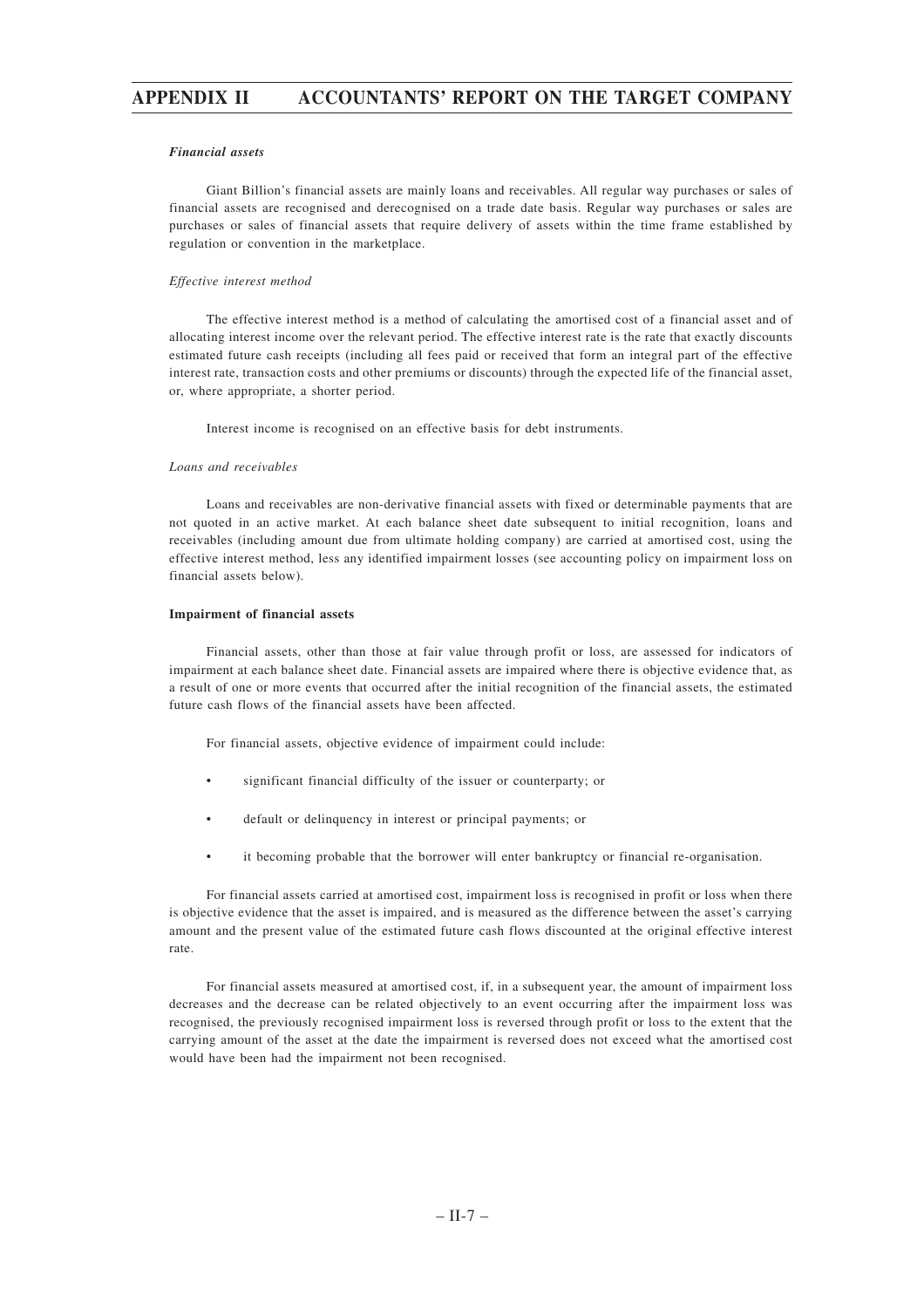***Financial assets***

Giant Billion's financial assets are mainly loans and receivables. All regular way purchases or sales of financial assets are recognised and derecognised on a trade date basis. Regular way purchases or sales are purchases or sales of financial assets that require delivery of assets within the time frame established by regulation or convention in the marketplace.

*Effective interest method*

The effective interest method is a method of calculating the amortised cost of a financial asset and of allocating interest income over the relevant period. The effective interest rate is the rate that exactly discounts estimated future cash receipts (including all fees paid or received that form an integral part of the effective interest rate, transaction costs and other premiums or discounts) through the expected life of the financial asset, or, where appropriate, a shorter period.

Interest income is recognised on an effective basis for debt instruments.

*Loans and receivables*

Loans and receivables are non-derivative financial assets with fixed or determinable payments that are not quoted in an active market. At each balance sheet date subsequent to initial recognition, loans and receivables (including amount due from ultimate holding company) are carried at amortised cost, using the effective interest method, less any identified impairment losses (see accounting policy on impairment loss on financial assets below).

**Impairment of financial assets**

Financial assets, other than those at fair value through profit or loss, are assessed for indicators of impairment at each balance sheet date. Financial assets are impaired where there is objective evidence that, as a result of one or more events that occurred after the initial recognition of the financial assets, the estimated future cash flows of the financial assets have been affected.

For financial assets, objective evidence of impairment could include:

- significant financial difficulty of the issuer or counterparty; or
- default or delinquency in interest or principal payments; or
- it becoming probable that the borrower will enter bankruptcy or financial re-organisation.

For financial assets carried at amortised cost, impairment loss is recognised in profit or loss when there is objective evidence that the asset is impaired, and is measured as the difference between the asset's carrying amount and the present value of the estimated future cash flows discounted at the original effective interest rate.

For financial assets measured at amortised cost, if, in a subsequent year, the amount of impairment loss decreases and the decrease can be related objectively to an event occurring after the impairment loss was recognised, the previously recognised impairment loss is reversed through profit or loss to the extent that the carrying amount of the asset at the date the impairment is reversed does not exceed what the amortised cost would have been had the impairment not been recognised.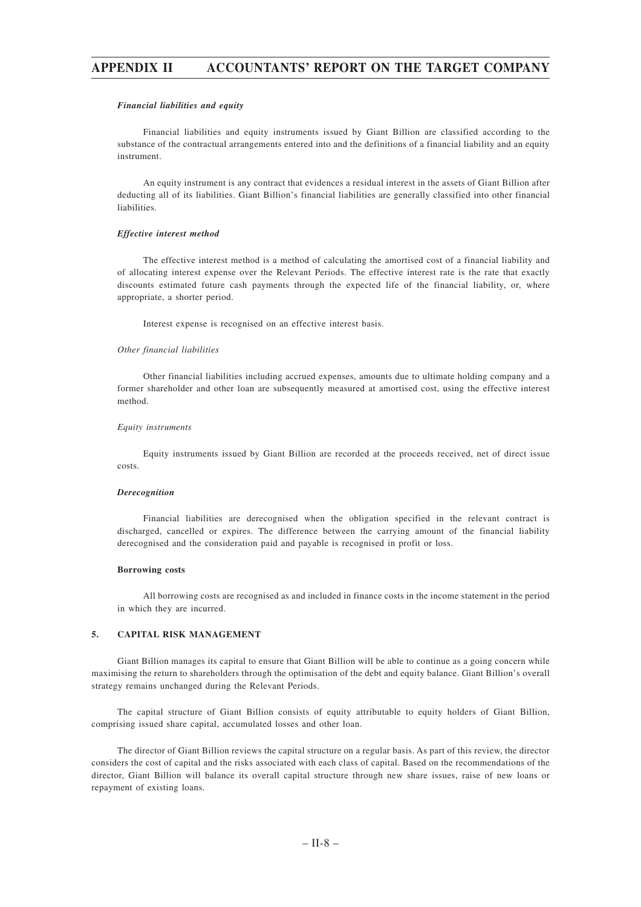***Financial liabilities and equity***

Financial liabilities and equity instruments issued by Giant Billion are classified according to the substance of the contractual arrangements entered into and the definitions of a financial liability and an equity instrument.

An equity instrument is any contract that evidences a residual interest in the assets of Giant Billion after deducting all of its liabilities. Giant Billion's financial liabilities are generally classified into other financial liabilities.

***Effective interest method***

The effective interest method is a method of calculating the amortised cost of a financial liability and of allocating interest expense over the Relevant Periods. The effective interest rate is the rate that exactly discounts estimated future cash payments through the expected life of the financial liability, or, where appropriate, a shorter period.

Interest expense is recognised on an effective interest basis.

*Other financial liabilities*

Other financial liabilities including accrued expenses, amounts due to ultimate holding company and a former shareholder and other loan are subsequently measured at amortised cost, using the effective interest method.

*Equity instruments*

Equity instruments issued by Giant Billion are recorded at the proceeds received, net of direct issue costs.

***Derecognition***

Financial liabilities are derecognised when the obligation specified in the relevant contract is discharged, cancelled or expires. The difference between the carrying amount of the financial liability derecognised and the consideration paid and payable is recognised in profit or loss.

**Borrowing costs**

All borrowing costs are recognised as and included in finance costs in the income statement in the period in which they are incurred.

## 5. CAPITAL RISK MANAGEMENT

Giant Billion manages its capital to ensure that Giant Billion will be able to continue as a going concern while maximising the return to shareholders through the optimisation of the debt and equity balance. Giant Billion's overall strategy remains unchanged during the Relevant Periods.

The capital structure of Giant Billion consists of equity attributable to equity holders of Giant Billion, comprising issued share capital, accumulated losses and other loan.

The director of Giant Billion reviews the capital structure on a regular basis. As part of this review, the director considers the cost of capital and the risks associated with each class of capital. Based on the recommendations of the director, Giant Billion will balance its overall capital structure through new share issues, raise of new loans or repayment of existing loans.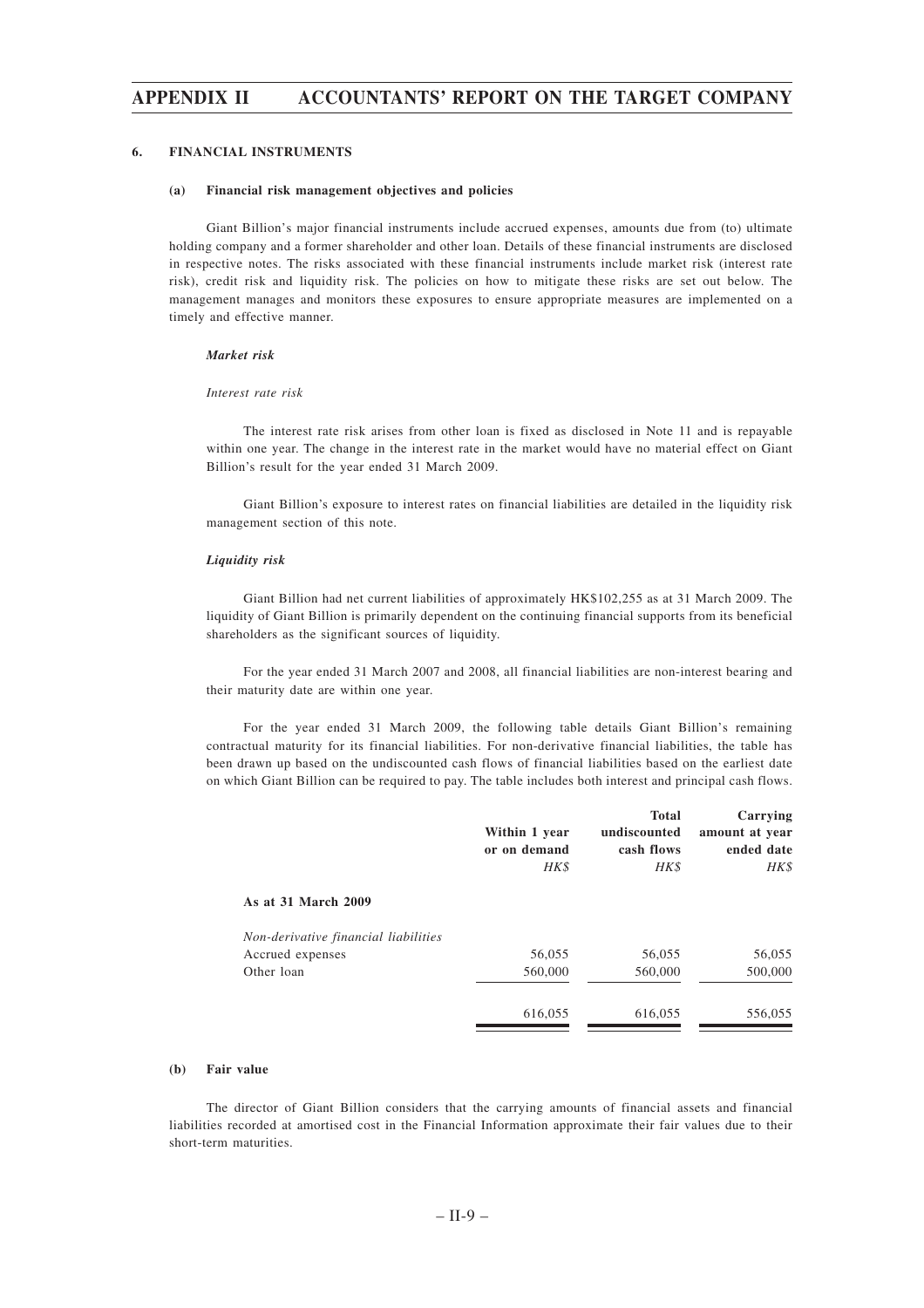## 6. FINANCIAL INSTRUMENTS

### (a) Financial risk management objectives and policies

Giant Billion's major financial instruments include accrued expenses, amounts due from (to) ultimate holding company and a former shareholder and other loan. Details of these financial instruments are disclosed in respective notes. The risks associated with these financial instruments include market risk (interest rate risk), credit risk and liquidity risk. The policies on how to mitigate these risks are set out below. The management manages and monitors these exposures to ensure appropriate measures are implemented on a timely and effective manner.

***Market risk***

*Interest rate risk*

The interest rate risk arises from other loan is fixed as disclosed in Note 11 and is repayable within one year. The change in the interest rate in the market would have no material effect on Giant Billion's result for the year ended 31 March 2009.

Giant Billion's exposure to interest rates on financial liabilities are detailed in the liquidity risk management section of this note.

***Liquidity risk***

Giant Billion had net current liabilities of approximately HK$102,255 as at 31 March 2009. The liquidity of Giant Billion is primarily dependent on the continuing financial supports from its beneficial shareholders as the significant sources of liquidity.

For the year ended 31 March 2007 and 2008, all financial liabilities are non-interest bearing and their maturity date are within one year.

For the year ended 31 March 2009, the following table details Giant Billion's remaining contractual maturity for its financial liabilities. For non-derivative financial liabilities, the table has been drawn up based on the undiscounted cash flows of financial liabilities based on the earliest date on which Giant Billion can be required to pay. The table includes both interest and principal cash flows.

| | Within 1 year or on demand | Total undiscounted cash flows | Carrying amount at year ended date |
|---|---|---|---|
| | *HK$* | *HK$* | *HK$* |
| **As at 31 March 2009** | | | |
| *Non-derivative financial liabilities* | | | |
| Accrued expenses | 56,055 | 56,055 | 56,055 |
| Other loan | 560,000 | 560,000 | 500,000 |
| | 616,055 | 616,055 | 556,055 |

### (b) Fair value

The director of Giant Billion considers that the carrying amounts of financial assets and financial liabilities recorded at amortised cost in the Financial Information approximate their fair values due to their short-term maturities.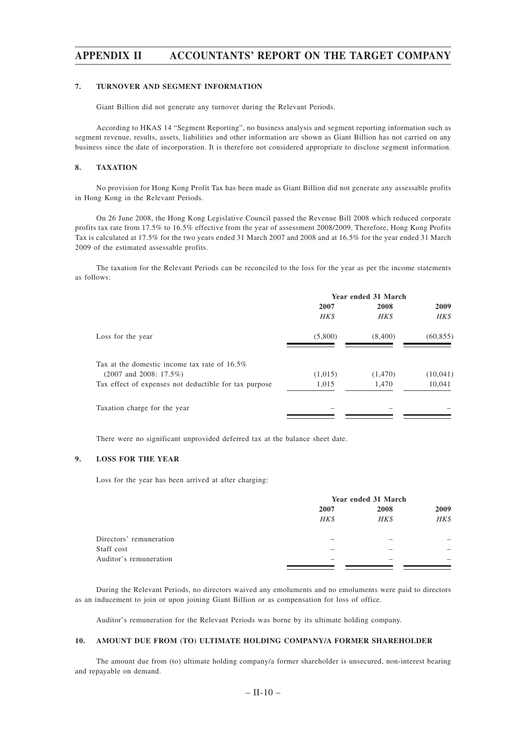### 7. TURNOVER AND SEGMENT INFORMATION

Giant Billion did not generate any turnover during the Relevant Periods.

According to HKAS 14 "Segment Reporting", no business analysis and segment reporting information such as segment revenue, results, assets, liabilities and other information are shown as Giant Billion has not carried on any business since the date of incorporation. It is therefore not considered appropriate to disclose segment information.

### 8. TAXATION

No provision for Hong Kong Profit Tax has been made as Giant Billion did not generate any assessable profits in Hong Kong in the Relevant Periods.

On 26 June 2008, the Hong Kong Legislative Council passed the Revenue Bill 2008 which reduced corporate profits tax rate from 17.5% to 16.5% effective from the year of assessment 2008/2009. Therefore, Hong Kong Profits Tax is calculated at 17.5% for the two years ended 31 March 2007 and 2008 and at 16.5% for the year ended 31 March 2009 of the estimated assessable profits.

The taxation for the Relevant Periods can be reconciled to the loss for the year as per the income statements as follows:

| | Year ended 31 March | | |
|---|---|---|---|
| | 2007 | 2008 | 2009 |
| | *HK$* | *HK$* | *HK$* |
| Loss for the year | (5,800) | (8,400) | (60,855) |
| Tax at the domestic income tax rate of 16.5% (2007 and 2008: 17.5%) | (1,015) | (1,470) | (10,041) |
| Tax effect of expenses not deductible for tax purpose | 1,015 | 1,470 | 10,041 |
| Taxation charge for the year | – | – | – |

There were no significant unprovided deferred tax at the balance sheet date.

### 9. LOSS FOR THE YEAR

Loss for the year has been arrived at after charging:

| | Year ended 31 March | | |
|---|---|---|---|
| | 2007 | 2008 | 2009 |
| | *HK$* | *HK$* | *HK$* |
| Directors' remuneration | – | – | – |
| Staff cost | – | – | – |
| Auditor's remuneration | – | – | – |

During the Relevant Periods, no directors waived any emoluments and no emoluments were paid to directors as an inducement to join or upon joining Giant Billion or as compensation for loss of office.

Auditor's remuneration for the Relevant Periods was borne by its ultimate holding company.

### 10. AMOUNT DUE FROM (TO) ULTIMATE HOLDING COMPANY/A FORMER SHAREHOLDER

The amount due from (to) ultimate holding company/a former shareholder is unsecured, non-interest bearing and repayable on demand.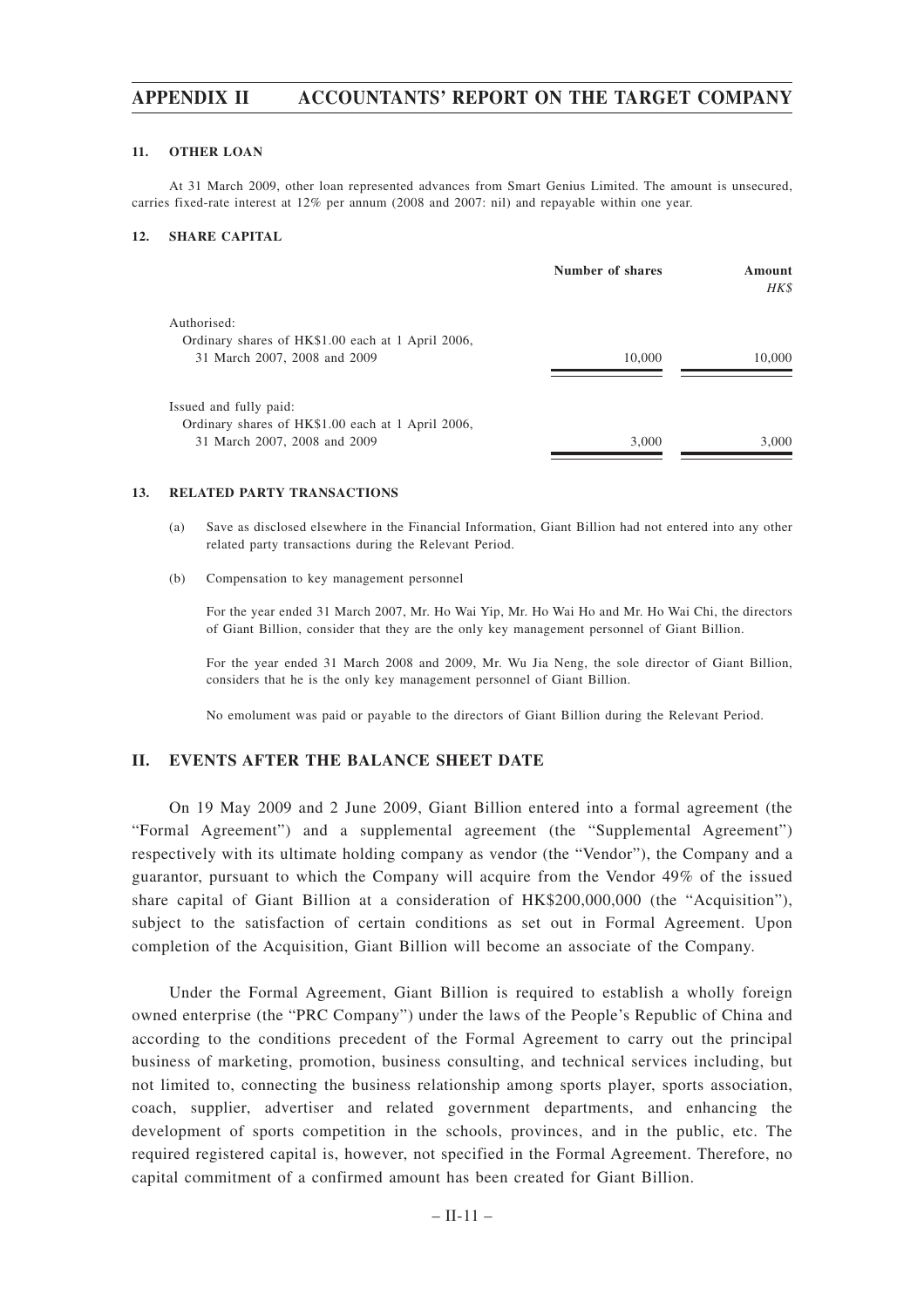#### 11. OTHER LOAN

At 31 March 2009, other loan represented advances from Smart Genius Limited. The amount is unsecured, carries fixed-rate interest at 12% per annum (2008 and 2007: nil) and repayable within one year.

#### 12. SHARE CAPITAL

| | Number of shares | Amount *HK$* |
|---|---|---|
| Authorised: | | |
| Ordinary shares of HK$1.00 each at 1 April 2006, 31 March 2007, 2008 and 2009 | 10,000 | 10,000 |
| Issued and fully paid: | | |
| Ordinary shares of HK$1.00 each at 1 April 2006, 31 March 2007, 2008 and 2009 | 3,000 | 3,000 |

#### 13. RELATED PARTY TRANSACTIONS

(a) Save as disclosed elsewhere in the Financial Information, Giant Billion had not entered into any other related party transactions during the Relevant Period.

(b) Compensation to key management personnel

For the year ended 31 March 2007, Mr. Ho Wai Yip, Mr. Ho Wai Ho and Mr. Ho Wai Chi, the directors of Giant Billion, consider that they are the only key management personnel of Giant Billion.

For the year ended 31 March 2008 and 2009, Mr. Wu Jia Neng, the sole director of Giant Billion, considers that he is the only key management personnel of Giant Billion.

No emolument was paid or payable to the directors of Giant Billion during the Relevant Period.

## II. EVENTS AFTER THE BALANCE SHEET DATE

On 19 May 2009 and 2 June 2009, Giant Billion entered into a formal agreement (the "Formal Agreement") and a supplemental agreement (the "Supplemental Agreement") respectively with its ultimate holding company as vendor (the "Vendor"), the Company and a guarantor, pursuant to which the Company will acquire from the Vendor 49% of the issued share capital of Giant Billion at a consideration of HK$200,000,000 (the "Acquisition"), subject to the satisfaction of certain conditions as set out in Formal Agreement. Upon completion of the Acquisition, Giant Billion will become an associate of the Company.

Under the Formal Agreement, Giant Billion is required to establish a wholly foreign owned enterprise (the "PRC Company") under the laws of the People's Republic of China and according to the conditions precedent of the Formal Agreement to carry out the principal business of marketing, promotion, business consulting, and technical services including, but not limited to, connecting the business relationship among sports player, sports association, coach, supplier, advertiser and related government departments, and enhancing the development of sports competition in the schools, provinces, and in the public, etc. The required registered capital is, however, not specified in the Formal Agreement. Therefore, no capital commitment of a confirmed amount has been created for Giant Billion.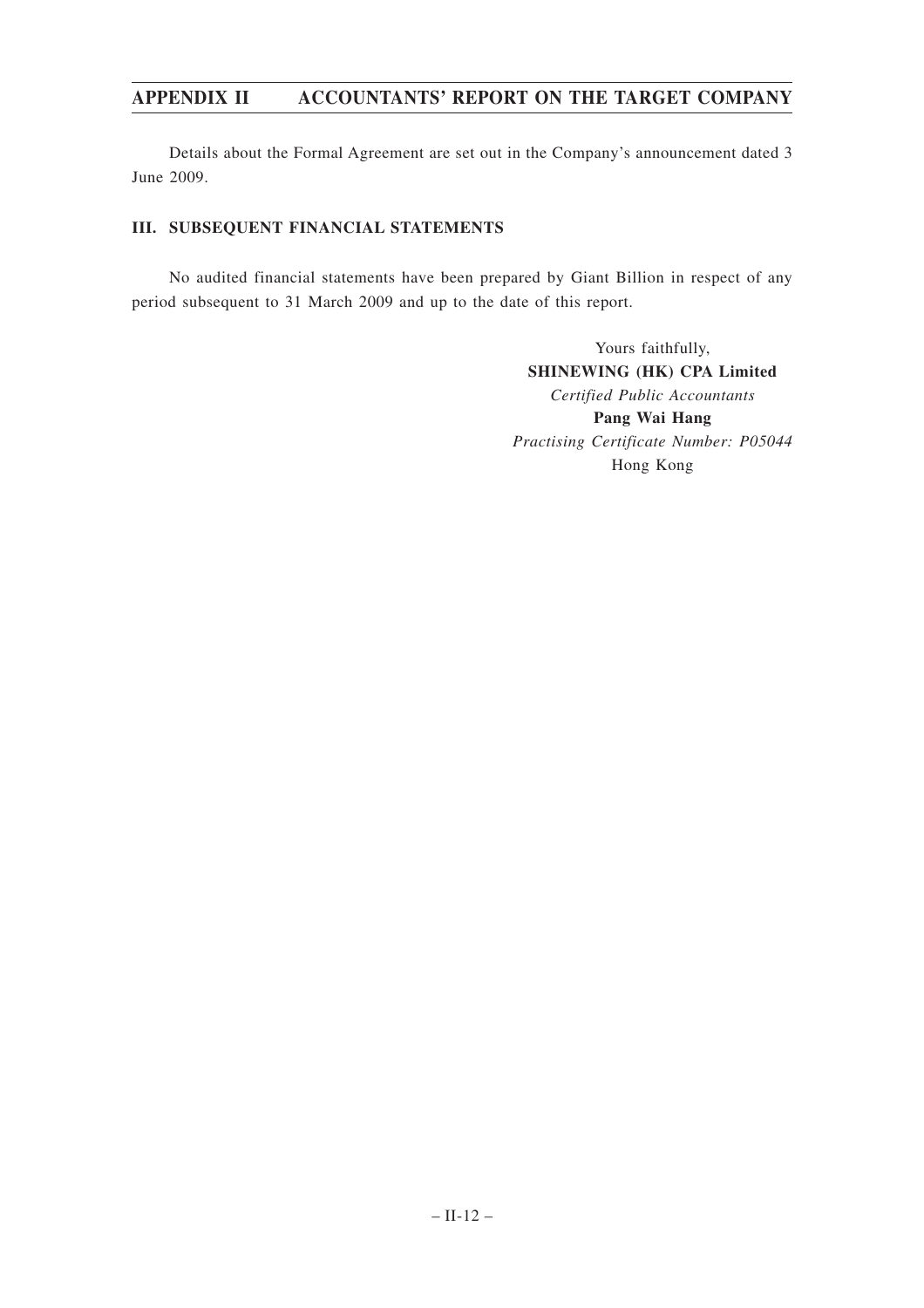Details about the Formal Agreement are set out in the Company's announcement dated 3 June 2009.

### III. SUBSEQUENT FINANCIAL STATEMENTS

No audited financial statements have been prepared by Giant Billion in respect of any period subsequent to 31 March 2009 and up to the date of this report.

Yours faithfully,
**SHINEWING (HK) CPA Limited**
*Certified Public Accountants*
**Pang Wai Hang**
*Practising Certificate Number: P05044*
Hong Kong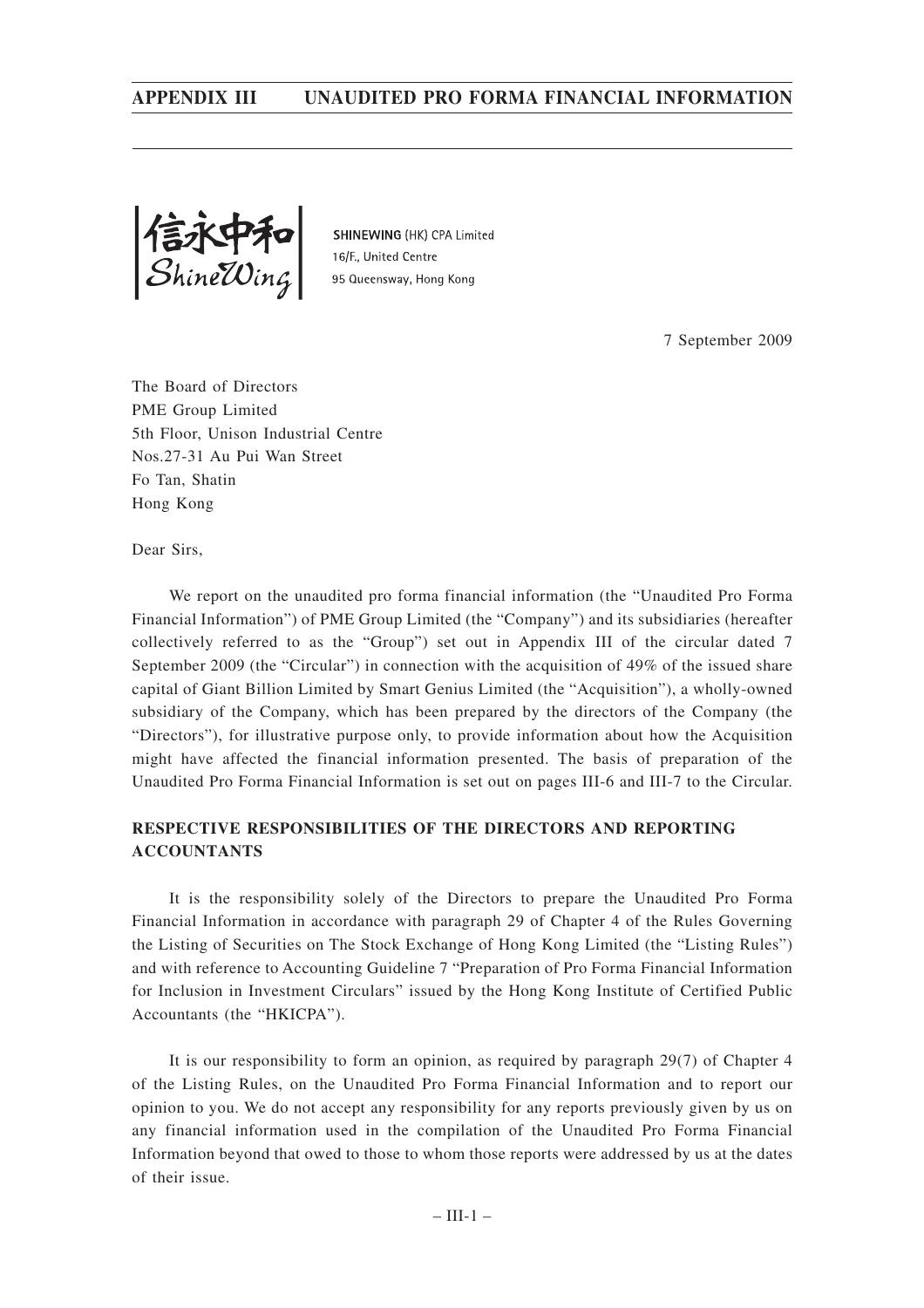信永中和
ShineWing

SHINEWING (HK) CPA Limited
16/F., United Centre
95 Queensway, Hong Kong

7 September 2009

The Board of Directors
PME Group Limited
5th Floor, Unison Industrial Centre
Nos.27-31 Au Pui Wan Street
Fo Tan, Shatin
Hong Kong

Dear Sirs,

We report on the unaudited pro forma financial information (the "Unaudited Pro Forma Financial Information") of PME Group Limited (the "Company") and its subsidiaries (hereafter collectively referred to as the "Group") set out in Appendix III of the circular dated 7 September 2009 (the "Circular") in connection with the acquisition of 49% of the issued share capital of Giant Billion Limited by Smart Genius Limited (the "Acquisition"), a wholly-owned subsidiary of the Company, which has been prepared by the directors of the Company (the "Directors"), for illustrative purpose only, to provide information about how the Acquisition might have affected the financial information presented. The basis of preparation of the Unaudited Pro Forma Financial Information is set out on pages III-6 and III-7 to the Circular.

## RESPECTIVE RESPONSIBILITIES OF THE DIRECTORS AND REPORTING ACCOUNTANTS

It is the responsibility solely of the Directors to prepare the Unaudited Pro Forma Financial Information in accordance with paragraph 29 of Chapter 4 of the Rules Governing the Listing of Securities on The Stock Exchange of Hong Kong Limited (the "Listing Rules") and with reference to Accounting Guideline 7 "Preparation of Pro Forma Financial Information for Inclusion in Investment Circulars" issued by the Hong Kong Institute of Certified Public Accountants (the "HKICPA").

It is our responsibility to form an opinion, as required by paragraph 29(7) of Chapter 4 of the Listing Rules, on the Unaudited Pro Forma Financial Information and to report our opinion to you. We do not accept any responsibility for any reports previously given by us on any financial information used in the compilation of the Unaudited Pro Forma Financial Information beyond that owed to those to whom those reports were addressed by us at the dates of their issue.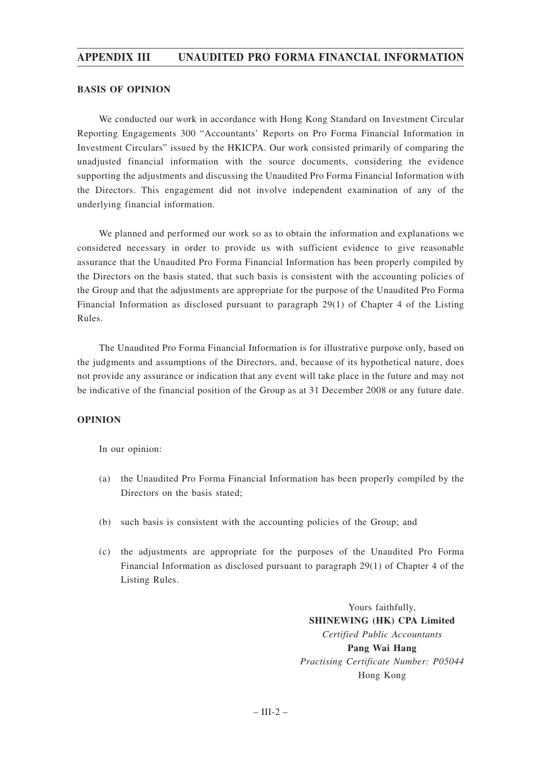## BASIS OF OPINION

We conducted our work in accordance with Hong Kong Standard on Investment Circular Reporting Engagements 300 "Accountants' Reports on Pro Forma Financial Information in Investment Circulars" issued by the HKICPA. Our work consisted primarily of comparing the unadjusted financial information with the source documents, considering the evidence supporting the adjustments and discussing the Unaudited Pro Forma Financial Information with the Directors. This engagement did not involve independent examination of any of the underlying financial information.

We planned and performed our work so as to obtain the information and explanations we considered necessary in order to provide us with sufficient evidence to give reasonable assurance that the Unaudited Pro Forma Financial Information has been properly compiled by the Directors on the basis stated, that such basis is consistent with the accounting policies of the Group and that the adjustments are appropriate for the purpose of the Unaudited Pro Forma Financial Information as disclosed pursuant to paragraph 29(1) of Chapter 4 of the Listing Rules.

The Unaudited Pro Forma Financial Information is for illustrative purpose only, based on the judgments and assumptions of the Directors, and, because of its hypothetical nature, does not provide any assurance or indication that any event will take place in the future and may not be indicative of the financial position of the Group as at 31 December 2008 or any future date.

## OPINION

In our opinion:

(a) the Unaudited Pro Forma Financial Information has been properly compiled by the Directors on the basis stated;

(b) such basis is consistent with the accounting policies of the Group; and

(c) the adjustments are appropriate for the purposes of the Unaudited Pro Forma Financial Information as disclosed pursuant to paragraph 29(1) of Chapter 4 of the Listing Rules.

Yours faithfully,
**SHINEWING (HK) CPA Limited**
*Certified Public Accountants*
**Pang Wai Hang**
*Practising Certificate Number: P05044*
Hong Kong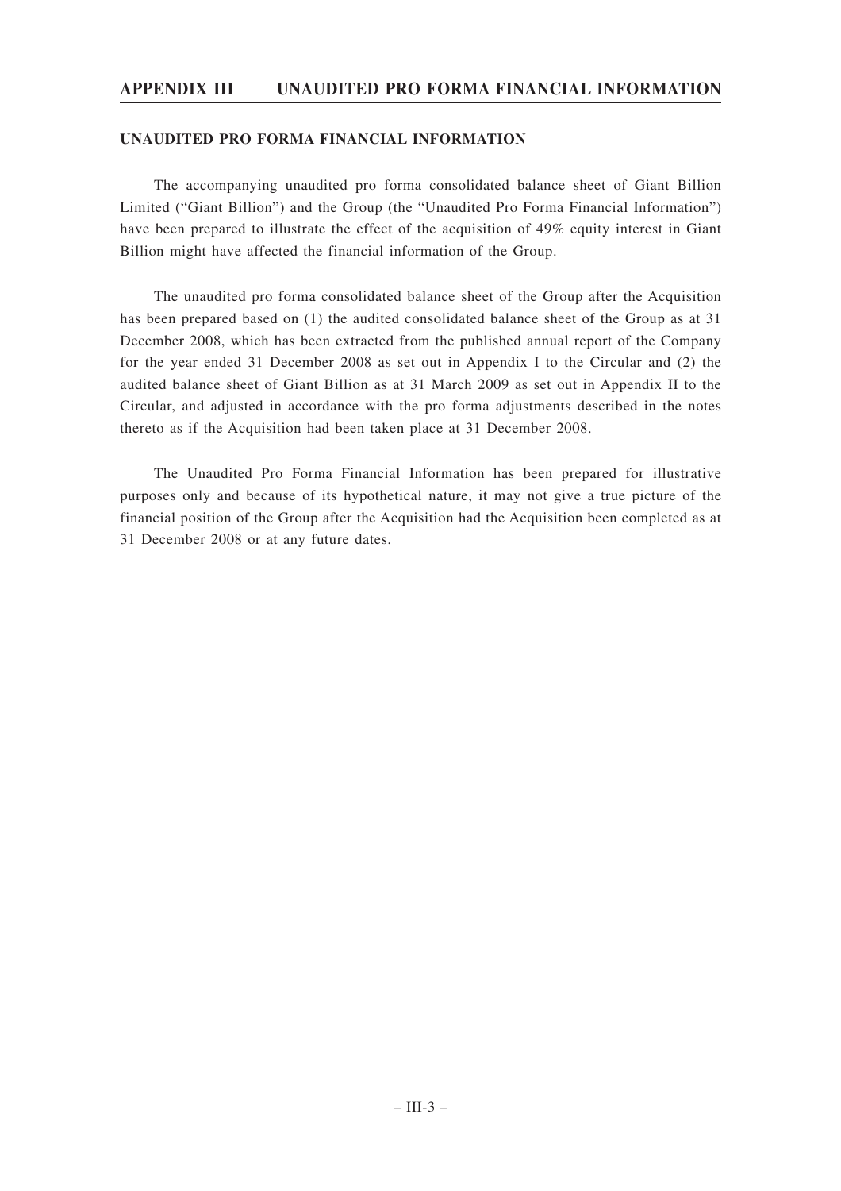## UNAUDITED PRO FORMA FINANCIAL INFORMATION

The accompanying unaudited pro forma consolidated balance sheet of Giant Billion Limited ("Giant Billion") and the Group (the "Unaudited Pro Forma Financial Information") have been prepared to illustrate the effect of the acquisition of 49% equity interest in Giant Billion might have affected the financial information of the Group.

The unaudited pro forma consolidated balance sheet of the Group after the Acquisition has been prepared based on (1) the audited consolidated balance sheet of the Group as at 31 December 2008, which has been extracted from the published annual report of the Company for the year ended 31 December 2008 as set out in Appendix I to the Circular and (2) the audited balance sheet of Giant Billion as at 31 March 2009 as set out in Appendix II to the Circular, and adjusted in accordance with the pro forma adjustments described in the notes thereto as if the Acquisition had been taken place at 31 December 2008.

The Unaudited Pro Forma Financial Information has been prepared for illustrative purposes only and because of its hypothetical nature, it may not give a true picture of the financial position of the Group after the Acquisition had the Acquisition been completed as at 31 December 2008 or at any future dates.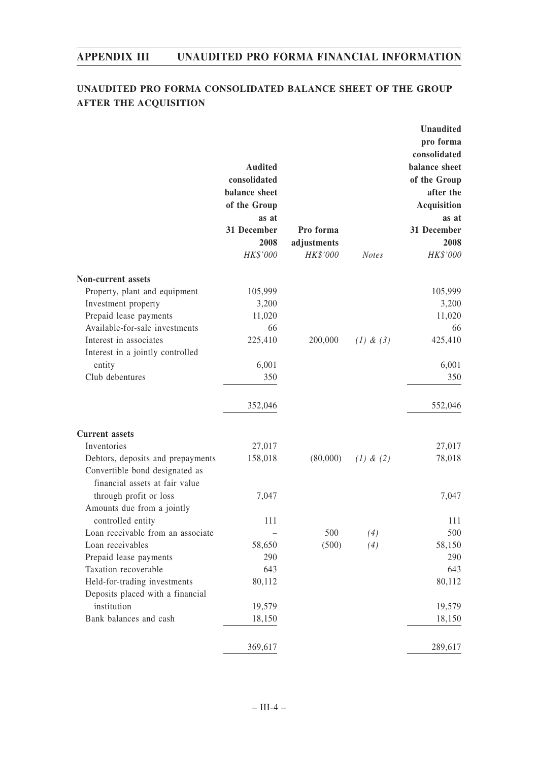## UNAUDITED PRO FORMA CONSOLIDATED BALANCE SHEET OF THE GROUP AFTER THE ACQUISITION

| | Audited consolidated balance sheet of the Group as at 31 December 2008 | Pro forma adjustments | | Unaudited pro forma consolidated balance sheet of the Group after the Acquisition as at 31 December 2008 |
|---|---|---|---|---|
| | *HK$'000* | *HK$'000* | *Notes* | *HK$'000* |
| **Non-current assets** | | | | |
| Property, plant and equipment | 105,999 | | | 105,999 |
| Investment property | 3,200 | | | 3,200 |
| Prepaid lease payments | 11,020 | | | 11,020 |
| Available-for-sale investments | 66 | | | 66 |
| Interest in associates | 225,410 | 200,000 | *(1) & (3)* | 425,410 |
| Interest in a jointly controlled entity | 6,001 | | | 6,001 |
| Club debentures | 350 | | | 350 |
| | 352,046 | | | 552,046 |
| **Current assets** | | | | |
| Inventories | 27,017 | | | 27,017 |
| Debtors, deposits and prepayments | 158,018 | (80,000) | *(1) & (2)* | 78,018 |
| Convertible bond designated as financial assets at fair value through profit or loss | 7,047 | | | 7,047 |
| Amounts due from a jointly controlled entity | 111 | | | 111 |
| Loan receivable from an associate | – | 500 | *(4)* | 500 |
| Loan receivables | 58,650 | (500) | *(4)* | 58,150 |
| Prepaid lease payments | 290 | | | 290 |
| Taxation recoverable | 643 | | | 643 |
| Held-for-trading investments | 80,112 | | | 80,112 |
| Deposits placed with a financial institution | 19,579 | | | 19,579 |
| Bank balances and cash | 18,150 | | | 18,150 |
| | 369,617 | | | 289,617 |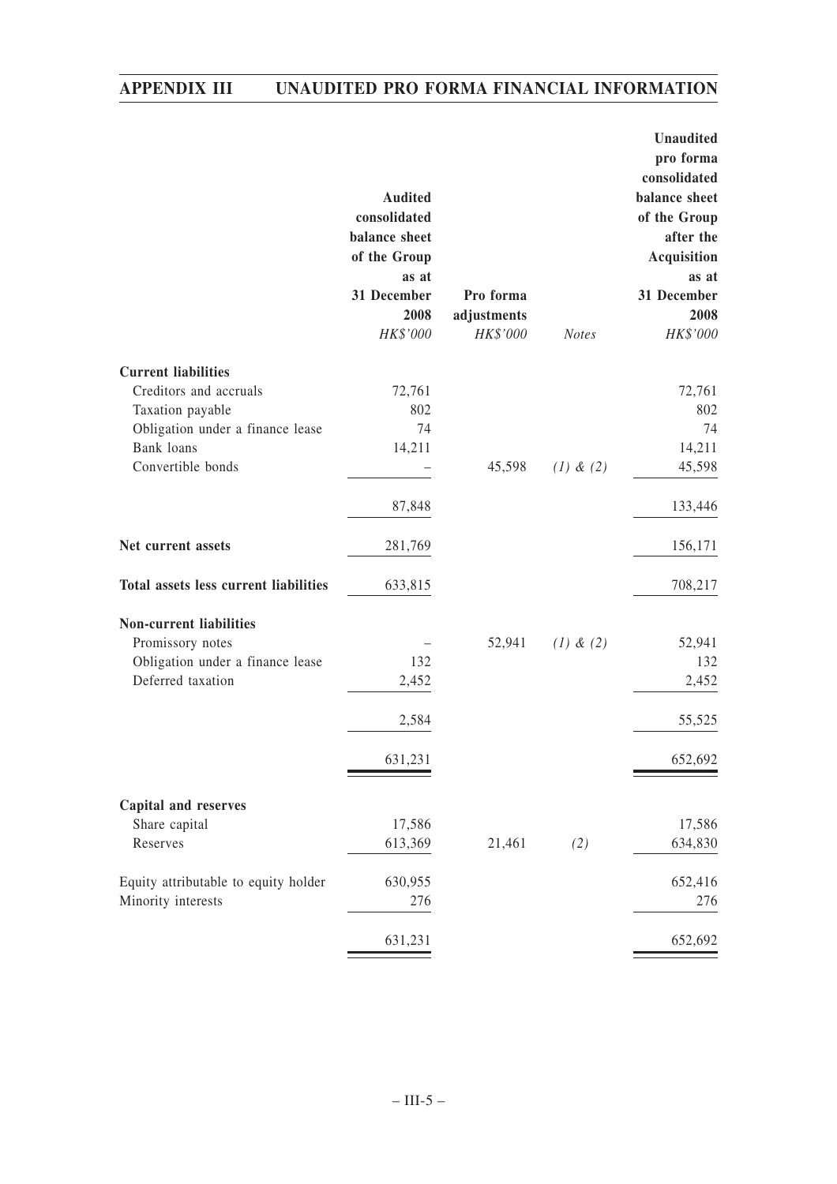| | Audited consolidated balance sheet of the Group as at 31 December 2008 | Pro forma adjustments | | Unaudited pro forma consolidated balance sheet of the Group after the Acquisition as at 31 December 2008 |
|---|---|---|---|---|
| | *HK$'000* | *HK$'000* | *Notes* | *HK$'000* |
| **Current liabilities** | | | | |
| Creditors and accruals | 72,761 | | | 72,761 |
| Taxation payable | 802 | | | 802 |
| Obligation under a finance lease | 74 | | | 74 |
| Bank loans | 14,211 | | | 14,211 |
| Convertible bonds | – | 45,598 | *(1) & (2)* | 45,598 |
| | 87,848 | | | 133,446 |
| **Net current assets** | 281,769 | | | 156,171 |
| **Total assets less current liabilities** | 633,815 | | | 708,217 |
| **Non-current liabilities** | | | | |
| Promissory notes | – | 52,941 | *(1) & (2)* | 52,941 |
| Obligation under a finance lease | 132 | | | 132 |
| Deferred taxation | 2,452 | | | 2,452 |
| | 2,584 | | | 55,525 |
| | 631,231 | | | 652,692 |
| **Capital and reserves** | | | | |
| Share capital | 17,586 | | | 17,586 |
| Reserves | 613,369 | 21,461 | *(2)* | 634,830 |
| Equity attributable to equity holder | 630,955 | | | 652,416 |
| Minority interests | 276 | | | 276 |
| | 631,231 | | | 652,692 |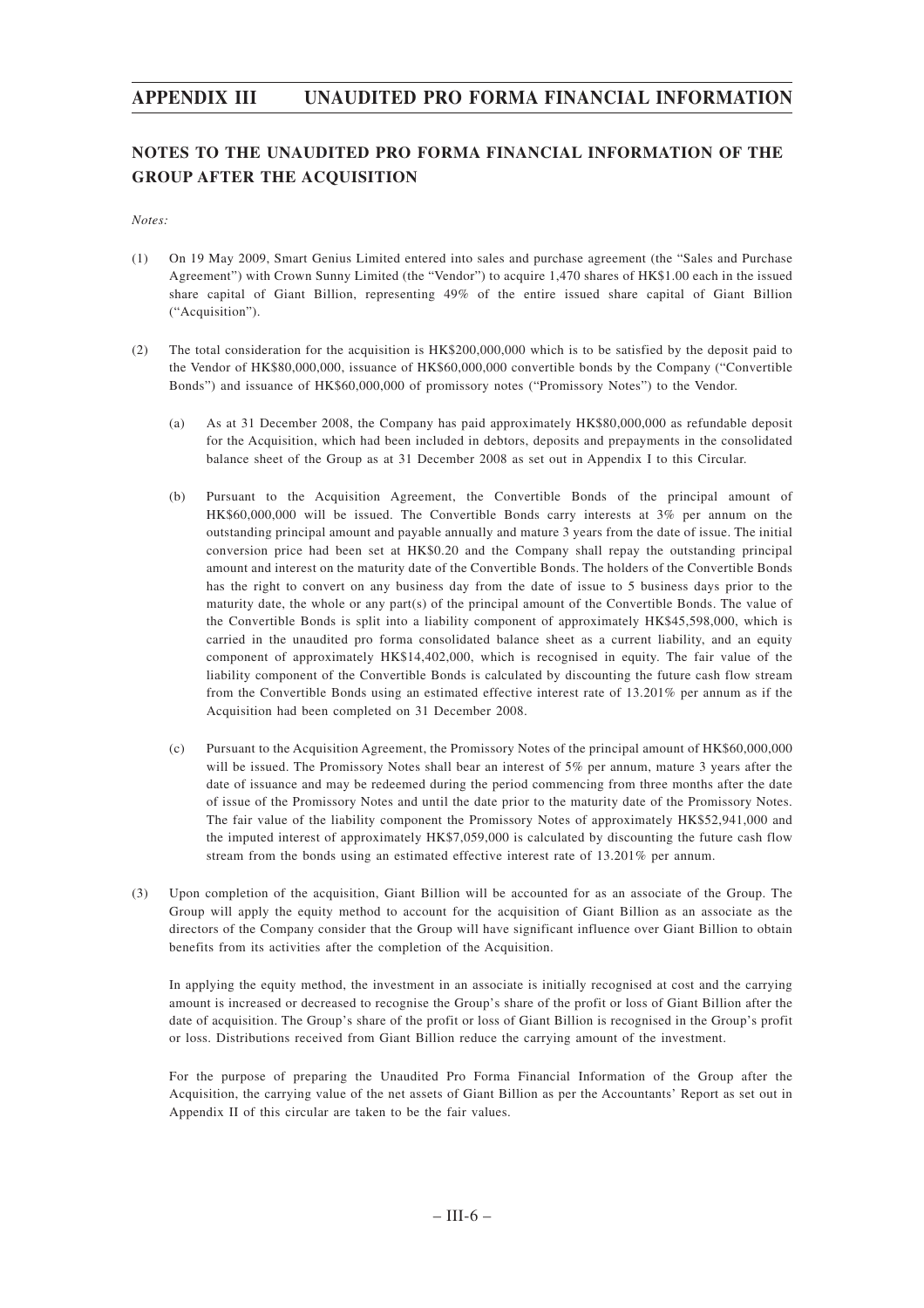## NOTES TO THE UNAUDITED PRO FORMA FINANCIAL INFORMATION OF THE GROUP AFTER THE ACQUISITION

*Notes:*

(1) On 19 May 2009, Smart Genius Limited entered into sales and purchase agreement (the "Sales and Purchase Agreement") with Crown Sunny Limited (the "Vendor") to acquire 1,470 shares of HK$1.00 each in the issued share capital of Giant Billion, representing 49% of the entire issued share capital of Giant Billion ("Acquisition").

(2) The total consideration for the acquisition is HK$200,000,000 which is to be satisfied by the deposit paid to the Vendor of HK$80,000,000, issuance of HK$60,000,000 convertible bonds by the Company ("Convertible Bonds") and issuance of HK$60,000,000 of promissory notes ("Promissory Notes") to the Vendor.

   (a) As at 31 December 2008, the Company has paid approximately HK$80,000,000 as refundable deposit for the Acquisition, which had been included in debtors, deposits and prepayments in the consolidated balance sheet of the Group as at 31 December 2008 as set out in Appendix I to this Circular.

   (b) Pursuant to the Acquisition Agreement, the Convertible Bonds of the principal amount of HK$60,000,000 will be issued. The Convertible Bonds carry interests at 3% per annum on the outstanding principal amount and payable annually and mature 3 years from the date of issue. The initial conversion price had been set at HK$0.20 and the Company shall repay the outstanding principal amount and interest on the maturity date of the Convertible Bonds. The holders of the Convertible Bonds has the right to convert on any business day from the date of issue to 5 business days prior to the maturity date, the whole or any part(s) of the principal amount of the Convertible Bonds. The value of the Convertible Bonds is split into a liability component of approximately HK$45,598,000, which is carried in the unaudited pro forma consolidated balance sheet as a current liability, and an equity component of approximately HK$14,402,000, which is recognised in equity. The fair value of the liability component of the Convertible Bonds is calculated by discounting the future cash flow stream from the Convertible Bonds using an estimated effective interest rate of 13.201% per annum as if the Acquisition had been completed on 31 December 2008.

   (c) Pursuant to the Acquisition Agreement, the Promissory Notes of the principal amount of HK$60,000,000 will be issued. The Promissory Notes shall bear an interest of 5% per annum, mature 3 years after the date of issuance and may be redeemed during the period commencing from three months after the date of issue of the Promissory Notes and until the date prior to the maturity date of the Promissory Notes. The fair value of the liability component the Promissory Notes of approximately HK$52,941,000 and the imputed interest of approximately HK$7,059,000 is calculated by discounting the future cash flow stream from the bonds using an estimated effective interest rate of 13.201% per annum.

(3) Upon completion of the acquisition, Giant Billion will be accounted for as an associate of the Group. The Group will apply the equity method to account for the acquisition of Giant Billion as an associate as the directors of the Company consider that the Group will have significant influence over Giant Billion to obtain benefits from its activities after the completion of the Acquisition.

   In applying the equity method, the investment in an associate is initially recognised at cost and the carrying amount is increased or decreased to recognise the Group's share of the profit or loss of Giant Billion after the date of acquisition. The Group's share of the profit or loss of Giant Billion is recognised in the Group's profit or loss. Distributions received from Giant Billion reduce the carrying amount of the investment.

   For the purpose of preparing the Unaudited Pro Forma Financial Information of the Group after the Acquisition, the carrying value of the net assets of Giant Billion as per the Accountants' Report as set out in Appendix II of this circular are taken to be the fair values.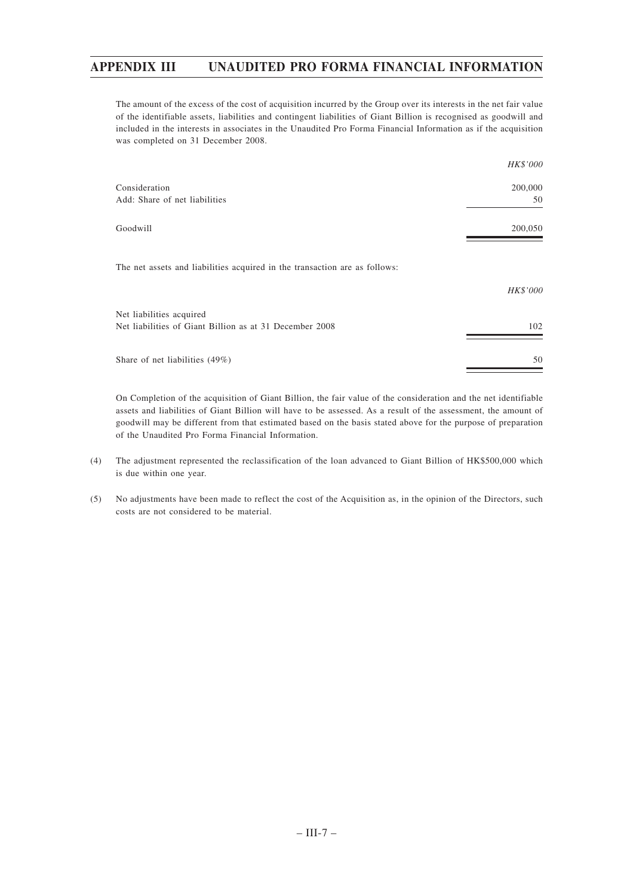The amount of the excess of the cost of acquisition incurred by the Group over its interests in the net fair value of the identifiable assets, liabilities and contingent liabilities of Giant Billion is recognised as goodwill and included in the interests in associates in the Unaudited Pro Forma Financial Information as if the acquisition was completed on 31 December 2008.

| | *HK$'000* |
|---|---|
| Consideration | 200,000 |
| Add: Share of net liabilities | 50 |
| Goodwill | 200,050 |

The net assets and liabilities acquired in the transaction are as follows:

| | *HK$'000* |
|---|---|
| Net liabilities acquired | |
| Net liabilities of Giant Billion as at 31 December 2008 | 102 |
| Share of net liabilities (49%) | 50 |

On Completion of the acquisition of Giant Billion, the fair value of the consideration and the net identifiable assets and liabilities of Giant Billion will have to be assessed. As a result of the assessment, the amount of goodwill may be different from that estimated based on the basis stated above for the purpose of preparation of the Unaudited Pro Forma Financial Information.

(4) The adjustment represented the reclassification of the loan advanced to Giant Billion of HK$500,000 which is due within one year.

(5) No adjustments have been made to reflect the cost of the Acquisition as, in the opinion of the Directors, such costs are not considered to be material.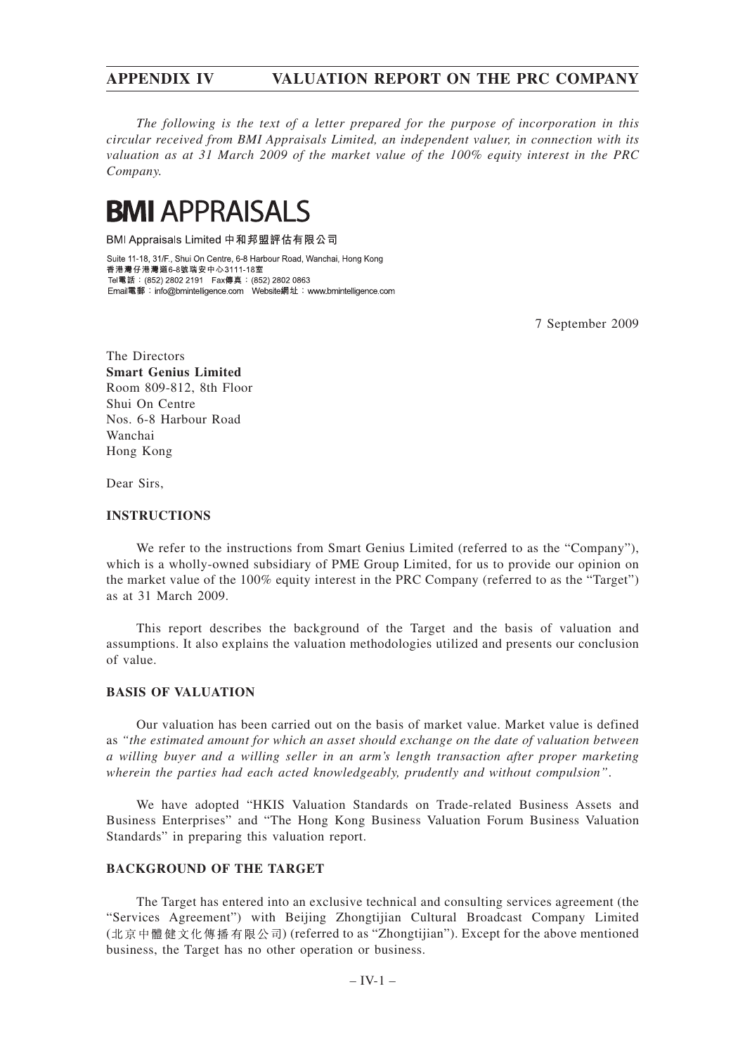*The following is the text of a letter prepared for the purpose of incorporation in this circular received from BMI Appraisals Limited, an independent valuer, in connection with its valuation as at 31 March 2009 of the market value of the 100% equity interest in the PRC Company.*

# BMI APPRAISALS

BMI Appraisals Limited 中和邦盟評估有限公司

Suite 11-18, 31/F., Shui On Centre, 6-8 Harbour Road, Wanchai, Hong Kong
香港灣仔港灣道6-8號瑞安中心3111-18室
Tel電話：(852) 2802 2191 Fax傳真：(852) 2802 0863
Email電郵：info@bmintelligence.com Website網址：www.bmintelligence.com

7 September 2009

The Directors
**Smart Genius Limited**
Room 809-812, 8th Floor
Shui On Centre
Nos. 6-8 Harbour Road
Wanchai
Hong Kong

Dear Sirs,

## INSTRUCTIONS

We refer to the instructions from Smart Genius Limited (referred to as the "Company"), which is a wholly-owned subsidiary of PME Group Limited, for us to provide our opinion on the market value of the 100% equity interest in the PRC Company (referred to as the "Target") as at 31 March 2009.

This report describes the background of the Target and the basis of valuation and assumptions. It also explains the valuation methodologies utilized and presents our conclusion of value.

## BASIS OF VALUATION

Our valuation has been carried out on the basis of market value. Market value is defined as *"the estimated amount for which an asset should exchange on the date of valuation between a willing buyer and a willing seller in an arm's length transaction after proper marketing wherein the parties had each acted knowledgeably, prudently and without compulsion"*.

We have adopted "HKIS Valuation Standards on Trade-related Business Assets and Business Enterprises" and "The Hong Kong Business Valuation Forum Business Valuation Standards" in preparing this valuation report.

## BACKGROUND OF THE TARGET

The Target has entered into an exclusive technical and consulting services agreement (the "Services Agreement") with Beijing Zhongtijian Cultural Broadcast Company Limited (北京中體健文化傳播有限公司) (referred to as "Zhongtijian"). Except for the above mentioned business, the Target has no other operation or business.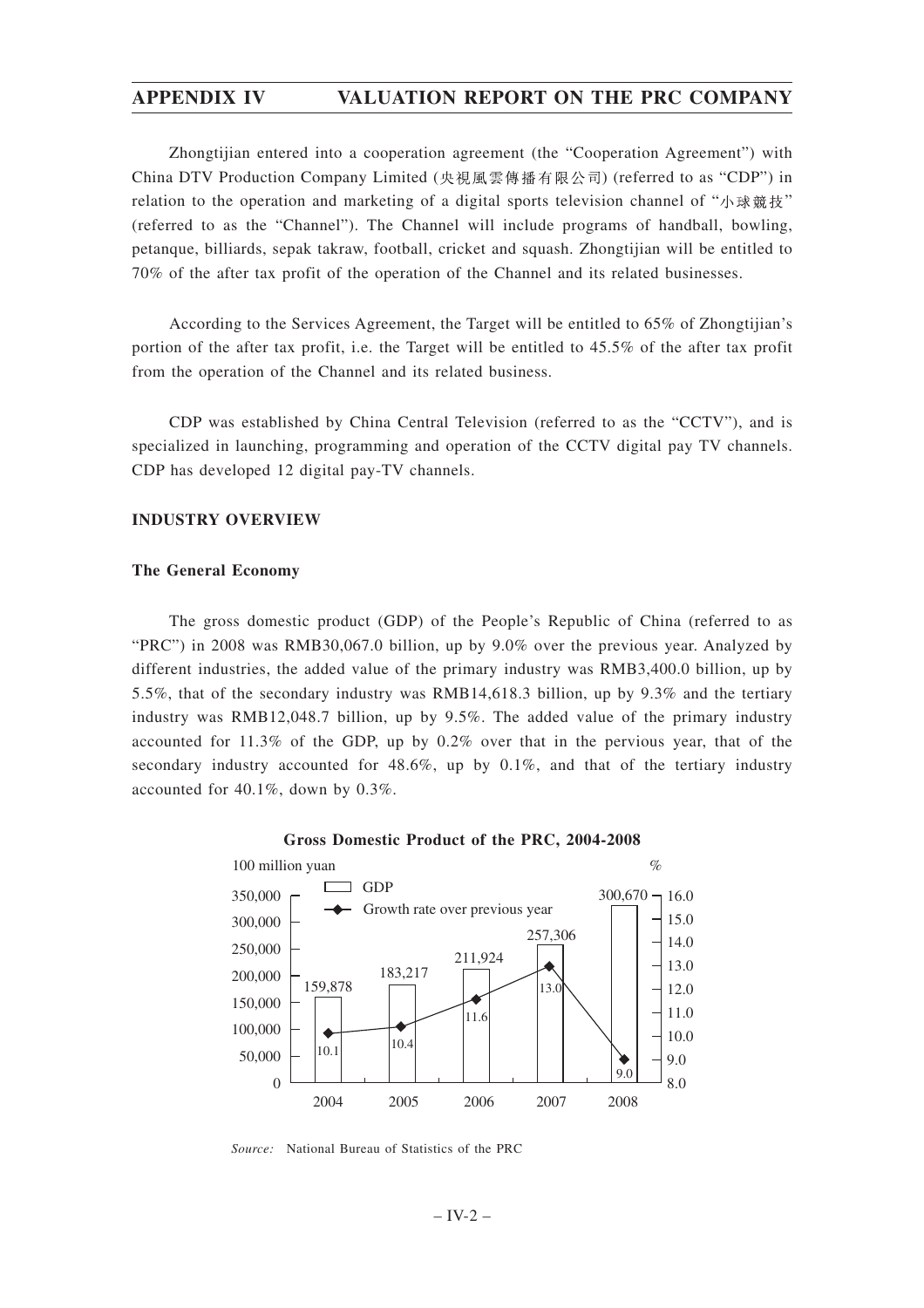Zhongtijian entered into a cooperation agreement (the "Cooperation Agreement") with China DTV Production Company Limited (央視風雲傳播有限公司) (referred to as "CDP") in relation to the operation and marketing of a digital sports television channel of "小球競技" (referred to as the "Channel"). The Channel will include programs of handball, bowling, petanque, billiards, sepak takraw, football, cricket and squash. Zhongtijian will be entitled to 70% of the after tax profit of the operation of the Channel and its related businesses.

According to the Services Agreement, the Target will be entitled to 65% of Zhongtijian's portion of the after tax profit, i.e. the Target will be entitled to 45.5% of the after tax profit from the operation of the Channel and its related business.

CDP was established by China Central Television (referred to as the "CCTV"), and is specialized in launching, programming and operation of the CCTV digital pay TV channels. CDP has developed 12 digital pay-TV channels.

## INDUSTRY OVERVIEW

### The General Economy

The gross domestic product (GDP) of the People's Republic of China (referred to as "PRC") in 2008 was RMB30,067.0 billion, up by 9.0% over the previous year. Analyzed by different industries, the added value of the primary industry was RMB3,400.0 billion, up by 5.5%, that of the secondary industry was RMB14,618.3 billion, up by 9.3% and the tertiary industry was RMB12,048.7 billion, up by 9.5%. The added value of the primary industry accounted for 11.3% of the GDP, up by 0.2% over that in the pervious year, that of the secondary industry accounted for 48.6%, up by 0.1%, and that of the tertiary industry accounted for 40.1%, down by 0.3%.

**Gross Domestic Product of the PRC, 2004-2008**

| Year | GDP (100 million yuan) | Growth rate over previous year (%) |
|---|---|---|
| 2004 | 159,878 | 10.1 |
| 2005 | 183,217 | 10.4 |
| 2006 | 211,924 | 11.6 |
| 2007 | 257,306 | 13.0 |
| 2008 | 300,670 | 9.0 |

*Source:* National Bureau of Statistics of the PRC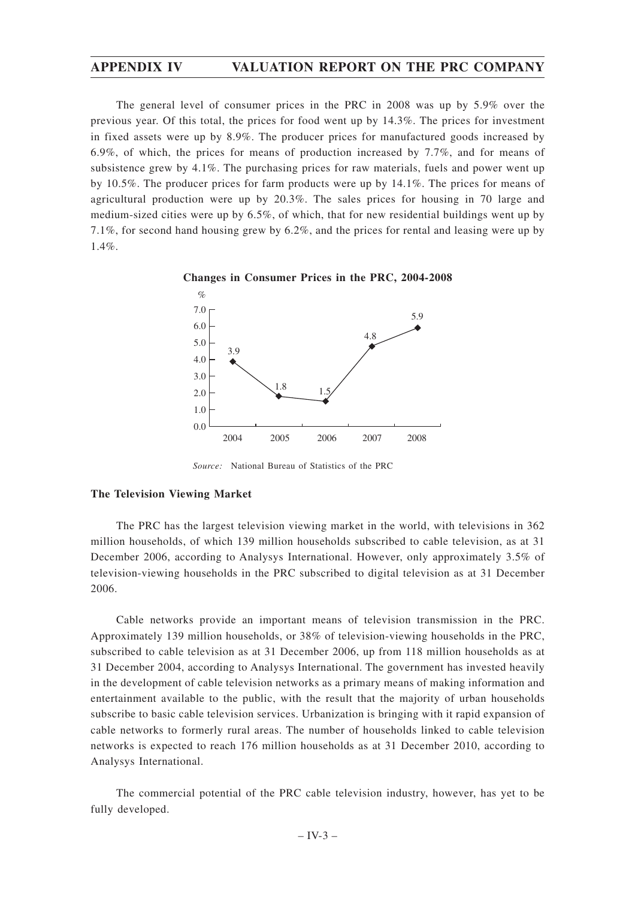The general level of consumer prices in the PRC in 2008 was up by 5.9% over the previous year. Of this total, the prices for food went up by 14.3%. The prices for investment in fixed assets were up by 8.9%. The producer prices for manufactured goods increased by 6.9%, of which, the prices for means of production increased by 7.7%, and for means of subsistence grew by 4.1%. The purchasing prices for raw materials, fuels and power went up by 10.5%. The producer prices for farm products were up by 14.1%. The prices for means of agricultural production were up by 20.3%. The sales prices for housing in 70 large and medium-sized cities were up by 6.5%, of which, that for new residential buildings went up by 7.1%, for second hand housing grew by 6.2%, and the prices for rental and leasing were up by 1.4%.

**Changes in Consumer Prices in the PRC, 2004-2008**

| Year | % |
|---|---|
| 2004 | 3.9 |
| 2005 | 1.8 |
| 2006 | 1.5 |
| 2007 | 4.8 |
| 2008 | 5.9 |

*Source:* National Bureau of Statistics of the PRC

**The Television Viewing Market**

The PRC has the largest television viewing market in the world, with televisions in 362 million households, of which 139 million households subscribed to cable television, as at 31 December 2006, according to Analysys International. However, only approximately 3.5% of television-viewing households in the PRC subscribed to digital television as at 31 December 2006.

Cable networks provide an important means of television transmission in the PRC. Approximately 139 million households, or 38% of television-viewing households in the PRC, subscribed to cable television as at 31 December 2006, up from 118 million households as at 31 December 2004, according to Analysys International. The government has invested heavily in the development of cable television networks as a primary means of making information and entertainment available to the public, with the result that the majority of urban households subscribe to basic cable television services. Urbanization is bringing with it rapid expansion of cable networks to formerly rural areas. The number of households linked to cable television networks is expected to reach 176 million households as at 31 December 2010, according to Analysys International.

The commercial potential of the PRC cable television industry, however, has yet to be fully developed.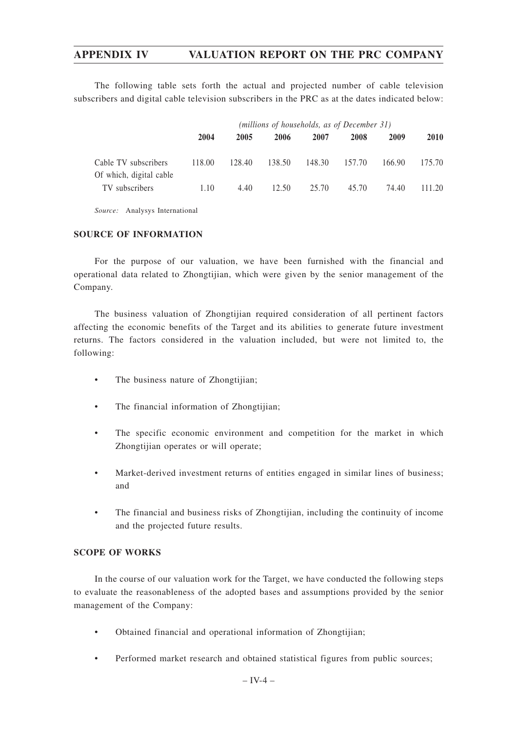The following table sets forth the actual and projected number of cable television subscribers and digital cable television subscribers in the PRC as at the dates indicated below:

| | *(millions of households, as of December 31)* | | | | | | |
|---|---|---|---|---|---|---|---|
| | **2004** | **2005** | **2006** | **2007** | **2008** | **2009** | **2010** |
| Cable TV subscribers | 118.00 | 128.40 | 138.50 | 148.30 | 157.70 | 166.90 | 175.70 |
| Of which, digital cable TV subscribers | 1.10 | 4.40 | 12.50 | 25.70 | 45.70 | 74.40 | 111.20 |

*Source:* Analysys International

**SOURCE OF INFORMATION**

For the purpose of our valuation, we have been furnished with the financial and operational data related to Zhongtijian, which were given by the senior management of the Company.

The business valuation of Zhongtijian required consideration of all pertinent factors affecting the economic benefits of the Target and its abilities to generate future investment returns. The factors considered in the valuation included, but were not limited to, the following:

- The business nature of Zhongtijian;
- The financial information of Zhongtijian;
- The specific economic environment and competition for the market in which Zhongtijian operates or will operate;
- Market-derived investment returns of entities engaged in similar lines of business; and
- The financial and business risks of Zhongtijian, including the continuity of income and the projected future results.

**SCOPE OF WORKS**

In the course of our valuation work for the Target, we have conducted the following steps to evaluate the reasonableness of the adopted bases and assumptions provided by the senior management of the Company:

- Obtained financial and operational information of Zhongtijian;
- Performed market research and obtained statistical figures from public sources;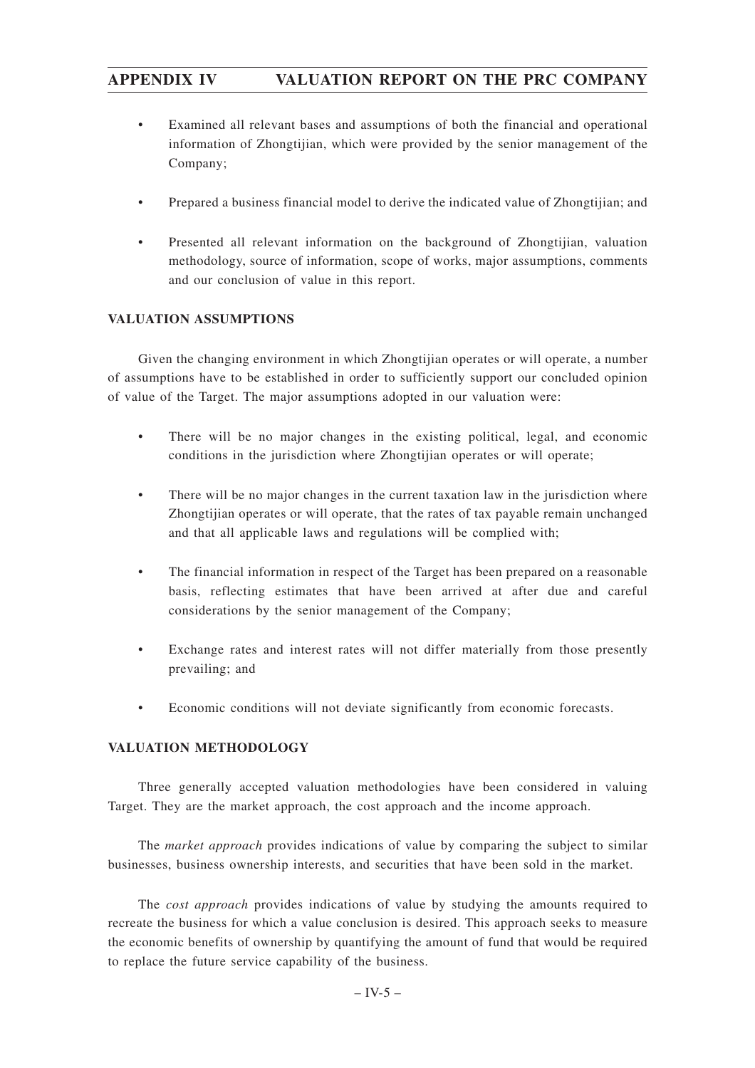- Examined all relevant bases and assumptions of both the financial and operational information of Zhongtijian, which were provided by the senior management of the Company;
- Prepared a business financial model to derive the indicated value of Zhongtijian; and
- Presented all relevant information on the background of Zhongtijian, valuation methodology, source of information, scope of works, major assumptions, comments and our conclusion of value in this report.

### VALUATION ASSUMPTIONS

Given the changing environment in which Zhongtijian operates or will operate, a number of assumptions have to be established in order to sufficiently support our concluded opinion of value of the Target. The major assumptions adopted in our valuation were:

- There will be no major changes in the existing political, legal, and economic conditions in the jurisdiction where Zhongtijian operates or will operate;
- There will be no major changes in the current taxation law in the jurisdiction where Zhongtijian operates or will operate, that the rates of tax payable remain unchanged and that all applicable laws and regulations will be complied with;
- The financial information in respect of the Target has been prepared on a reasonable basis, reflecting estimates that have been arrived at after due and careful considerations by the senior management of the Company;
- Exchange rates and interest rates will not differ materially from those presently prevailing; and
- Economic conditions will not deviate significantly from economic forecasts.

### VALUATION METHODOLOGY

Three generally accepted valuation methodologies have been considered in valuing Target. They are the market approach, the cost approach and the income approach.

The *market approach* provides indications of value by comparing the subject to similar businesses, business ownership interests, and securities that have been sold in the market.

The *cost approach* provides indications of value by studying the amounts required to recreate the business for which a value conclusion is desired. This approach seeks to measure the economic benefits of ownership by quantifying the amount of fund that would be required to replace the future service capability of the business.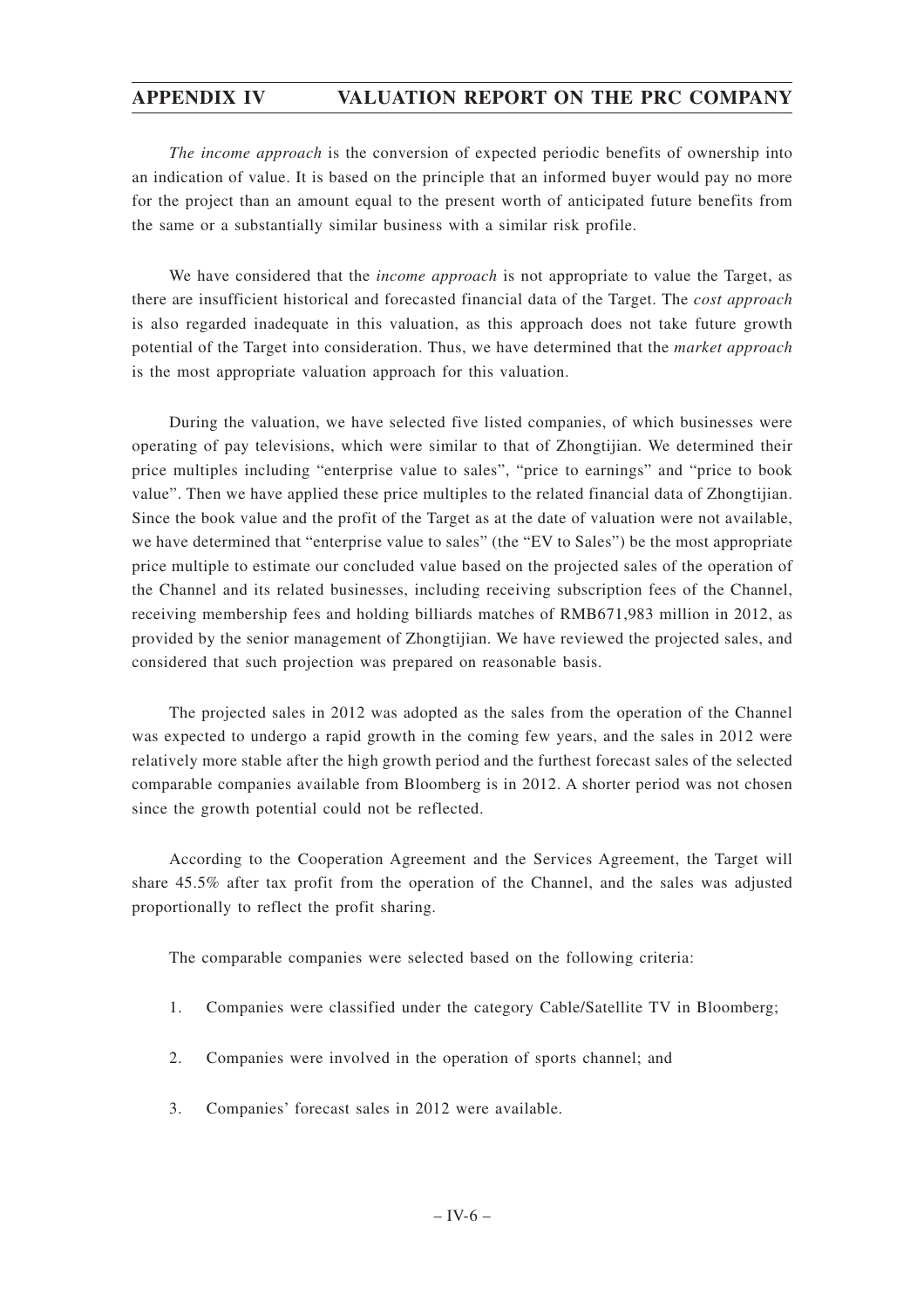*The income approach* is the conversion of expected periodic benefits of ownership into an indication of value. It is based on the principle that an informed buyer would pay no more for the project than an amount equal to the present worth of anticipated future benefits from the same or a substantially similar business with a similar risk profile.

We have considered that the *income approach* is not appropriate to value the Target, as there are insufficient historical and forecasted financial data of the Target. The *cost approach* is also regarded inadequate in this valuation, as this approach does not take future growth potential of the Target into consideration. Thus, we have determined that the *market approach* is the most appropriate valuation approach for this valuation.

During the valuation, we have selected five listed companies, of which businesses were operating of pay televisions, which were similar to that of Zhongtijian. We determined their price multiples including "enterprise value to sales", "price to earnings" and "price to book value". Then we have applied these price multiples to the related financial data of Zhongtijian. Since the book value and the profit of the Target as at the date of valuation were not available, we have determined that "enterprise value to sales" (the "EV to Sales") be the most appropriate price multiple to estimate our concluded value based on the projected sales of the operation of the Channel and its related businesses, including receiving subscription fees of the Channel, receiving membership fees and holding billiards matches of RMB671,983 million in 2012, as provided by the senior management of Zhongtijian. We have reviewed the projected sales, and considered that such projection was prepared on reasonable basis.

The projected sales in 2012 was adopted as the sales from the operation of the Channel was expected to undergo a rapid growth in the coming few years, and the sales in 2012 were relatively more stable after the high growth period and the furthest forecast sales of the selected comparable companies available from Bloomberg is in 2012. A shorter period was not chosen since the growth potential could not be reflected.

According to the Cooperation Agreement and the Services Agreement, the Target will share 45.5% after tax profit from the operation of the Channel, and the sales was adjusted proportionally to reflect the profit sharing.

The comparable companies were selected based on the following criteria:

1. Companies were classified under the category Cable/Satellite TV in Bloomberg;

2. Companies were involved in the operation of sports channel; and

3. Companies' forecast sales in 2012 were available.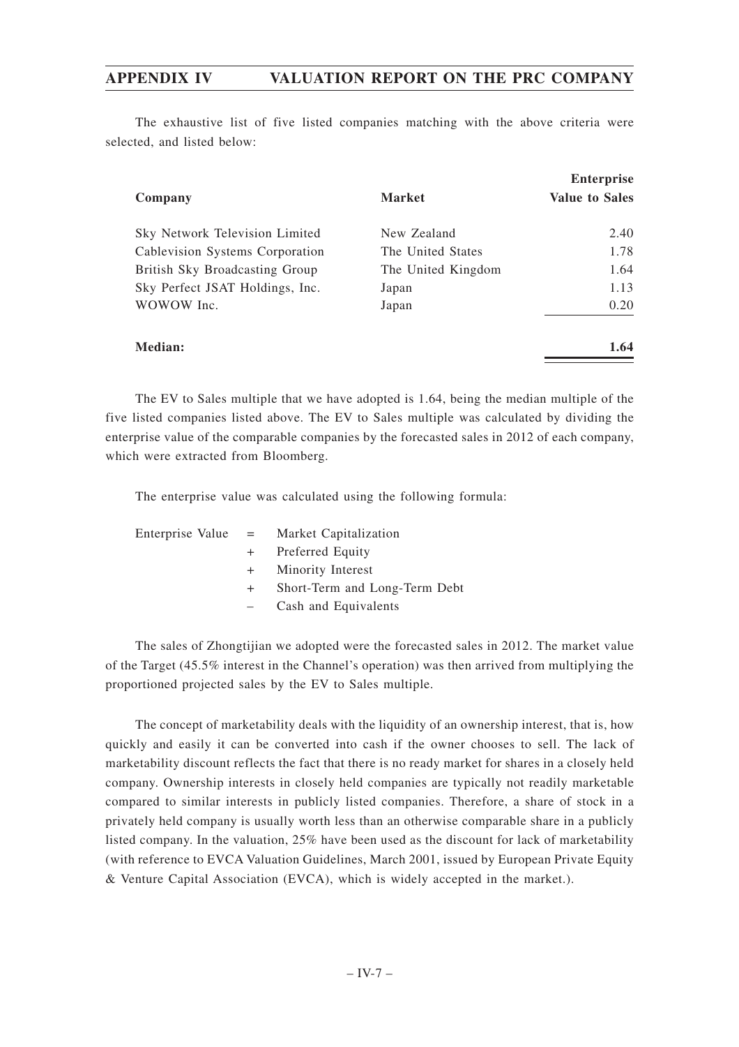The exhaustive list of five listed companies matching with the above criteria were selected, and listed below:

| Company | Market | Enterprise Value to Sales |
|---|---|---|
| Sky Network Television Limited | New Zealand | 2.40 |
| Cablevision Systems Corporation | The United States | 1.78 |
| British Sky Broadcasting Group | The United Kingdom | 1.64 |
| Sky Perfect JSAT Holdings, Inc. | Japan | 1.13 |
| WOWOW Inc. | Japan | 0.20 |
| **Median:** | | **1.64** |

The EV to Sales multiple that we have adopted is 1.64, being the median multiple of the five listed companies listed above. The EV to Sales multiple was calculated by dividing the enterprise value of the comparable companies by the forecasted sales in 2012 of each company, which were extracted from Bloomberg.

The enterprise value was calculated using the following formula:

| | | |
|---|---|---|
| Enterprise Value | = | Market Capitalization |
| | + | Preferred Equity |
| | + | Minority Interest |
| | + | Short-Term and Long-Term Debt |
| | – | Cash and Equivalents |

The sales of Zhongtijian we adopted were the forecasted sales in 2012. The market value of the Target (45.5% interest in the Channel's operation) was then arrived from multiplying the proportioned projected sales by the EV to Sales multiple.

The concept of marketability deals with the liquidity of an ownership interest, that is, how quickly and easily it can be converted into cash if the owner chooses to sell. The lack of marketability discount reflects the fact that there is no ready market for shares in a closely held company. Ownership interests in closely held companies are typically not readily marketable compared to similar interests in publicly listed companies. Therefore, a share of stock in a privately held company is usually worth less than an otherwise comparable share in a publicly listed company. In the valuation, 25% have been used as the discount for lack of marketability (with reference to EVCA Valuation Guidelines, March 2001, issued by European Private Equity & Venture Capital Association (EVCA), which is widely accepted in the market.).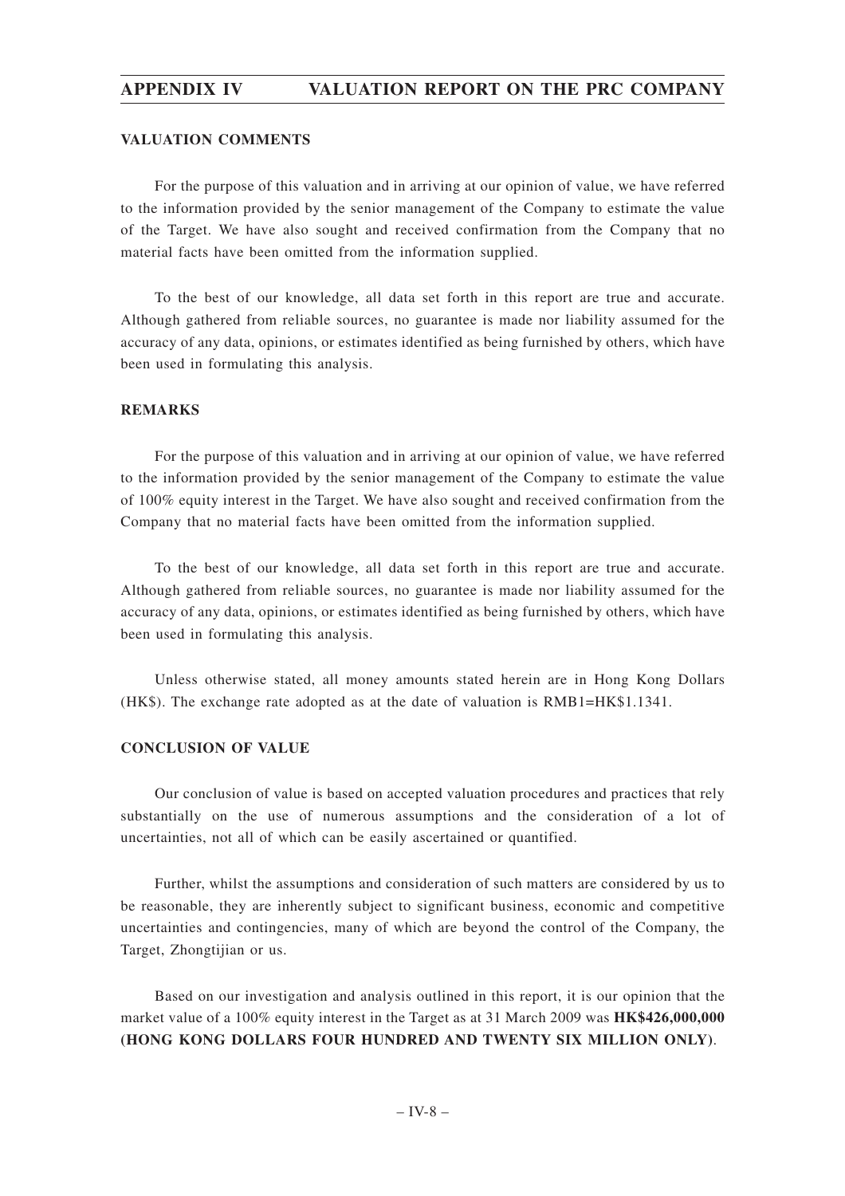### VALUATION COMMENTS

For the purpose of this valuation and in arriving at our opinion of value, we have referred to the information provided by the senior management of the Company to estimate the value of the Target. We have also sought and received confirmation from the Company that no material facts have been omitted from the information supplied.

To the best of our knowledge, all data set forth in this report are true and accurate. Although gathered from reliable sources, no guarantee is made nor liability assumed for the accuracy of any data, opinions, or estimates identified as being furnished by others, which have been used in formulating this analysis.

### REMARKS

For the purpose of this valuation and in arriving at our opinion of value, we have referred to the information provided by the senior management of the Company to estimate the value of 100% equity interest in the Target. We have also sought and received confirmation from the Company that no material facts have been omitted from the information supplied.

To the best of our knowledge, all data set forth in this report are true and accurate. Although gathered from reliable sources, no guarantee is made nor liability assumed for the accuracy of any data, opinions, or estimates identified as being furnished by others, which have been used in formulating this analysis.

Unless otherwise stated, all money amounts stated herein are in Hong Kong Dollars (HK$). The exchange rate adopted as at the date of valuation is RMB1=HK$1.1341.

### CONCLUSION OF VALUE

Our conclusion of value is based on accepted valuation procedures and practices that rely substantially on the use of numerous assumptions and the consideration of a lot of uncertainties, not all of which can be easily ascertained or quantified.

Further, whilst the assumptions and consideration of such matters are considered by us to be reasonable, they are inherently subject to significant business, economic and competitive uncertainties and contingencies, many of which are beyond the control of the Company, the Target, Zhongtijian or us.

Based on our investigation and analysis outlined in this report, it is our opinion that the market value of a 100% equity interest in the Target as at 31 March 2009 was **HK$426,000,000 (HONG KONG DOLLARS FOUR HUNDRED AND TWENTY SIX MILLION ONLY)**.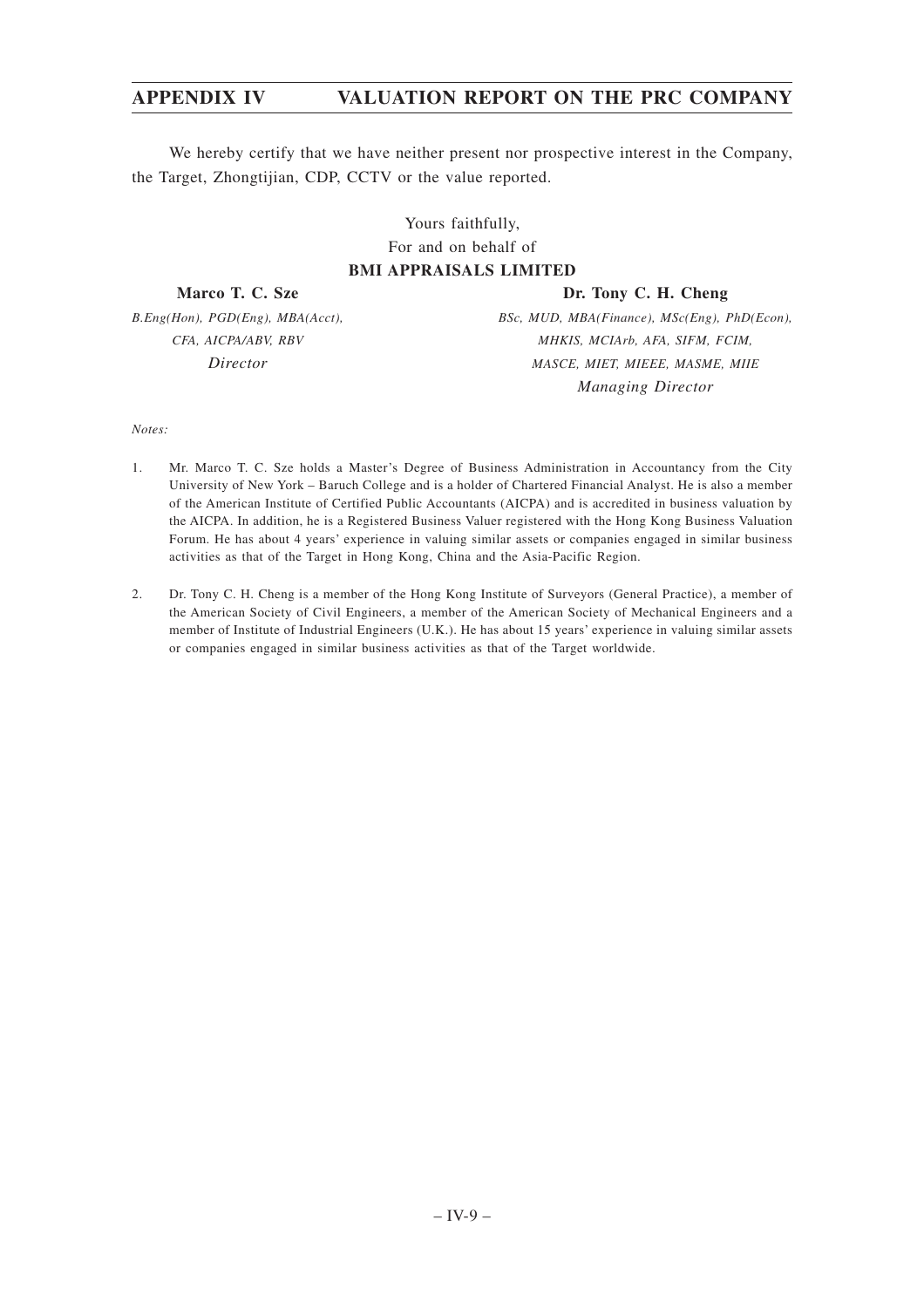We hereby certify that we have neither present nor prospective interest in the Company, the Target, Zhongtijian, CDP, CCTV or the value reported.

Yours faithfully,
For and on behalf of
**BMI APPRAISALS LIMITED**

**Marco T. C. Sze**
*B.Eng(Hon), PGD(Eng), MBA(Acct), CFA, AICPA/ABV, RBV*
*Director*

**Dr. Tony C. H. Cheng**
*BSc, MUD, MBA(Finance), MSc(Eng), PhD(Econ), MHKIS, MCIArb, AFA, SIFM, FCIM, MASCE, MIET, MIEEE, MASME, MIIE*
*Managing Director*

*Notes:*

1. Mr. Marco T. C. Sze holds a Master's Degree of Business Administration in Accountancy from the City University of New York – Baruch College and is a holder of Chartered Financial Analyst. He is also a member of the American Institute of Certified Public Accountants (AICPA) and is accredited in business valuation by the AICPA. In addition, he is a Registered Business Valuer registered with the Hong Kong Business Valuation Forum. He has about 4 years' experience in valuing similar assets or companies engaged in similar business activities as that of the Target in Hong Kong, China and the Asia-Pacific Region.

2. Dr. Tony C. H. Cheng is a member of the Hong Kong Institute of Surveyors (General Practice), a member of the American Society of Civil Engineers, a member of the American Society of Mechanical Engineers and a member of Institute of Industrial Engineers (U.K.). He has about 15 years' experience in valuing similar assets or companies engaged in similar business activities as that of the Target worldwide.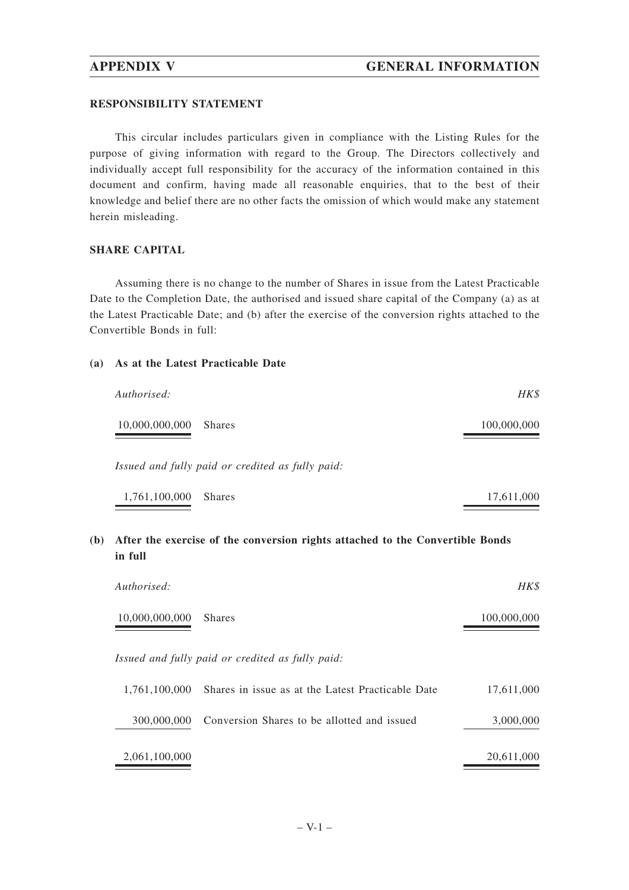## RESPONSIBILITY STATEMENT

This circular includes particulars given in compliance with the Listing Rules for the purpose of giving information with regard to the Group. The Directors collectively and individually accept full responsibility for the accuracy of the information contained in this document and confirm, having made all reasonable enquiries, that to the best of their knowledge and belief there are no other facts the omission of which would make any statement herein misleading.

## SHARE CAPITAL

Assuming there is no change to the number of Shares in issue from the Latest Practicable Date to the Completion Date, the authorised and issued share capital of the Company (a) as at the Latest Practicable Date; and (b) after the exercise of the conversion rights attached to the Convertible Bonds in full:

### (a) As at the Latest Practicable Date

| *Authorised:* | | *HK$* |
|---|---|---|
| 10,000,000,000 | Shares | 100,000,000 |
| *Issued and fully paid or credited as fully paid:* | | |
| 1,761,100,000 | Shares | 17,611,000 |

### (b) After the exercise of the conversion rights attached to the Convertible Bonds in full

| *Authorised:* | | *HK$* |
|---|---|---|
| 10,000,000,000 | Shares | 100,000,000 |
| *Issued and fully paid or credited as fully paid:* | | |
| 1,761,100,000 | Shares in issue as at the Latest Practicable Date | 17,611,000 |
| 300,000,000 | Conversion Shares to be allotted and issued | 3,000,000 |
| 2,061,100,000 | | 20,611,000 |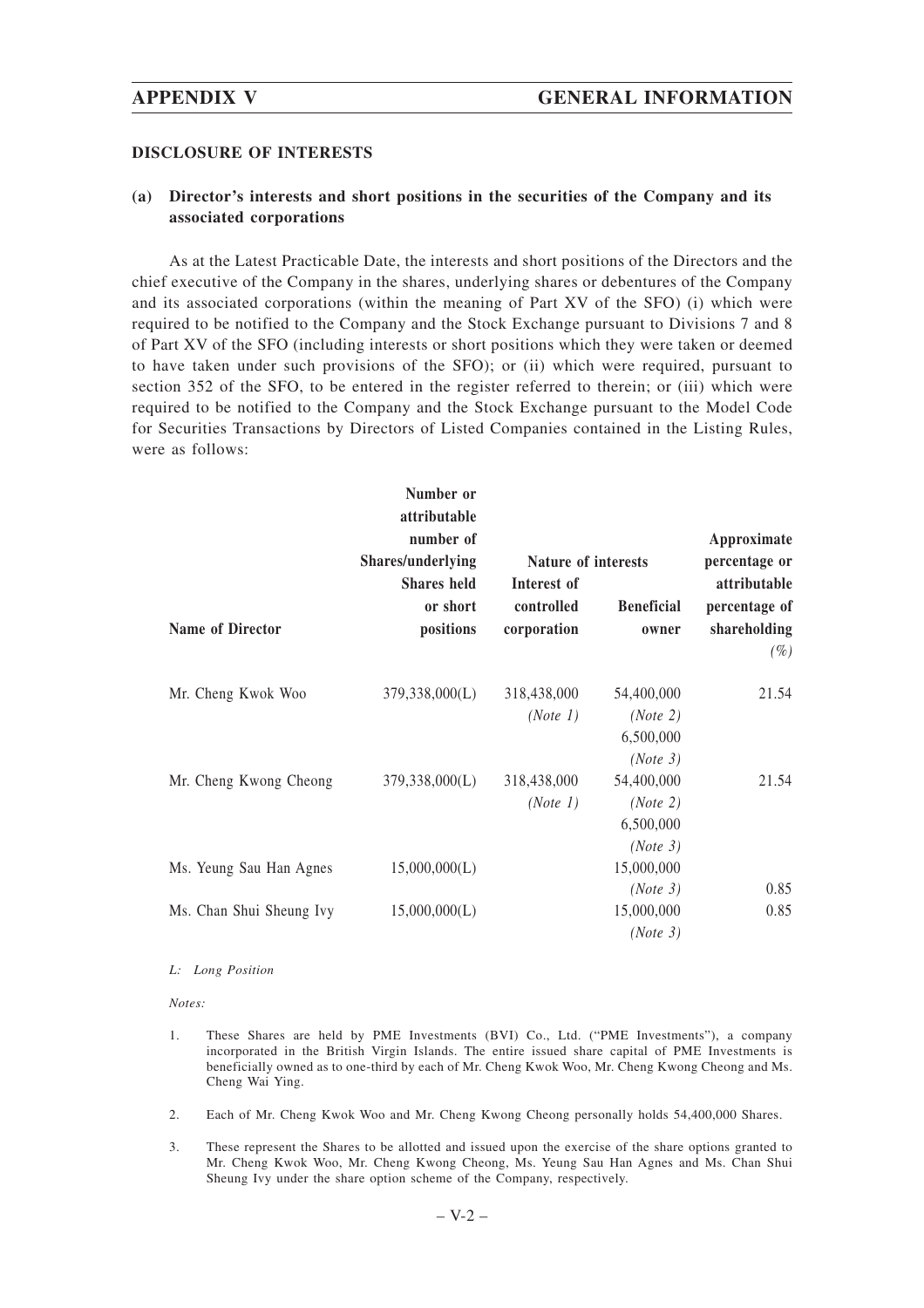## DISCLOSURE OF INTERESTS

### (a) Director's interests and short positions in the securities of the Company and its associated corporations

As at the Latest Practicable Date, the interests and short positions of the Directors and the chief executive of the Company in the shares, underlying shares or debentures of the Company and its associated corporations (within the meaning of Part XV of the SFO) (i) which were required to be notified to the Company and the Stock Exchange pursuant to Divisions 7 and 8 of Part XV of the SFO (including interests or short positions which they were taken or deemed to have taken under such provisions of the SFO); or (ii) which were required, pursuant to section 352 of the SFO, to be entered in the register referred to therein; or (iii) which were required to be notified to the Company and the Stock Exchange pursuant to the Model Code for Securities Transactions by Directors of Listed Companies contained in the Listing Rules, were as follows:

| Name of Director | Number or attributable number of Shares/underlying Shares held or short positions | Nature of interests | | Approximate percentage or attributable percentage of shareholding |
|---|---|---|---|---|
| | | Interest of controlled corporation | Beneficial owner | *(%)* |
| Mr. Cheng Kwok Woo | 379,338,000(L) | 318,438,000 *(Note 1)* | 54,400,000 *(Note 2)* 6,500,000 *(Note 3)* | 21.54 |
| Mr. Cheng Kwong Cheong | 379,338,000(L) | 318,438,000 *(Note 1)* | 54,400,000 *(Note 2)* 6,500,000 *(Note 3)* | 21.54 |
| Ms. Yeung Sau Han Agnes | 15,000,000(L) | | 15,000,000 *(Note 3)* | 0.85 |
| Ms. Chan Shui Sheung Ivy | 15,000,000(L) | | 15,000,000 *(Note 3)* | 0.85 |

*L: Long Position*

*Notes:*

1. These Shares are held by PME Investments (BVI) Co., Ltd. ("PME Investments"), a company incorporated in the British Virgin Islands. The entire issued share capital of PME Investments is beneficially owned as to one-third by each of Mr. Cheng Kwok Woo, Mr. Cheng Kwong Cheong and Ms. Cheng Wai Ying.

2. Each of Mr. Cheng Kwok Woo and Mr. Cheng Kwong Cheong personally holds 54,400,000 Shares.

3. These represent the Shares to be allotted and issued upon the exercise of the share options granted to Mr. Cheng Kwok Woo, Mr. Cheng Kwong Cheong, Ms. Yeung Sau Han Agnes and Ms. Chan Shui Sheung Ivy under the share option scheme of the Company, respectively.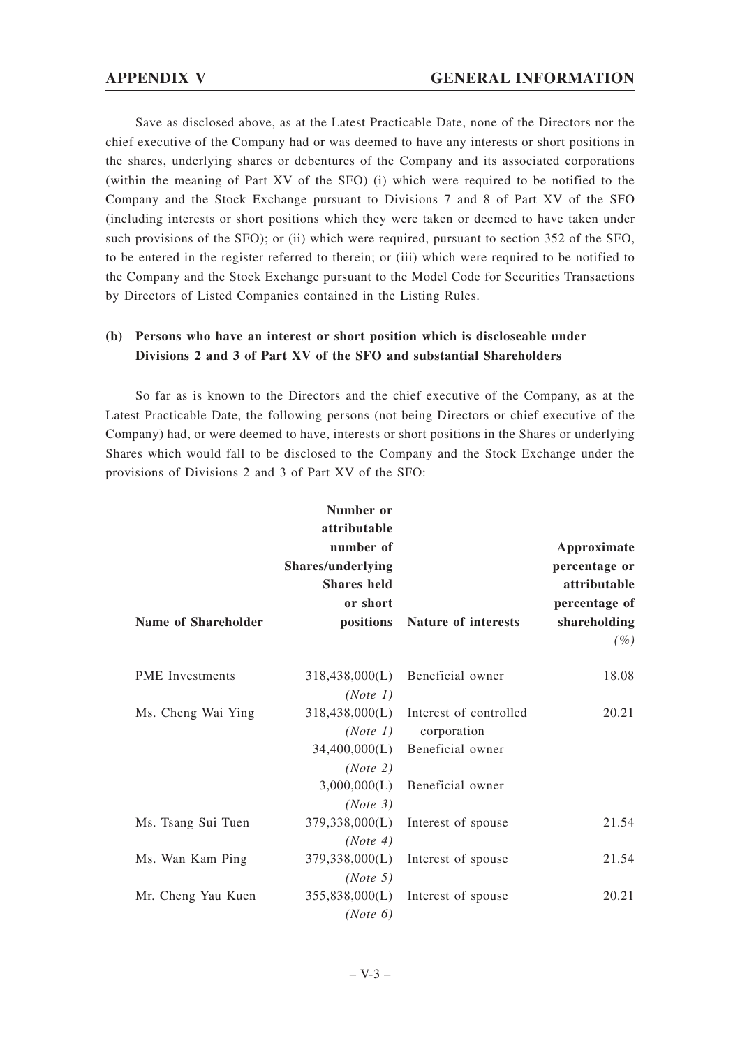Save as disclosed above, as at the Latest Practicable Date, none of the Directors nor the chief executive of the Company had or was deemed to have any interests or short positions in the shares, underlying shares or debentures of the Company and its associated corporations (within the meaning of Part XV of the SFO) (i) which were required to be notified to the Company and the Stock Exchange pursuant to Divisions 7 and 8 of Part XV of the SFO (including interests or short positions which they were taken or deemed to have taken under such provisions of the SFO); or (ii) which were required, pursuant to section 352 of the SFO, to be entered in the register referred to therein; or (iii) which were required to be notified to the Company and the Stock Exchange pursuant to the Model Code for Securities Transactions by Directors of Listed Companies contained in the Listing Rules.

**(b) Persons who have an interest or short position which is discloseable under Divisions 2 and 3 of Part XV of the SFO and substantial Shareholders**

So far as is known to the Directors and the chief executive of the Company, as at the Latest Practicable Date, the following persons (not being Directors or chief executive of the Company) had, or were deemed to have, interests or short positions in the Shares or underlying Shares which would fall to be disclosed to the Company and the Stock Exchange under the provisions of Divisions 2 and 3 of Part XV of the SFO:

| Name of Shareholder | Number or attributable number of Shares/underlying Shares held or short positions | Nature of interests | Approximate percentage or attributable percentage of shareholding *(%)* |
|---|---|---|---|
| PME Investments | 318,438,000(L) *(Note 1)* | Beneficial owner | 18.08 |
| Ms. Cheng Wai Ying | 318,438,000(L) *(Note 1)* | Interest of controlled corporation | 20.21 |
| | 34,400,000(L) *(Note 2)* | Beneficial owner | |
| | 3,000,000(L) *(Note 3)* | Beneficial owner | |
| Ms. Tsang Sui Tuen | 379,338,000(L) *(Note 4)* | Interest of spouse | 21.54 |
| Ms. Wan Kam Ping | 379,338,000(L) *(Note 5)* | Interest of spouse | 21.54 |
| Mr. Cheng Yau Kuen | 355,838,000(L) *(Note 6)* | Interest of spouse | 20.21 |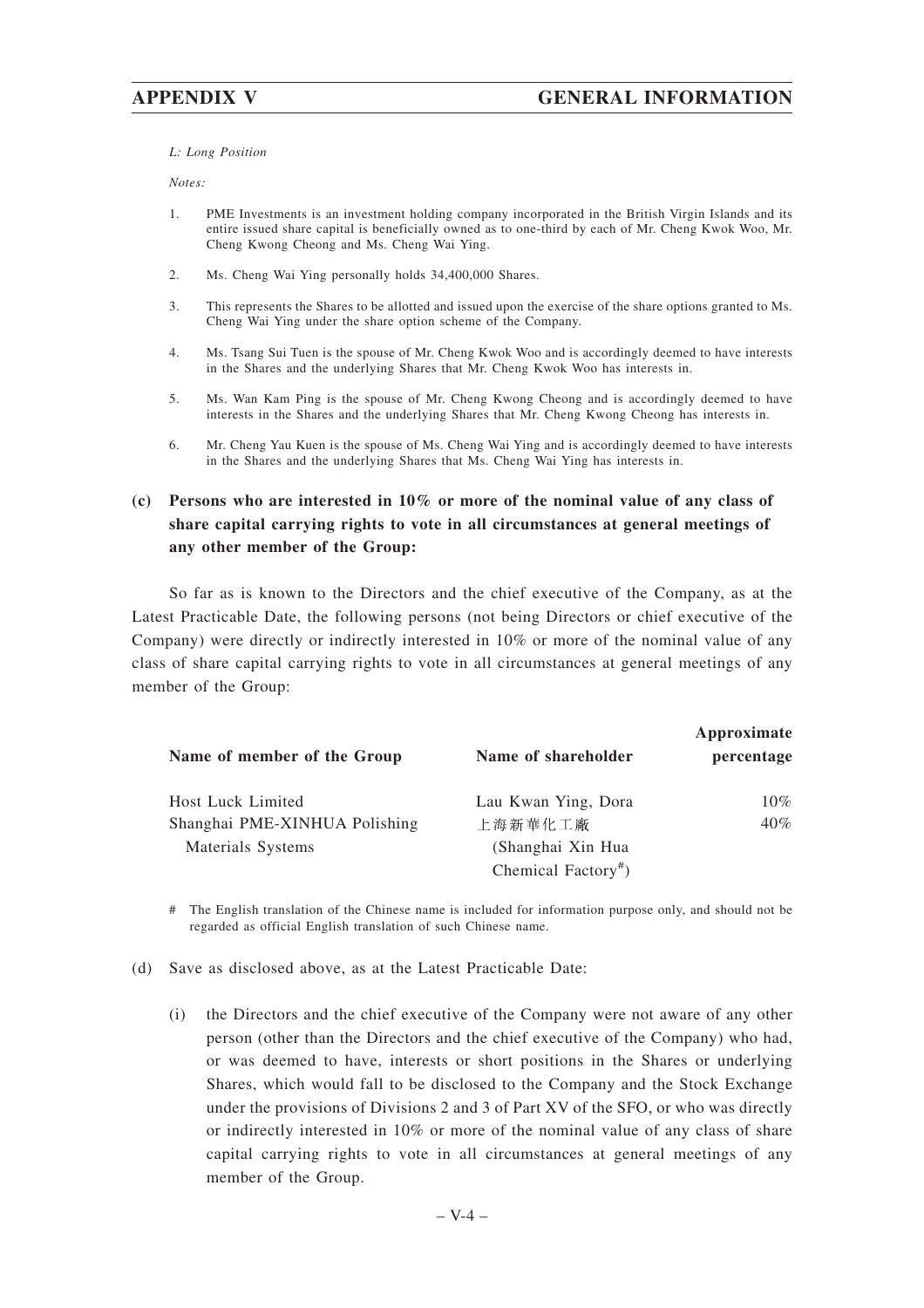*L: Long Position*

*Notes:*

1. PME Investments is an investment holding company incorporated in the British Virgin Islands and its entire issued share capital is beneficially owned as to one-third by each of Mr. Cheng Kwok Woo, Mr. Cheng Kwong Cheong and Ms. Cheng Wai Ying.
2. Ms. Cheng Wai Ying personally holds 34,400,000 Shares.
3. This represents the Shares to be allotted and issued upon the exercise of the share options granted to Ms. Cheng Wai Ying under the share option scheme of the Company.
4. Ms. Tsang Sui Tuen is the spouse of Mr. Cheng Kwok Woo and is accordingly deemed to have interests in the Shares and the underlying Shares that Mr. Cheng Kwok Woo has interests in.
5. Ms. Wan Kam Ping is the spouse of Mr. Cheng Kwong Cheong and is accordingly deemed to have interests in the Shares and the underlying Shares that Mr. Cheng Kwong Cheong has interests in.
6. Mr. Cheng Yau Kuen is the spouse of Ms. Cheng Wai Ying and is accordingly deemed to have interests in the Shares and the underlying Shares that Ms. Cheng Wai Ying has interests in.

### (c) Persons who are interested in 10% or more of the nominal value of any class of share capital carrying rights to vote in all circumstances at general meetings of any other member of the Group:

So far as is known to the Directors and the chief executive of the Company, as at the Latest Practicable Date, the following persons (not being Directors or chief executive of the Company) were directly or indirectly interested in 10% or more of the nominal value of any class of share capital carrying rights to vote in all circumstances at general meetings of any member of the Group:

| Name of member of the Group | Name of shareholder | Approximate percentage |
|---|---|---|
| Host Luck Limited | Lau Kwan Ying, Dora | 10% |
| Shanghai PME-XINHUA Polishing Materials Systems | 上海新華化工廠 (Shanghai Xin Hua Chemical Factory#) | 40% |

\# The English translation of the Chinese name is included for information purpose only, and should not be regarded as official English translation of such Chinese name.

(d) Save as disclosed above, as at the Latest Practicable Date:

(i) the Directors and the chief executive of the Company were not aware of any other person (other than the Directors and the chief executive of the Company) who had, or was deemed to have, interests or short positions in the Shares or underlying Shares, which would fall to be disclosed to the Company and the Stock Exchange under the provisions of Divisions 2 and 3 of Part XV of the SFO, or who was directly or indirectly interested in 10% or more of the nominal value of any class of share capital carrying rights to vote in all circumstances at general meetings of any member of the Group.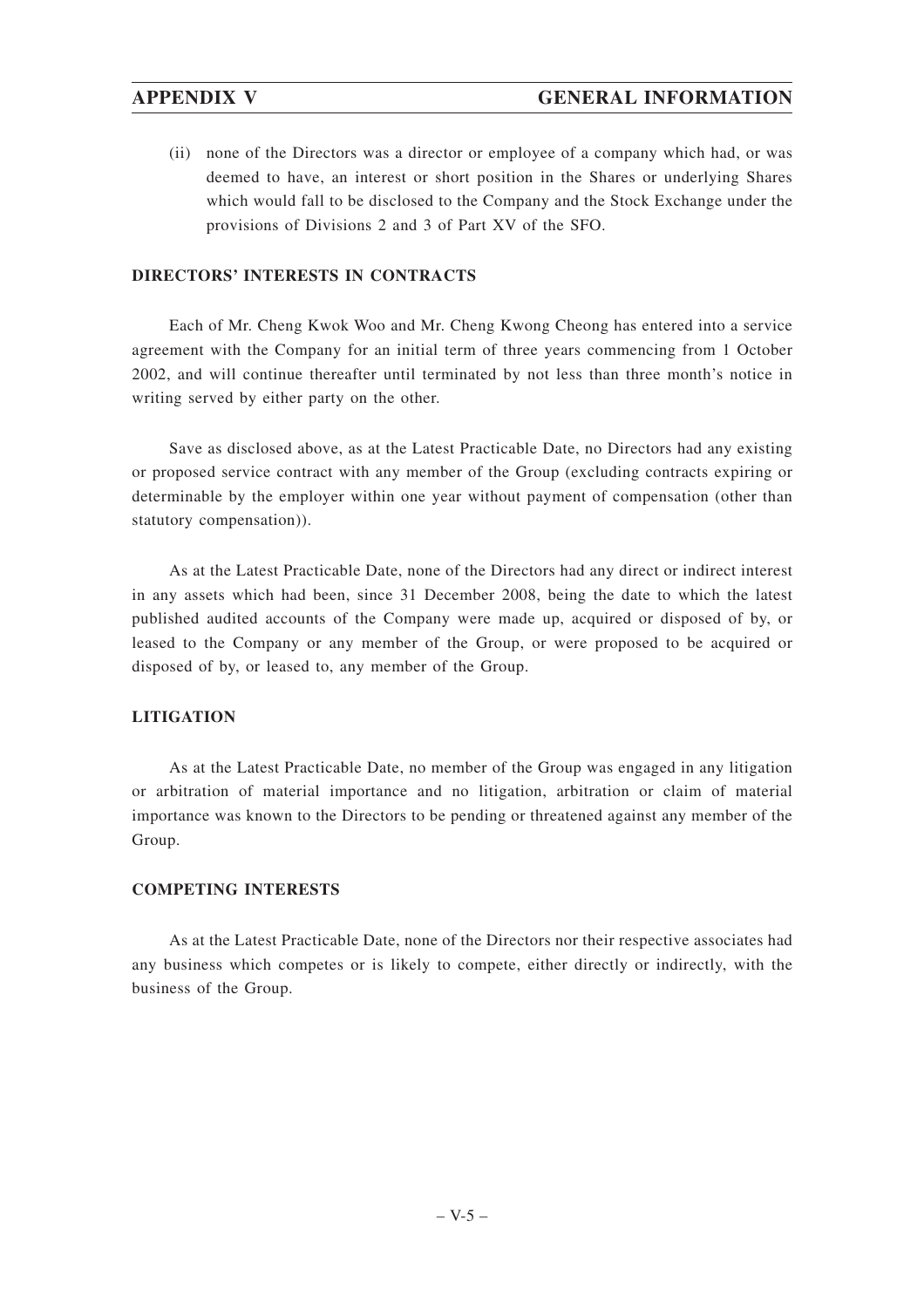(ii) none of the Directors was a director or employee of a company which had, or was deemed to have, an interest or short position in the Shares or underlying Shares which would fall to be disclosed to the Company and the Stock Exchange under the provisions of Divisions 2 and 3 of Part XV of the SFO.

## DIRECTORS' INTERESTS IN CONTRACTS

Each of Mr. Cheng Kwok Woo and Mr. Cheng Kwong Cheong has entered into a service agreement with the Company for an initial term of three years commencing from 1 October 2002, and will continue thereafter until terminated by not less than three month's notice in writing served by either party on the other.

Save as disclosed above, as at the Latest Practicable Date, no Directors had any existing or proposed service contract with any member of the Group (excluding contracts expiring or determinable by the employer within one year without payment of compensation (other than statutory compensation)).

As at the Latest Practicable Date, none of the Directors had any direct or indirect interest in any assets which had been, since 31 December 2008, being the date to which the latest published audited accounts of the Company were made up, acquired or disposed of by, or leased to the Company or any member of the Group, or were proposed to be acquired or disposed of by, or leased to, any member of the Group.

## LITIGATION

As at the Latest Practicable Date, no member of the Group was engaged in any litigation or arbitration of material importance and no litigation, arbitration or claim of material importance was known to the Directors to be pending or threatened against any member of the Group.

## COMPETING INTERESTS

As at the Latest Practicable Date, none of the Directors nor their respective associates had any business which competes or is likely to compete, either directly or indirectly, with the business of the Group.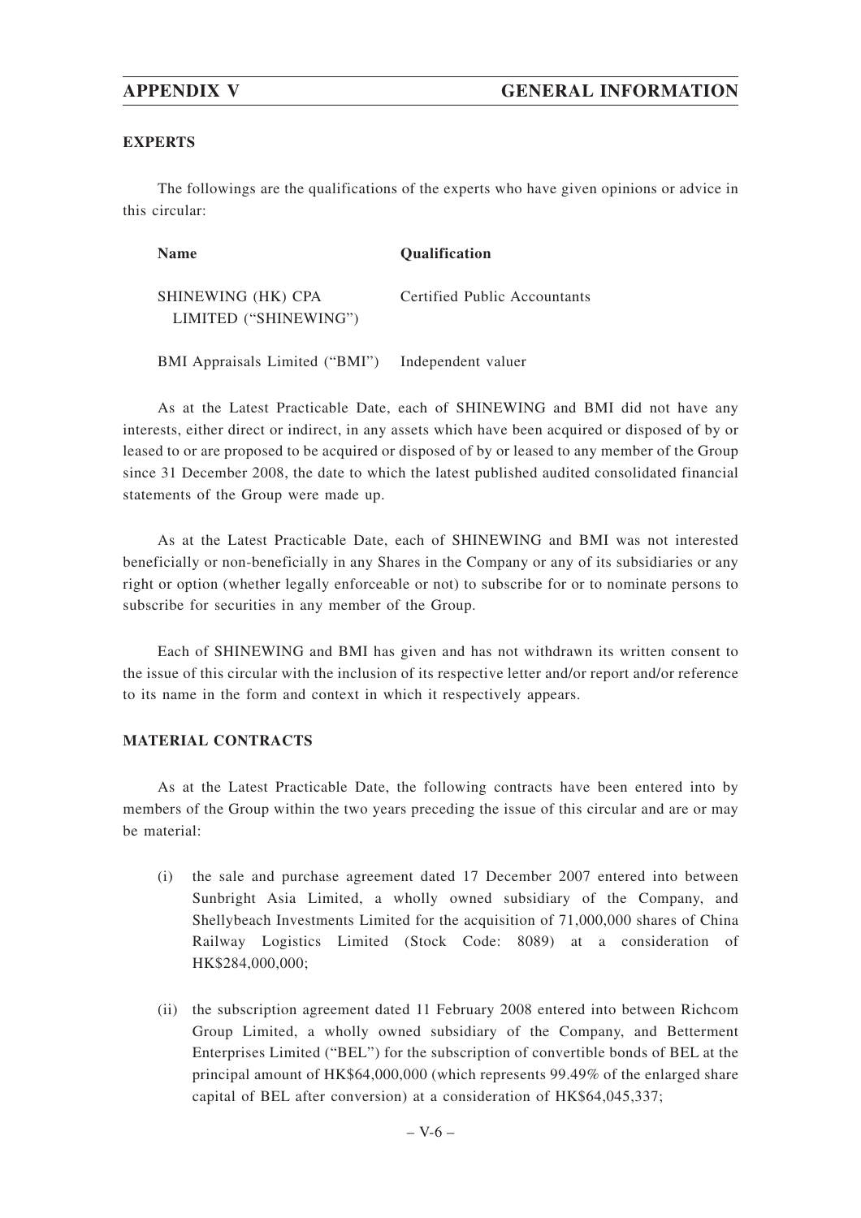## EXPERTS

The followings are the qualifications of the experts who have given opinions or advice in this circular:

| Name | Qualification |
|---|---|
| SHINEWING (HK) CPA LIMITED ("SHINEWING") | Certified Public Accountants |
| BMI Appraisals Limited ("BMI") | Independent valuer |

As at the Latest Practicable Date, each of SHINEWING and BMI did not have any interests, either direct or indirect, in any assets which have been acquired or disposed of by or leased to or are proposed to be acquired or disposed of by or leased to any member of the Group since 31 December 2008, the date to which the latest published audited consolidated financial statements of the Group were made up.

As at the Latest Practicable Date, each of SHINEWING and BMI was not interested beneficially or non-beneficially in any Shares in the Company or any of its subsidiaries or any right or option (whether legally enforceable or not) to subscribe for or to nominate persons to subscribe for securities in any member of the Group.

Each of SHINEWING and BMI has given and has not withdrawn its written consent to the issue of this circular with the inclusion of its respective letter and/or report and/or reference to its name in the form and context in which it respectively appears.

## MATERIAL CONTRACTS

As at the Latest Practicable Date, the following contracts have been entered into by members of the Group within the two years preceding the issue of this circular and are or may be material:

(i) the sale and purchase agreement dated 17 December 2007 entered into between Sunbright Asia Limited, a wholly owned subsidiary of the Company, and Shellybeach Investments Limited for the acquisition of 71,000,000 shares of China Railway Logistics Limited (Stock Code: 8089) at a consideration of HK$284,000,000;

(ii) the subscription agreement dated 11 February 2008 entered into between Richcom Group Limited, a wholly owned subsidiary of the Company, and Betterment Enterprises Limited ("BEL") for the subscription of convertible bonds of BEL at the principal amount of HK$64,000,000 (which represents 99.49% of the enlarged share capital of BEL after conversion) at a consideration of HK$64,045,337;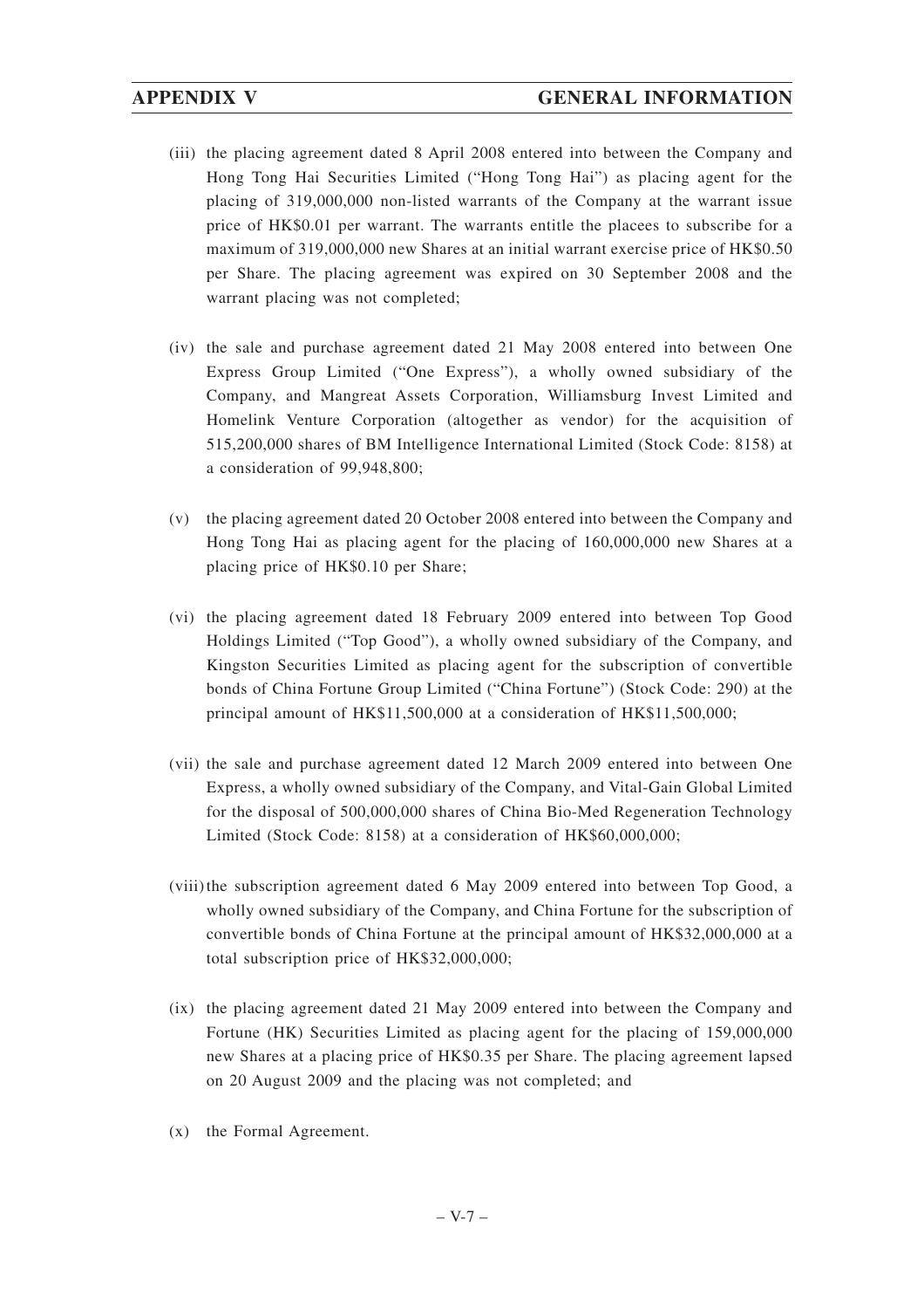(iii) the placing agreement dated 8 April 2008 entered into between the Company and Hong Tong Hai Securities Limited ("Hong Tong Hai") as placing agent for the placing of 319,000,000 non-listed warrants of the Company at the warrant issue price of HK$0.01 per warrant. The warrants entitle the placees to subscribe for a maximum of 319,000,000 new Shares at an initial warrant exercise price of HK$0.50 per Share. The placing agreement was expired on 30 September 2008 and the warrant placing was not completed;

(iv) the sale and purchase agreement dated 21 May 2008 entered into between One Express Group Limited ("One Express"), a wholly owned subsidiary of the Company, and Mangreat Assets Corporation, Williamsburg Invest Limited and Homelink Venture Corporation (altogether as vendor) for the acquisition of 515,200,000 shares of BM Intelligence International Limited (Stock Code: 8158) at a consideration of 99,948,800;

(v) the placing agreement dated 20 October 2008 entered into between the Company and Hong Tong Hai as placing agent for the placing of 160,000,000 new Shares at a placing price of HK$0.10 per Share;

(vi) the placing agreement dated 18 February 2009 entered into between Top Good Holdings Limited ("Top Good"), a wholly owned subsidiary of the Company, and Kingston Securities Limited as placing agent for the subscription of convertible bonds of China Fortune Group Limited ("China Fortune") (Stock Code: 290) at the principal amount of HK$11,500,000 at a consideration of HK$11,500,000;

(vii) the sale and purchase agreement dated 12 March 2009 entered into between One Express, a wholly owned subsidiary of the Company, and Vital-Gain Global Limited for the disposal of 500,000,000 shares of China Bio-Med Regeneration Technology Limited (Stock Code: 8158) at a consideration of HK$60,000,000;

(viii) the subscription agreement dated 6 May 2009 entered into between Top Good, a wholly owned subsidiary of the Company, and China Fortune for the subscription of convertible bonds of China Fortune at the principal amount of HK$32,000,000 at a total subscription price of HK$32,000,000;

(ix) the placing agreement dated 21 May 2009 entered into between the Company and Fortune (HK) Securities Limited as placing agent for the placing of 159,000,000 new Shares at a placing price of HK$0.35 per Share. The placing agreement lapsed on 20 August 2009 and the placing was not completed; and

(x) the Formal Agreement.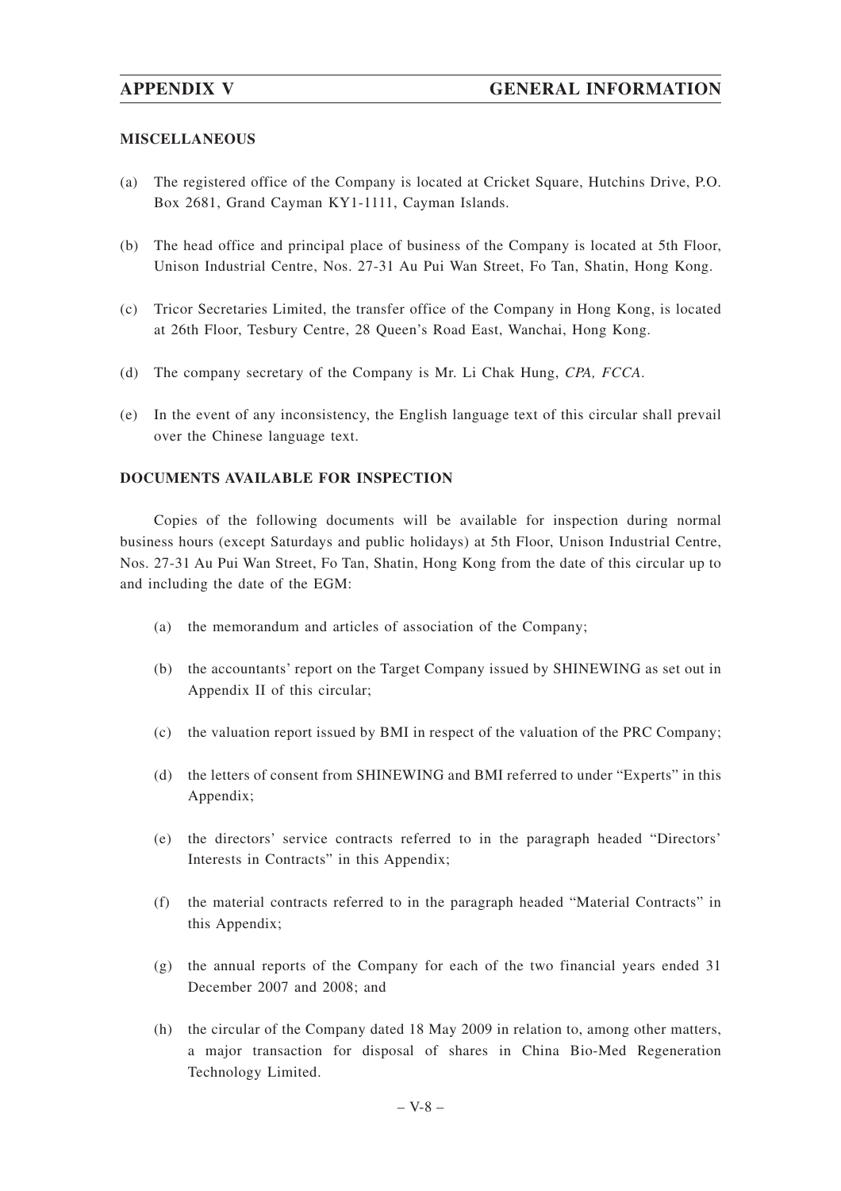**MISCELLANEOUS**

(a) The registered office of the Company is located at Cricket Square, Hutchins Drive, P.O. Box 2681, Grand Cayman KY1-1111, Cayman Islands.

(b) The head office and principal place of business of the Company is located at 5th Floor, Unison Industrial Centre, Nos. 27-31 Au Pui Wan Street, Fo Tan, Shatin, Hong Kong.

(c) Tricor Secretaries Limited, the transfer office of the Company in Hong Kong, is located at 26th Floor, Tesbury Centre, 28 Queen's Road East, Wanchai, Hong Kong.

(d) The company secretary of the Company is Mr. Li Chak Hung, *CPA, FCCA*.

(e) In the event of any inconsistency, the English language text of this circular shall prevail over the Chinese language text.

**DOCUMENTS AVAILABLE FOR INSPECTION**

Copies of the following documents will be available for inspection during normal business hours (except Saturdays and public holidays) at 5th Floor, Unison Industrial Centre, Nos. 27-31 Au Pui Wan Street, Fo Tan, Shatin, Hong Kong from the date of this circular up to and including the date of the EGM:

(a) the memorandum and articles of association of the Company;

(b) the accountants' report on the Target Company issued by SHINEWING as set out in Appendix II of this circular;

(c) the valuation report issued by BMI in respect of the valuation of the PRC Company;

(d) the letters of consent from SHINEWING and BMI referred to under "Experts" in this Appendix;

(e) the directors' service contracts referred to in the paragraph headed "Directors' Interests in Contracts" in this Appendix;

(f) the material contracts referred to in the paragraph headed "Material Contracts" in this Appendix;

(g) the annual reports of the Company for each of the two financial years ended 31 December 2007 and 2008; and

(h) the circular of the Company dated 18 May 2009 in relation to, among other matters, a major transaction for disposal of shares in China Bio-Med Regeneration Technology Limited.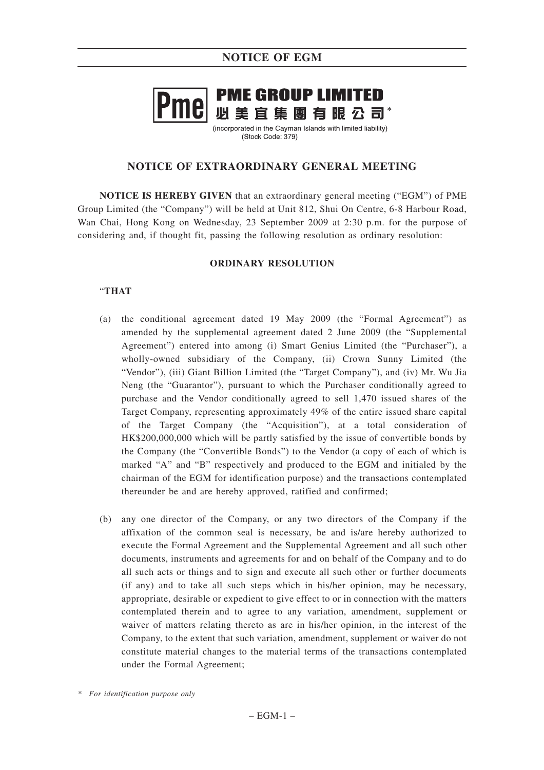**PME GROUP LIMITED**

**必美宜集團有限公司***

(incorporated in the Cayman Islands with limited liability)

(Stock Code: 379)

## NOTICE OF EXTRAORDINARY GENERAL MEETING

**NOTICE IS HEREBY GIVEN** that an extraordinary general meeting ("EGM") of PME Group Limited (the "Company") will be held at Unit 812, Shui On Centre, 6-8 Harbour Road, Wan Chai, Hong Kong on Wednesday, 23 September 2009 at 2:30 p.m. for the purpose of considering and, if thought fit, passing the following resolution as ordinary resolution:

### ORDINARY RESOLUTION

"**THAT**

(a) the conditional agreement dated 19 May 2009 (the "Formal Agreement") as amended by the supplemental agreement dated 2 June 2009 (the "Supplemental Agreement") entered into among (i) Smart Genius Limited (the "Purchaser"), a wholly-owned subsidiary of the Company, (ii) Crown Sunny Limited (the "Vendor"), (iii) Giant Billion Limited (the "Target Company"), and (iv) Mr. Wu Jia Neng (the "Guarantor"), pursuant to which the Purchaser conditionally agreed to purchase and the Vendor conditionally agreed to sell 1,470 issued shares of the Target Company, representing approximately 49% of the entire issued share capital of the Target Company (the "Acquisition"), at a total consideration of HK$200,000,000 which will be partly satisfied by the issue of convertible bonds by the Company (the "Convertible Bonds") to the Vendor (a copy of each of which is marked "A" and "B" respectively and produced to the EGM and initialed by the chairman of the EGM for identification purpose) and the transactions contemplated thereunder be and are hereby approved, ratified and confirmed;

(b) any one director of the Company, or any two directors of the Company if the affixation of the common seal is necessary, be and is/are hereby authorized to execute the Formal Agreement and the Supplemental Agreement and all such other documents, instruments and agreements for and on behalf of the Company and to do all such acts or things and to sign and execute all such other or further documents (if any) and to take all such steps which in his/her opinion, may be necessary, appropriate, desirable or expedient to give effect to or in connection with the matters contemplated therein and to agree to any variation, amendment, supplement or waiver of matters relating thereto as are in his/her opinion, in the interest of the Company, to the extent that such variation, amendment, supplement or waiver do not constitute material changes to the material terms of the transactions contemplated under the Formal Agreement;

\* *For identification purpose only*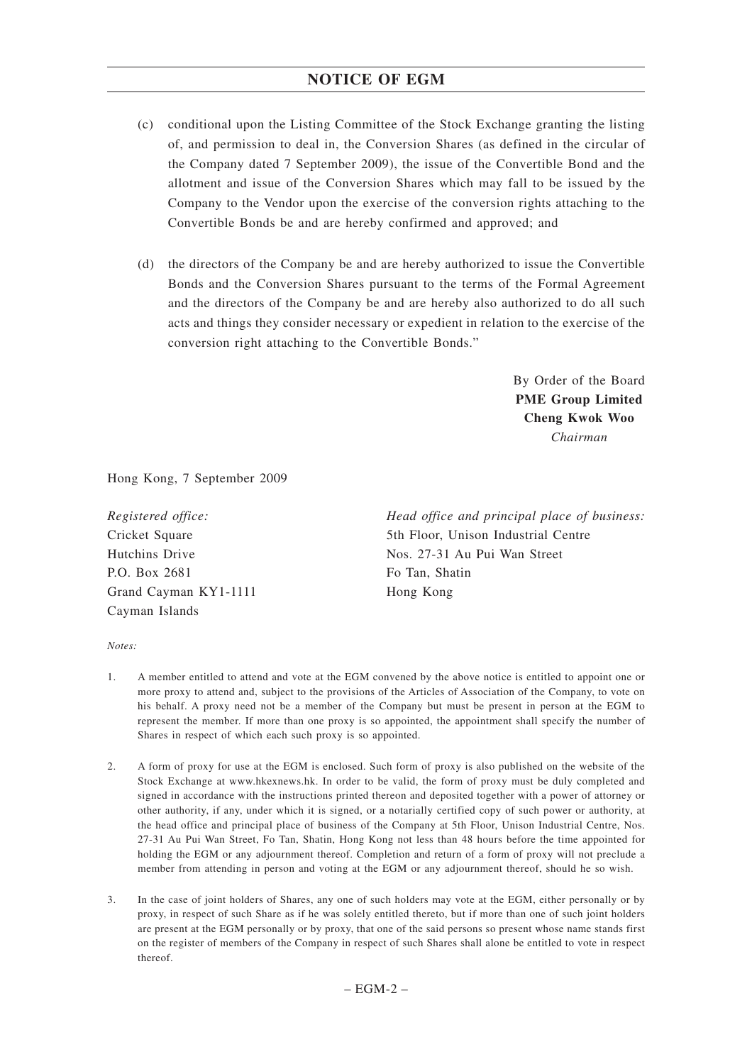## NOTICE OF EGM

(c) conditional upon the Listing Committee of the Stock Exchange granting the listing of, and permission to deal in, the Conversion Shares (as defined in the circular of the Company dated 7 September 2009), the issue of the Convertible Bond and the allotment and issue of the Conversion Shares which may fall to be issued by the Company to the Vendor upon the exercise of the conversion rights attaching to the Convertible Bonds be and are hereby confirmed and approved; and

(d) the directors of the Company be and are hereby authorized to issue the Convertible Bonds and the Conversion Shares pursuant to the terms of the Formal Agreement and the directors of the Company be and are hereby also authorized to do all such acts and things they consider necessary or expedient in relation to the exercise of the conversion right attaching to the Convertible Bonds."

By Order of the Board
**PME Group Limited**
**Cheng Kwok Woo**
*Chairman*

Hong Kong, 7 September 2009

*Registered office:*
Cricket Square
Hutchins Drive
P.O. Box 2681
Grand Cayman KY1-1111
Cayman Islands

*Head office and principal place of business:*
5th Floor, Unison Industrial Centre
Nos. 27-31 Au Pui Wan Street
Fo Tan, Shatin
Hong Kong

*Notes:*

1. A member entitled to attend and vote at the EGM convened by the above notice is entitled to appoint one or more proxy to attend and, subject to the provisions of the Articles of Association of the Company, to vote on his behalf. A proxy need not be a member of the Company but must be present in person at the EGM to represent the member. If more than one proxy is so appointed, the appointment shall specify the number of Shares in respect of which each such proxy is so appointed.

2. A form of proxy for use at the EGM is enclosed. Such form of proxy is also published on the website of the Stock Exchange at www.hkexnews.hk. In order to be valid, the form of proxy must be duly completed and signed in accordance with the instructions printed thereon and deposited together with a power of attorney or other authority, if any, under which it is signed, or a notarially certified copy of such power or authority, at the head office and principal place of business of the Company at 5th Floor, Unison Industrial Centre, Nos. 27-31 Au Pui Wan Street, Fo Tan, Shatin, Hong Kong not less than 48 hours before the time appointed for holding the EGM or any adjournment thereof. Completion and return of a form of proxy will not preclude a member from attending in person and voting at the EGM or any adjournment thereof, should he so wish.

3. In the case of joint holders of Shares, any one of such holders may vote at the EGM, either personally or by proxy, in respect of such Share as if he was solely entitled thereto, but if more than one of such joint holders are present at the EGM personally or by proxy, that one of the said persons so present whose name stands first on the register of members of the Company in respect of such Shares shall alone be entitled to vote in respect thereof.